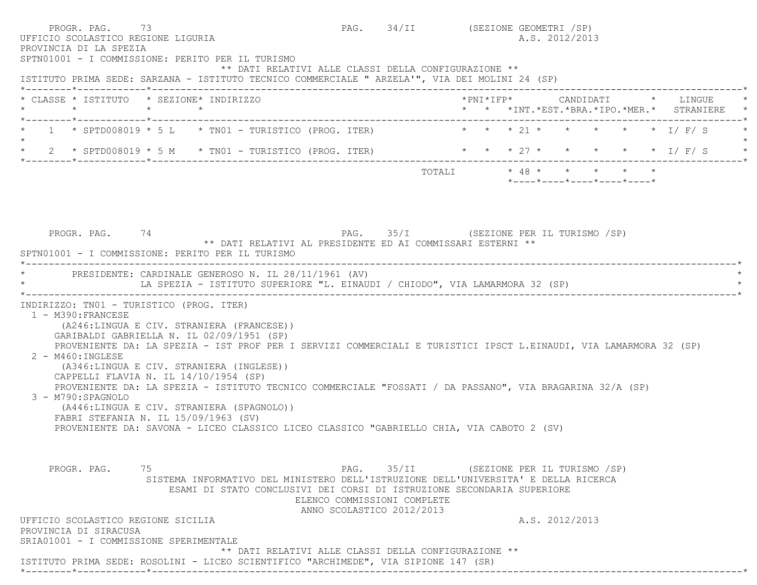PROGR. PAG. 73 PAG. 34/II (SEZIONE GEOMETRI /SP)

UFFICIO SCOLASTICO REGIONE LIGURIA A.S. 2012/2013

PROVINCIA DI LA SPEZIA

SPTN01001 - I COMMISSIONE: PERITO PER IL TURISMO

** DATI RELATIVI ALLE CLASSI DELLA CONFIGURAZIONE **

ISTITUTO PRIMA SEDE: SARZANA - ISTITUTO TECNICO COMMERCIALE " ARZELA'", VIA DEI MOLINI 24 (SP)

| CLASSE | ISTITUTO | SEZIONE | INDIRIZZO | PNI | IFP | CANDIDATI INT. | EST. | BRA. | IPO. | MER. | LINGUE STRANIERE |
|---|---|---|---|---|---|---|---|---|---|---|---|
| 1 | SPTD008019 | 5 L | TN01 - TURISTICO (PROG. ITER) | | | 21 | | | | | I/ F/ S |
| 2 | SPTD008019 | 5 M | TN01 - TURISTICO (PROG. ITER) | | | 27 | | | | | I/ F/ S |
| | | | TOTALI | | | 48 | | | | | |

PROGR. PAG. 74 PAG. 35/I (SEZIONE PER IL TURISMO /SP)

** DATI RELATIVI AL PRESIDENTE ED AI COMMISSARI ESTERNI **

SPTN01001 - I COMMISSIONE: PERITO PER IL TURISMO

PRESIDENTE: CARDINALE GENEROSO N. IL 28/11/1961 (AV)
LA SPEZIA - ISTITUTO SUPERIORE "L. EINAUDI / CHIODO", VIA LAMARMORA 32 (SP)

INDIRIZZO: TN01 - TURISTICO (PROG. ITER)

1 - M390:FRANCESE
(A246:LINGUA E CIV. STRANIERA (FRANCESE))
GARIBALDI GABRIELLA N. IL 02/09/1951 (SP)
PROVENIENTE DA: LA SPEZIA - IST PROF PER I SERVIZI COMMERCIALI E TURISTICI IPSCT L.EINAUDI, VIA LAMARMORA 32 (SP)

2 - M460:INGLESE
(A346:LINGUA E CIV. STRANIERA (INGLESE))
CAPPELLI FLAVIA N. IL 14/10/1954 (SP)
PROVENIENTE DA: LA SPEZIA - ISTITUTO TECNICO COMMERCIALE "FOSSATI / DA PASSANO", VIA BRAGARINA 32/A (SP)

3 - M790:SPAGNOLO
(A446:LINGUA E CIV. STRANIERA (SPAGNOLO))
FABRI STEFANIA N. IL 15/09/1963 (SV)
PROVENIENTE DA: SAVONA - LICEO CLASSICO LICEO CLASSICO "GABRIELLO CHIA, VIA CABOTO 2 (SV)

PROGR. PAG. 75 PAG. 35/II (SEZIONE PER IL TURISMO /SP)

SISTEMA INFORMATIVO DEL MINISTERO DELL'ISTRUZIONE DELL'UNIVERSITA' E DELLA RICERCA
ESAMI DI STATO CONCLUSIVI DEI CORSI DI ISTRUZIONE SECONDARIA SUPERIORE
ELENCO COMMISSIONI COMPLETE
ANNO SCOLASTICO 2012/2013

UFFICIO SCOLASTICO REGIONE SICILIA A.S. 2012/2013

PROVINCIA DI SIRACUSA

SRIA01001 - I COMMISSIONE SPERIMENTALE

** DATI RELATIVI ALLE CLASSI DELLA CONFIGURAZIONE **

ISTITUTO PRIMA SEDE: ROSOLINI - LICEO SCIENTIFICO "ARCHIMEDE", VIA SIPIONE 147 (SR)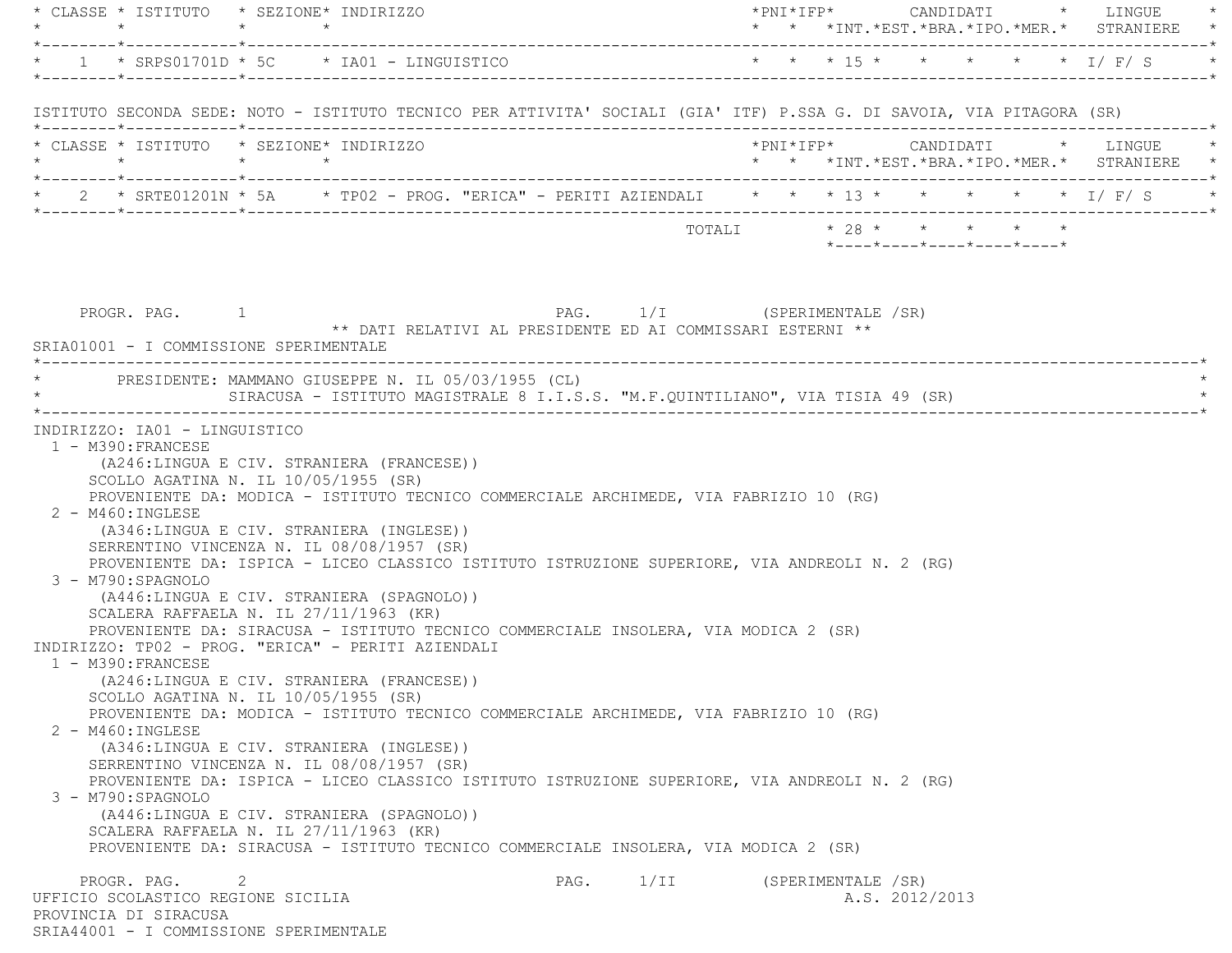| CLASSE | ISTITUTO | SEZIONE | INDIRIZZO | PNI | IFP | CANDIDATI INT. | EST. | BRA. | IPO. | MER. | LINGUE STRANIERE |
|---|---|---|---|---|---|---|---|---|---|---|---|
| 1 | SRPS01701D | 5C | IA01 - LINGUISTICO | | | 15 | | | | | I/ F/ S |

ISTITUTO SECONDA SEDE: NOTO - ISTITUTO TECNICO PER ATTIVITA' SOCIALI (GIA' ITF) P.SSA G. DI SAVOIA, VIA PITAGORA (SR)

| CLASSE | ISTITUTO | SEZIONE | INDIRIZZO | PNI | IFP | CANDIDATI INT. | EST. | BRA. | IPO. | MER. | LINGUE STRANIERE |
|---|---|---|---|---|---|---|---|---|---|---|---|
| 2 | SRTE01201N | 5A | TP02 - PROG. "ERICA" - PERITI AZIENDALI | | | 13 | | | | | I/ F/ S |
| | | | TOTALI | | | 28 | | | | | |

PROGR. PAG. 1 PAG. 1/I (SPERIMENTALE /SR)

** DATI RELATIVI AL PRESIDENTE ED AI COMMISSARI ESTERNI **

SRIA01001 - I COMMISSIONE SPERIMENTALE

PRESIDENTE: MAMMANO GIUSEPPE N. IL 05/03/1955 (CL)
SIRACUSA - ISTITUTO MAGISTRALE 8 I.I.S.S. "M.F.QUINTILIANO", VIA TISIA 49 (SR)

INDIRIZZO: IA01 - LINGUISTICO

1 - M390:FRANCESE
(A246:LINGUA E CIV. STRANIERA (FRANCESE))
SCOLLO AGATINA N. IL 10/05/1955 (SR)
PROVENIENTE DA: MODICA - ISTITUTO TECNICO COMMERCIALE ARCHIMEDE, VIA FABRIZIO 10 (RG)

2 - M460:INGLESE
(A346:LINGUA E CIV. STRANIERA (INGLESE))
SERRENTINO VINCENZA N. IL 08/08/1957 (SR)
PROVENIENTE DA: ISPICA - LICEO CLASSICO ISTITUTO ISTRUZIONE SUPERIORE, VIA ANDREOLI N. 2 (RG)

3 - M790:SPAGNOLO
(A446:LINGUA E CIV. STRANIERA (SPAGNOLO))
SCALERA RAFFAELA N. IL 27/11/1963 (KR)
PROVENIENTE DA: SIRACUSA - ISTITUTO TECNICO COMMERCIALE INSOLERA, VIA MODICA 2 (SR)

INDIRIZZO: TP02 - PROG. "ERICA" - PERITI AZIENDALI

1 - M390:FRANCESE
(A246:LINGUA E CIV. STRANIERA (FRANCESE))
SCOLLO AGATINA N. IL 10/05/1955 (SR)
PROVENIENTE DA: MODICA - ISTITUTO TECNICO COMMERCIALE ARCHIMEDE, VIA FABRIZIO 10 (RG)

2 - M460:INGLESE
(A346:LINGUA E CIV. STRANIERA (INGLESE))
SERRENTINO VINCENZA N. IL 08/08/1957 (SR)
PROVENIENTE DA: ISPICA - LICEO CLASSICO ISTITUTO ISTRUZIONE SUPERIORE, VIA ANDREOLI N. 2 (RG)

3 - M790:SPAGNOLO
(A446:LINGUA E CIV. STRANIERA (SPAGNOLO))
SCALERA RAFFAELA N. IL 27/11/1963 (KR)
PROVENIENTE DA: SIRACUSA - ISTITUTO TECNICO COMMERCIALE INSOLERA, VIA MODICA 2 (SR)

PROGR. PAG. 2 PAG. 1/II (SPERIMENTALE /SR)

UFFICIO SCOLASTICO REGIONE SICILIA A.S. 2012/2013

PROVINCIA DI SIRACUSA

SRIA44001 - I COMMISSIONE SPERIMENTALE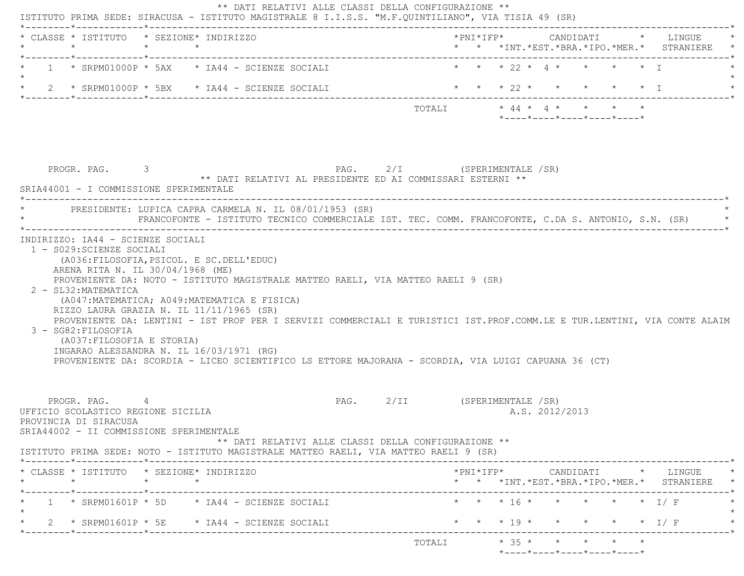** DATI RELATIVI ALLE CLASSI DELLA CONFIGURAZIONE **

ISTITUTO PRIMA SEDE: SIRACUSA - ISTITUTO MAGISTRALE 8 I.I.S.S. "M.F.QUINTILIANO", VIA TISIA 49 (SR)

| CLASSE | ISTITUTO | SEZIONE | INDIRIZZO | PNI | IFP | CANDIDATI INT. | CANDIDATI EST. | CANDIDATI BRA. | CANDIDATI IPO. | CANDIDATI MER. | LINGUE STRANIERE |
|---|---|---|---|---|---|---|---|---|---|---|---|
| 1 | SRPM01000P | 5AX | IA44 - SCIENZE SOCIALI | | | 22 | 4 | | | | I |
| 2 | SRPM01000P | 5BX | IA44 - SCIENZE SOCIALI | | | 22 | | | | | I |
| | | | TOTALI | | | 44 | 4 | | | | |

PROGR. PAG. 3 PAG. 2/I (SPERIMENTALE /SR)

** DATI RELATIVI AL PRESIDENTE ED AI COMMISSARI ESTERNI **

SRIA44001 - I COMMISSIONE SPERIMENTALE

PRESIDENTE: LUPICA CAPRA CARMELA N. IL 08/01/1953 (SR)
FRANCOFONTE - ISTITUTO TECNICO COMMERCIALE IST. TEC. COMM. FRANCOFONTE, C.DA S. ANTONIO, S.N. (SR)

INDIRIZZO: IA44 - SCIENZE SOCIALI

1 - S029:SCIENZE SOCIALI
(A036:FILOSOFIA,PSICOL. E SC.DELL'EDUC)
ARENA RITA N. IL 30/04/1968 (ME)
PROVENIENTE DA: NOTO - ISTITUTO MAGISTRALE MATTEO RAELI, VIA MATTEO RAELI 9 (SR)

2 - SL32:MATEMATICA
(A047:MATEMATICA; A049:MATEMATICA E FISICA)
RIZZO LAURA GRAZIA N. IL 11/11/1965 (SR)
PROVENIENTE DA: LENTINI - IST PROF PER I SERVIZI COMMERCIALI E TURISTICI IST.PROF.COMM.LE E TUR.LENTINI, VIA CONTE ALAIM

3 - SG82:FILOSOFIA
(A037:FILOSOFIA E STORIA)
INGARAO ALESSANDRA N. IL 16/03/1971 (RG)
PROVENIENTE DA: SCORDIA - LICEO SCIENTIFICO LS ETTORE MAJORANA - SCORDIA, VIA LUIGI CAPUANA 36 (CT)

PROGR. PAG. 4 PAG. 2/II (SPERIMENTALE /SR)

UFFICIO SCOLASTICO REGIONE SICILIA A.S. 2012/2013

PROVINCIA DI SIRACUSA

SRIA44002 - II COMMISSIONE SPERIMENTALE

** DATI RELATIVI ALLE CLASSI DELLA CONFIGURAZIONE **

ISTITUTO PRIMA SEDE: NOTO - ISTITUTO MAGISTRALE MATTEO RAELI, VIA MATTEO RAELI 9 (SR)

| CLASSE | ISTITUTO | SEZIONE | INDIRIZZO | PNI | IFP | CANDIDATI INT. | CANDIDATI EST. | CANDIDATI BRA. | CANDIDATI IPO. | CANDIDATI MER. | LINGUE STRANIERE |
|---|---|---|---|---|---|---|---|---|---|---|---|
| 1 | SRPM01601P | 5D | IA44 - SCIENZE SOCIALI | | | 16 | | | | | I/ F |
| 2 | SRPM01601P | 5E | IA44 - SCIENZE SOCIALI | | | 19 | | | | | I/ F |
| | | | TOTALI | | | 35 | | | | | |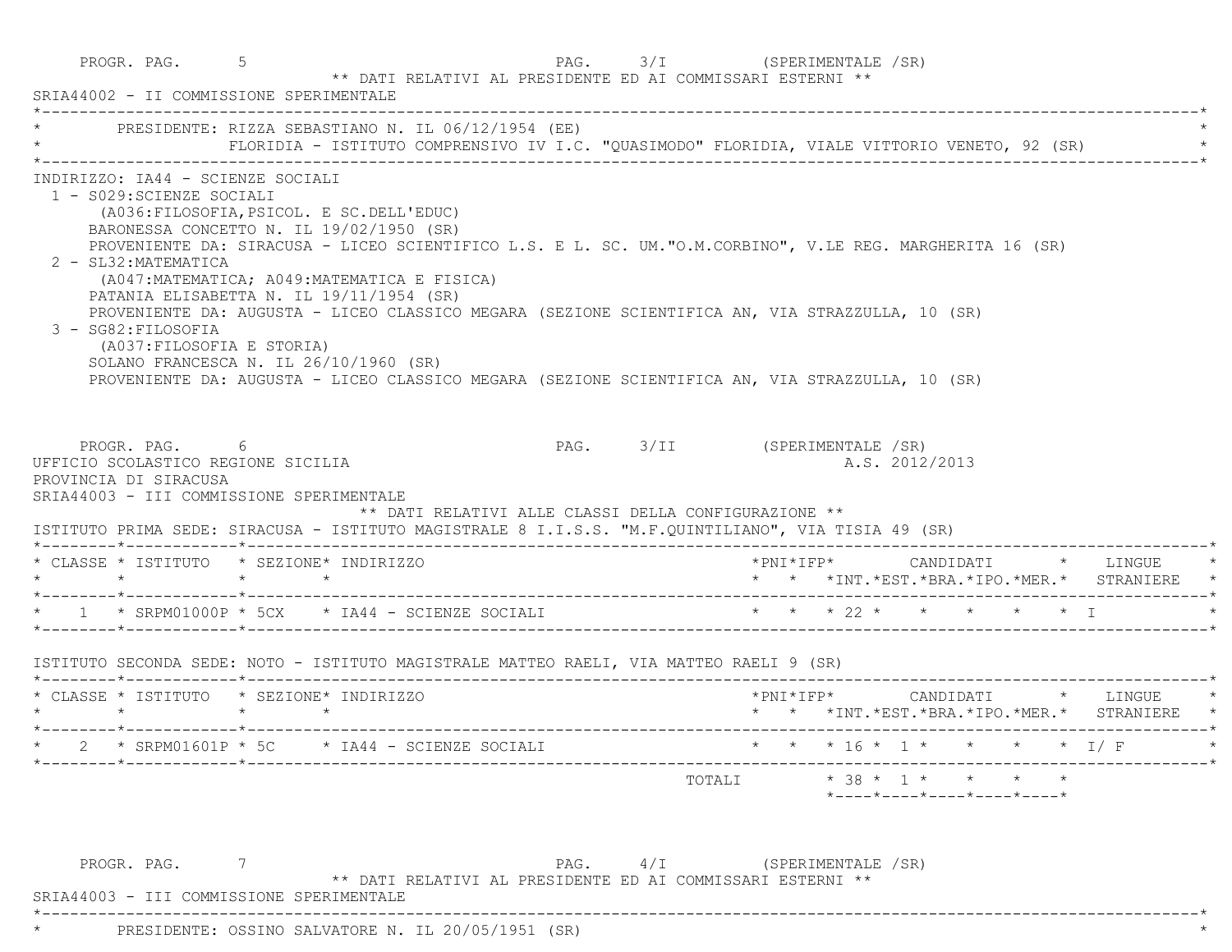PROGR. PAG. 5 PAG. 3/I (SPERIMENTALE /SR)

** DATI RELATIVI AL PRESIDENTE ED AI COMMISSARI ESTERNI **

SRIA44002 - II COMMISSIONE SPERIMENTALE

PRESIDENTE: RIZZA SEBASTIANO N. IL 06/12/1954 (EE)
FLORIDIA - ISTITUTO COMPRENSIVO IV I.C. "QUASIMODO" FLORIDIA, VIALE VITTORIO VENETO, 92 (SR)

INDIRIZZO: IA44 - SCIENZE SOCIALI

1 - S029:SCIENZE SOCIALI
(A036:FILOSOFIA,PSICOL. E SC.DELL'EDUC)
BARONESSA CONCETTO N. IL 19/02/1950 (SR)
PROVENIENTE DA: SIRACUSA - LICEO SCIENTIFICO L.S. E L. SC. UM."O.M.CORBINO", V.LE REG. MARGHERITA 16 (SR)

2 - SL32:MATEMATICA
(A047:MATEMATICA; A049:MATEMATICA E FISICA)
PATANIA ELISABETTA N. IL 19/11/1954 (SR)
PROVENIENTE DA: AUGUSTA - LICEO CLASSICO MEGARA (SEZIONE SCIENTIFICA AN, VIA STRAZZULLA, 10 (SR)

3 - SG82:FILOSOFIA
(A037:FILOSOFIA E STORIA)
SOLANO FRANCESCA N. IL 26/10/1960 (SR)
PROVENIENTE DA: AUGUSTA - LICEO CLASSICO MEGARA (SEZIONE SCIENTIFICA AN, VIA STRAZZULLA, 10 (SR)

PROGR. PAG. 6 PAG. 3/II (SPERIMENTALE /SR)

UFFICIO SCOLASTICO REGIONE SICILIA A.S. 2012/2013
PROVINCIA DI SIRACUSA
SRIA44003 - III COMMISSIONE SPERIMENTALE

** DATI RELATIVI ALLE CLASSI DELLA CONFIGURAZIONE **

ISTITUTO PRIMA SEDE: SIRACUSA - ISTITUTO MAGISTRALE 8 I.I.S.S. "M.F.QUINTILIANO", VIA TISIA 49 (SR)

| CLASSE | ISTITUTO | SEZIONE | INDIRIZZO | PNI | IFP | CANDIDATI INT. | EST. | BRA. | IPO. | MER. | LINGUE STRANIERE |
|---|---|---|---|---|---|---|---|---|---|---|---|
| 1 | SRPM01000P | 5CX | IA44 - SCIENZE SOCIALI | | | 22 | | | | | I |

ISTITUTO SECONDA SEDE: NOTO - ISTITUTO MAGISTRALE MATTEO RAELI, VIA MATTEO RAELI 9 (SR)

| CLASSE | ISTITUTO | SEZIONE | INDIRIZZO | PNI | IFP | CANDIDATI INT. | EST. | BRA. | IPO. | MER. | LINGUE STRANIERE |
|---|---|---|---|---|---|---|---|---|---|---|---|
| 2 | SRPM01601P | 5C | IA44 - SCIENZE SOCIALI | | | 16 | 1 | | | | I/ F |
| | | | TOTALI | | | 38 | 1 | | | | |

PROGR. PAG. 7 PAG. 4/I (SPERIMENTALE /SR)

** DATI RELATIVI AL PRESIDENTE ED AI COMMISSARI ESTERNI **

SRIA44003 - III COMMISSIONE SPERIMENTALE

PRESIDENTE: OSSINO SALVATORE N. IL 20/05/1951 (SR)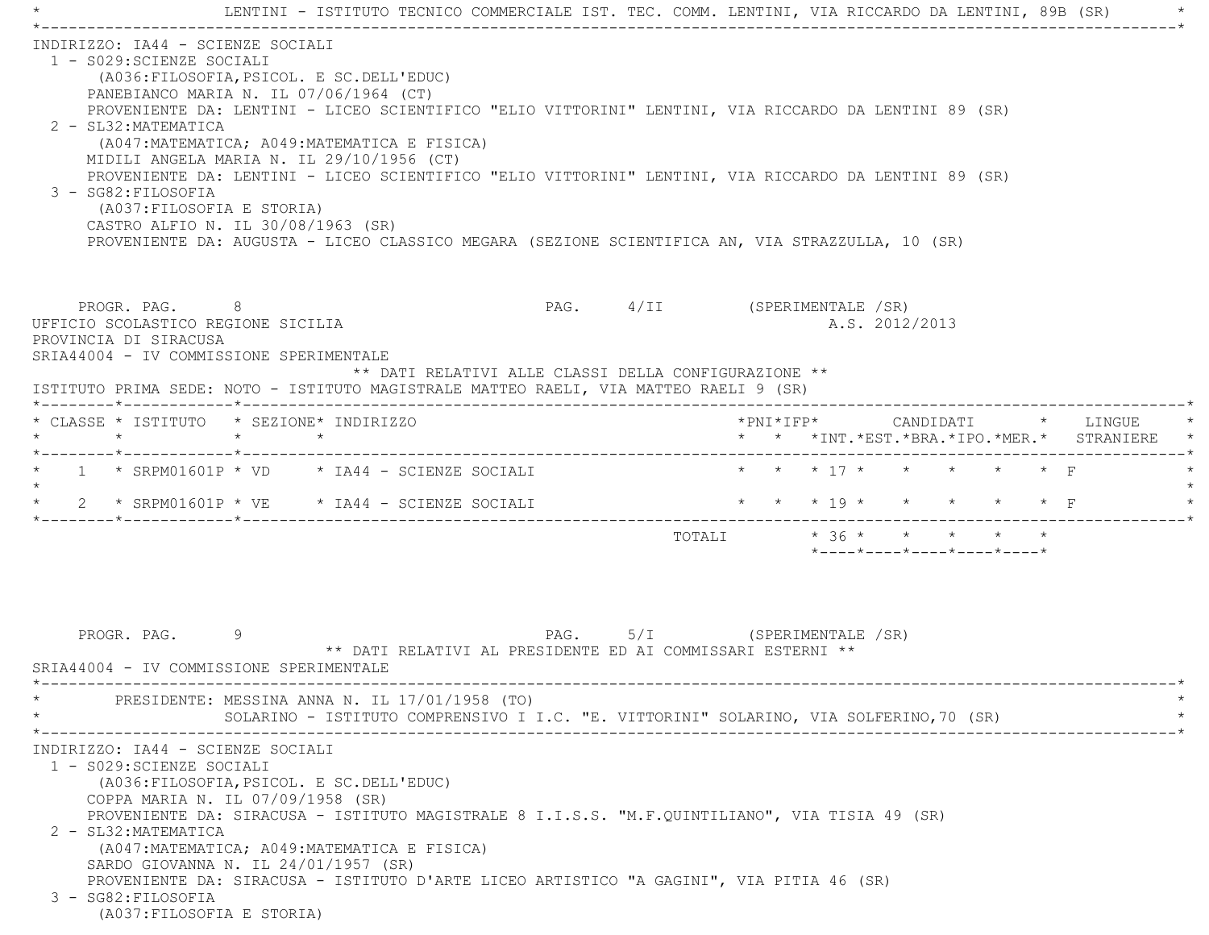LENTINI - ISTITUTO TECNICO COMMERCIALE IST. TEC. COMM. LENTINI, VIA RICCARDO DA LENTINI, 89B (SR)

INDIRIZZO: IA44 - SCIENZE SOCIALI

1 - S029:SCIENZE SOCIALI
(A036:FILOSOFIA,PSICOL. E SC.DELL'EDUC)
PANEBIANCO MARIA N. IL 07/06/1964 (CT)
PROVENIENTE DA: LENTINI - LICEO SCIENTIFICO "ELIO VITTORINI" LENTINI, VIA RICCARDO DA LENTINI 89 (SR)

2 - SL32:MATEMATICA
(A047:MATEMATICA; A049:MATEMATICA E FISICA)
MIDILI ANGELA MARIA N. IL 29/10/1956 (CT)
PROVENIENTE DA: LENTINI - LICEO SCIENTIFICO "ELIO VITTORINI" LENTINI, VIA RICCARDO DA LENTINI 89 (SR)

3 - SG82:FILOSOFIA
(A037:FILOSOFIA E STORIA)
CASTRO ALFIO N. IL 30/08/1963 (SR)
PROVENIENTE DA: AUGUSTA - LICEO CLASSICO MEGARA (SEZIONE SCIENTIFICA AN, VIA STRAZZULLA, 10 (SR)

PROGR. PAG. 8 PAG. 4/II (SPERIMENTALE /SR)

UFFICIO SCOLASTICO REGIONE SICILIA A.S. 2012/2013

PROVINCIA DI SIRACUSA

SRIA44004 - IV COMMISSIONE SPERIMENTALE

** DATI RELATIVI ALLE CLASSI DELLA CONFIGURAZIONE **

ISTITUTO PRIMA SEDE: NOTO - ISTITUTO MAGISTRALE MATTEO RAELI, VIA MATTEO RAELI 9 (SR)

| CLASSE | ISTITUTO | SEZIONE | INDIRIZZO | PNI | IFP | CANDIDATI INT. | EST. | BRA. | IPO. | MER. | LINGUE STRANIERE |
|---|---|---|---|---|---|---|---|---|---|---|---|
| 1 | SRPM01601P | VD | IA44 - SCIENZE SOCIALI | | | 17 | | | | | F |
| 2 | SRPM01601P | VE | IA44 - SCIENZE SOCIALI | | | 19 | | | | | F |
| | | | | | TOTALI | 36 | | | | | |

PROGR. PAG. 9 PAG. 5/I (SPERIMENTALE /SR)

** DATI RELATIVI AL PRESIDENTE ED AI COMMISSARI ESTERNI **

SRIA44004 - IV COMMISSIONE SPERIMENTALE

PRESIDENTE: MESSINA ANNA N. IL 17/01/1958 (TO)
SOLARINO - ISTITUTO COMPRENSIVO I I.C. "E. VITTORINI" SOLARINO, VIA SOLFERINO,70 (SR)

INDIRIZZO: IA44 - SCIENZE SOCIALI

1 - S029:SCIENZE SOCIALI
(A036:FILOSOFIA,PSICOL. E SC.DELL'EDUC)
COPPA MARIA N. IL 07/09/1958 (SR)
PROVENIENTE DA: SIRACUSA - ISTITUTO MAGISTRALE 8 I.I.S.S. "M.F.QUINTILIANO", VIA TISIA 49 (SR)

2 - SL32:MATEMATICA
(A047:MATEMATICA; A049:MATEMATICA E FISICA)
SARDO GIOVANNA N. IL 24/01/1957 (SR)
PROVENIENTE DA: SIRACUSA - ISTITUTO D'ARTE LICEO ARTISTICO "A GAGINI", VIA PITIA 46 (SR)

3 - SG82:FILOSOFIA
(A037:FILOSOFIA E STORIA)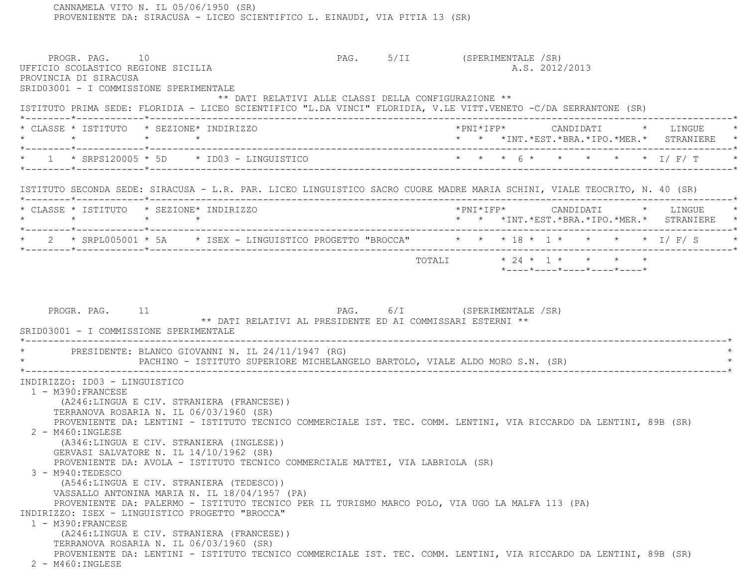CANNAMELA VITO N. IL 05/06/1950 (SR)
PROVENIENTE DA: SIRACUSA - LICEO SCIENTIFICO L. EINAUDI, VIA PITIA 13 (SR)

PROGR. PAG. 10 PAG. 5/II (SPERIMENTALE /SR)

UFFICIO SCOLASTICO REGIONE SICILIA A.S. 2012/2013
PROVINCIA DI SIRACUSA
SRID03001 - I COMMISSIONE SPERIMENTALE

** DATI RELATIVI ALLE CLASSI DELLA CONFIGURAZIONE **

ISTITUTO PRIMA SEDE: FLORIDIA - LICEO SCIENTIFICO "L.DA VINCI" FLORIDIA, V.LE VITT.VENETO -C/DA SERRANTONE (SR)

| CLASSE | ISTITUTO | SEZIONE | INDIRIZZO | PNI | IFP | CANDIDATI INT. | EST. | BRA. | IPO. | MER. | LINGUE STRANIERE |
|---|---|---|---|---|---|---|---|---|---|---|---|
| 1 | SRPS120005 | 5D | ID03 - LINGUISTICO | | | 6 | | | | | I/ F/ T |

ISTITUTO SECONDA SEDE: SIRACUSA - L.R. PAR. LICEO LINGUISTICO SACRO CUORE MADRE MARIA SCHINI, VIALE TEOCRITO, N. 40 (SR)

| CLASSE | ISTITUTO | SEZIONE | INDIRIZZO | PNI | IFP | CANDIDATI INT. | EST. | BRA. | IPO. | MER. | LINGUE STRANIERE |
|---|---|---|---|---|---|---|---|---|---|---|---|
| 2 | SRPL005001 | 5A | ISEX - LINGUISTICO PROGETTO "BROCCA" | | | 18 | 1 | | | | I/ F/ S |
| | | | TOTALI | | | 24 | 1 | | | | |

PROGR. PAG. 11 PAG. 6/I (SPERIMENTALE /SR)

** DATI RELATIVI AL PRESIDENTE ED AI COMMISSARI ESTERNI **

SRID03001 - I COMMISSIONE SPERIMENTALE

PRESIDENTE: BLANCO GIOVANNI N. IL 24/11/1947 (RG)
PACHINO - ISTITUTO SUPERIORE MICHELANGELO BARTOLO, VIALE ALDO MORO S.N. (SR)

INDIRIZZO: ID03 - LINGUISTICO

1 - M390:FRANCESE
(A246:LINGUA E CIV. STRANIERA (FRANCESE))
TERRANOVA ROSARIA N. IL 06/03/1960 (SR)
PROVENIENTE DA: LENTINI - ISTITUTO TECNICO COMMERCIALE IST. TEC. COMM. LENTINI, VIA RICCARDO DA LENTINI, 89B (SR)

2 - M460:INGLESE
(A346:LINGUA E CIV. STRANIERA (INGLESE))
GERVASI SALVATORE N. IL 14/10/1962 (SR)
PROVENIENTE DA: AVOLA - ISTITUTO TECNICO COMMERCIALE MATTEI, VIA LABRIOLA (SR)

3 - M940:TEDESCO
(A546:LINGUA E CIV. STRANIERA (TEDESCO))
VASSALLO ANTONINA MARIA N. IL 18/04/1957 (PA)
PROVENIENTE DA: PALERMO - ISTITUTO TECNICO PER IL TURISMO MARCO POLO, VIA UGO LA MALFA 113 (PA)

INDIRIZZO: ISEX - LINGUISTICO PROGETTO "BROCCA"

1 - M390:FRANCESE
(A246:LINGUA E CIV. STRANIERA (FRANCESE))
TERRANOVA ROSARIA N. IL 06/03/1960 (SR)
PROVENIENTE DA: LENTINI - ISTITUTO TECNICO COMMERCIALE IST. TEC. COMM. LENTINI, VIA RICCARDO DA LENTINI, 89B (SR)

2 - M460:INGLESE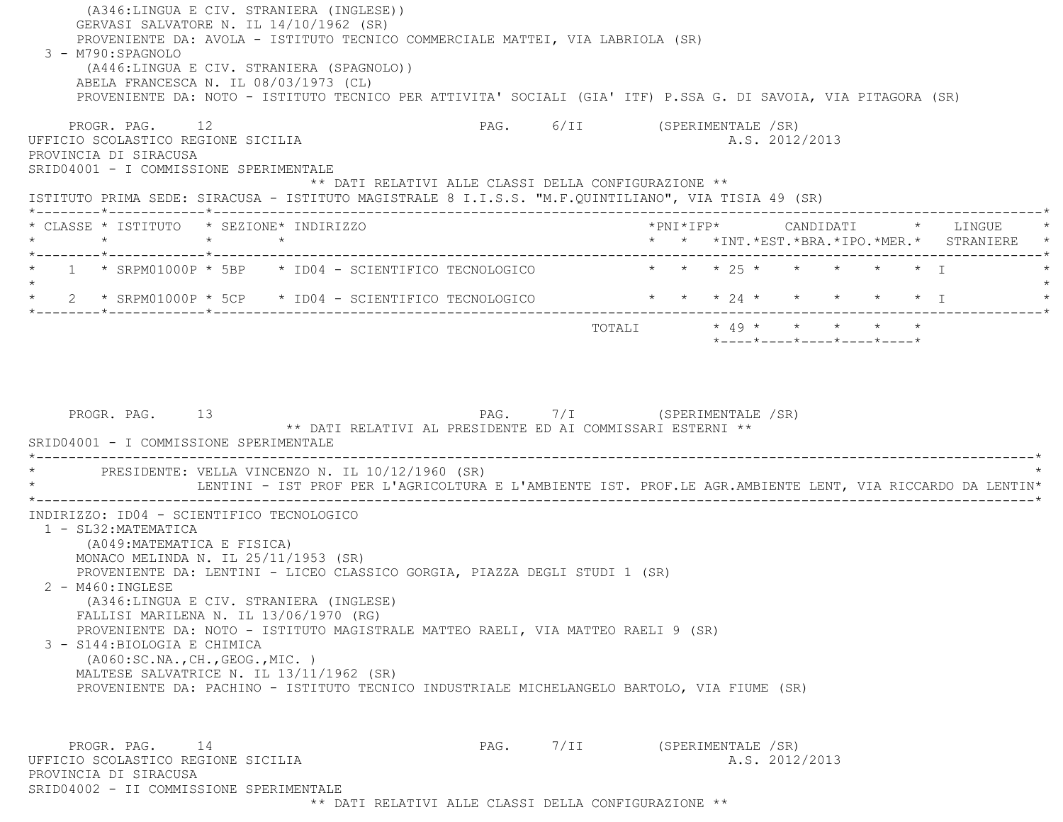(A346:LINGUA E CIV. STRANIERA (INGLESE))
GERVASI SALVATORE N. IL 14/10/1962 (SR)
PROVENIENTE DA: AVOLA - ISTITUTO TECNICO COMMERCIALE MATTEI, VIA LABRIOLA (SR)

3 - M790:SPAGNOLO
(A446:LINGUA E CIV. STRANIERA (SPAGNOLO))
ABELA FRANCESCA N. IL 08/03/1973 (CL)
PROVENIENTE DA: NOTO - ISTITUTO TECNICO PER ATTIVITA' SOCIALI (GIA' ITF) P.SSA G. DI SAVOIA, VIA PITAGORA (SR)

PROGR. PAG. 12 PAG. 6/II (SPERIMENTALE /SR)

UFFICIO SCOLASTICO REGIONE SICILIA A.S. 2012/2013
PROVINCIA DI SIRACUSA
SRID04001 - I COMMISSIONE SPERIMENTALE

** DATI RELATIVI ALLE CLASSI DELLA CONFIGURAZIONE **

ISTITUTO PRIMA SEDE: SIRACUSA - ISTITUTO MAGISTRALE 8 I.I.S.S. "M.F.QUINTILIANO", VIA TISIA 49 (SR)

| CLASSE | ISTITUTO | SEZIONE | INDIRIZZO | PNI | IFP | CANDIDATI INT. | EST. | BRA. | IPO. | MER. | LINGUE STRANIERE |
|---|---|---|---|---|---|---|---|---|---|---|---|
| 1 | SRPM01000P | 5BP | ID04 - SCIENTIFICO TECNOLOGICO | | | 25 | | | | | I |
| 2 | SRPM01000P | 5CP | ID04 - SCIENTIFICO TECNOLOGICO | | | 24 | | | | | I |
| | | | TOTALI | | | 49 | | | | | |

PROGR. PAG. 13 PAG. 7/I (SPERIMENTALE /SR)

** DATI RELATIVI AL PRESIDENTE ED AI COMMISSARI ESTERNI **

SRID04001 - I COMMISSIONE SPERIMENTALE

PRESIDENTE: VELLA VINCENZO N. IL 10/12/1960 (SR)
LENTINI - IST PROF PER L'AGRICOLTURA E L'AMBIENTE IST. PROF.LE AGR.AMBIENTE LENT, VIA RICCARDO DA LENTIN

INDIRIZZO: ID04 - SCIENTIFICO TECNOLOGICO

1 - SL32:MATEMATICA
(A049:MATEMATICA E FISICA)
MONACO MELINDA N. IL 25/11/1953 (SR)
PROVENIENTE DA: LENTINI - LICEO CLASSICO GORGIA, PIAZZA DEGLI STUDI 1 (SR)

2 - M460:INGLESE
(A346:LINGUA E CIV. STRANIERA (INGLESE)
FALLISI MARILENA N. IL 13/06/1970 (RG)
PROVENIENTE DA: NOTO - ISTITUTO MAGISTRALE MATTEO RAELI, VIA MATTEO RAELI 9 (SR)

3 - S144:BIOLOGIA E CHIMICA
(A060:SC.NA.,CH.,GEOG.,MIC. )
MALTESE SALVATRICE N. IL 13/11/1962 (SR)
PROVENIENTE DA: PACHINO - ISTITUTO TECNICO INDUSTRIALE MICHELANGELO BARTOLO, VIA FIUME (SR)

PROGR. PAG. 14 PAG. 7/II (SPERIMENTALE /SR)

UFFICIO SCOLASTICO REGIONE SICILIA A.S. 2012/2013
PROVINCIA DI SIRACUSA
SRID04002 - II COMMISSIONE SPERIMENTALE

** DATI RELATIVI ALLE CLASSI DELLA CONFIGURAZIONE **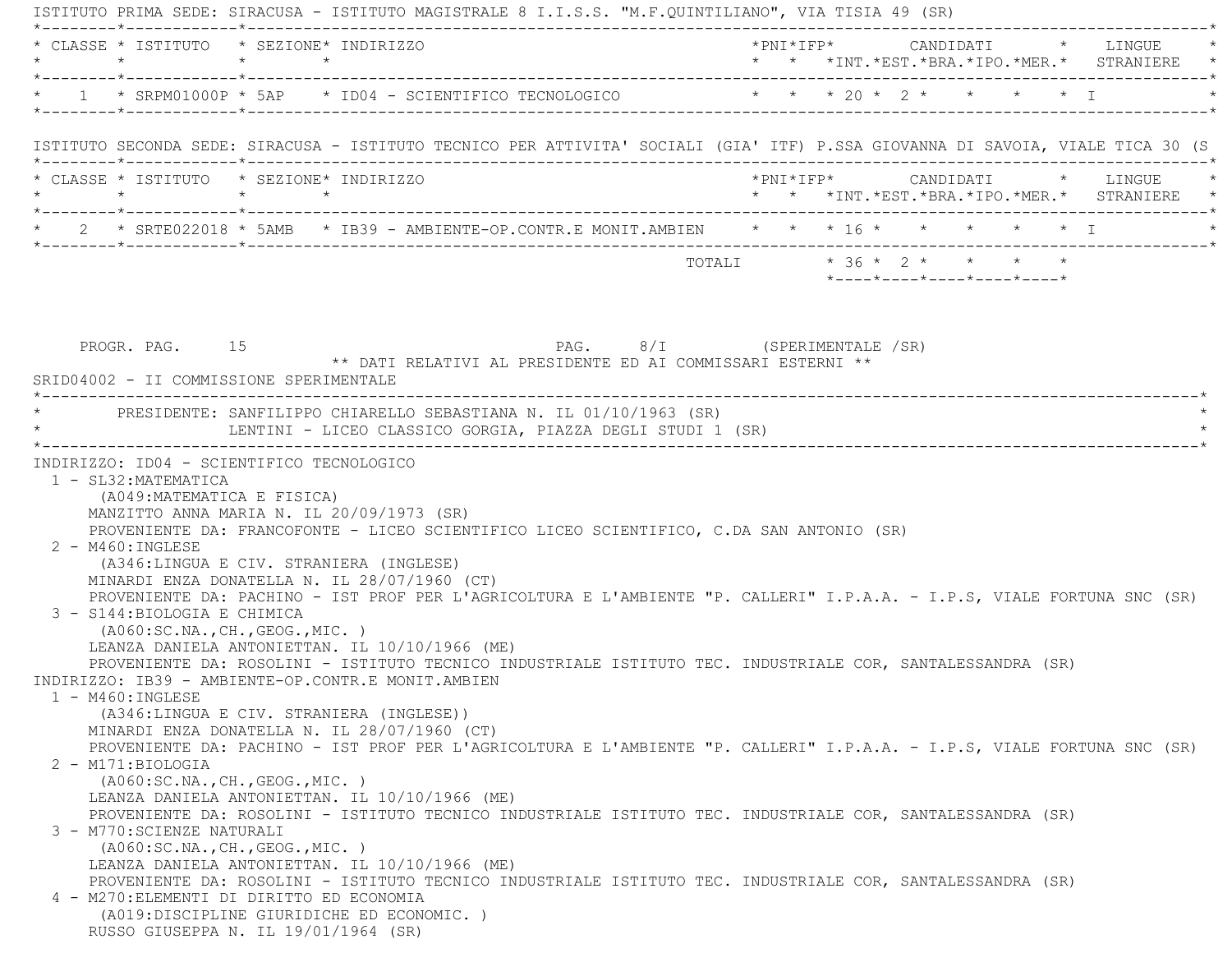ISTITUTO PRIMA SEDE: SIRACUSA - ISTITUTO MAGISTRALE 8 I.I.S.S. "M.F.QUINTILIANO", VIA TISIA 49 (SR)

| CLASSE | ISTITUTO | SEZIONE | INDIRIZZO | PNI | IFP | CANDIDATI INT. | EST. | BRA. | IPO. | MER. | LINGUE STRANIERE |
|---|---|---|---|---|---|---|---|---|---|---|---|
| 1 | SRPM01000P | 5AP | ID04 - SCIENTIFICO TECNOLOGICO | | | 20 | 2 | | | | I |

ISTITUTO SECONDA SEDE: SIRACUSA - ISTITUTO TECNICO PER ATTIVITA' SOCIALI (GIA' ITF) P.SSA GIOVANNA DI SAVOIA, VIALE TICA 30 (S

| CLASSE | ISTITUTO | SEZIONE | INDIRIZZO | PNI | IFP | CANDIDATI INT. | EST. | BRA. | IPO. | MER. | LINGUE STRANIERE |
|---|---|---|---|---|---|---|---|---|---|---|---|
| 2 | SRTE022018 | 5AMB | IB39 - AMBIENTE-OP.CONTR.E MONIT.AMBIEN | | | 16 | | | | | I |
| | | | TOTALI | | | 36 | 2 | | | | |

PROGR. PAG. 15 PAG. 8/I (SPERIMENTALE /SR)

** DATI RELATIVI AL PRESIDENTE ED AI COMMISSARI ESTERNI **

SRID04002 - II COMMISSIONE SPERIMENTALE

PRESIDENTE: SANFILIPPO CHIARELLO SEBASTIANA N. IL 01/10/1963 (SR)
LENTINI - LICEO CLASSICO GORGIA, PIAZZA DEGLI STUDI 1 (SR)

INDIRIZZO: ID04 - SCIENTIFICO TECNOLOGICO

1 - SL32:MATEMATICA
(A049:MATEMATICA E FISICA)
MANZITTO ANNA MARIA N. IL 20/09/1973 (SR)
PROVENIENTE DA: FRANCOFONTE - LICEO SCIENTIFICO LICEO SCIENTIFICO, C.DA SAN ANTONIO (SR)

2 - M460:INGLESE
(A346:LINGUA E CIV. STRANIERA (INGLESE)
MINARDI ENZA DONATELLA N. IL 28/07/1960 (CT)
PROVENIENTE DA: PACHINO - IST PROF PER L'AGRICOLTURA E L'AMBIENTE "P. CALLERI" I.P.A.A. - I.P.S, VIALE FORTUNA SNC (SR)

3 - S144:BIOLOGIA E CHIMICA
(A060:SC.NA.,CH.,GEOG.,MIC. )
LEANZA DANIELA ANTONIETTAN. IL 10/10/1966 (ME)
PROVENIENTE DA: ROSOLINI - ISTITUTO TECNICO INDUSTRIALE ISTITUTO TEC. INDUSTRIALE COR, SANTALESSANDRA (SR)

INDIRIZZO: IB39 - AMBIENTE-OP.CONTR.E MONIT.AMBIEN

1 - M460:INGLESE
(A346:LINGUA E CIV. STRANIERA (INGLESE))
MINARDI ENZA DONATELLA N. IL 28/07/1960 (CT)
PROVENIENTE DA: PACHINO - IST PROF PER L'AGRICOLTURA E L'AMBIENTE "P. CALLERI" I.P.A.A. - I.P.S, VIALE FORTUNA SNC (SR)

2 - M171:BIOLOGIA
(A060:SC.NA.,CH.,GEOG.,MIC. )
LEANZA DANIELA ANTONIETTAN. IL 10/10/1966 (ME)
PROVENIENTE DA: ROSOLINI - ISTITUTO TECNICO INDUSTRIALE ISTITUTO TEC. INDUSTRIALE COR, SANTALESSANDRA (SR)

3 - M770:SCIENZE NATURALI
(A060:SC.NA.,CH.,GEOG.,MIC. )
LEANZA DANIELA ANTONIETTAN. IL 10/10/1966 (ME)
PROVENIENTE DA: ROSOLINI - ISTITUTO TECNICO INDUSTRIALE ISTITUTO TEC. INDUSTRIALE COR, SANTALESSANDRA (SR)

4 - M270:ELEMENTI DI DIRITTO ED ECONOMIA
(A019:DISCIPLINE GIURIDICHE ED ECONOMIC. )
RUSSO GIUSEPPA N. IL 19/01/1964 (SR)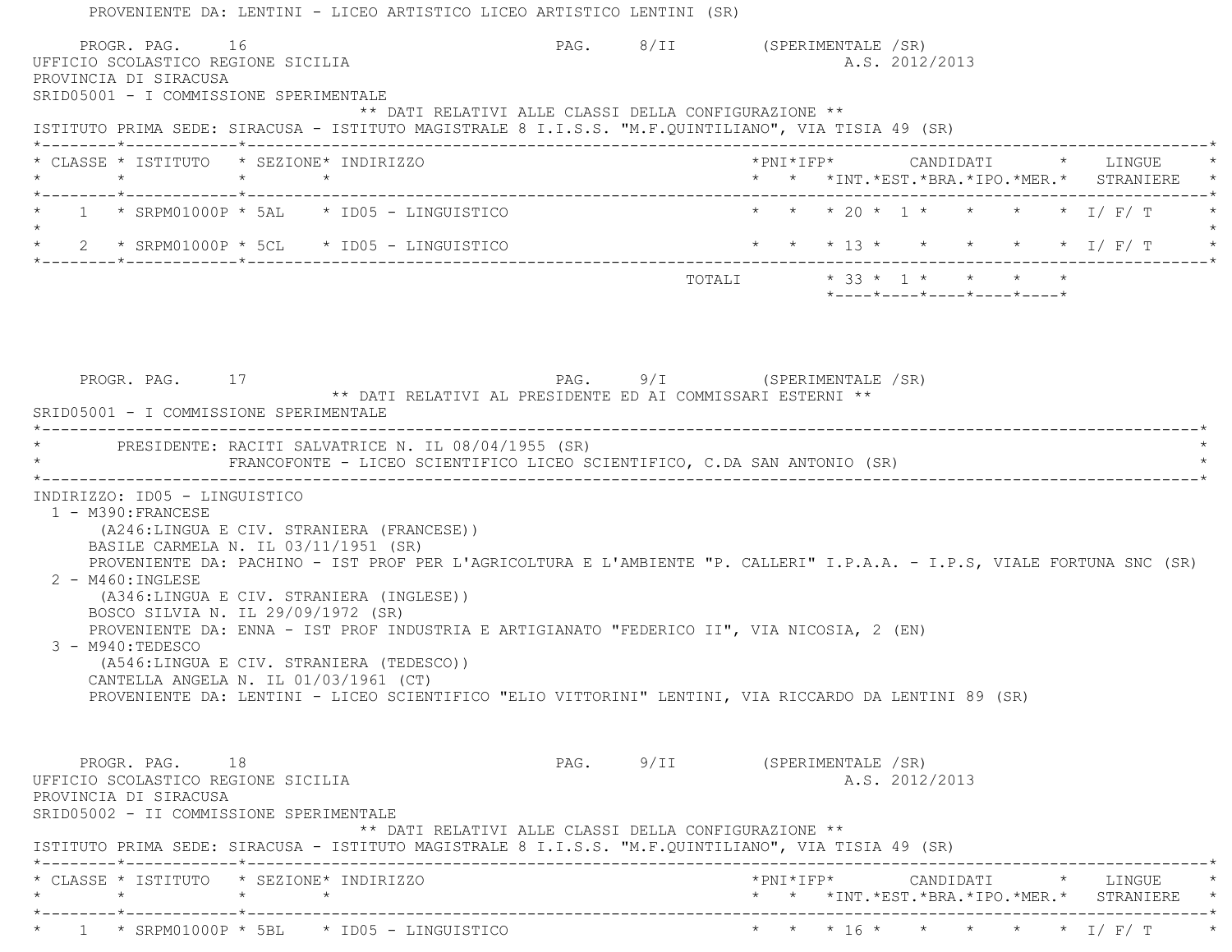PROVENIENTE DA: LENTINI - LICEO ARTISTICO LICEO ARTISTICO LENTINI (SR)

PROGR. PAG. 16 PAG. 8/II (SPERIMENTALE /SR)

UFFICIO SCOLASTICO REGIONE SICILIA A.S. 2012/2013

PROVINCIA DI SIRACUSA

SRID05001 - I COMMISSIONE SPERIMENTALE

** DATI RELATIVI ALLE CLASSI DELLA CONFIGURAZIONE **

ISTITUTO PRIMA SEDE: SIRACUSA - ISTITUTO MAGISTRALE 8 I.I.S.S. "M.F.QUINTILIANO", VIA TISIA 49 (SR)

| CLASSE | ISTITUTO | SEZIONE | INDIRIZZO | PNI | IFP | CANDIDATI INT. | EST. | BRA. | IPO. | MER. | LINGUE STRANIERE |
|---|---|---|---|---|---|---|---|---|---|---|---|
| 1 | SRPM01000P | 5AL | ID05 - LINGUISTICO | | | 20 | 1 | | | | I/ F/ T |
| 2 | SRPM01000P | 5CL | ID05 - LINGUISTICO | | | 13 | | | | | I/ F/ T |
| | | | TOTALI | | | 33 | 1 | | | | |

PROGR. PAG. 17 PAG. 9/I (SPERIMENTALE /SR)

** DATI RELATIVI AL PRESIDENTE ED AI COMMISSARI ESTERNI **

SRID05001 - I COMMISSIONE SPERIMENTALE

PRESIDENTE: RACITI SALVATRICE N. IL 08/04/1955 (SR)
FRANCOFONTE - LICEO SCIENTIFICO LICEO SCIENTIFICO, C.DA SAN ANTONIO (SR)

INDIRIZZO: ID05 - LINGUISTICO

1 - M390:FRANCESE
(A246:LINGUA E CIV. STRANIERA (FRANCESE))
BASILE CARMELA N. IL 03/11/1951 (SR)
PROVENIENTE DA: PACHINO - IST PROF PER L'AGRICOLTURA E L'AMBIENTE "P. CALLERI" I.P.A.A. - I.P.S, VIALE FORTUNA SNC (SR)

2 - M460:INGLESE
(A346:LINGUA E CIV. STRANIERA (INGLESE))
BOSCO SILVIA N. IL 29/09/1972 (SR)
PROVENIENTE DA: ENNA - IST PROF INDUSTRIA E ARTIGIANATO "FEDERICO II", VIA NICOSIA, 2 (EN)

3 - M940:TEDESCO
(A546:LINGUA E CIV. STRANIERA (TEDESCO))
CANTELLA ANGELA N. IL 01/03/1961 (CT)
PROVENIENTE DA: LENTINI - LICEO SCIENTIFICO "ELIO VITTORINI" LENTINI, VIA RICCARDO DA LENTINI 89 (SR)

PROGR. PAG. 18 PAG. 9/II (SPERIMENTALE /SR)

UFFICIO SCOLASTICO REGIONE SICILIA A.S. 2012/2013

PROVINCIA DI SIRACUSA

SRID05002 - II COMMISSIONE SPERIMENTALE

** DATI RELATIVI ALLE CLASSI DELLA CONFIGURAZIONE **

ISTITUTO PRIMA SEDE: SIRACUSA - ISTITUTO MAGISTRALE 8 I.I.S.S. "M.F.QUINTILIANO", VIA TISIA 49 (SR)

| CLASSE | ISTITUTO | SEZIONE | INDIRIZZO | PNI | IFP | CANDIDATI INT. | EST. | BRA. | IPO. | MER. | LINGUE STRANIERE |
|---|---|---|---|---|---|---|---|---|---|---|---|
| 1 | SRPM01000P | 5BL | ID05 - LINGUISTICO | | | 16 | | | | | I/ F/ T |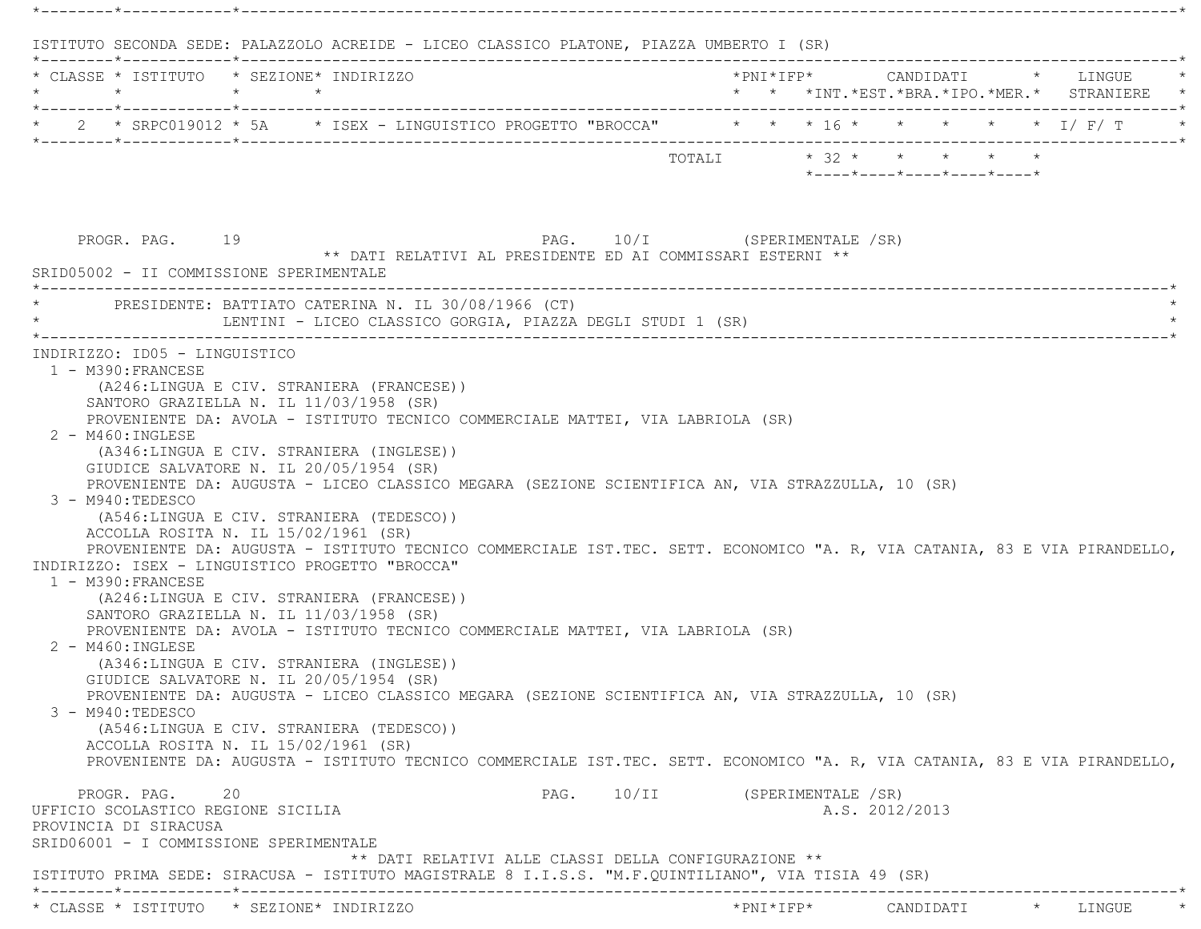ISTITUTO SECONDA SEDE: PALAZZOLO ACREIDE - LICEO CLASSICO PLATONE, PIAZZA UMBERTO I (SR)

| CLASSE | ISTITUTO | SEZIONE | INDIRIZZO | PNI | IFP | CANDIDATI INT. | EST. | BRA. | IPO. | MER. | LINGUE STRANIERE |
|---|---|---|---|---|---|---|---|---|---|---|---|
| 2 | SRPC019012 | 5A | ISEX - LINGUISTICO PROGETTO "BROCCA" | | | 16 | | | | | I/ F/ T |
| | | | TOTALI | | | 32 | | | | | |

PROGR. PAG. 19 PAG. 10/I (SPERIMENTALE /SR)

** DATI RELATIVI AL PRESIDENTE ED AI COMMISSARI ESTERNI **

SRID05002 - II COMMISSIONE SPERIMENTALE

PRESIDENTE: BATTIATO CATERINA N. IL 30/08/1966 (CT)
LENTINI - LICEO CLASSICO GORGIA, PIAZZA DEGLI STUDI 1 (SR)

INDIRIZZO: ID05 - LINGUISTICO

1 - M390:FRANCESE
(A246:LINGUA E CIV. STRANIERA (FRANCESE))
SANTORO GRAZIELLA N. IL 11/03/1958 (SR)
PROVENIENTE DA: AVOLA - ISTITUTO TECNICO COMMERCIALE MATTEI, VIA LABRIOLA (SR)

2 - M460:INGLESE
(A346:LINGUA E CIV. STRANIERA (INGLESE))
GIUDICE SALVATORE N. IL 20/05/1954 (SR)
PROVENIENTE DA: AUGUSTA - LICEO CLASSICO MEGARA (SEZIONE SCIENTIFICA AN, VIA STRAZZULLA, 10 (SR)

3 - M940:TEDESCO
(A546:LINGUA E CIV. STRANIERA (TEDESCO))
ACCOLLA ROSITA N. IL 15/02/1961 (SR)
PROVENIENTE DA: AUGUSTA - ISTITUTO TECNICO COMMERCIALE IST.TEC. SETT. ECONOMICO "A. R, VIA CATANIA, 83 E VIA PIRANDELLO,

INDIRIZZO: ISEX - LINGUISTICO PROGETTO "BROCCA"

1 - M390:FRANCESE
(A246:LINGUA E CIV. STRANIERA (FRANCESE))
SANTORO GRAZIELLA N. IL 11/03/1958 (SR)
PROVENIENTE DA: AVOLA - ISTITUTO TECNICO COMMERCIALE MATTEI, VIA LABRIOLA (SR)

2 - M460:INGLESE
(A346:LINGUA E CIV. STRANIERA (INGLESE))
GIUDICE SALVATORE N. IL 20/05/1954 (SR)
PROVENIENTE DA: AUGUSTA - LICEO CLASSICO MEGARA (SEZIONE SCIENTIFICA AN, VIA STRAZZULLA, 10 (SR)

3 - M940:TEDESCO
(A546:LINGUA E CIV. STRANIERA (TEDESCO))
ACCOLLA ROSITA N. IL 15/02/1961 (SR)
PROVENIENTE DA: AUGUSTA - ISTITUTO TECNICO COMMERCIALE IST.TEC. SETT. ECONOMICO "A. R, VIA CATANIA, 83 E VIA PIRANDELLO,

PROGR. PAG. 20 PAG. 10/II (SPERIMENTALE /SR)

UFFICIO SCOLASTICO REGIONE SICILIA A.S. 2012/2013
PROVINCIA DI SIRACUSA
SRID06001 - I COMMISSIONE SPERIMENTALE

** DATI RELATIVI ALLE CLASSI DELLA CONFIGURAZIONE **

ISTITUTO PRIMA SEDE: SIRACUSA - ISTITUTO MAGISTRALE 8 I.I.S.S. "M.F.QUINTILIANO", VIA TISIA 49 (SR)

| CLASSE | ISTITUTO | SEZIONE | INDIRIZZO | PNI | IFP | CANDIDATI | LINGUE |
|---|---|---|---|---|---|---|---|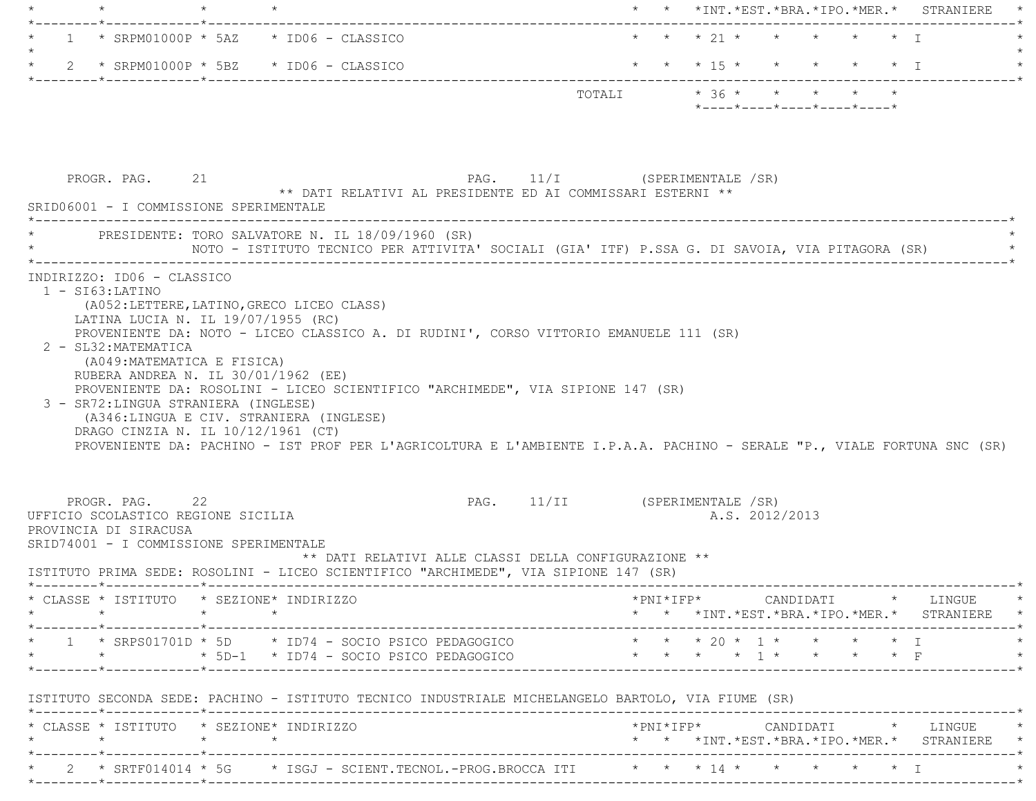| CLASSE | ISTITUTO | SEZIONE | INDIRIZZO | PNI | IFP | INT. | EST. | BRA. | IPO. | MER. | LINGUE STRANIERE |
|---|---|---|---|---|---|---|---|---|---|---|---|
| 1 | SRPM01000P | 5AZ | ID06 - CLASSICO | | | 21 | | | | | I |
| 2 | SRPM01000P | 5BZ | ID06 - CLASSICO | | | 15 | | | | | I |
| | | | TOTALI | | | 36 | | | | | |

PROGR. PAG. 21 PAG. 11/I (SPERIMENTALE /SR)

** DATI RELATIVI AL PRESIDENTE ED AI COMMISSARI ESTERNI **

SRID06001 - I COMMISSIONE SPERIMENTALE

PRESIDENTE: TORO SALVATORE N. IL 18/09/1960 (SR)
NOTO - ISTITUTO TECNICO PER ATTIVITA' SOCIALI (GIA' ITF) P.SSA G. DI SAVOIA, VIA PITAGORA (SR)

INDIRIZZO: ID06 - CLASSICO

1 - SI63:LATINO
(A052:LETTERE,LATINO,GRECO LICEO CLASS)
LATINA LUCIA N. IL 19/07/1955 (RC)
PROVENIENTE DA: NOTO - LICEO CLASSICO A. DI RUDINI', CORSO VITTORIO EMANUELE 111 (SR)

2 - SL32:MATEMATICA
(A049:MATEMATICA E FISICA)
RUBERA ANDREA N. IL 30/01/1962 (EE)
PROVENIENTE DA: ROSOLINI - LICEO SCIENTIFICO "ARCHIMEDE", VIA SIPIONE 147 (SR)

3 - SR72:LINGUA STRANIERA (INGLESE)
(A346:LINGUA E CIV. STRANIERA (INGLESE)
DRAGO CINZIA N. IL 10/12/1961 (CT)
PROVENIENTE DA: PACHINO - IST PROF PER L'AGRICOLTURA E L'AMBIENTE I.P.A.A. PACHINO - SERALE "P., VIALE FORTUNA SNC (SR)

PROGR. PAG. 22 PAG. 11/II (SPERIMENTALE /SR)

UFFICIO SCOLASTICO REGIONE SICILIA A.S. 2012/2013

PROVINCIA DI SIRACUSA

SRID74001 - I COMMISSIONE SPERIMENTALE

** DATI RELATIVI ALLE CLASSI DELLA CONFIGURAZIONE **

ISTITUTO PRIMA SEDE: ROSOLINI - LICEO SCIENTIFICO "ARCHIMEDE", VIA SIPIONE 147 (SR)

| CLASSE | ISTITUTO | SEZIONE | INDIRIZZO | PNI | IFP | INT. | EST. | BRA. | IPO. | MER. | LINGUE STRANIERE |
|---|---|---|---|---|---|---|---|---|---|---|---|
| 1 | SRPS01701D | 5D | ID74 - SOCIO PSICO PEDAGOGICO | | | 20 | 1 | | | | I |
| | | 5D-1 | ID74 - SOCIO PSICO PEDAGOGICO | | | | 1 | | | | F |

ISTITUTO SECONDA SEDE: PACHINO - ISTITUTO TECNICO INDUSTRIALE MICHELANGELO BARTOLO, VIA FIUME (SR)

| CLASSE | ISTITUTO | SEZIONE | INDIRIZZO | PNI | IFP | INT. | EST. | BRA. | IPO. | MER. | LINGUE STRANIERE |
|---|---|---|---|---|---|---|---|---|---|---|---|
| 2 | SRTF014014 | 5G | ISGJ - SCIENT.TECNOL.-PROG.BROCCA ITI | | | 14 | | | | | I |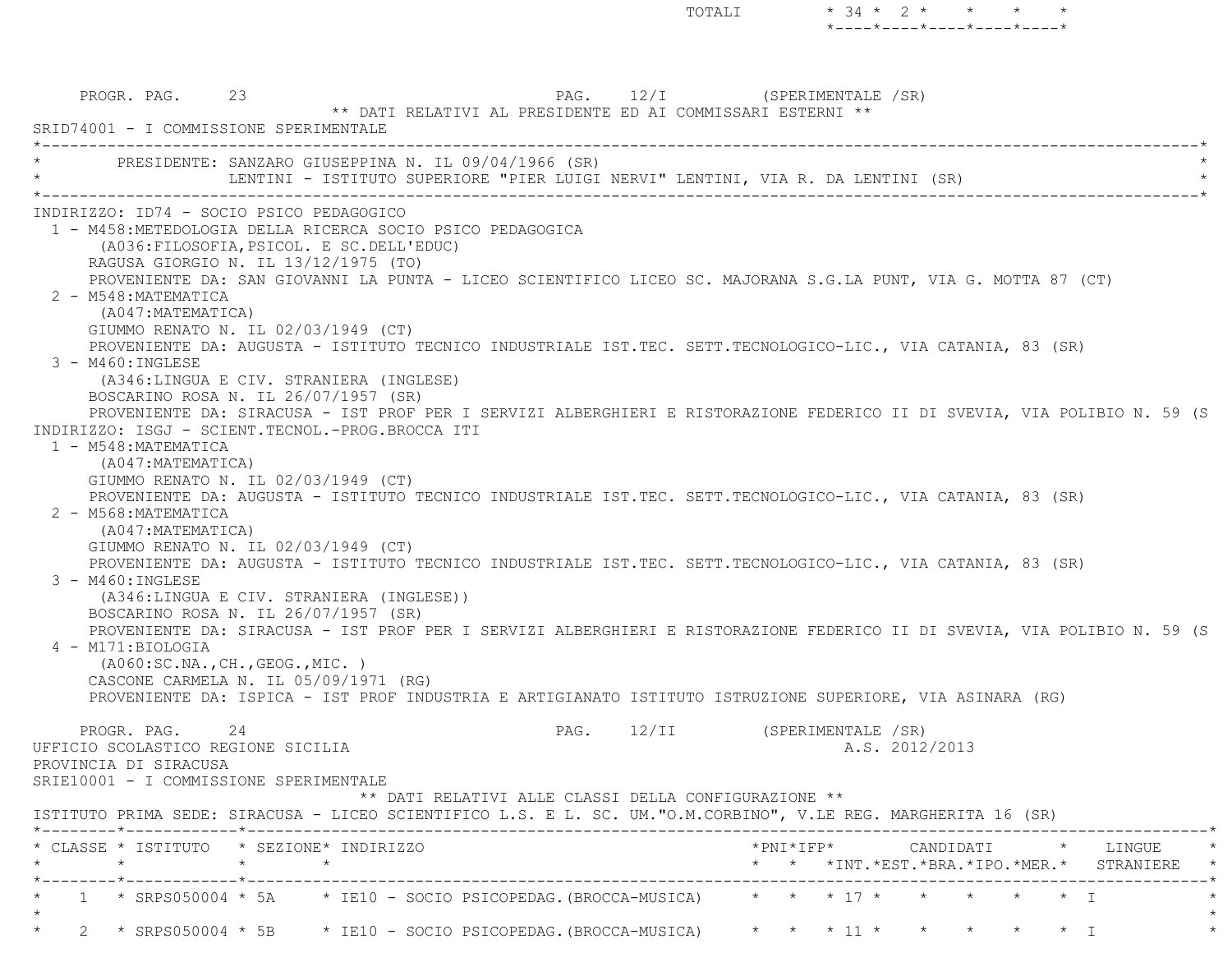TOTALI * 34 * 2 * * * *

PROGR. PAG. 23 PAG. 12/I (SPERIMENTALE /SR)

** DATI RELATIVI AL PRESIDENTE ED AI COMMISSARI ESTERNI **

SRID74001 - I COMMISSIONE SPERIMENTALE

PRESIDENTE: SANZARO GIUSEPPINA N. IL 09/04/1966 (SR)
LENTINI - ISTITUTO SUPERIORE "PIER LUIGI NERVI" LENTINI, VIA R. DA LENTINI (SR)

INDIRIZZO: ID74 - SOCIO PSICO PEDAGOGICO

1 - M458:METEDOLOGIA DELLA RICERCA SOCIO PSICO PEDAGOGICA
(A036:FILOSOFIA,PSICOL. E SC.DELL'EDUC)
RAGUSA GIORGIO N. IL 13/12/1975 (TO)
PROVENIENTE DA: SAN GIOVANNI LA PUNTA - LICEO SCIENTIFICO LICEO SC. MAJORANA S.G.LA PUNT, VIA G. MOTTA 87 (CT)

2 - M548:MATEMATICA
(A047:MATEMATICA)
GIUMMO RENATO N. IL 02/03/1949 (CT)
PROVENIENTE DA: AUGUSTA - ISTITUTO TECNICO INDUSTRIALE IST.TEC. SETT.TECNOLOGICO-LIC., VIA CATANIA, 83 (SR)

3 - M460:INGLESE
(A346:LINGUA E CIV. STRANIERA (INGLESE)
BOSCARINO ROSA N. IL 26/07/1957 (SR)
PROVENIENTE DA: SIRACUSA - IST PROF PER I SERVIZI ALBERGHIERI E RISTORAZIONE FEDERICO II DI SVEVIA, VIA POLIBIO N. 59 (S

INDIRIZZO: ISGJ - SCIENT.TECNOL.-PROG.BROCCA ITI

1 - M548:MATEMATICA
(A047:MATEMATICA)
GIUMMO RENATO N. IL 02/03/1949 (CT)
PROVENIENTE DA: AUGUSTA - ISTITUTO TECNICO INDUSTRIALE IST.TEC. SETT.TECNOLOGICO-LIC., VIA CATANIA, 83 (SR)

2 - M568:MATEMATICA
(A047:MATEMATICA)
GIUMMO RENATO N. IL 02/03/1949 (CT)
PROVENIENTE DA: AUGUSTA - ISTITUTO TECNICO INDUSTRIALE IST.TEC. SETT.TECNOLOGICO-LIC., VIA CATANIA, 83 (SR)

3 - M460:INGLESE
(A346:LINGUA E CIV. STRANIERA (INGLESE))
BOSCARINO ROSA N. IL 26/07/1957 (SR)
PROVENIENTE DA: SIRACUSA - IST PROF PER I SERVIZI ALBERGHIERI E RISTORAZIONE FEDERICO II DI SVEVIA, VIA POLIBIO N. 59 (S

4 - M171:BIOLOGIA
(A060:SC.NA.,CH.,GEOG.,MIC. )
CASCONE CARMELA N. IL 05/09/1971 (RG)
PROVENIENTE DA: ISPICA - IST PROF INDUSTRIA E ARTIGIANATO ISTITUTO ISTRUZIONE SUPERIORE, VIA ASINARA (RG)

PROGR. PAG. 24 PAG. 12/II (SPERIMENTALE /SR)

UFFICIO SCOLASTICO REGIONE SICILIA A.S. 2012/2013

PROVINCIA DI SIRACUSA

SRIE10001 - I COMMISSIONE SPERIMENTALE

** DATI RELATIVI ALLE CLASSI DELLA CONFIGURAZIONE **

ISTITUTO PRIMA SEDE: SIRACUSA - LICEO SCIENTIFICO L.S. E L. SC. UM."O.M.CORBINO", V.LE REG. MARGHERITA 16 (SR)

| CLASSE | ISTITUTO | SEZIONE | INDIRIZZO | PNI | IFP | CANDIDATI INT. | EST. | BRA. | IPO. | MER. | LINGUE STRANIERE |
|---|---|---|---|---|---|---|---|---|---|---|---|
| 1 | SRPS050004 | 5A | IE10 - SOCIO PSICOPEDAG.(BROCCA-MUSICA) | | | 17 | | | | | I |
| 2 | SRPS050004 | 5B | IE10 - SOCIO PSICOPEDAG.(BROCCA-MUSICA) | | | 11 | | | | | I |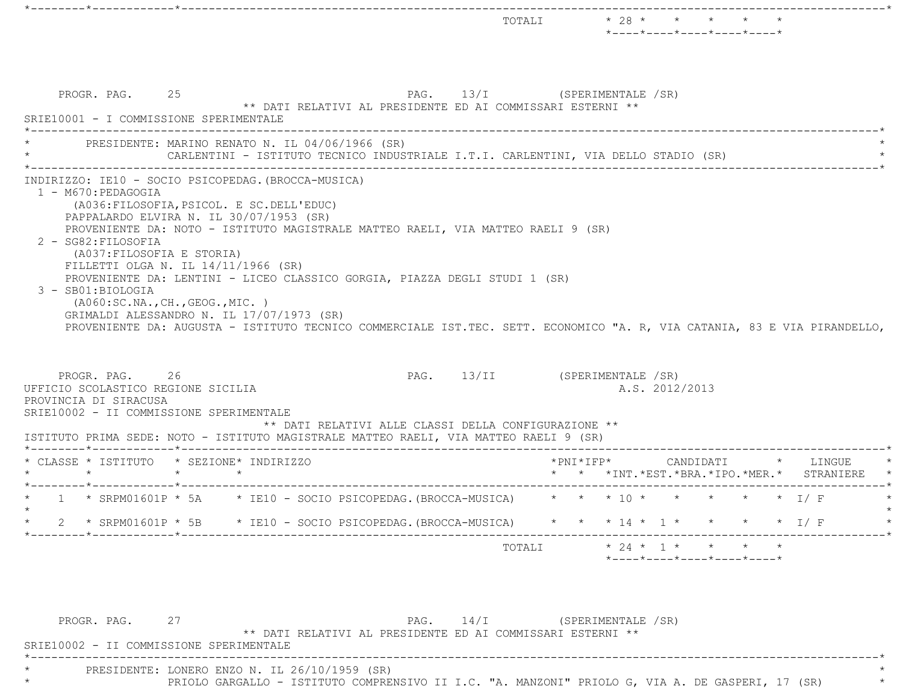| | | | | | | | | | | | | |
|---|---|---|---|---|---|---|---|---|---|---|---|---|
| | | | TOTALI | | | 28 | | | | | | |

PROGR. PAG. 25 PAG. 13/I (SPERIMENTALE /SR)

** DATI RELATIVI AL PRESIDENTE ED AI COMMISSARI ESTERNI **

SRIE10001 - I COMMISSIONE SPERIMENTALE

PRESIDENTE: MARINO RENATO N. IL 04/06/1966 (SR)
CARLENTINI - ISTITUTO TECNICO INDUSTRIALE I.T.I. CARLENTINI, VIA DELLO STADIO (SR)

INDIRIZZO: IE10 - SOCIO PSICOPEDAG.(BROCCA-MUSICA)

1 - M670:PEDAGOGIA
(A036:FILOSOFIA,PSICOL. E SC.DELL'EDUC)
PAPPALARDO ELVIRA N. IL 30/07/1953 (SR)
PROVENIENTE DA: NOTO - ISTITUTO MAGISTRALE MATTEO RAELI, VIA MATTEO RAELI 9 (SR)

2 - SG82:FILOSOFIA
(A037:FILOSOFIA E STORIA)
FILLETTI OLGA N. IL 14/11/1966 (SR)
PROVENIENTE DA: LENTINI - LICEO CLASSICO GORGIA, PIAZZA DEGLI STUDI 1 (SR)

3 - SB01:BIOLOGIA
(A060:SC.NA.,CH.,GEOG.,MIC. )
GRIMALDI ALESSANDRO N. IL 17/07/1973 (SR)
PROVENIENTE DA: AUGUSTA - ISTITUTO TECNICO COMMERCIALE IST.TEC. SETT. ECONOMICO "A. R, VIA CATANIA, 83 E VIA PIRANDELLO,

PROGR. PAG. 26 PAG. 13/II (SPERIMENTALE /SR)

UFFICIO SCOLASTICO REGIONE SICILIA A.S. 2012/2013

PROVINCIA DI SIRACUSA

SRIE10002 - II COMMISSIONE SPERIMENTALE

** DATI RELATIVI ALLE CLASSI DELLA CONFIGURAZIONE **

ISTITUTO PRIMA SEDE: NOTO - ISTITUTO MAGISTRALE MATTEO RAELI, VIA MATTEO RAELI 9 (SR)

| CLASSE | ISTITUTO | SEZIONE | INDIRIZZO | PNI | IFP | CANDIDATI INT. | EST. | BRA. | IPO. | MER. | LINGUE STRANIERE |
|---|---|---|---|---|---|---|---|---|---|---|---|
| 1 | SRPM01601P | 5A | IE10 - SOCIO PSICOPEDAG.(BROCCA-MUSICA) | | | 10 | | | | | I/ F |
| 2 | SRPM01601P | 5B | IE10 - SOCIO PSICOPEDAG.(BROCCA-MUSICA) | | | 14 | 1 | | | | I/ F |
| | | | TOTALI | | | 24 | 1 | | | | |

PROGR. PAG. 27 PAG. 14/I (SPERIMENTALE /SR)

** DATI RELATIVI AL PRESIDENTE ED AI COMMISSARI ESTERNI **

SRIE10002 - II COMMISSIONE SPERIMENTALE

PRESIDENTE: LONERO ENZO N. IL 26/10/1959 (SR)
PRIOLO GARGALLO - ISTITUTO COMPRENSIVO II I.C. "A. MANZONI" PRIOLO G, VIA A. DE GASPERI, 17 (SR)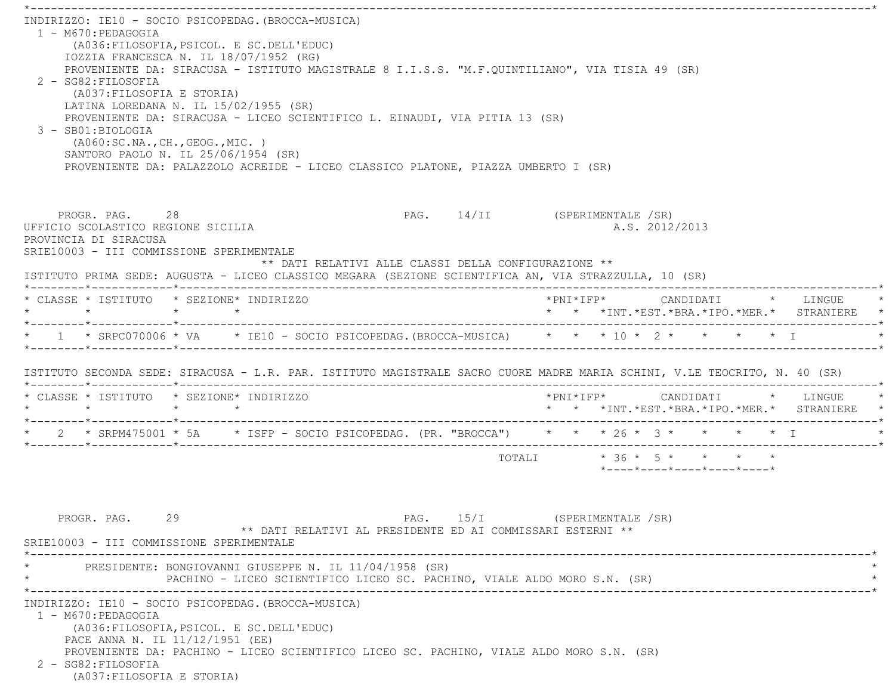INDIRIZZO: IE10 - SOCIO PSICOPEDAG.(BROCCA-MUSICA)

1 - M670:PEDAGOGIA
(A036:FILOSOFIA,PSICOL. E SC.DELL'EDUC)
IOZZIA FRANCESCA N. IL 18/07/1952 (RG)
PROVENIENTE DA: SIRACUSA - ISTITUTO MAGISTRALE 8 I.I.S.S. "M.F.QUINTILIANO", VIA TISIA 49 (SR)

2 - SG82:FILOSOFIA
(A037:FILOSOFIA E STORIA)
LATINA LOREDANA N. IL 15/02/1955 (SR)
PROVENIENTE DA: SIRACUSA - LICEO SCIENTIFICO L. EINAUDI, VIA PITIA 13 (SR)

3 - SB01:BIOLOGIA
(A060:SC.NA.,CH.,GEOG.,MIC. )
SANTORO PAOLO N. IL 25/06/1954 (SR)
PROVENIENTE DA: PALAZZOLO ACREIDE - LICEO CLASSICO PLATONE, PIAZZA UMBERTO I (SR)

PROGR. PAG. 28 PAG. 14/II (SPERIMENTALE /SR)

UFFICIO SCOLASTICO REGIONE SICILIA A.S. 2012/2013
PROVINCIA DI SIRACUSA
SRIE10003 - III COMMISSIONE SPERIMENTALE

** DATI RELATIVI ALLE CLASSI DELLA CONFIGURAZIONE **

ISTITUTO PRIMA SEDE: AUGUSTA - LICEO CLASSICO MEGARA (SEZIONE SCIENTIFICA AN, VIA STRAZZULLA, 10 (SR)

| CLASSE | ISTITUTO | SEZIONE | INDIRIZZO | PNI | IFP | CANDIDATI INT. | EST. | BRA. | IPO. | MER. | LINGUE STRANIERE |
|---|---|---|---|---|---|---|---|---|---|---|---|
| 1 | SRPC070006 | VA | IE10 - SOCIO PSICOPEDAG.(BROCCA-MUSICA) | | | 10 | 2 | | | | I |

ISTITUTO SECONDA SEDE: SIRACUSA - L.R. PAR. ISTITUTO MAGISTRALE SACRO CUORE MADRE MARIA SCHINI, V.LE TEOCRITO, N. 40 (SR)

| CLASSE | ISTITUTO | SEZIONE | INDIRIZZO | PNI | IFP | CANDIDATI INT. | EST. | BRA. | IPO. | MER. | LINGUE STRANIERE |
|---|---|---|---|---|---|---|---|---|---|---|---|
| 2 | SRPM475001 | 5A | ISFP - SOCIO PSICOPEDAG. (PR. "BROCCA") | | | 26 | 3 | | | | I |
| | | | TOTALI | | | 36 | 5 | | | | |

PROGR. PAG. 29 PAG. 15/I (SPERIMENTALE /SR)

** DATI RELATIVI AL PRESIDENTE ED AI COMMISSARI ESTERNI **

SRIE10003 - III COMMISSIONE SPERIMENTALE

PRESIDENTE: BONGIOVANNI GIUSEPPE N. IL 11/04/1958 (SR)
PACHINO - LICEO SCIENTIFICO LICEO SC. PACHINO, VIALE ALDO MORO S.N. (SR)

INDIRIZZO: IE10 - SOCIO PSICOPEDAG.(BROCCA-MUSICA)

1 - M670:PEDAGOGIA
(A036:FILOSOFIA,PSICOL. E SC.DELL'EDUC)
PACE ANNA N. IL 11/12/1951 (EE)
PROVENIENTE DA: PACHINO - LICEO SCIENTIFICO LICEO SC. PACHINO, VIALE ALDO MORO S.N. (SR)

2 - SG82:FILOSOFIA
(A037:FILOSOFIA E STORIA)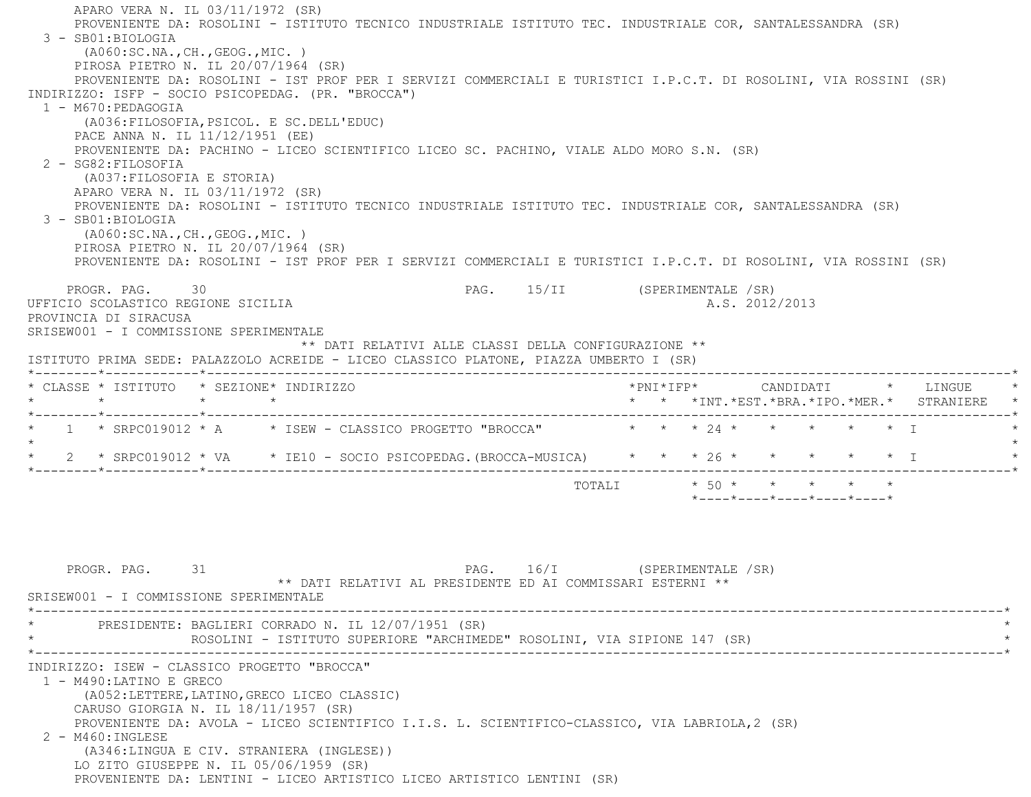APARO VERA N. IL 03/11/1972 (SR)
PROVENIENTE DA: ROSOLINI - ISTITUTO TECNICO INDUSTRIALE ISTITUTO TEC. INDUSTRIALE COR, SANTALESSANDRA (SR)

3 - SB01:BIOLOGIA
(A060:SC.NA.,CH.,GEOG.,MIC. )
PIROSA PIETRO N. IL 20/07/1964 (SR)
PROVENIENTE DA: ROSOLINI - IST PROF PER I SERVIZI COMMERCIALI E TURISTICI I.P.C.T. DI ROSOLINI, VIA ROSSINI (SR)

INDIRIZZO: ISFP - SOCIO PSICOPEDAG. (PR. "BROCCA")

1 - M670:PEDAGOGIA
(A036:FILOSOFIA,PSICOL. E SC.DELL'EDUC)
PACE ANNA N. IL 11/12/1951 (EE)
PROVENIENTE DA: PACHINO - LICEO SCIENTIFICO LICEO SC. PACHINO, VIALE ALDO MORO S.N. (SR)

2 - SG82:FILOSOFIA
(A037:FILOSOFIA E STORIA)
APARO VERA N. IL 03/11/1972 (SR)
PROVENIENTE DA: ROSOLINI - ISTITUTO TECNICO INDUSTRIALE ISTITUTO TEC. INDUSTRIALE COR, SANTALESSANDRA (SR)

3 - SB01:BIOLOGIA
(A060:SC.NA.,CH.,GEOG.,MIC. )
PIROSA PIETRO N. IL 20/07/1964 (SR)
PROVENIENTE DA: ROSOLINI - IST PROF PER I SERVIZI COMMERCIALI E TURISTICI I.P.C.T. DI ROSOLINI, VIA ROSSINI (SR)

PROGR. PAG. 30 PAG. 15/II (SPERIMENTALE /SR)

UFFICIO SCOLASTICO REGIONE SICILIA A.S. 2012/2013
PROVINCIA DI SIRACUSA
SRISEW001 - I COMMISSIONE SPERIMENTALE

** DATI RELATIVI ALLE CLASSI DELLA CONFIGURAZIONE **

ISTITUTO PRIMA SEDE: PALAZZOLO ACREIDE - LICEO CLASSICO PLATONE, PIAZZA UMBERTO I (SR)

| CLASSE | ISTITUTO | SEZIONE | INDIRIZZO | PNI | IFP | CANDIDATI INT. | EST. | BRA. | IPO. | MER. | LINGUE STRANIERE |
|---|---|---|---|---|---|---|---|---|---|---|---|
| 1 | SRPC019012 | A | ISEW - CLASSICO PROGETTO "BROCCA" | | | 24 | | | | | I |
| 2 | SRPC019012 | VA | IE10 - SOCIO PSICOPEDAG.(BROCCA-MUSICA) | | | 26 | | | | | I |
| | | | TOTALI | | | 50 | | | | | |

PROGR. PAG. 31 PAG. 16/I (SPERIMENTALE /SR)

** DATI RELATIVI AL PRESIDENTE ED AI COMMISSARI ESTERNI **

SRISEW001 - I COMMISSIONE SPERIMENTALE

PRESIDENTE: BAGLIERI CORRADO N. IL 12/07/1951 (SR)
ROSOLINI - ISTITUTO SUPERIORE "ARCHIMEDE" ROSOLINI, VIA SIPIONE 147 (SR)

INDIRIZZO: ISEW - CLASSICO PROGETTO "BROCCA"

1 - M490:LATINO E GRECO
(A052:LETTERE,LATINO,GRECO LICEO CLASSIC)
CARUSO GIORGIA N. IL 18/11/1957 (SR)
PROVENIENTE DA: AVOLA - LICEO SCIENTIFICO I.I.S. L. SCIENTIFICO-CLASSICO, VIA LABRIOLA,2 (SR)

2 - M460:INGLESE
(A346:LINGUA E CIV. STRANIERA (INGLESE))
LO ZITO GIUSEPPE N. IL 05/06/1959 (SR)
PROVENIENTE DA: LENTINI - LICEO ARTISTICO LICEO ARTISTICO LENTINI (SR)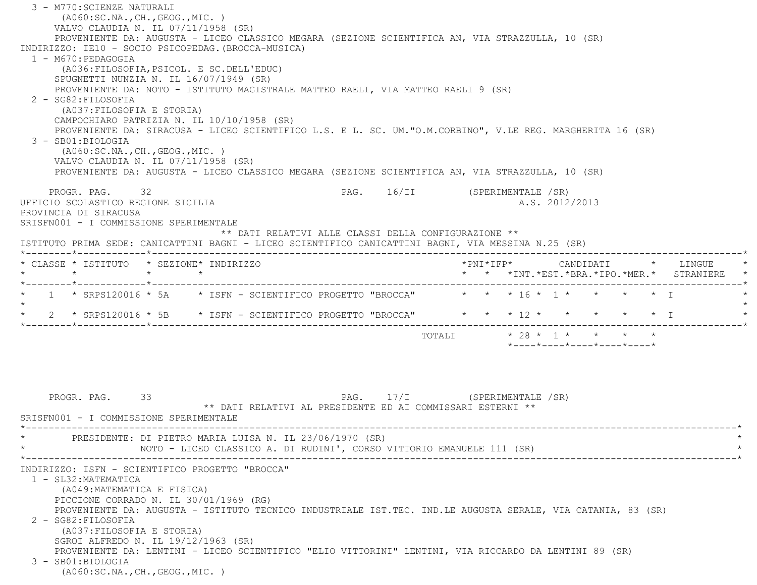3 - M770:SCIENZE NATURALI
  (A060:SC.NA.,CH.,GEOG.,MIC. )
  VALVO CLAUDIA N. IL 07/11/1958 (SR)
  PROVENIENTE DA: AUGUSTA - LICEO CLASSICO MEGARA (SEZIONE SCIENTIFICA AN, VIA STRAZZULLA, 10 (SR)

INDIRIZZO: IE10 - SOCIO PSICOPEDAG.(BROCCA-MUSICA)

  1 - M670:PEDAGOGIA
  (A036:FILOSOFIA,PSICOL. E SC.DELL'EDUC)
  SPUGNETTI NUNZIA N. IL 16/07/1949 (SR)
  PROVENIENTE DA: NOTO - ISTITUTO MAGISTRALE MATTEO RAELI, VIA MATTEO RAELI 9 (SR)

  2 - SG82:FILOSOFIA
  (A037:FILOSOFIA E STORIA)
  CAMPOCHIARO PATRIZIA N. IL 10/10/1958 (SR)
  PROVENIENTE DA: SIRACUSA - LICEO SCIENTIFICO L.S. E L. SC. UM."O.M.CORBINO", V.LE REG. MARGHERITA 16 (SR)

  3 - SB01:BIOLOGIA
  (A060:SC.NA.,CH.,GEOG.,MIC. )
  VALVO CLAUDIA N. IL 07/11/1958 (SR)
  PROVENIENTE DA: AUGUSTA - LICEO CLASSICO MEGARA (SEZIONE SCIENTIFICA AN, VIA STRAZZULLA, 10 (SR)

PROGR. PAG. 32 PAG. 16/II (SPERIMENTALE /SR)

UFFICIO SCOLASTICO REGIONE SICILIA A.S. 2012/2013

PROVINCIA DI SIRACUSA

SRISFN001 - I COMMISSIONE SPERIMENTALE

** DATI RELATIVI ALLE CLASSI DELLA CONFIGURAZIONE **

ISTITUTO PRIMA SEDE: CANICATTINI BAGNI - LICEO SCIENTIFICO CANICATTINI BAGNI, VIA MESSINA N.25 (SR)

| CLASSE | ISTITUTO | SEZIONE | INDIRIZZO | PNI | IFP | CANDIDATI INT. | EST. | BRA. | IPO. | MER. | LINGUE STRANIERE |
|---|---|---|---|---|---|---|---|---|---|---|---|
| 1 | SRPS120016 | 5A | ISFN - SCIENTIFICO PROGETTO "BROCCA" | | | 16 | 1 | | | | I |
| 2 | SRPS120016 | 5B | ISFN - SCIENTIFICO PROGETTO "BROCCA" | | | 12 | | | | | I |
| | | | | | TOTALI | 28 | 1 | | | | |

PROGR. PAG. 33 PAG. 17/I (SPERIMENTALE /SR)

** DATI RELATIVI AL PRESIDENTE ED AI COMMISSARI ESTERNI **

SRISFN001 - I COMMISSIONE SPERIMENTALE

PRESIDENTE: DI PIETRO MARIA LUISA N. IL 23/06/1970 (SR)
NOTO - LICEO CLASSICO A. DI RUDINI', CORSO VITTORIO EMANUELE 111 (SR)

INDIRIZZO: ISFN - SCIENTIFICO PROGETTO "BROCCA"

  1 - SL32:MATEMATICA
  (A049:MATEMATICA E FISICA)
  PICCIONE CORRADO N. IL 30/01/1969 (RG)
  PROVENIENTE DA: AUGUSTA - ISTITUTO TECNICO INDUSTRIALE IST.TEC. IND.LE AUGUSTA SERALE, VIA CATANIA, 83 (SR)

  2 - SG82:FILOSOFIA
  (A037:FILOSOFIA E STORIA)
  SGROI ALFREDO N. IL 19/12/1963 (SR)
  PROVENIENTE DA: LENTINI - LICEO SCIENTIFICO "ELIO VITTORINI" LENTINI, VIA RICCARDO DA LENTINI 89 (SR)

  3 - SB01:BIOLOGIA
  (A060:SC.NA.,CH.,GEOG.,MIC. )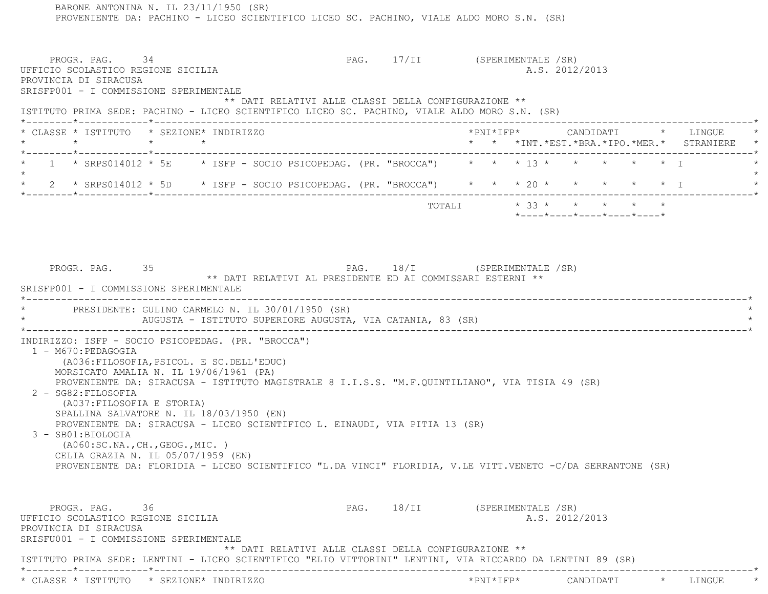BARONE ANTONINA N. IL 23/11/1950 (SR)
PROVENIENTE DA: PACHINO - LICEO SCIENTIFICO LICEO SC. PACHINO, VIALE ALDO MORO S.N. (SR)

PROGR. PAG. 34 PAG. 17/II (SPERIMENTALE /SR)
UFFICIO SCOLASTICO REGIONE SICILIA A.S. 2012/2013
PROVINCIA DI SIRACUSA
SRISFP001 - I COMMISSIONE SPERIMENTALE

** DATI RELATIVI ALLE CLASSI DELLA CONFIGURAZIONE **

ISTITUTO PRIMA SEDE: PACHINO - LICEO SCIENTIFICO LICEO SC. PACHINO, VIALE ALDO MORO S.N. (SR)

| CLASSE | ISTITUTO | SEZIONE | INDIRIZZO | PNI | IFP | CANDIDATI INT. | EST. | BRA. | IPO. | MER. | LINGUE STRANIERE |
|---|---|---|---|---|---|---|---|---|---|---|---|
| 1 | SRPS014012 | 5E | ISFP - SOCIO PSICOPEDAG. (PR. "BROCCA") | | | 13 | | | | | I |
| 2 | SRPS014012 | 5D | ISFP - SOCIO PSICOPEDAG. (PR. "BROCCA") | | | 20 | | | | | I |
| | | | TOTALI | | | 33 | | | | | |

PROGR. PAG. 35 PAG. 18/I (SPERIMENTALE /SR)

** DATI RELATIVI AL PRESIDENTE ED AI COMMISSARI ESTERNI **

SRISFP001 - I COMMISSIONE SPERIMENTALE

PRESIDENTE: GULINO CARMELO N. IL 30/01/1950 (SR)
AUGUSTA - ISTITUTO SUPERIORE AUGUSTA, VIA CATANIA, 83 (SR)

INDIRIZZO: ISFP - SOCIO PSICOPEDAG. (PR. "BROCCA")

1 - M670:PEDAGOGIA
(A036:FILOSOFIA,PSICOL. E SC.DELL'EDUC)
MORSICATO AMALIA N. IL 19/06/1961 (PA)
PROVENIENTE DA: SIRACUSA - ISTITUTO MAGISTRALE 8 I.I.S.S. "M.F.QUINTILIANO", VIA TISIA 49 (SR)

2 - SG82:FILOSOFIA
(A037:FILOSOFIA E STORIA)
SPALLINA SALVATORE N. IL 18/03/1950 (EN)
PROVENIENTE DA: SIRACUSA - LICEO SCIENTIFICO L. EINAUDI, VIA PITIA 13 (SR)

3 - SB01:BIOLOGIA
(A060:SC.NA.,CH.,GEOG.,MIC. )
CELIA GRAZIA N. IL 05/07/1959 (EN)
PROVENIENTE DA: FLORIDIA - LICEO SCIENTIFICO "L.DA VINCI" FLORIDIA, V.LE VITT.VENETO -C/DA SERRANTONE (SR)

PROGR. PAG. 36 PAG. 18/II (SPERIMENTALE /SR)
UFFICIO SCOLASTICO REGIONE SICILIA A.S. 2012/2013
PROVINCIA DI SIRACUSA
SRISFU001 - I COMMISSIONE SPERIMENTALE

** DATI RELATIVI ALLE CLASSI DELLA CONFIGURAZIONE **

ISTITUTO PRIMA SEDE: LENTINI - LICEO SCIENTIFICO "ELIO VITTORINI" LENTINI, VIA RICCARDO DA LENTINI 89 (SR)

| CLASSE | ISTITUTO | SEZIONE | INDIRIZZO | PNI | IFP | CANDIDATI | LINGUE |
|---|---|---|---|---|---|---|---|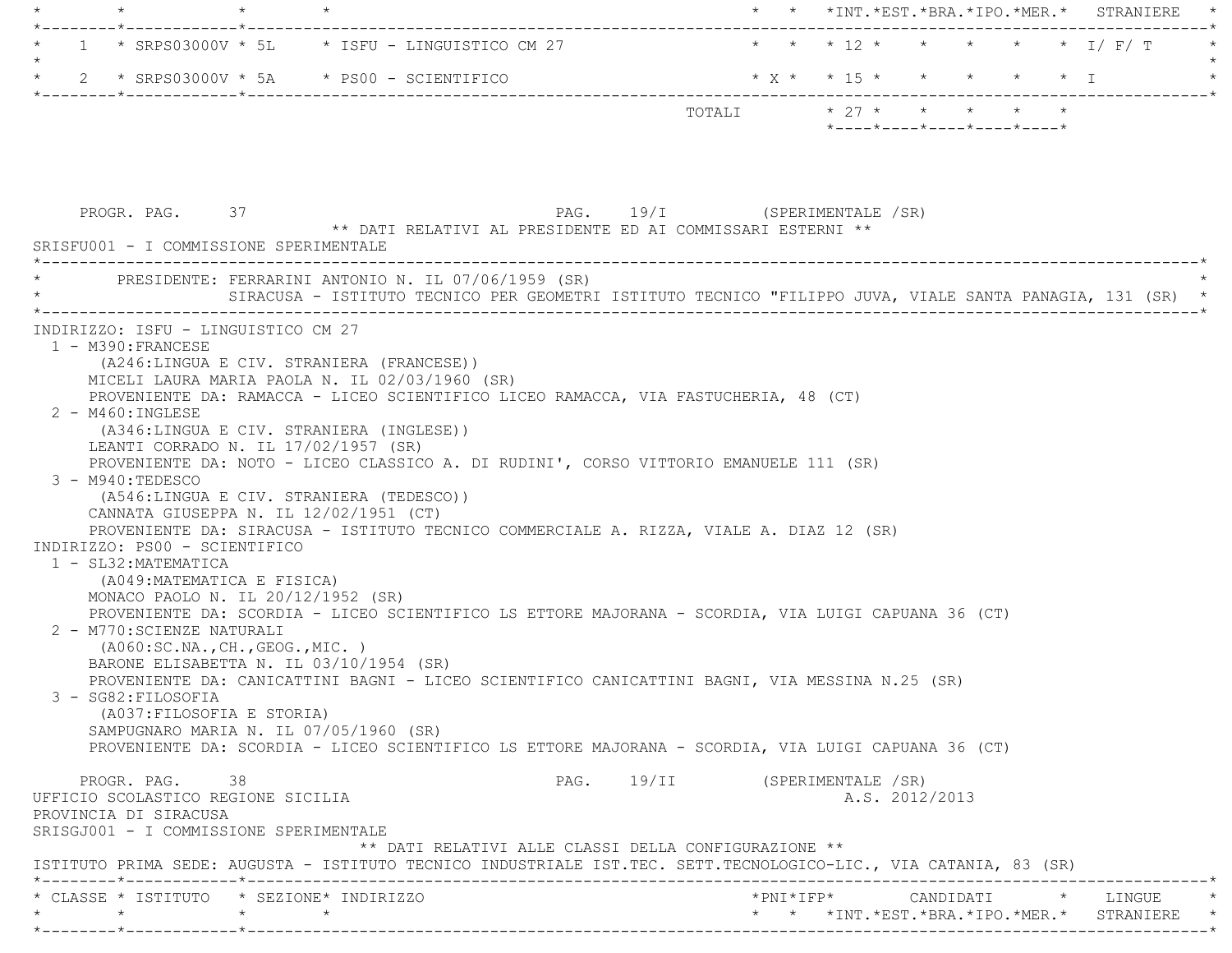| CLASSE | ISTITUTO | SEZIONE | INDIRIZZO | PNI | IFP | CANDIDATI INT. | EST. | BRA. | IPO. | MER. | LINGUE STRANIERE |
|---|---|---|---|---|---|---|---|---|---|---|---|
| 1 | SRPS03000V | 5L | ISFU - LINGUISTICO CM 27 | | | 12 | | | | | I/ F/ T |
| 2 | SRPS03000V | 5A | PS00 - SCIENTIFICO | X | | 15 | | | | | I |
| | | | TOTALI | | | 27 | | | | | |

PROGR. PAG. 37 PAG. 19/I (SPERIMENTALE /SR)

** DATI RELATIVI AL PRESIDENTE ED AI COMMISSARI ESTERNI **

SRISFU001 - I COMMISSIONE SPERIMENTALE

PRESIDENTE: FERRARINI ANTONIO N. IL 07/06/1959 (SR)
SIRACUSA - ISTITUTO TECNICO PER GEOMETRI ISTITUTO TECNICO "FILIPPO JUVA, VIALE SANTA PANAGIA, 131 (SR)

INDIRIZZO: ISFU - LINGUISTICO CM 27

1 - M390:FRANCESE
(A246:LINGUA E CIV. STRANIERA (FRANCESE))
MICELI LAURA MARIA PAOLA N. IL 02/03/1960 (SR)
PROVENIENTE DA: RAMACCA - LICEO SCIENTIFICO LICEO RAMACCA, VIA FASTUCHERIA, 48 (CT)

2 - M460:INGLESE
(A346:LINGUA E CIV. STRANIERA (INGLESE))
LEANTI CORRADO N. IL 17/02/1957 (SR)
PROVENIENTE DA: NOTO - LICEO CLASSICO A. DI RUDINI', CORSO VITTORIO EMANUELE 111 (SR)

3 - M940:TEDESCO
(A546:LINGUA E CIV. STRANIERA (TEDESCO))
CANNATA GIUSEPPA N. IL 12/02/1951 (CT)
PROVENIENTE DA: SIRACUSA - ISTITUTO TECNICO COMMERCIALE A. RIZZA, VIALE A. DIAZ 12 (SR)

INDIRIZZO: PS00 - SCIENTIFICO

1 - SL32:MATEMATICA
(A049:MATEMATICA E FISICA)
MONACO PAOLO N. IL 20/12/1952 (SR)
PROVENIENTE DA: SCORDIA - LICEO SCIENTIFICO LS ETTORE MAJORANA - SCORDIA, VIA LUIGI CAPUANA 36 (CT)

2 - M770:SCIENZE NATURALI
(A060:SC.NA.,CH.,GEOG.,MIC. )
BARONE ELISABETTA N. IL 03/10/1954 (SR)
PROVENIENTE DA: CANICATTINI BAGNI - LICEO SCIENTIFICO CANICATTINI BAGNI, VIA MESSINA N.25 (SR)

3 - SG82:FILOSOFIA
(A037:FILOSOFIA E STORIA)
SAMPUGNARO MARIA N. IL 07/05/1960 (SR)
PROVENIENTE DA: SCORDIA - LICEO SCIENTIFICO LS ETTORE MAJORANA - SCORDIA, VIA LUIGI CAPUANA 36 (CT)

PROGR. PAG. 38 PAG. 19/II (SPERIMENTALE /SR)

UFFICIO SCOLASTICO REGIONE SICILIA A.S. 2012/2013

PROVINCIA DI SIRACUSA

SRISGJ001 - I COMMISSIONE SPERIMENTALE

** DATI RELATIVI ALLE CLASSI DELLA CONFIGURAZIONE **

ISTITUTO PRIMA SEDE: AUGUSTA - ISTITUTO TECNICO INDUSTRIALE IST.TEC. SETT.TECNOLOGICO-LIC., VIA CATANIA, 83 (SR)

| CLASSE | ISTITUTO | SEZIONE | INDIRIZZO | PNI | IFP | CANDIDATI INT. | EST. | BRA. | IPO. | MER. | LINGUE STRANIERE |
|---|---|---|---|---|---|---|---|---|---|---|---|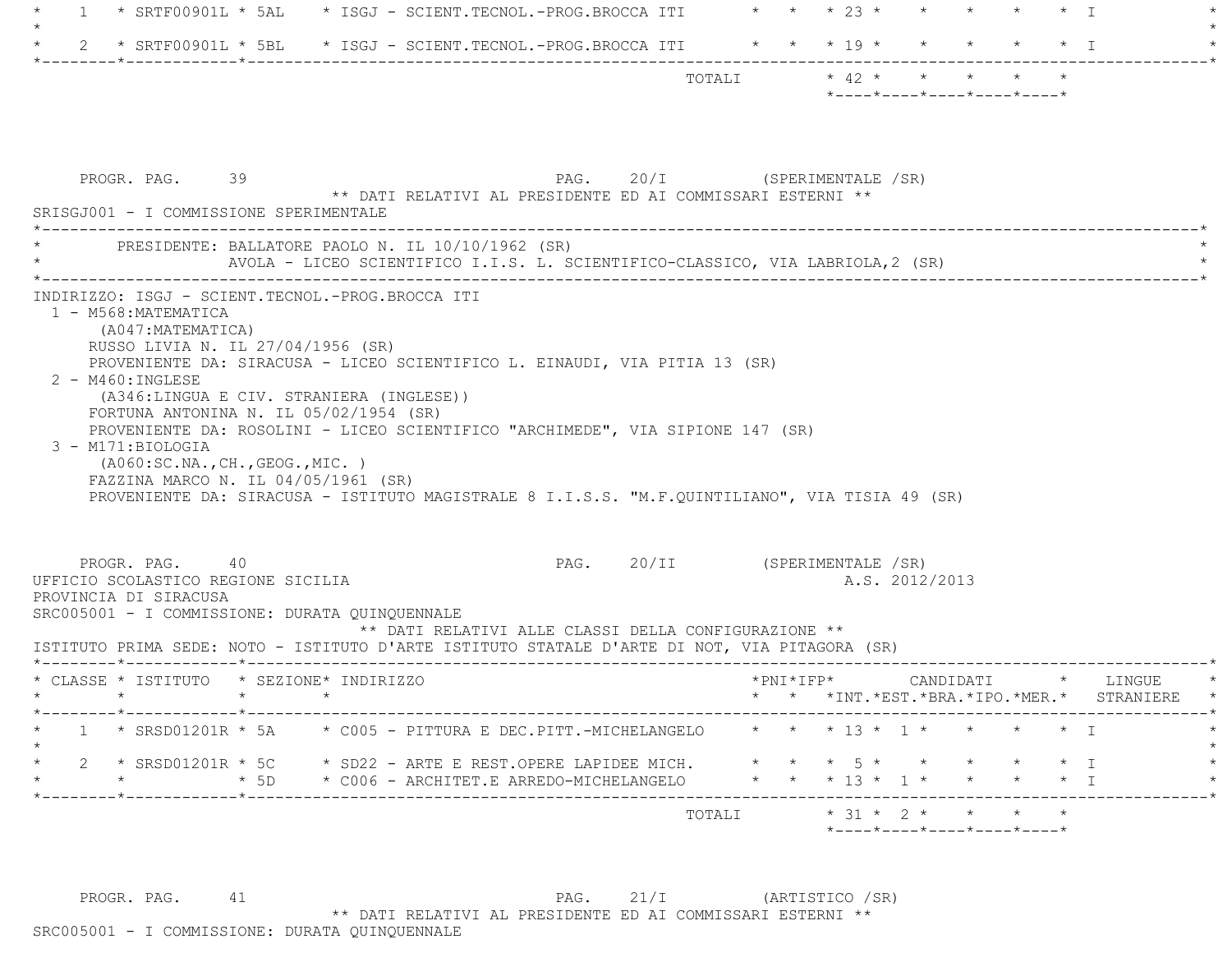| CLASSE | ISTITUTO | SEZIONE | INDIRIZZO | PNI | IFP | INT. | EST. | BRA. | IPO. | MER. | LINGUE STRANIERE |
|---|---|---|---|---|---|---|---|---|---|---|---|
| 1 | SRTF00901L | 5AL | ISGJ - SCIENT.TECNOL.-PROG.BROCCA ITI | | | 23 | | | | | I |
| 2 | SRTF00901L | 5BL | ISGJ - SCIENT.TECNOL.-PROG.BROCCA ITI | | | 19 | | | | | I |
| | | | TOTALI | | | 42 | | | | | |

PROGR. PAG. 39 PAG. 20/I (SPERIMENTALE /SR)

** DATI RELATIVI AL PRESIDENTE ED AI COMMISSARI ESTERNI **

SRISGJ001 - I COMMISSIONE SPERIMENTALE

PRESIDENTE: BALLATORE PAOLO N. IL 10/10/1962 (SR)
AVOLA - LICEO SCIENTIFICO I.I.S. L. SCIENTIFICO-CLASSICO, VIA LABRIOLA,2 (SR)

INDIRIZZO: ISGJ - SCIENT.TECNOL.-PROG.BROCCA ITI

1 - M568:MATEMATICA
(A047:MATEMATICA)
RUSSO LIVIA N. IL 27/04/1956 (SR)
PROVENIENTE DA: SIRACUSA - LICEO SCIENTIFICO L. EINAUDI, VIA PITIA 13 (SR)

2 - M460:INGLESE
(A346:LINGUA E CIV. STRANIERA (INGLESE))
FORTUNA ANTONINA N. IL 05/02/1954 (SR)
PROVENIENTE DA: ROSOLINI - LICEO SCIENTIFICO "ARCHIMEDE", VIA SIPIONE 147 (SR)

3 - M171:BIOLOGIA
(A060:SC.NA.,CH.,GEOG.,MIC. )
FAZZINA MARCO N. IL 04/05/1961 (SR)
PROVENIENTE DA: SIRACUSA - ISTITUTO MAGISTRALE 8 I.I.S.S. "M.F.QUINTILIANO", VIA TISIA 49 (SR)

PROGR. PAG. 40 PAG. 20/II (SPERIMENTALE /SR)

UFFICIO SCOLASTICO REGIONE SICILIA A.S. 2012/2013

PROVINCIA DI SIRACUSA

SRC005001 - I COMMISSIONE: DURATA QUINQUENNALE

** DATI RELATIVI ALLE CLASSI DELLA CONFIGURAZIONE **

ISTITUTO PRIMA SEDE: NOTO - ISTITUTO D'ARTE ISTITUTO STATALE D'ARTE DI NOT, VIA PITAGORA (SR)

| CLASSE | ISTITUTO | SEZIONE | INDIRIZZO | PNI | IFP | INT. | EST. | BRA. | IPO. | MER. | LINGUE STRANIERE |
|---|---|---|---|---|---|---|---|---|---|---|---|
| 1 | SRSD01201R | 5A | C005 - PITTURA E DEC.PITT.-MICHELANGELO | | | 13 | 1 | | | | I |
| 2 | SRSD01201R | 5C | SD22 - ARTE E REST.OPERE LAPIDEE MICH. | | | 5 | | | | | I |
| | | 5D | C006 - ARCHITET.E ARREDO-MICHELANGELO | | | 13 | 1 | | | | I |
| | | | TOTALI | | | 31 | 2 | | | | |

PROGR. PAG. 41 PAG. 21/I (ARTISTICO /SR)

** DATI RELATIVI AL PRESIDENTE ED AI COMMISSARI ESTERNI **

SRC005001 - I COMMISSIONE: DURATA QUINQUENNALE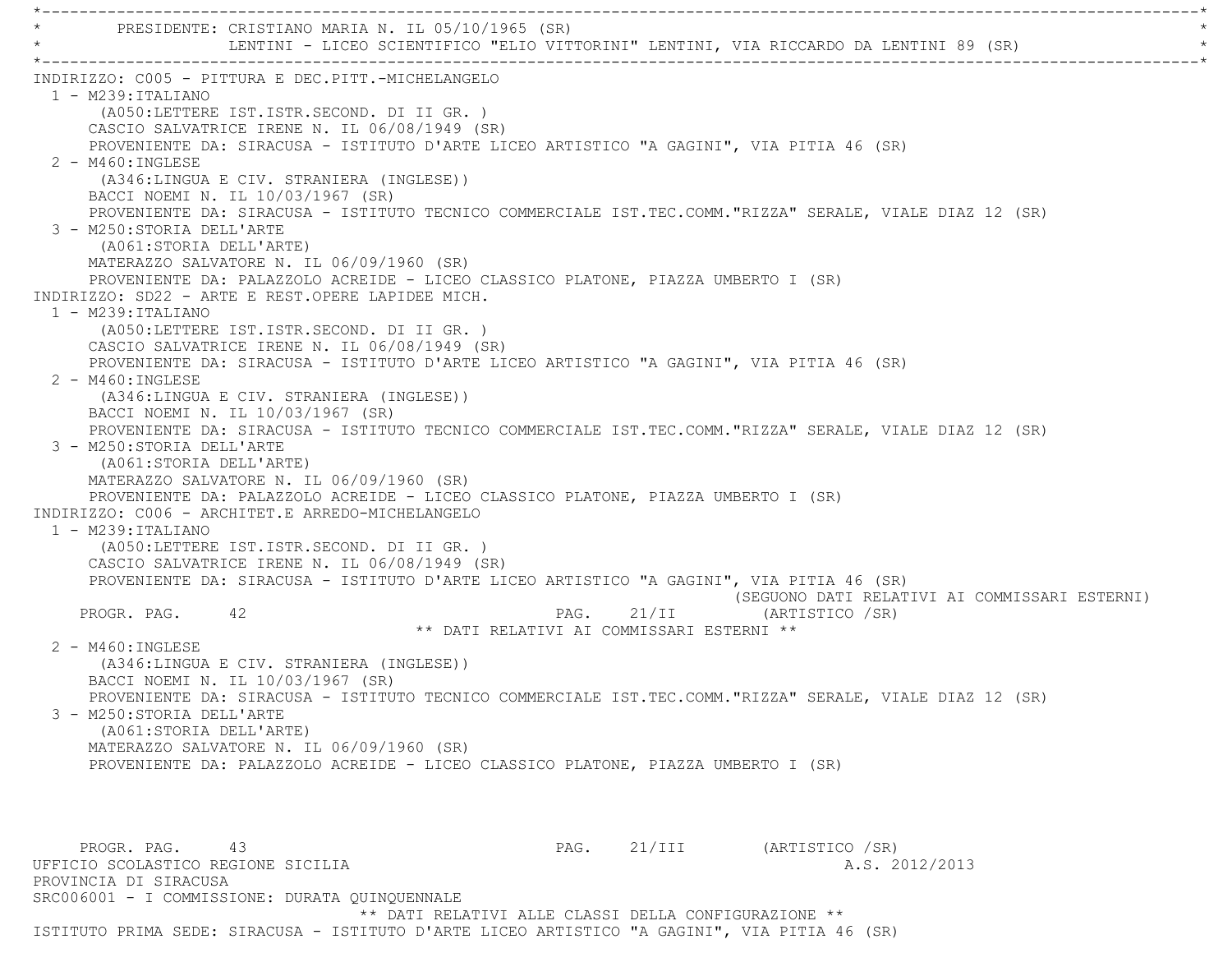PRESIDENTE: CRISTIANO MARIA N. IL 05/10/1965 (SR)
LENTINI - LICEO SCIENTIFICO "ELIO VITTORINI" LENTINI, VIA RICCARDO DA LENTINI 89 (SR)

INDIRIZZO: C005 - PITTURA E DEC.PITT.-MICHELANGELO

1 - M239:ITALIANO
(A050:LETTERE IST.ISTR.SECOND. DI II GR. )
CASCIO SALVATRICE IRENE N. IL 06/08/1949 (SR)
PROVENIENTE DA: SIRACUSA - ISTITUTO D'ARTE LICEO ARTISTICO "A GAGINI", VIA PITIA 46 (SR)

2 - M460:INGLESE
(A346:LINGUA E CIV. STRANIERA (INGLESE))
BACCI NOEMI N. IL 10/03/1967 (SR)
PROVENIENTE DA: SIRACUSA - ISTITUTO TECNICO COMMERCIALE IST.TEC.COMM."RIZZA" SERALE, VIALE DIAZ 12 (SR)

3 - M250:STORIA DELL'ARTE
(A061:STORIA DELL'ARTE)
MATERAZZO SALVATORE N. IL 06/09/1960 (SR)
PROVENIENTE DA: PALAZZOLO ACREIDE - LICEO CLASSICO PLATONE, PIAZZA UMBERTO I (SR)

INDIRIZZO: SD22 - ARTE E REST.OPERE LAPIDEE MICH.

1 - M239:ITALIANO
(A050:LETTERE IST.ISTR.SECOND. DI II GR. )
CASCIO SALVATRICE IRENE N. IL 06/08/1949 (SR)
PROVENIENTE DA: SIRACUSA - ISTITUTO D'ARTE LICEO ARTISTICO "A GAGINI", VIA PITIA 46 (SR)

2 - M460:INGLESE
(A346:LINGUA E CIV. STRANIERA (INGLESE))
BACCI NOEMI N. IL 10/03/1967 (SR)
PROVENIENTE DA: SIRACUSA - ISTITUTO TECNICO COMMERCIALE IST.TEC.COMM."RIZZA" SERALE, VIALE DIAZ 12 (SR)

3 - M250:STORIA DELL'ARTE
(A061:STORIA DELL'ARTE)
MATERAZZO SALVATORE N. IL 06/09/1960 (SR)
PROVENIENTE DA: PALAZZOLO ACREIDE - LICEO CLASSICO PLATONE, PIAZZA UMBERTO I (SR)

INDIRIZZO: C006 - ARCHITET.E ARREDO-MICHELANGELO

1 - M239:ITALIANO
(A050:LETTERE IST.ISTR.SECOND. DI II GR. )
CASCIO SALVATRICE IRENE N. IL 06/08/1949 (SR)
PROVENIENTE DA: SIRACUSA - ISTITUTO D'ARTE LICEO ARTISTICO "A GAGINI", VIA PITIA 46 (SR)

(SEGUONO DATI RELATIVI AI COMMISSARI ESTERNI)

** DATI RELATIVI AI COMMISSARI ESTERNI **

2 - M460:INGLESE
(A346:LINGUA E CIV. STRANIERA (INGLESE))
BACCI NOEMI N. IL 10/03/1967 (SR)
PROVENIENTE DA: SIRACUSA - ISTITUTO TECNICO COMMERCIALE IST.TEC.COMM."RIZZA" SERALE, VIALE DIAZ 12 (SR)

3 - M250:STORIA DELL'ARTE
(A061:STORIA DELL'ARTE)
MATERAZZO SALVATORE N. IL 06/09/1960 (SR)
PROVENIENTE DA: PALAZZOLO ACREIDE - LICEO CLASSICO PLATONE, PIAZZA UMBERTO I (SR)

UFFICIO SCOLASTICO REGIONE SICILIA — A.S. 2012/2013
PROVINCIA DI SIRACUSA
SRC006001 - I COMMISSIONE: DURATA QUINQUENNALE

** DATI RELATIVI ALLE CLASSI DELLA CONFIGURAZIONE **

ISTITUTO PRIMA SEDE: SIRACUSA - ISTITUTO D'ARTE LICEO ARTISTICO "A GAGINI", VIA PITIA 46 (SR)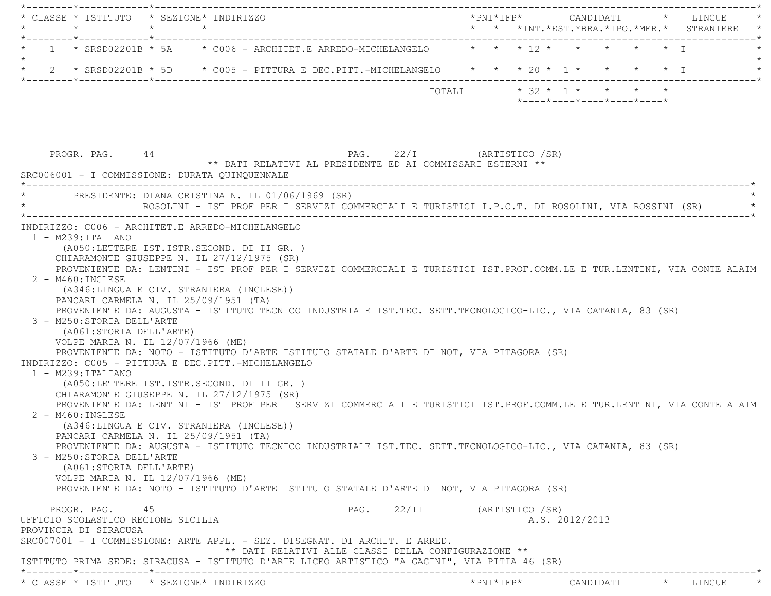| CLASSE | ISTITUTO | SEZIONE | INDIRIZZO | PNI | IFP | INT. | EST. | BRA. | IPO. | MER. | LINGUE STRANIERE |
|---|---|---|---|---|---|---|---|---|---|---|---|
| 1 | SRSD02201B | 5A | C006 - ARCHITET.E ARREDO-MICHELANGELO | | | 12 | | | | | I |
| 2 | SRSD02201B | 5D | C005 - PITTURA E DEC.PITT.-MICHELANGELO | | | 20 | 1 | | | | I |
| | | | TOTALI | | | 32 | 1 | | | | |

PROGR. PAG. 44 PAG. 22/I (ARTISTICO /SR)

** DATI RELATIVI AL PRESIDENTE ED AI COMMISSARI ESTERNI **

SRC006001 - I COMMISSIONE: DURATA QUINQUENNALE

PRESIDENTE: DIANA CRISTINA N. IL 01/06/1969 (SR)
ROSOLINI - IST PROF PER I SERVIZI COMMERCIALI E TURISTICI I.P.C.T. DI ROSOLINI, VIA ROSSINI (SR)

INDIRIZZO: C006 - ARCHITET.E ARREDO-MICHELANGELO

1 - M239:ITALIANO
(A050:LETTERE IST.ISTR.SECOND. DI II GR. )
CHIARAMONTE GIUSEPPE N. IL 27/12/1975 (SR)
PROVENIENTE DA: LENTINI - IST PROF PER I SERVIZI COMMERCIALI E TURISTICI IST.PROF.COMM.LE E TUR.LENTINI, VIA CONTE ALAIM

2 - M460:INGLESE
(A346:LINGUA E CIV. STRANIERA (INGLESE))
PANCARI CARMELA N. IL 25/09/1951 (TA)
PROVENIENTE DA: AUGUSTA - ISTITUTO TECNICO INDUSTRIALE IST.TEC. SETT.TECNOLOGICO-LIC., VIA CATANIA, 83 (SR)

3 - M250:STORIA DELL'ARTE
(A061:STORIA DELL'ARTE)
VOLPE MARIA N. IL 12/07/1966 (ME)
PROVENIENTE DA: NOTO - ISTITUTO D'ARTE ISTITUTO STATALE D'ARTE DI NOT, VIA PITAGORA (SR)

INDIRIZZO: C005 - PITTURA E DEC.PITT.-MICHELANGELO

1 - M239:ITALIANO
(A050:LETTERE IST.ISTR.SECOND. DI II GR. )
CHIARAMONTE GIUSEPPE N. IL 27/12/1975 (SR)
PROVENIENTE DA: LENTINI - IST PROF PER I SERVIZI COMMERCIALI E TURISTICI IST.PROF.COMM.LE E TUR.LENTINI, VIA CONTE ALAIM

2 - M460:INGLESE
(A346:LINGUA E CIV. STRANIERA (INGLESE))
PANCARI CARMELA N. IL 25/09/1951 (TA)
PROVENIENTE DA: AUGUSTA - ISTITUTO TECNICO INDUSTRIALE IST.TEC. SETT.TECNOLOGICO-LIC., VIA CATANIA, 83 (SR)

3 - M250:STORIA DELL'ARTE
(A061:STORIA DELL'ARTE)
VOLPE MARIA N. IL 12/07/1966 (ME)
PROVENIENTE DA: NOTO - ISTITUTO D'ARTE ISTITUTO STATALE D'ARTE DI NOT, VIA PITAGORA (SR)

PROGR. PAG. 45 PAG. 22/II (ARTISTICO /SR)

UFFICIO SCOLASTICO REGIONE SICILIA A.S. 2012/2013
PROVINCIA DI SIRACUSA

SRC007001 - I COMMISSIONE: ARTE APPL. - SEZ. DISEGNAT. DI ARCHIT. E ARRED.

** DATI RELATIVI ALLE CLASSI DELLA CONFIGURAZIONE **

ISTITUTO PRIMA SEDE: SIRACUSA - ISTITUTO D'ARTE LICEO ARTISTICO "A GAGINI", VIA PITIA 46 (SR)

| CLASSE | ISTITUTO | SEZIONE | INDIRIZZO | PNI | IFP | CANDIDATI | LINGUE |
|---|---|---|---|---|---|---|---|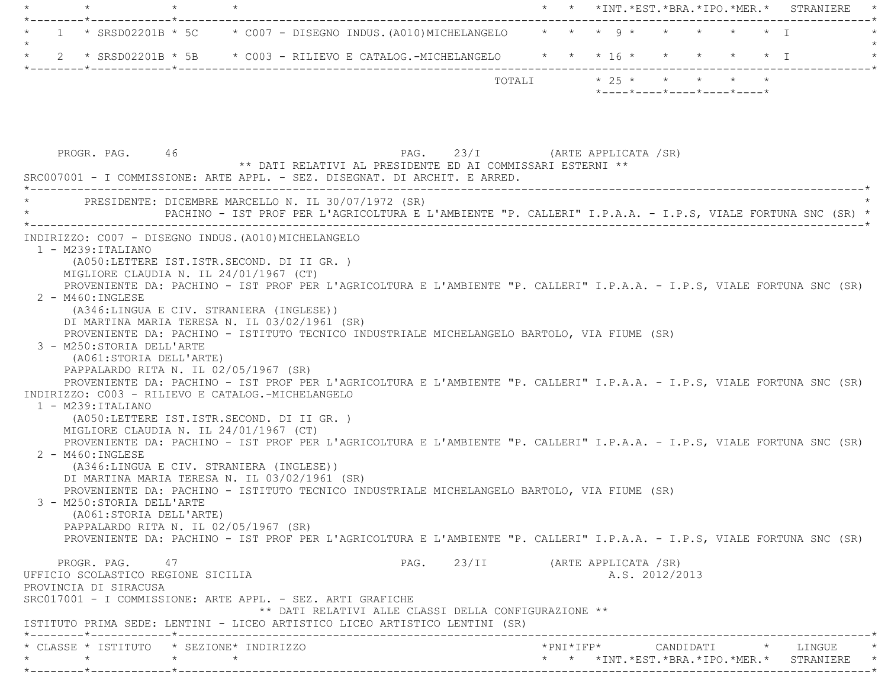| CLASSE | ISTITUTO | SEZIONE | INDIRIZZO | PNI | IFP | INT. | EST. | BRA. | IPO. | MER. | LINGUE STRANIERE |
|---|---|---|---|---|---|---|---|---|---|---|---|
| 1 | SRSD02201B | 5C | C007 - DISEGNO INDUS.(A010)MICHELANGELO | | | 9 | | | | | I |
| 2 | SRSD02201B | 5B | C003 - RILIEVO E CATALOG.-MICHELANGELO | | | 16 | | | | | I |
| | | | TOTALI | | | 25 | | | | | |

PROGR. PAG. 46 PAG. 23/I (ARTE APPLICATA /SR)

** DATI RELATIVI AL PRESIDENTE ED AI COMMISSARI ESTERNI **

SRC007001 - I COMMISSIONE: ARTE APPL. - SEZ. DISEGNAT. DI ARCHIT. E ARRED.

PRESIDENTE: DICEMBRE MARCELLO N. IL 30/07/1972 (SR)
PACHINO - IST PROF PER L'AGRICOLTURA E L'AMBIENTE "P. CALLERI" I.P.A.A. - I.P.S, VIALE FORTUNA SNC (SR)

INDIRIZZO: C007 - DISEGNO INDUS.(A010)MICHELANGELO

1 - M239:ITALIANO
(A050:LETTERE IST.ISTR.SECOND. DI II GR. )
MIGLIORE CLAUDIA N. IL 24/01/1967 (CT)
PROVENIENTE DA: PACHINO - IST PROF PER L'AGRICOLTURA E L'AMBIENTE "P. CALLERI" I.P.A.A. - I.P.S, VIALE FORTUNA SNC (SR)

2 - M460:INGLESE
(A346:LINGUA E CIV. STRANIERA (INGLESE))
DI MARTINA MARIA TERESA N. IL 03/02/1961 (SR)
PROVENIENTE DA: PACHINO - ISTITUTO TECNICO INDUSTRIALE MICHELANGELO BARTOLO, VIA FIUME (SR)

3 - M250:STORIA DELL'ARTE
(A061:STORIA DELL'ARTE)
PAPPALARDO RITA N. IL 02/05/1967 (SR)
PROVENIENTE DA: PACHINO - IST PROF PER L'AGRICOLTURA E L'AMBIENTE "P. CALLERI" I.P.A.A. - I.P.S, VIALE FORTUNA SNC (SR)

INDIRIZZO: C003 - RILIEVO E CATALOG.-MICHELANGELO

1 - M239:ITALIANO
(A050:LETTERE IST.ISTR.SECOND. DI II GR. )
MIGLIORE CLAUDIA N. IL 24/01/1967 (CT)
PROVENIENTE DA: PACHINO - IST PROF PER L'AGRICOLTURA E L'AMBIENTE "P. CALLERI" I.P.A.A. - I.P.S, VIALE FORTUNA SNC (SR)

2 - M460:INGLESE
(A346:LINGUA E CIV. STRANIERA (INGLESE))
DI MARTINA MARIA TERESA N. IL 03/02/1961 (SR)
PROVENIENTE DA: PACHINO - ISTITUTO TECNICO INDUSTRIALE MICHELANGELO BARTOLO, VIA FIUME (SR)

3 - M250:STORIA DELL'ARTE
(A061:STORIA DELL'ARTE)
PAPPALARDO RITA N. IL 02/05/1967 (SR)
PROVENIENTE DA: PACHINO - IST PROF PER L'AGRICOLTURA E L'AMBIENTE "P. CALLERI" I.P.A.A. - I.P.S, VIALE FORTUNA SNC (SR)

PROGR. PAG. 47 PAG. 23/II (ARTE APPLICATA /SR)

UFFICIO SCOLASTICO REGIONE SICILIA A.S. 2012/2013

PROVINCIA DI SIRACUSA

SRC017001 - I COMMISSIONE: ARTE APPL. - SEZ. ARTI GRAFICHE

** DATI RELATIVI ALLE CLASSI DELLA CONFIGURAZIONE **

ISTITUTO PRIMA SEDE: LENTINI - LICEO ARTISTICO LICEO ARTISTICO LENTINI (SR)

| CLASSE | ISTITUTO | SEZIONE | INDIRIZZO | PNI | IFP | INT. | EST. | BRA. | IPO. | MER. | LINGUE STRANIERE |
|---|---|---|---|---|---|---|---|---|---|---|---|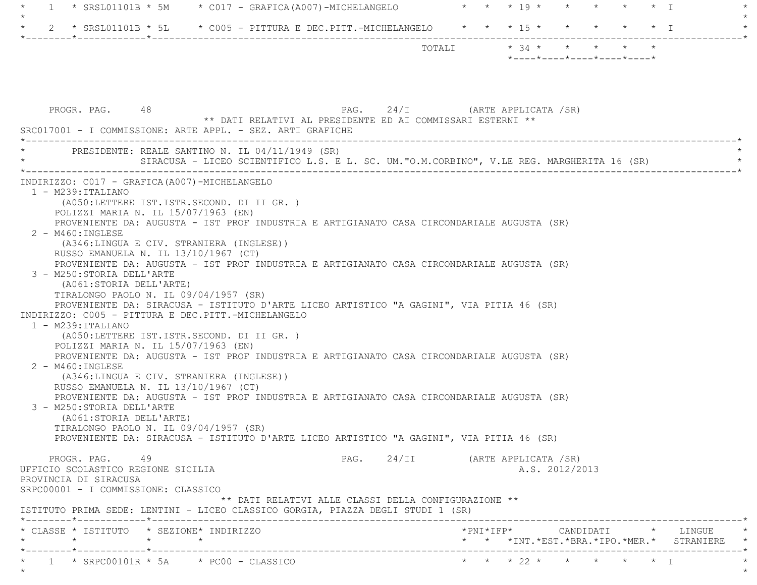| CLASSE | ISTITUTO | SEZIONE | INDIRIZZO | PNI | IFP | INT. | EST. | BRA. | IPO. | MER. | LINGUE STRANIERE |
|---|---|---|---|---|---|---|---|---|---|---|---|
| 1 | SRSL01101B | 5M | C017 - GRAFICA(A007)-MICHELANGELO | | | 19 | | | | | I |
| 2 | SRSL01101B | 5L | C005 - PITTURA E DEC.PITT.-MICHELANGELO | | | 15 | | | | | I |
| | | | TOTALI | | | 34 | | | | | |

PROGR. PAG. 48 PAG. 24/I (ARTE APPLICATA /SR)

** DATI RELATIVI AL PRESIDENTE ED AI COMMISSARI ESTERNI **

SRC017001 - I COMMISSIONE: ARTE APPL. - SEZ. ARTI GRAFICHE

PRESIDENTE: REALE SANTINO N. IL 04/11/1949 (SR)
SIRACUSA - LICEO SCIENTIFICO L.S. E L. SC. UM."O.M.CORBINO", V.LE REG. MARGHERITA 16 (SR)

INDIRIZZO: C017 - GRAFICA(A007)-MICHELANGELO

1 - M239:ITALIANO
(A050:LETTERE IST.ISTR.SECOND. DI II GR. )
POLIZZI MARIA N. IL 15/07/1963 (EN)
PROVENIENTE DA: AUGUSTA - IST PROF INDUSTRIA E ARTIGIANATO CASA CIRCONDARIALE AUGUSTA (SR)

2 - M460:INGLESE
(A346:LINGUA E CIV. STRANIERA (INGLESE))
RUSSO EMANUELA N. IL 13/10/1967 (CT)
PROVENIENTE DA: AUGUSTA - IST PROF INDUSTRIA E ARTIGIANATO CASA CIRCONDARIALE AUGUSTA (SR)

3 - M250:STORIA DELL'ARTE
(A061:STORIA DELL'ARTE)
TIRALONGO PAOLO N. IL 09/04/1957 (SR)
PROVENIENTE DA: SIRACUSA - ISTITUTO D'ARTE LICEO ARTISTICO "A GAGINI", VIA PITIA 46 (SR)

INDIRIZZO: C005 - PITTURA E DEC.PITT.-MICHELANGELO

1 - M239:ITALIANO
(A050:LETTERE IST.ISTR.SECOND. DI II GR. )
POLIZZI MARIA N. IL 15/07/1963 (EN)
PROVENIENTE DA: AUGUSTA - IST PROF INDUSTRIA E ARTIGIANATO CASA CIRCONDARIALE AUGUSTA (SR)

2 - M460:INGLESE
(A346:LINGUA E CIV. STRANIERA (INGLESE))
RUSSO EMANUELA N. IL 13/10/1967 (CT)
PROVENIENTE DA: AUGUSTA - IST PROF INDUSTRIA E ARTIGIANATO CASA CIRCONDARIALE AUGUSTA (SR)

3 - M250:STORIA DELL'ARTE
(A061:STORIA DELL'ARTE)
TIRALONGO PAOLO N. IL 09/04/1957 (SR)
PROVENIENTE DA: SIRACUSA - ISTITUTO D'ARTE LICEO ARTISTICO "A GAGINI", VIA PITIA 46 (SR)

PROGR. PAG. 49 PAG. 24/II (ARTE APPLICATA /SR)

UFFICIO SCOLASTICO REGIONE SICILIA A.S. 2012/2013

PROVINCIA DI SIRACUSA

SRPC00001 - I COMMISSIONE: CLASSICO

** DATI RELATIVI ALLE CLASSI DELLA CONFIGURAZIONE **

ISTITUTO PRIMA SEDE: LENTINI - LICEO CLASSICO GORGIA, PIAZZA DEGLI STUDI 1 (SR)

| CLASSE | ISTITUTO | SEZIONE | INDIRIZZO | PNI | IFP | INT. | EST. | BRA. | IPO. | MER. | LINGUE STRANIERE |
|---|---|---|---|---|---|---|---|---|---|---|---|
| 1 | SRPC00101R | 5A | PC00 - CLASSICO | | | 22 | | | | | I |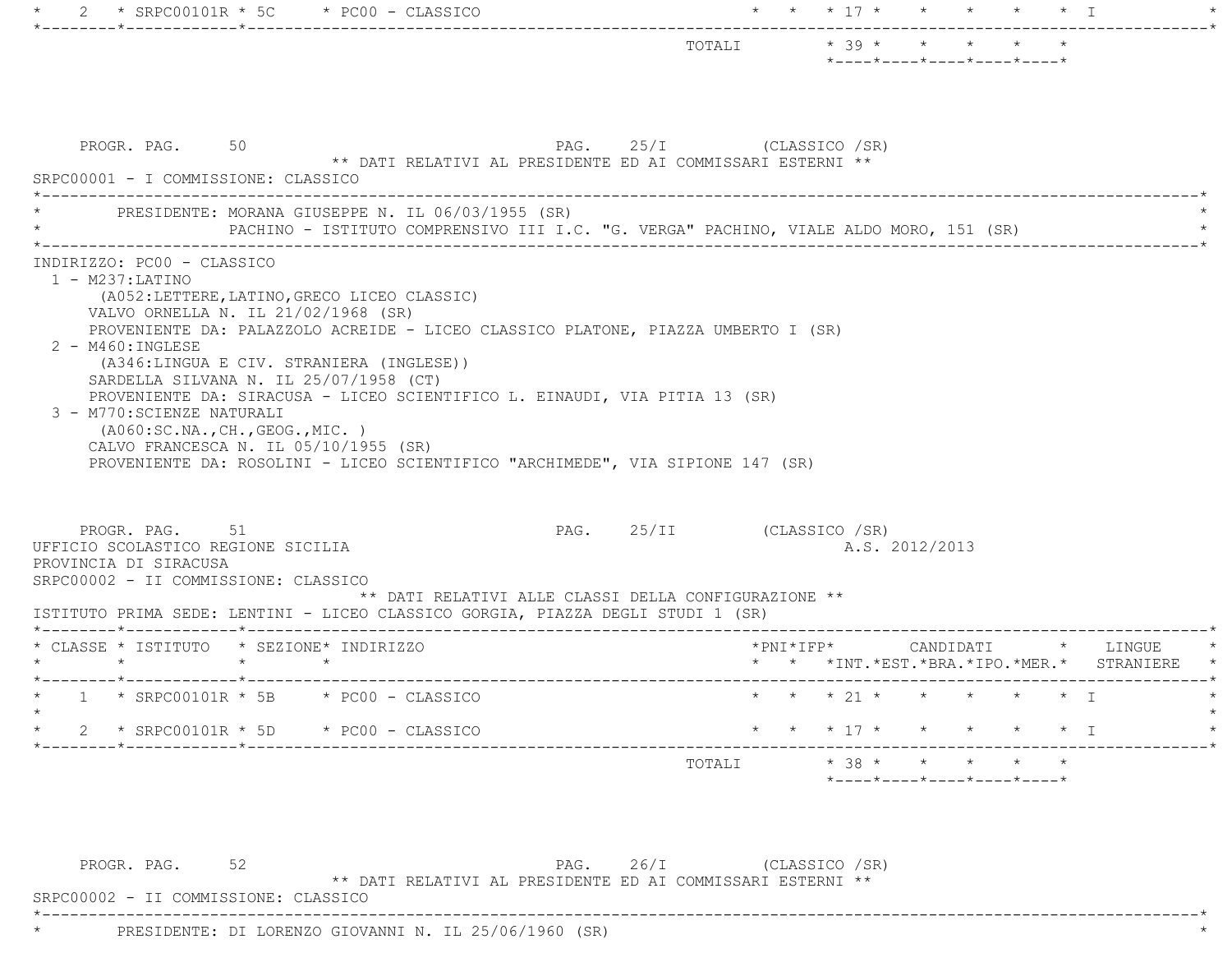| CLASSE | ISTITUTO | SEZIONE | INDIRIZZO | PNI | IFP | INT. | EST. | BRA. | IPO. | MER. | LINGUE STRANIERE |
|---|---|---|---|---|---|---|---|---|---|---|---|
| 2 | SRPC00101R | 5C | PC00 - CLASSICO | | | 17 | | | | | I |
| | | | TOTALI | | | 39 | | | | | |

PROGR. PAG. 50 PAG. 25/I (CLASSICO /SR)

** DATI RELATIVI AL PRESIDENTE ED AI COMMISSARI ESTERNI **

SRPC00001 - I COMMISSIONE: CLASSICO

PRESIDENTE: MORANA GIUSEPPE N. IL 06/03/1955 (SR)
PACHINO - ISTITUTO COMPRENSIVO III I.C. "G. VERGA" PACHINO, VIALE ALDO MORO, 151 (SR)

INDIRIZZO: PC00 - CLASSICO

1 - M237:LATINO
(A052:LETTERE,LATINO,GRECO LICEO CLASSIC)
VALVO ORNELLA N. IL 21/02/1968 (SR)
PROVENIENTE DA: PALAZZOLO ACREIDE - LICEO CLASSICO PLATONE, PIAZZA UMBERTO I (SR)

2 - M460:INGLESE
(A346:LINGUA E CIV. STRANIERA (INGLESE))
SARDELLA SILVANA N. IL 25/07/1958 (CT)
PROVENIENTE DA: SIRACUSA - LICEO SCIENTIFICO L. EINAUDI, VIA PITIA 13 (SR)

3 - M770:SCIENZE NATURALI
(A060:SC.NA.,CH.,GEOG.,MIC. )
CALVO FRANCESCA N. IL 05/10/1955 (SR)
PROVENIENTE DA: ROSOLINI - LICEO SCIENTIFICO "ARCHIMEDE", VIA SIPIONE 147 (SR)

PROGR. PAG. 51 PAG. 25/II (CLASSICO /SR)

UFFICIO SCOLASTICO REGIONE SICILIA A.S. 2012/2013

PROVINCIA DI SIRACUSA

SRPC00002 - II COMMISSIONE: CLASSICO

** DATI RELATIVI ALLE CLASSI DELLA CONFIGURAZIONE **

ISTITUTO PRIMA SEDE: LENTINI - LICEO CLASSICO GORGIA, PIAZZA DEGLI STUDI 1 (SR)

| CLASSE | ISTITUTO | SEZIONE | INDIRIZZO | PNI | IFP | CANDIDATI INT. | EST. | BRA. | IPO. | MER. | LINGUE STRANIERE |
|---|---|---|---|---|---|---|---|---|---|---|---|
| 1 | SRPC00101R | 5B | PC00 - CLASSICO | | | 21 | | | | | I |
| 2 | SRPC00101R | 5D | PC00 - CLASSICO | | | 17 | | | | | I |
| | | | TOTALI | | | 38 | | | | | |

PROGR. PAG. 52 PAG. 26/I (CLASSICO /SR)

** DATI RELATIVI AL PRESIDENTE ED AI COMMISSARI ESTERNI **

SRPC00002 - II COMMISSIONE: CLASSICO

PRESIDENTE: DI LORENZO GIOVANNI N. IL 25/06/1960 (SR)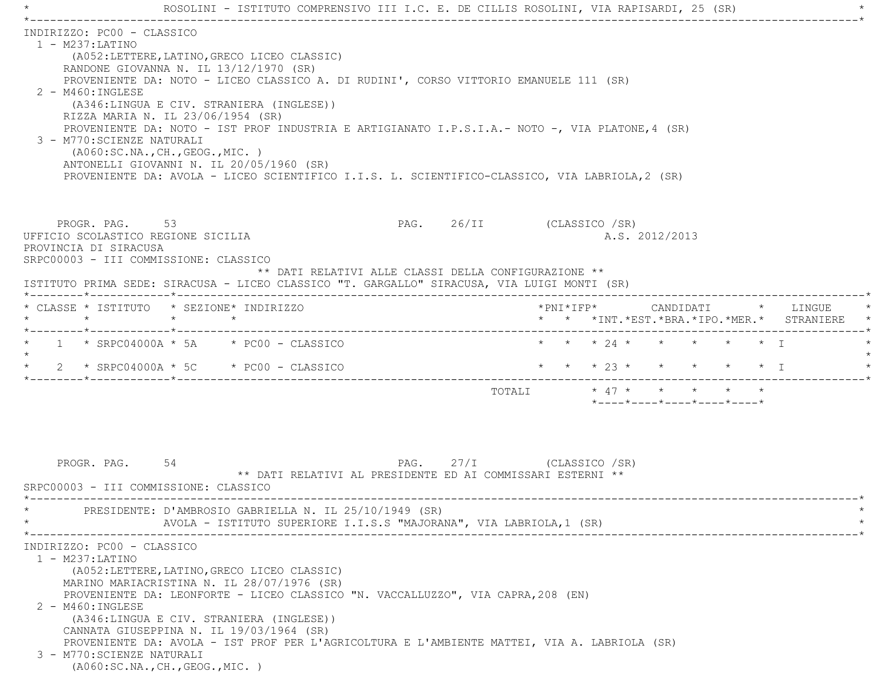ROSOLINI - ISTITUTO COMPRENSIVO III I.C. E. DE CILLIS ROSOLINI, VIA RAPISARDI, 25 (SR)

INDIRIZZO: PC00 - CLASSICO

1 - M237:LATINO
(A052:LETTERE,LATINO,GRECO LICEO CLASSIC)
RANDONE GIOVANNA N. IL 13/12/1970 (SR)
PROVENIENTE DA: NOTO - LICEO CLASSICO A. DI RUDINI', CORSO VITTORIO EMANUELE 111 (SR)

2 - M460:INGLESE
(A346:LINGUA E CIV. STRANIERA (INGLESE))
RIZZA MARIA N. IL 23/06/1954 (SR)
PROVENIENTE DA: NOTO - IST PROF INDUSTRIA E ARTIGIANATO I.P.S.I.A.- NOTO -, VIA PLATONE,4 (SR)

3 - M770:SCIENZE NATURALI
(A060:SC.NA.,CH.,GEOG.,MIC. )
ANTONELLI GIOVANNI N. IL 20/05/1960 (SR)
PROVENIENTE DA: AVOLA - LICEO SCIENTIFICO I.I.S. L. SCIENTIFICO-CLASSICO, VIA LABRIOLA,2 (SR)

PROGR. PAG. 53 PAG. 26/II (CLASSICO /SR)

UFFICIO SCOLASTICO REGIONE SICILIA A.S. 2012/2013
PROVINCIA DI SIRACUSA
SRPC00003 - III COMMISSIONE: CLASSICO

** DATI RELATIVI ALLE CLASSI DELLA CONFIGURAZIONE **

ISTITUTO PRIMA SEDE: SIRACUSA - LICEO CLASSICO "T. GARGALLO" SIRACUSA, VIA LUIGI MONTI (SR)

| CLASSE | ISTITUTO | SEZIONE | INDIRIZZO | PNI | IFP | CANDIDATI INT. | CANDIDATI EST. | CANDIDATI BRA. | CANDIDATI IPO. | CANDIDATI MER. | LINGUE STRANIERE |
|---|---|---|---|---|---|---|---|---|---|---|---|
| 1 | SRPC04000A | 5A | PC00 - CLASSICO | | | 24 | | | | | I |
| 2 | SRPC04000A | 5C | PC00 - CLASSICO | | | 23 | | | | | I |
| | | | | | TOTALI | 47 | | | | | |

PROGR. PAG. 54 PAG. 27/I (CLASSICO /SR)

** DATI RELATIVI AL PRESIDENTE ED AI COMMISSARI ESTERNI **

SRPC00003 - III COMMISSIONE: CLASSICO

PRESIDENTE: D'AMBROSIO GABRIELLA N. IL 25/10/1949 (SR)
AVOLA - ISTITUTO SUPERIORE I.I.S.S "MAJORANA", VIA LABRIOLA,1 (SR)

INDIRIZZO: PC00 - CLASSICO

1 - M237:LATINO
(A052:LETTERE,LATINO,GRECO LICEO CLASSIC)
MARINO MARIACRISTINA N. IL 28/07/1976 (SR)
PROVENIENTE DA: LEONFORTE - LICEO CLASSICO "N. VACCALLUZZO", VIA CAPRA,208 (EN)

2 - M460:INGLESE
(A346:LINGUA E CIV. STRANIERA (INGLESE))
CANNATA GIUSEPPINA N. IL 19/03/1964 (SR)
PROVENIENTE DA: AVOLA - IST PROF PER L'AGRICOLTURA E L'AMBIENTE MATTEI, VIA A. LABRIOLA (SR)

3 - M770:SCIENZE NATURALI
(A060:SC.NA.,CH.,GEOG.,MIC. )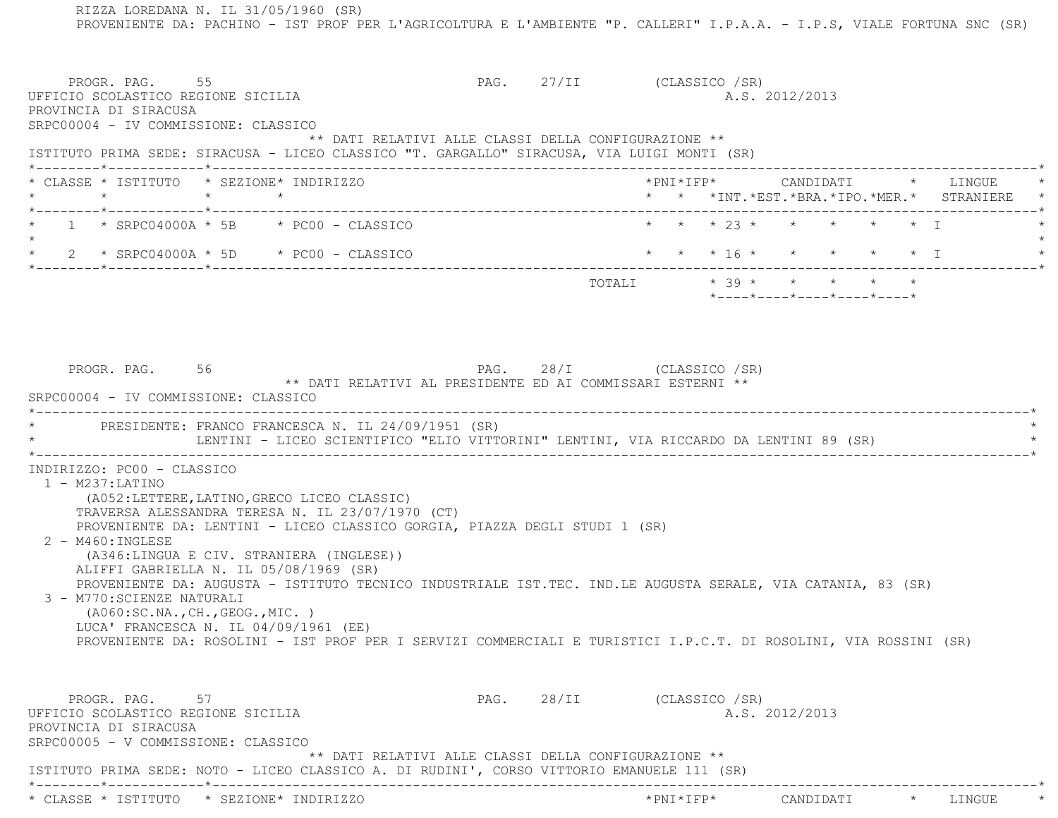RIZZA LOREDANA N. IL 31/05/1960 (SR)
PROVENIENTE DA: PACHINO - IST PROF PER L'AGRICOLTURA E L'AMBIENTE "P. CALLERI" I.P.A.A. - I.P.S, VIALE FORTUNA SNC (SR)

PROGR. PAG. 55 PAG. 27/II (CLASSICO /SR)
UFFICIO SCOLASTICO REGIONE SICILIA A.S. 2012/2013
PROVINCIA DI SIRACUSA
SRPC00004 - IV COMMISSIONE: CLASSICO

** DATI RELATIVI ALLE CLASSI DELLA CONFIGURAZIONE **

ISTITUTO PRIMA SEDE: SIRACUSA - LICEO CLASSICO "T. GARGALLO" SIRACUSA, VIA LUIGI MONTI (SR)

| CLASSE | ISTITUTO | SEZIONE | INDIRIZZO | PNI | IFP | CANDIDATI INT. | EST. | BRA. | IPO. | MER. | LINGUE STRANIERE |
|---|---|---|---|---|---|---|---|---|---|---|---|
| 1 | SRPC04000A | 5B | PC00 - CLASSICO | | | 23 | | | | | I |
| 2 | SRPC04000A | 5D | PC00 - CLASSICO | | | 16 | | | | | I |
| | | | TOTALI | | | 39 | | | | | |

PROGR. PAG. 56 PAG. 28/I (CLASSICO /SR)

** DATI RELATIVI AL PRESIDENTE ED AI COMMISSARI ESTERNI **

SRPC00004 - IV COMMISSIONE: CLASSICO

PRESIDENTE: FRANCO FRANCESCA N. IL 24/09/1951 (SR)
LENTINI - LICEO SCIENTIFICO "ELIO VITTORINI" LENTINI, VIA RICCARDO DA LENTINI 89 (SR)

INDIRIZZO: PC00 - CLASSICO

1 - M237:LATINO
(A052:LETTERE,LATINO,GRECO LICEO CLASSIC)
TRAVERSA ALESSANDRA TERESA N. IL 23/07/1970 (CT)
PROVENIENTE DA: LENTINI - LICEO CLASSICO GORGIA, PIAZZA DEGLI STUDI 1 (SR)

2 - M460:INGLESE
(A346:LINGUA E CIV. STRANIERA (INGLESE))
ALIFFI GABRIELLA N. IL 05/08/1969 (SR)
PROVENIENTE DA: AUGUSTA - ISTITUTO TECNICO INDUSTRIALE IST.TEC. IND.LE AUGUSTA SERALE, VIA CATANIA, 83 (SR)

3 - M770:SCIENZE NATURALI
(A060:SC.NA.,CH.,GEOG.,MIC. )
LUCA' FRANCESCA N. IL 04/09/1961 (EE)
PROVENIENTE DA: ROSOLINI - IST PROF PER I SERVIZI COMMERCIALI E TURISTICI I.P.C.T. DI ROSOLINI, VIA ROSSINI (SR)

PROGR. PAG. 57 PAG. 28/II (CLASSICO /SR)
UFFICIO SCOLASTICO REGIONE SICILIA A.S. 2012/2013
PROVINCIA DI SIRACUSA
SRPC00005 - V COMMISSIONE: CLASSICO

** DATI RELATIVI ALLE CLASSI DELLA CONFIGURAZIONE **

ISTITUTO PRIMA SEDE: NOTO - LICEO CLASSICO A. DI RUDINI', CORSO VITTORIO EMANUELE 111 (SR)

| CLASSE | ISTITUTO | SEZIONE | INDIRIZZO | PNI | IFP | CANDIDATI | LINGUE |
|---|---|---|---|---|---|---|---|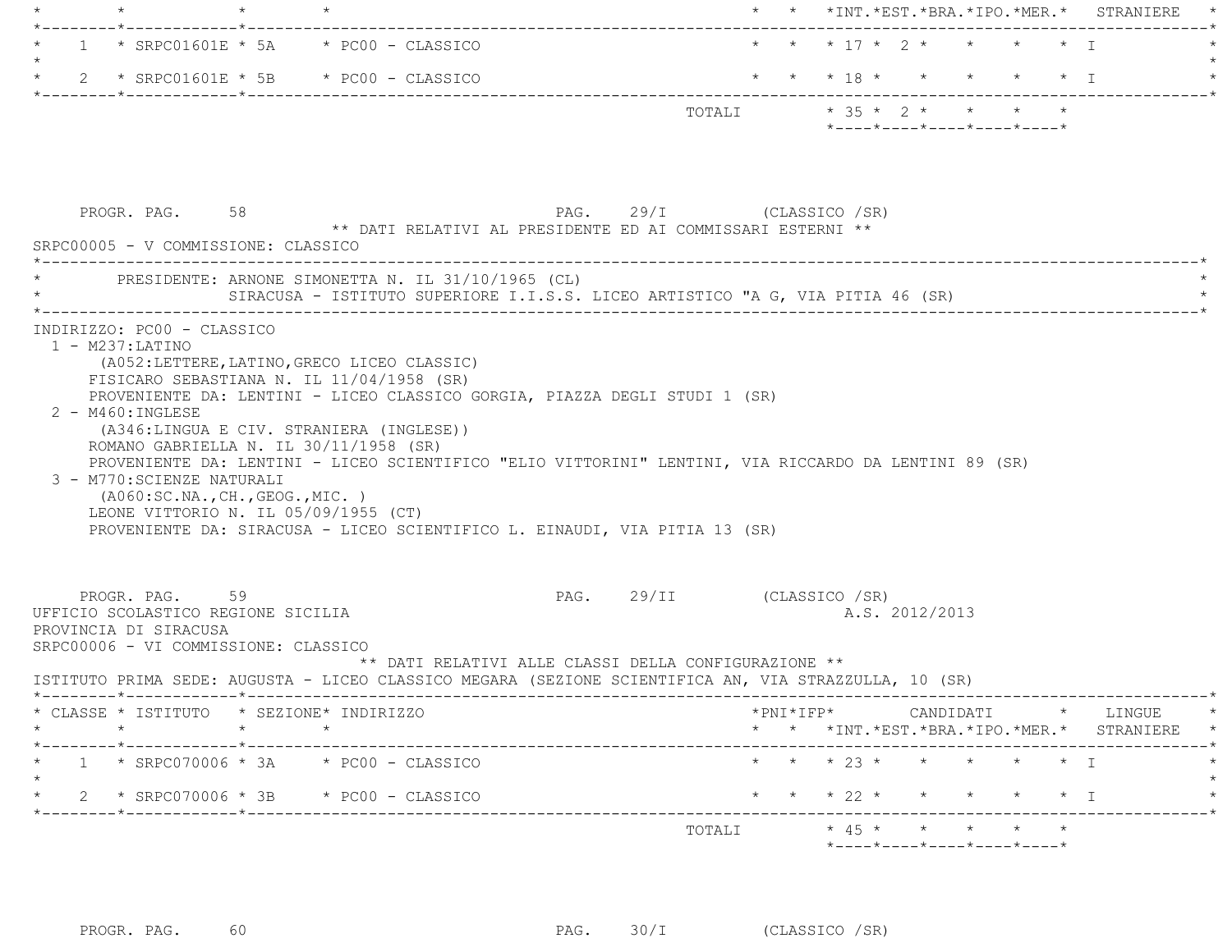| CLASSE | ISTITUTO | SEZIONE | INDIRIZZO | PNI | IFP | INT. | EST. | BRA. | IPO. | MER. | LINGUE STRANIERE |
|---|---|---|---|---|---|---|---|---|---|---|---|
| 1 | SRPC01601E | 5A | PC00 - CLASSICO | | | 17 | 2 | | | | I |
| 2 | SRPC01601E | 5B | PC00 - CLASSICO | | | 18 | | | | | I |
| | | | TOTALI | | | 35 | 2 | | | | |

PROGR. PAG. 58 PAG. 29/I (CLASSICO /SR)

** DATI RELATIVI AL PRESIDENTE ED AI COMMISSARI ESTERNI **

SRPC00005 - V COMMISSIONE: CLASSICO

PRESIDENTE: ARNONE SIMONETTA N. IL 31/10/1965 (CL)
SIRACUSA - ISTITUTO SUPERIORE I.I.S.S. LICEO ARTISTICO "A G, VIA PITIA 46 (SR)

INDIRIZZO: PC00 - CLASSICO

1 - M237:LATINO
(A052:LETTERE,LATINO,GRECO LICEO CLASSIC)
FISICARO SEBASTIANA N. IL 11/04/1958 (SR)
PROVENIENTE DA: LENTINI - LICEO CLASSICO GORGIA, PIAZZA DEGLI STUDI 1 (SR)

2 - M460:INGLESE
(A346:LINGUA E CIV. STRANIERA (INGLESE))
ROMANO GABRIELLA N. IL 30/11/1958 (SR)
PROVENIENTE DA: LENTINI - LICEO SCIENTIFICO "ELIO VITTORINI" LENTINI, VIA RICCARDO DA LENTINI 89 (SR)

3 - M770:SCIENZE NATURALI
(A060:SC.NA.,CH.,GEOG.,MIC. )
LEONE VITTORIO N. IL 05/09/1955 (CT)
PROVENIENTE DA: SIRACUSA - LICEO SCIENTIFICO L. EINAUDI, VIA PITIA 13 (SR)

PROGR. PAG. 59 PAG. 29/II (CLASSICO /SR)

UFFICIO SCOLASTICO REGIONE SICILIA A.S. 2012/2013
PROVINCIA DI SIRACUSA
SRPC00006 - VI COMMISSIONE: CLASSICO

** DATI RELATIVI ALLE CLASSI DELLA CONFIGURAZIONE **

ISTITUTO PRIMA SEDE: AUGUSTA - LICEO CLASSICO MEGARA (SEZIONE SCIENTIFICA AN, VIA STRAZZULLA, 10 (SR)

| CLASSE | ISTITUTO | SEZIONE | INDIRIZZO | PNI | IFP | INT. | EST. | BRA. | IPO. | MER. | LINGUE STRANIERE |
|---|---|---|---|---|---|---|---|---|---|---|---|
| 1 | SRPC070006 | 3A | PC00 - CLASSICO | | | 23 | | | | | I |
| 2 | SRPC070006 | 3B | PC00 - CLASSICO | | | 22 | | | | | I |
| | | | TOTALI | | | 45 | | | | | |

PROGR. PAG. 60 PAG. 30/I (CLASSICO /SR)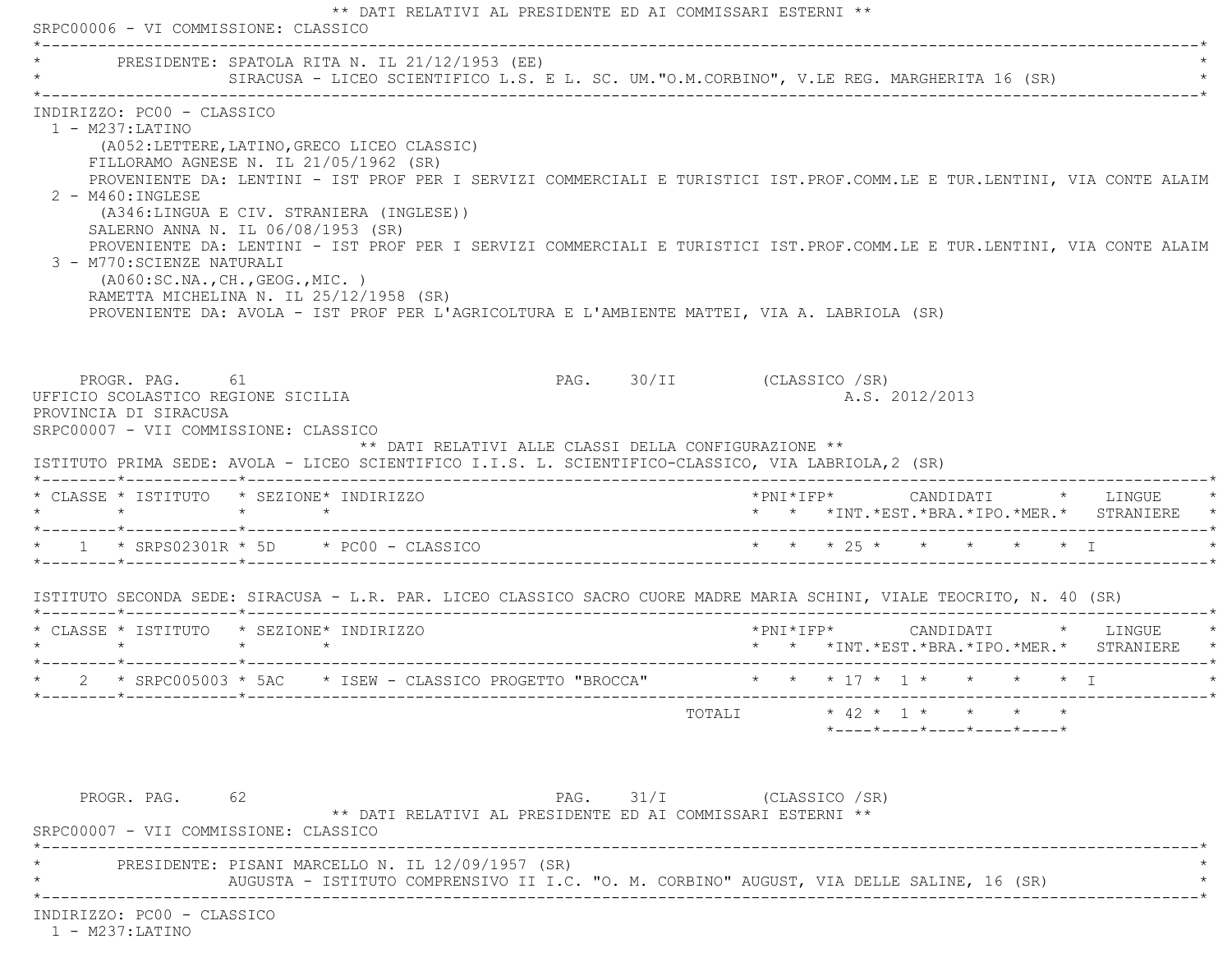** DATI RELATIVI AL PRESIDENTE ED AI COMMISSARI ESTERNI **

SRPC00006 - VI COMMISSIONE: CLASSICO

PRESIDENTE: SPATOLA RITA N. IL 21/12/1953 (EE)
SIRACUSA - LICEO SCIENTIFICO L.S. E L. SC. UM."O.M.CORBINO", V.LE REG. MARGHERITA 16 (SR)

INDIRIZZO: PC00 - CLASSICO

1 - M237:LATINO
(A052:LETTERE,LATINO,GRECO LICEO CLASSIC)
FILLORAMO AGNESE N. IL 21/05/1962 (SR)
PROVENIENTE DA: LENTINI - IST PROF PER I SERVIZI COMMERCIALI E TURISTICI IST.PROF.COMM.LE E TUR.LENTINI, VIA CONTE ALAIM

2 - M460:INGLESE
(A346:LINGUA E CIV. STRANIERA (INGLESE))
SALERNO ANNA N. IL 06/08/1953 (SR)
PROVENIENTE DA: LENTINI - IST PROF PER I SERVIZI COMMERCIALI E TURISTICI IST.PROF.COMM.LE E TUR.LENTINI, VIA CONTE ALAIM

3 - M770:SCIENZE NATURALI
(A060:SC.NA.,CH.,GEOG.,MIC. )
RAMETTA MICHELINA N. IL 25/12/1958 (SR)
PROVENIENTE DA: AVOLA - IST PROF PER L'AGRICOLTURA E L'AMBIENTE MATTEI, VIA A. LABRIOLA (SR)

UFFICIO SCOLASTICO REGIONE SICILIA — A.S. 2012/2013
PROVINCIA DI SIRACUSA

SRPC00007 - VII COMMISSIONE: CLASSICO

** DATI RELATIVI ALLE CLASSI DELLA CONFIGURAZIONE **

ISTITUTO PRIMA SEDE: AVOLA - LICEO SCIENTIFICO I.I.S. L. SCIENTIFICO-CLASSICO, VIA LABRIOLA,2 (SR)

| CLASSE | ISTITUTO | SEZIONE | INDIRIZZO | PNI | IFP | CANDIDATI INT. | CANDIDATI EST. | CANDIDATI BRA. | CANDIDATI IPO. | CANDIDATI MER. | LINGUE STRANIERE |
|---|---|---|---|---|---|---|---|---|---|---|---|
| 1 | SRPS02301R | 5D | PC00 - CLASSICO | | | 25 | | | | | I |

ISTITUTO SECONDA SEDE: SIRACUSA - L.R. PAR. LICEO CLASSICO SACRO CUORE MADRE MARIA SCHINI, VIALE TEOCRITO, N. 40 (SR)

| CLASSE | ISTITUTO | SEZIONE | INDIRIZZO | PNI | IFP | CANDIDATI INT. | CANDIDATI EST. | CANDIDATI BRA. | CANDIDATI IPO. | CANDIDATI MER. | LINGUE STRANIERE |
|---|---|---|---|---|---|---|---|---|---|---|---|
| 2 | SRPC005003 | 5AC | ISEW - CLASSICO PROGETTO "BROCCA" | | | 17 | 1 | | | | I |
| | | | TOTALI | | | 42 | 1 | | | | |

** DATI RELATIVI AL PRESIDENTE ED AI COMMISSARI ESTERNI **

SRPC00007 - VII COMMISSIONE: CLASSICO

PRESIDENTE: PISANI MARCELLO N. IL 12/09/1957 (SR)
AUGUSTA - ISTITUTO COMPRENSIVO II I.C. "O. M. CORBINO" AUGUST, VIA DELLE SALINE, 16 (SR)

INDIRIZZO: PC00 - CLASSICO

1 - M237:LATINO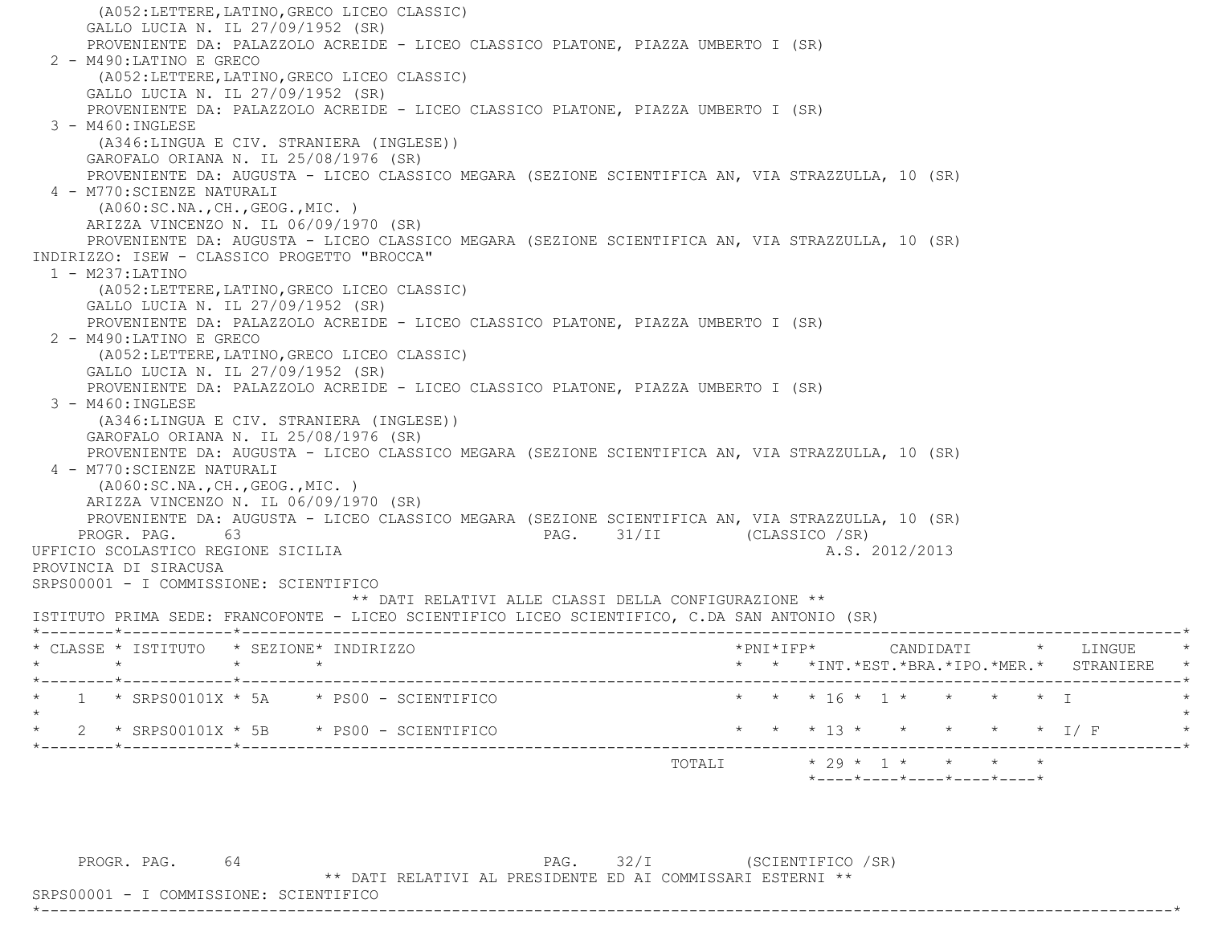(A052:LETTERE,LATINO,GRECO LICEO CLASSIC)
GALLO LUCIA N. IL 27/09/1952 (SR)
PROVENIENTE DA: PALAZZOLO ACREIDE - LICEO CLASSICO PLATONE, PIAZZA UMBERTO I (SR)

2 - M490:LATINO E GRECO
(A052:LETTERE,LATINO,GRECO LICEO CLASSIC)
GALLO LUCIA N. IL 27/09/1952 (SR)
PROVENIENTE DA: PALAZZOLO ACREIDE - LICEO CLASSICO PLATONE, PIAZZA UMBERTO I (SR)

3 - M460:INGLESE
(A346:LINGUA E CIV. STRANIERA (INGLESE))
GAROFALO ORIANA N. IL 25/08/1976 (SR)
PROVENIENTE DA: AUGUSTA - LICEO CLASSICO MEGARA (SEZIONE SCIENTIFICA AN, VIA STRAZZULLA, 10 (SR)

4 - M770:SCIENZE NATURALI
(A060:SC.NA.,CH.,GEOG.,MIC. )
ARIZZA VINCENZO N. IL 06/09/1970 (SR)
PROVENIENTE DA: AUGUSTA - LICEO CLASSICO MEGARA (SEZIONE SCIENTIFICA AN, VIA STRAZZULLA, 10 (SR)

INDIRIZZO: ISEW - CLASSICO PROGETTO "BROCCA"

1 - M237:LATINO
(A052:LETTERE,LATINO,GRECO LICEO CLASSIC)
GALLO LUCIA N. IL 27/09/1952 (SR)
PROVENIENTE DA: PALAZZOLO ACREIDE - LICEO CLASSICO PLATONE, PIAZZA UMBERTO I (SR)

2 - M490:LATINO E GRECO
(A052:LETTERE,LATINO,GRECO LICEO CLASSIC)
GALLO LUCIA N. IL 27/09/1952 (SR)
PROVENIENTE DA: PALAZZOLO ACREIDE - LICEO CLASSICO PLATONE, PIAZZA UMBERTO I (SR)

3 - M460:INGLESE
(A346:LINGUA E CIV. STRANIERA (INGLESE))
GAROFALO ORIANA N. IL 25/08/1976 (SR)
PROVENIENTE DA: AUGUSTA - LICEO CLASSICO MEGARA (SEZIONE SCIENTIFICA AN, VIA STRAZZULLA, 10 (SR)

4 - M770:SCIENZE NATURALI
(A060:SC.NA.,CH.,GEOG.,MIC. )
ARIZZA VINCENZO N. IL 06/09/1970 (SR)
PROVENIENTE DA: AUGUSTA - LICEO CLASSICO MEGARA (SEZIONE SCIENTIFICA AN, VIA STRAZZULLA, 10 (SR)

PROGR. PAG. 63 PAG. 31/II (CLASSICO /SR)

UFFICIO SCOLASTICO REGIONE SICILIA A.S. 2012/2013
PROVINCIA DI SIRACUSA
SRPS00001 - I COMMISSIONE: SCIENTIFICO

** DATI RELATIVI ALLE CLASSI DELLA CONFIGURAZIONE **

ISTITUTO PRIMA SEDE: FRANCOFONTE - LICEO SCIENTIFICO LICEO SCIENTIFICO, C.DA SAN ANTONIO (SR)

| CLASSE | ISTITUTO | SEZIONE | INDIRIZZO | PNI | IFP | CANDIDATI INT. | CANDIDATI EST. | CANDIDATI BRA. | CANDIDATI IPO. | CANDIDATI MER. | LINGUE STRANIERE |
|---|---|---|---|---|---|---|---|---|---|---|---|
| 1 | SRPS00101X | 5A | PS00 - SCIENTIFICO | | | 16 | 1 | | | | I |
| 2 | SRPS00101X | 5B | PS00 - SCIENTIFICO | | | 13 | | | | | I/ F |
| | | | TOTALI | | | 29 | 1 | | | | |

PROGR. PAG. 64 PAG. 32/I (SCIENTIFICO /SR)

** DATI RELATIVI AL PRESIDENTE ED AI COMMISSARI ESTERNI **

SRPS00001 - I COMMISSIONE: SCIENTIFICO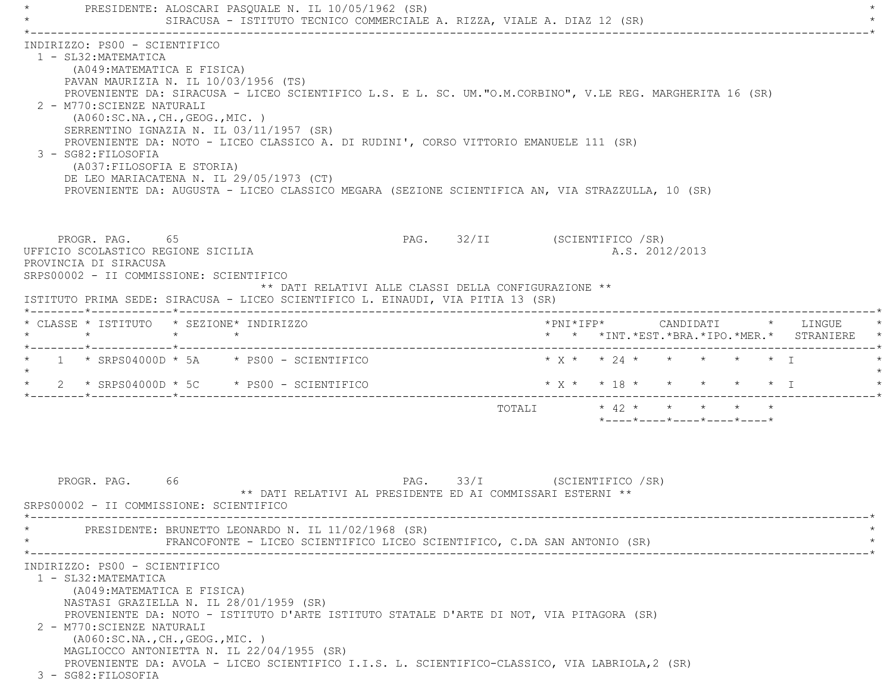PRESIDENTE: ALOSCARI PASQUALE N. IL 10/05/1962 (SR)
SIRACUSA - ISTITUTO TECNICO COMMERCIALE A. RIZZA, VIALE A. DIAZ 12 (SR)

INDIRIZZO: PS00 - SCIENTIFICO

1 - SL32:MATEMATICA
(A049:MATEMATICA E FISICA)
PAVAN MAURIZIA N. IL 10/03/1956 (TS)
PROVENIENTE DA: SIRACUSA - LICEO SCIENTIFICO L.S. E L. SC. UM."O.M.CORBINO", V.LE REG. MARGHERITA 16 (SR)

2 - M770:SCIENZE NATURALI
(A060:SC.NA.,CH.,GEOG.,MIC. )
SERRENTINO IGNAZIA N. IL 03/11/1957 (SR)
PROVENIENTE DA: NOTO - LICEO CLASSICO A. DI RUDINI', CORSO VITTORIO EMANUELE 111 (SR)

3 - SG82:FILOSOFIA
(A037:FILOSOFIA E STORIA)
DE LEO MARIACATENA N. IL 29/05/1973 (CT)
PROVENIENTE DA: AUGUSTA - LICEO CLASSICO MEGARA (SEZIONE SCIENTIFICA AN, VIA STRAZZULLA, 10 (SR)

PROGR. PAG. 65 PAG. 32/II (SCIENTIFICO /SR)

UFFICIO SCOLASTICO REGIONE SICILIA A.S. 2012/2013
PROVINCIA DI SIRACUSA
SRPS00002 - II COMMISSIONE: SCIENTIFICO

** DATI RELATIVI ALLE CLASSI DELLA CONFIGURAZIONE **

ISTITUTO PRIMA SEDE: SIRACUSA - LICEO SCIENTIFICO L. EINAUDI, VIA PITIA 13 (SR)

| CLASSE | ISTITUTO | SEZIONE | INDIRIZZO | PNI | IFP | CANDIDATI INT. | CANDIDATI EST. | CANDIDATI BRA. | CANDIDATI IPO. | CANDIDATI MER. | LINGUE STRANIERE |
|---|---|---|---|---|---|---|---|---|---|---|---|
| 1 | SRPS04000D | 5A | PS00 - SCIENTIFICO | X | | 24 | | | | | I |
| 2 | SRPS04000D | 5C | PS00 - SCIENTIFICO | X | | 18 | | | | | I |
| | | | TOTALI | | | 42 | | | | | |

PROGR. PAG. 66 PAG. 33/I (SCIENTIFICO /SR)

** DATI RELATIVI AL PRESIDENTE ED AI COMMISSARI ESTERNI **

SRPS00002 - II COMMISSIONE: SCIENTIFICO

PRESIDENTE: BRUNETTO LEONARDO N. IL 11/02/1968 (SR)
FRANCOFONTE - LICEO SCIENTIFICO LICEO SCIENTIFICO, C.DA SAN ANTONIO (SR)

INDIRIZZO: PS00 - SCIENTIFICO

1 - SL32:MATEMATICA
(A049:MATEMATICA E FISICA)
NASTASI GRAZIELLA N. IL 28/01/1959 (SR)
PROVENIENTE DA: NOTO - ISTITUTO D'ARTE ISTITUTO STATALE D'ARTE DI NOT, VIA PITAGORA (SR)

2 - M770:SCIENZE NATURALI
(A060:SC.NA.,CH.,GEOG.,MIC. )
MAGLIOCCO ANTONIETTA N. IL 22/04/1955 (SR)
PROVENIENTE DA: AVOLA - LICEO SCIENTIFICO I.I.S. L. SCIENTIFICO-CLASSICO, VIA LABRIOLA,2 (SR)

3 - SG82:FILOSOFIA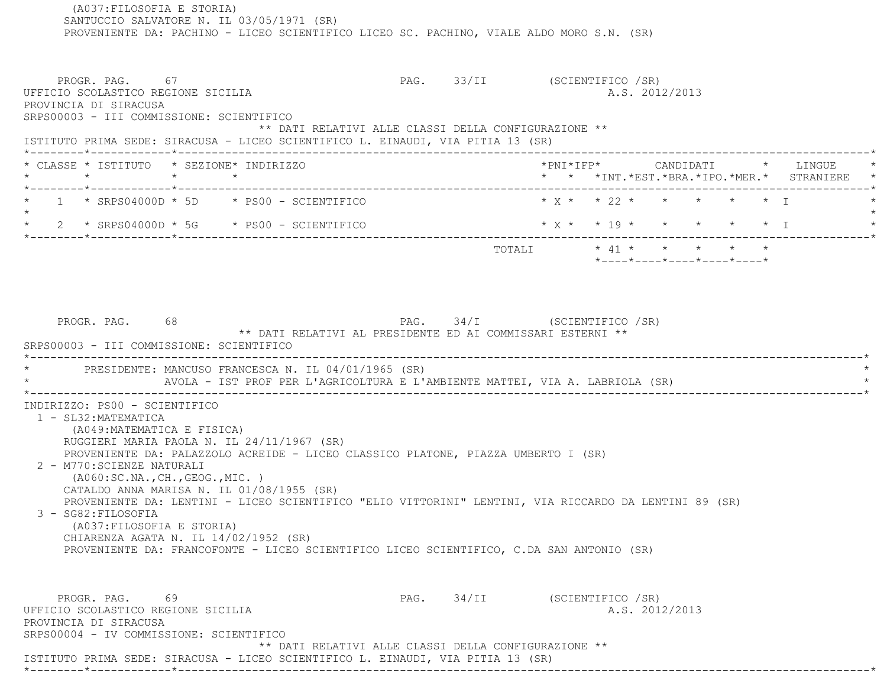(A037:FILOSOFIA E STORIA)
SANTUCCIO SALVATORE N. IL 03/05/1971 (SR)
PROVENIENTE DA: PACHINO - LICEO SCIENTIFICO LICEO SC. PACHINO, VIALE ALDO MORO S.N. (SR)

PROGR. PAG. 67 PAG. 33/II (SCIENTIFICO /SR)

UFFICIO SCOLASTICO REGIONE SICILIA A.S. 2012/2013
PROVINCIA DI SIRACUSA
SRPS00003 - III COMMISSIONE: SCIENTIFICO

** DATI RELATIVI ALLE CLASSI DELLA CONFIGURAZIONE **

ISTITUTO PRIMA SEDE: SIRACUSA - LICEO SCIENTIFICO L. EINAUDI, VIA PITIA 13 (SR)

| CLASSE | ISTITUTO | SEZIONE | INDIRIZZO | PNI | IFP | CANDIDATI INT. | EST. | BRA. | IPO. | MER. | LINGUE STRANIERE |
|---|---|---|---|---|---|---|---|---|---|---|---|
| 1 | SRPS04000D | 5D | PS00 - SCIENTIFICO | X | | 22 | | | | | I |
| 2 | SRPS04000D | 5G | PS00 - SCIENTIFICO | X | | 19 | | | | | I |
| | | | | | TOTALI | 41 | | | | | |

PROGR. PAG. 68 PAG. 34/I (SCIENTIFICO /SR)

** DATI RELATIVI AL PRESIDENTE ED AI COMMISSARI ESTERNI **

SRPS00003 - III COMMISSIONE: SCIENTIFICO

PRESIDENTE: MANCUSO FRANCESCA N. IL 04/01/1965 (SR)
AVOLA - IST PROF PER L'AGRICOLTURA E L'AMBIENTE MATTEI, VIA A. LABRIOLA (SR)

INDIRIZZO: PS00 - SCIENTIFICO

1 - SL32:MATEMATICA
(A049:MATEMATICA E FISICA)
RUGGIERI MARIA PAOLA N. IL 24/11/1967 (SR)
PROVENIENTE DA: PALAZZOLO ACREIDE - LICEO CLASSICO PLATONE, PIAZZA UMBERTO I (SR)

2 - M770:SCIENZE NATURALI
(A060:SC.NA.,CH.,GEOG.,MIC. )
CATALDO ANNA MARISA N. IL 01/08/1955 (SR)
PROVENIENTE DA: LENTINI - LICEO SCIENTIFICO "ELIO VITTORINI" LENTINI, VIA RICCARDO DA LENTINI 89 (SR)

3 - SG82:FILOSOFIA
(A037:FILOSOFIA E STORIA)
CHIARENZA AGATA N. IL 14/02/1952 (SR)
PROVENIENTE DA: FRANCOFONTE - LICEO SCIENTIFICO LICEO SCIENTIFICO, C.DA SAN ANTONIO (SR)

PROGR. PAG. 69 PAG. 34/II (SCIENTIFICO /SR)

UFFICIO SCOLASTICO REGIONE SICILIA A.S. 2012/2013
PROVINCIA DI SIRACUSA
SRPS00004 - IV COMMISSIONE: SCIENTIFICO

** DATI RELATIVI ALLE CLASSI DELLA CONFIGURAZIONE **

ISTITUTO PRIMA SEDE: SIRACUSA - LICEO SCIENTIFICO L. EINAUDI, VIA PITIA 13 (SR)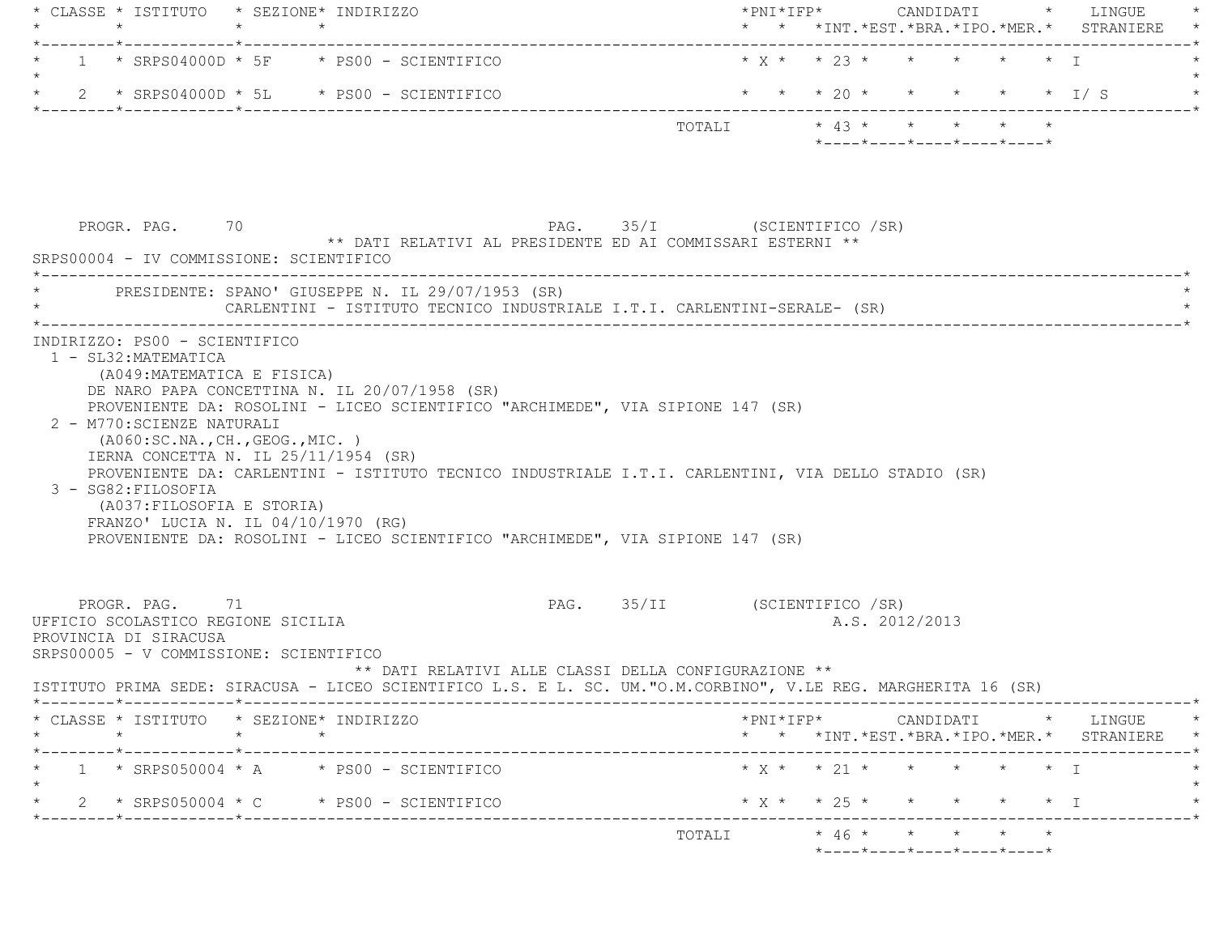| CLASSE | ISTITUTO | SEZIONE | INDIRIZZO | PNI | IFP | CANDIDATI INT. | EST. | BRA. | IPO. | MER. | LINGUE STRANIERE |
|---|---|---|---|---|---|---|---|---|---|---|---|
| 1 | SRPS04000D | 5F | PS00 - SCIENTIFICO | X | | 23 | | | | | I |
| 2 | SRPS04000D | 5L | PS00 - SCIENTIFICO | | | 20 | | | | | I/ S |
| | | | TOTALI | | | 43 | | | | | |

PROGR. PAG. 70 PAG. 35/I (SCIENTIFICO /SR)

** DATI RELATIVI AL PRESIDENTE ED AI COMMISSARI ESTERNI **

SRPS00004 - IV COMMISSIONE: SCIENTIFICO

PRESIDENTE: SPANO' GIUSEPPE N. IL 29/07/1953 (SR)
CARLENTINI - ISTITUTO TECNICO INDUSTRIALE I.T.I. CARLENTINI-SERALE- (SR)

INDIRIZZO: PS00 - SCIENTIFICO

1 - SL32:MATEMATICA
(A049:MATEMATICA E FISICA)
DE NARO PAPA CONCETTINA N. IL 20/07/1958 (SR)
PROVENIENTE DA: ROSOLINI - LICEO SCIENTIFICO "ARCHIMEDE", VIA SIPIONE 147 (SR)

2 - M770:SCIENZE NATURALI
(A060:SC.NA.,CH.,GEOG.,MIC. )
IERNA CONCETTA N. IL 25/11/1954 (SR)
PROVENIENTE DA: CARLENTINI - ISTITUTO TECNICO INDUSTRIALE I.T.I. CARLENTINI, VIA DELLO STADIO (SR)

3 - SG82:FILOSOFIA
(A037:FILOSOFIA E STORIA)
FRANZO' LUCIA N. IL 04/10/1970 (RG)
PROVENIENTE DA: ROSOLINI - LICEO SCIENTIFICO "ARCHIMEDE", VIA SIPIONE 147 (SR)

PROGR. PAG. 71 PAG. 35/II (SCIENTIFICO /SR)

UFFICIO SCOLASTICO REGIONE SICILIA A.S. 2012/2013

PROVINCIA DI SIRACUSA

SRPS00005 - V COMMISSIONE: SCIENTIFICO

** DATI RELATIVI ALLE CLASSI DELLA CONFIGURAZIONE **

ISTITUTO PRIMA SEDE: SIRACUSA - LICEO SCIENTIFICO L.S. E L. SC. UM."O.M.CORBINO", V.LE REG. MARGHERITA 16 (SR)

| CLASSE | ISTITUTO | SEZIONE | INDIRIZZO | PNI | IFP | CANDIDATI INT. | EST. | BRA. | IPO. | MER. | LINGUE STRANIERE |
|---|---|---|---|---|---|---|---|---|---|---|---|
| 1 | SRPS050004 | A | PS00 - SCIENTIFICO | X | | 21 | | | | | I |
| 2 | SRPS050004 | C | PS00 - SCIENTIFICO | X | | 25 | | | | | I |
| | | | TOTALI | | | 46 | | | | | |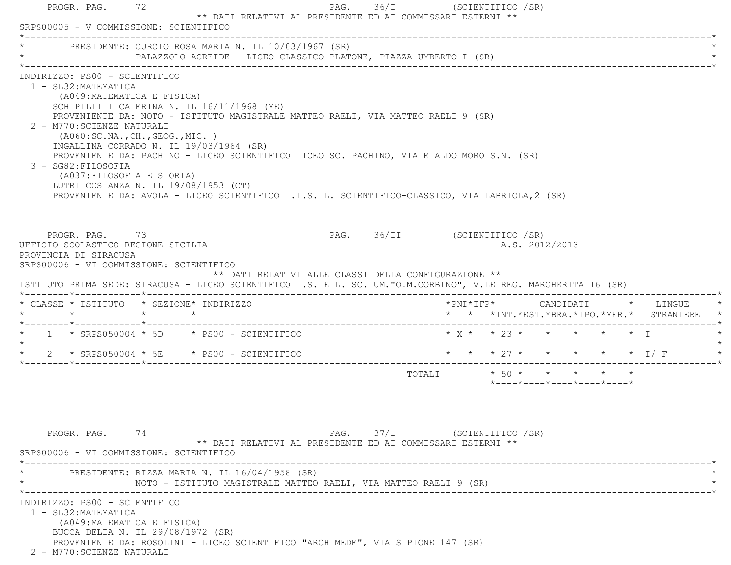** DATI RELATIVI AL PRESIDENTE ED AI COMMISSARI ESTERNI **

SRPS00005 - V COMMISSIONE: SCIENTIFICO

PRESIDENTE: CURCIO ROSA MARIA N. IL 10/03/1967 (SR)
PALAZZOLO ACREIDE - LICEO CLASSICO PLATONE, PIAZZA UMBERTO I (SR)

INDIRIZZO: PS00 - SCIENTIFICO

1 - SL32:MATEMATICA
(A049:MATEMATICA E FISICA)
SCHIPILLITI CATERINA N. IL 16/11/1968 (ME)
PROVENIENTE DA: NOTO - ISTITUTO MAGISTRALE MATTEO RAELI, VIA MATTEO RAELI 9 (SR)

2 - M770:SCIENZE NATURALI
(A060:SC.NA.,CH.,GEOG.,MIC. )
INGALLINA CORRADO N. IL 19/03/1964 (SR)
PROVENIENTE DA: PACHINO - LICEO SCIENTIFICO LICEO SC. PACHINO, VIALE ALDO MORO S.N. (SR)

3 - SG82:FILOSOFIA
(A037:FILOSOFIA E STORIA)
LUTRI COSTANZA N. IL 19/08/1953 (CT)
PROVENIENTE DA: AVOLA - LICEO SCIENTIFICO I.I.S. L. SCIENTIFICO-CLASSICO, VIA LABRIOLA,2 (SR)

UFFICIO SCOLASTICO REGIONE SICILIA — A.S. 2012/2013

PROVINCIA DI SIRACUSA

SRPS00006 - VI COMMISSIONE: SCIENTIFICO

** DATI RELATIVI ALLE CLASSI DELLA CONFIGURAZIONE **

ISTITUTO PRIMA SEDE: SIRACUSA - LICEO SCIENTIFICO L.S. E L. SC. UM."O.M.CORBINO", V.LE REG. MARGHERITA 16 (SR)

| CLASSE | ISTITUTO | SEZIONE | INDIRIZZO | PNI | IFP | CANDIDATI INT. | EST. | BRA. | IPO. | MER. | LINGUE STRANIERE |
|---|---|---|---|---|---|---|---|---|---|---|---|
| 1 | SRPS050004 | 5D | PS00 - SCIENTIFICO | X | | 23 | | | | | I |
| 2 | SRPS050004 | 5E | PS00 - SCIENTIFICO | | | 27 | | | | | I/ F |
| | | | TOTALI | | | 50 | | | | | |

** DATI RELATIVI AL PRESIDENTE ED AI COMMISSARI ESTERNI **

SRPS00006 - VI COMMISSIONE: SCIENTIFICO

PRESIDENTE: RIZZA MARIA N. IL 16/04/1958 (SR)
NOTO - ISTITUTO MAGISTRALE MATTEO RAELI, VIA MATTEO RAELI 9 (SR)

INDIRIZZO: PS00 - SCIENTIFICO

1 - SL32:MATEMATICA
(A049:MATEMATICA E FISICA)
BUCCA DELIA N. IL 29/08/1972 (SR)
PROVENIENTE DA: ROSOLINI - LICEO SCIENTIFICO "ARCHIMEDE", VIA SIPIONE 147 (SR)

2 - M770:SCIENZE NATURALI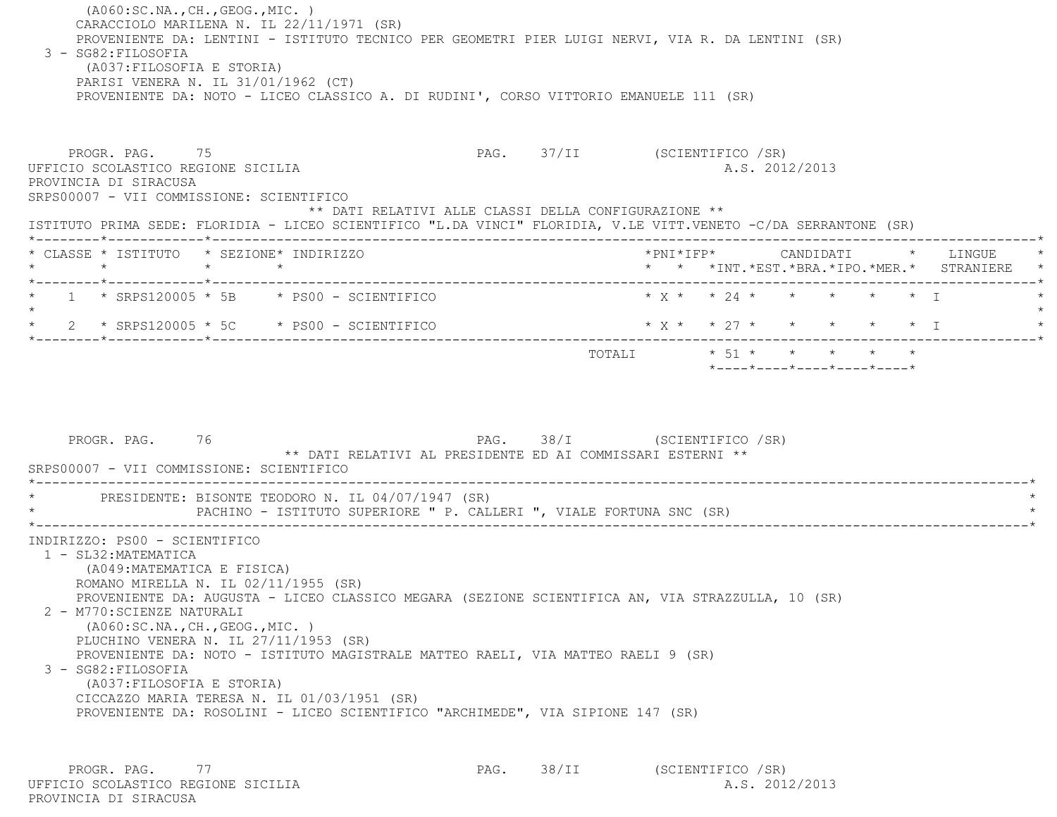(A060:SC.NA.,CH.,GEOG.,MIC. )
CARACCIOLO MARILENA N. IL 22/11/1971 (SR)
PROVENIENTE DA: LENTINI - ISTITUTO TECNICO PER GEOMETRI PIER LUIGI NERVI, VIA R. DA LENTINI (SR)

3 - SG82:FILOSOFIA
(A037:FILOSOFIA E STORIA)
PARISI VENERA N. IL 31/01/1962 (CT)
PROVENIENTE DA: NOTO - LICEO CLASSICO A. DI RUDINI', CORSO VITTORIO EMANUELE 111 (SR)

PROGR. PAG. 75 PAG. 37/II (SCIENTIFICO /SR)
UFFICIO SCOLASTICO REGIONE SICILIA A.S. 2012/2013
PROVINCIA DI SIRACUSA
SRPS00007 - VII COMMISSIONE: SCIENTIFICO

** DATI RELATIVI ALLE CLASSI DELLA CONFIGURAZIONE **

ISTITUTO PRIMA SEDE: FLORIDIA - LICEO SCIENTIFICO "L.DA VINCI" FLORIDIA, V.LE VITT.VENETO -C/DA SERRANTONE (SR)

| CLASSE | ISTITUTO | SEZIONE | INDIRIZZO | PNI | IFP | CANDIDATI INT. | CANDIDATI EST. | CANDIDATI BRA. | CANDIDATI IPO. | CANDIDATI MER. | LINGUE STRANIERE |
|---|---|---|---|---|---|---|---|---|---|---|---|
| 1 | SRPS120005 | 5B | PS00 - SCIENTIFICO | X | | 24 | | | | | I |
| 2 | SRPS120005 | 5C | PS00 - SCIENTIFICO | X | | 27 | | | | | I |
| | | | TOTALI | | | 51 | | | | | |

PROGR. PAG. 76 PAG. 38/I (SCIENTIFICO /SR)

** DATI RELATIVI AL PRESIDENTE ED AI COMMISSARI ESTERNI **

SRPS00007 - VII COMMISSIONE: SCIENTIFICO

PRESIDENTE: BISONTE TEODORO N. IL 04/07/1947 (SR)
PACHINO - ISTITUTO SUPERIORE " P. CALLERI ", VIALE FORTUNA SNC (SR)

INDIRIZZO: PS00 - SCIENTIFICO

1 - SL32:MATEMATICA
(A049:MATEMATICA E FISICA)
ROMANO MIRELLA N. IL 02/11/1955 (SR)
PROVENIENTE DA: AUGUSTA - LICEO CLASSICO MEGARA (SEZIONE SCIENTIFICA AN, VIA STRAZZULLA, 10 (SR)

2 - M770:SCIENZE NATURALI
(A060:SC.NA.,CH.,GEOG.,MIC. )
PLUCHINO VENERA N. IL 27/11/1953 (SR)
PROVENIENTE DA: NOTO - ISTITUTO MAGISTRALE MATTEO RAELI, VIA MATTEO RAELI 9 (SR)

3 - SG82:FILOSOFIA
(A037:FILOSOFIA E STORIA)
CICCAZZO MARIA TERESA N. IL 01/03/1951 (SR)
PROVENIENTE DA: ROSOLINI - LICEO SCIENTIFICO "ARCHIMEDE", VIA SIPIONE 147 (SR)

PROGR. PAG. 77 PAG. 38/II (SCIENTIFICO /SR)
UFFICIO SCOLASTICO REGIONE SICILIA A.S. 2012/2013
PROVINCIA DI SIRACUSA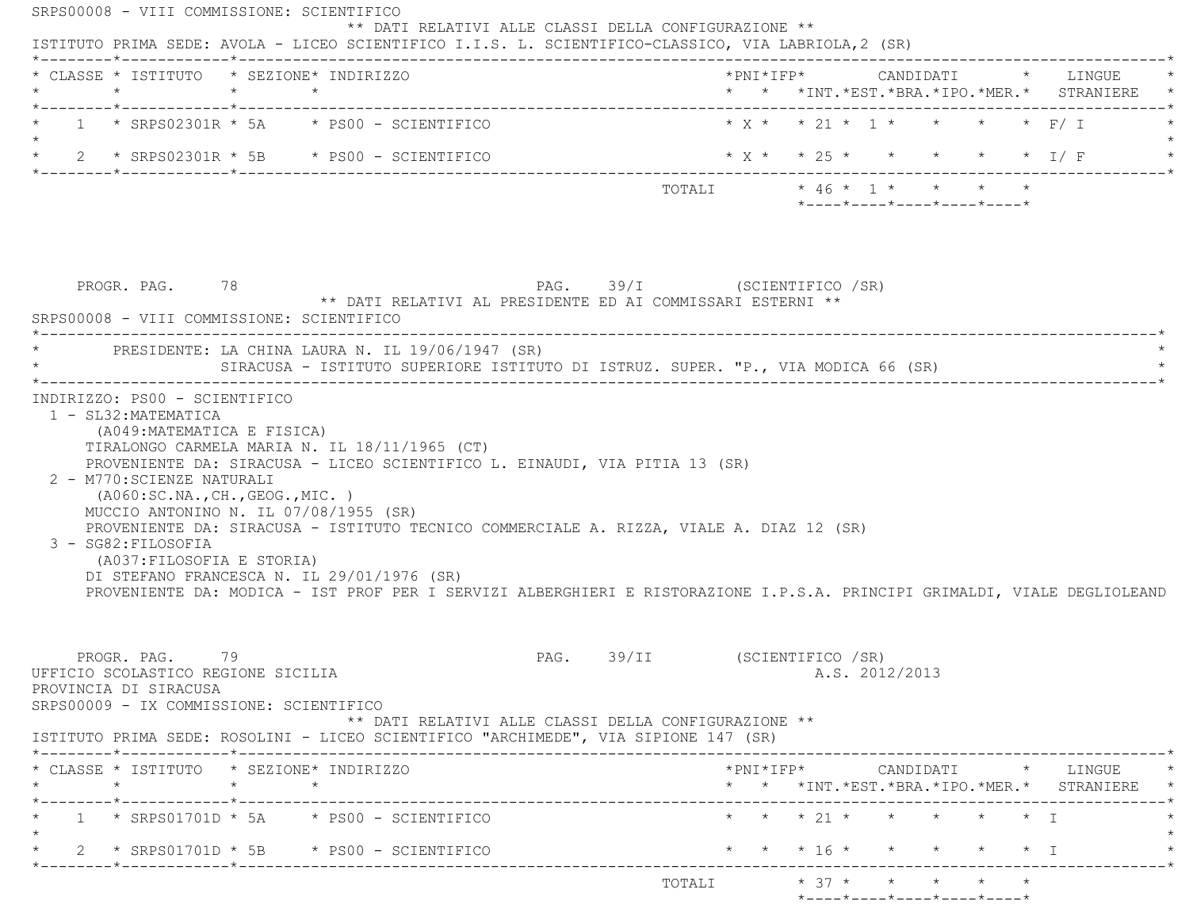SRPS00008 - VIII COMMISSIONE: SCIENTIFICO

** DATI RELATIVI ALLE CLASSI DELLA CONFIGURAZIONE **

ISTITUTO PRIMA SEDE: AVOLA - LICEO SCIENTIFICO I.I.S. L. SCIENTIFICO-CLASSICO, VIA LABRIOLA,2 (SR)

| CLASSE | ISTITUTO | SEZIONE | INDIRIZZO | PNI | IFP | CANDIDATI INT. | CANDIDATI EST. | CANDIDATI BRA. | CANDIDATI IPO. | CANDIDATI MER. | LINGUE STRANIERE |
|---|---|---|---|---|---|---|---|---|---|---|---|
| 1 | SRPS02301R | 5A | PS00 - SCIENTIFICO | X | | 21 | 1 | | | | F/ I |
| 2 | SRPS02301R | 5B | PS00 - SCIENTIFICO | X | | 25 | | | | | I/ F |
| | | | TOTALI | | | 46 | 1 | | | | |

PROGR. PAG. 78 PAG. 39/I (SCIENTIFICO /SR)

** DATI RELATIVI AL PRESIDENTE ED AI COMMISSARI ESTERNI **

SRPS00008 - VIII COMMISSIONE: SCIENTIFICO

PRESIDENTE: LA CHINA LAURA N. IL 19/06/1947 (SR)
SIRACUSA - ISTITUTO SUPERIORE ISTITUTO DI ISTRUZ. SUPER. "P., VIA MODICA 66 (SR)

INDIRIZZO: PS00 - SCIENTIFICO

1 - SL32:MATEMATICA
(A049:MATEMATICA E FISICA)
TIRALONGO CARMELA MARIA N. IL 18/11/1965 (CT)
PROVENIENTE DA: SIRACUSA - LICEO SCIENTIFICO L. EINAUDI, VIA PITIA 13 (SR)

2 - M770:SCIENZE NATURALI
(A060:SC.NA.,CH.,GEOG.,MIC. )
MUCCIO ANTONINO N. IL 07/08/1955 (SR)
PROVENIENTE DA: SIRACUSA - ISTITUTO TECNICO COMMERCIALE A. RIZZA, VIALE A. DIAZ 12 (SR)

3 - SG82:FILOSOFIA
(A037:FILOSOFIA E STORIA)
DI STEFANO FRANCESCA N. IL 29/01/1976 (SR)
PROVENIENTE DA: MODICA - IST PROF PER I SERVIZI ALBERGHIERI E RISTORAZIONE I.P.S.A. PRINCIPI GRIMALDI, VIALE DEGLIOLEAND

PROGR. PAG. 79 PAG. 39/II (SCIENTIFICO /SR)

UFFICIO SCOLASTICO REGIONE SICILIA A.S. 2012/2013

PROVINCIA DI SIRACUSA

SRPS00009 - IX COMMISSIONE: SCIENTIFICO

** DATI RELATIVI ALLE CLASSI DELLA CONFIGURAZIONE **

ISTITUTO PRIMA SEDE: ROSOLINI - LICEO SCIENTIFICO "ARCHIMEDE", VIA SIPIONE 147 (SR)

| CLASSE | ISTITUTO | SEZIONE | INDIRIZZO | PNI | IFP | CANDIDATI INT. | CANDIDATI EST. | CANDIDATI BRA. | CANDIDATI IPO. | CANDIDATI MER. | LINGUE STRANIERE |
|---|---|---|---|---|---|---|---|---|---|---|---|
| 1 | SRPS01701D | 5A | PS00 - SCIENTIFICO | | | 21 | | | | | I |
| 2 | SRPS01701D | 5B | PS00 - SCIENTIFICO | | | 16 | | | | | I |
| | | | TOTALI | | | 37 | | | | | |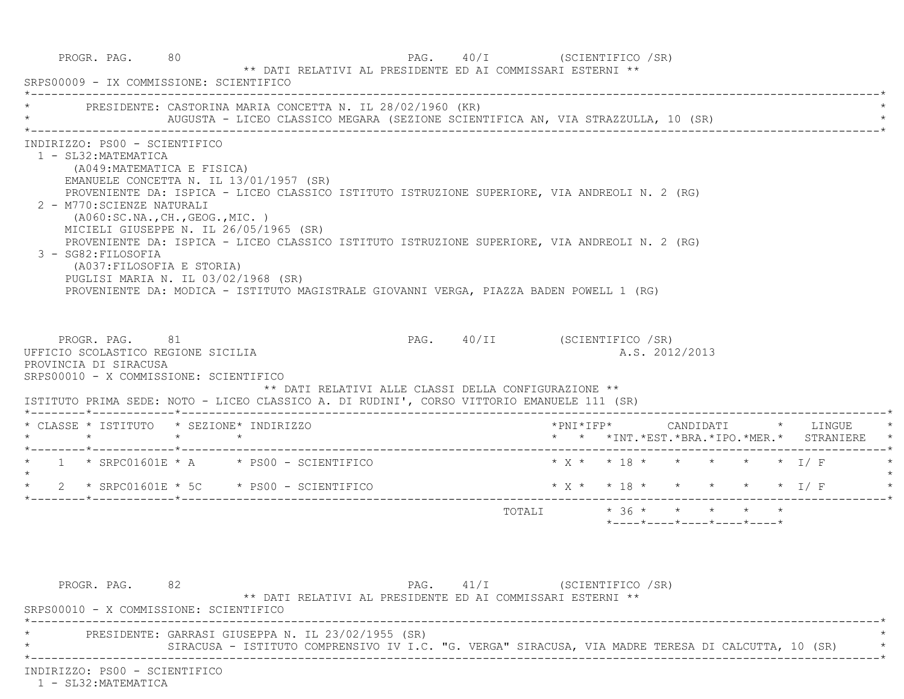PROGR. PAG. 80 PAG. 40/I (SCIENTIFICO /SR)

** DATI RELATIVI AL PRESIDENTE ED AI COMMISSARI ESTERNI **

SRPS00009 - IX COMMISSIONE: SCIENTIFICO

PRESIDENTE: CASTORINA MARIA CONCETTA N. IL 28/02/1960 (KR)
AUGUSTA - LICEO CLASSICO MEGARA (SEZIONE SCIENTIFICA AN, VIA STRAZZULLA, 10 (SR)

INDIRIZZO: PS00 - SCIENTIFICO

1 - SL32:MATEMATICA
(A049:MATEMATICA E FISICA)
EMANUELE CONCETTA N. IL 13/01/1957 (SR)
PROVENIENTE DA: ISPICA - LICEO CLASSICO ISTITUTO ISTRUZIONE SUPERIORE, VIA ANDREOLI N. 2 (RG)

2 - M770:SCIENZE NATURALI
(A060:SC.NA.,CH.,GEOG.,MIC. )
MICIELI GIUSEPPE N. IL 26/05/1965 (SR)
PROVENIENTE DA: ISPICA - LICEO CLASSICO ISTITUTO ISTRUZIONE SUPERIORE, VIA ANDREOLI N. 2 (RG)

3 - SG82:FILOSOFIA
(A037:FILOSOFIA E STORIA)
PUGLISI MARIA N. IL 03/02/1968 (SR)
PROVENIENTE DA: MODICA - ISTITUTO MAGISTRALE GIOVANNI VERGA, PIAZZA BADEN POWELL 1 (RG)

PROGR. PAG. 81 PAG. 40/II (SCIENTIFICO /SR)

UFFICIO SCOLASTICO REGIONE SICILIA A.S. 2012/2013

PROVINCIA DI SIRACUSA

SRPS00010 - X COMMISSIONE: SCIENTIFICO

** DATI RELATIVI ALLE CLASSI DELLA CONFIGURAZIONE **

ISTITUTO PRIMA SEDE: NOTO - LICEO CLASSICO A. DI RUDINI', CORSO VITTORIO EMANUELE 111 (SR)

| CLASSE | ISTITUTO | SEZIONE | INDIRIZZO | PNI | IFP | CANDIDATI INT. | EST. | BRA. | IPO. | MER. | LINGUE STRANIERE |
|---|---|---|---|---|---|---|---|---|---|---|---|
| 1 | SRPC01601E | A | PS00 - SCIENTIFICO | X | | 18 | | | | | I/ F |
| 2 | SRPC01601E | 5C | PS00 - SCIENTIFICO | X | | 18 | | | | | I/ F |
| | | | TOTALI | | | 36 | | | | | |

PROGR. PAG. 82 PAG. 41/I (SCIENTIFICO /SR)

** DATI RELATIVI AL PRESIDENTE ED AI COMMISSARI ESTERNI **

SRPS00010 - X COMMISSIONE: SCIENTIFICO

PRESIDENTE: GARRASI GIUSEPPA N. IL 23/02/1955 (SR)
SIRACUSA - ISTITUTO COMPRENSIVO IV I.C. "G. VERGA" SIRACUSA, VIA MADRE TERESA DI CALCUTTA, 10 (SR)

INDIRIZZO: PS00 - SCIENTIFICO

1 - SL32:MATEMATICA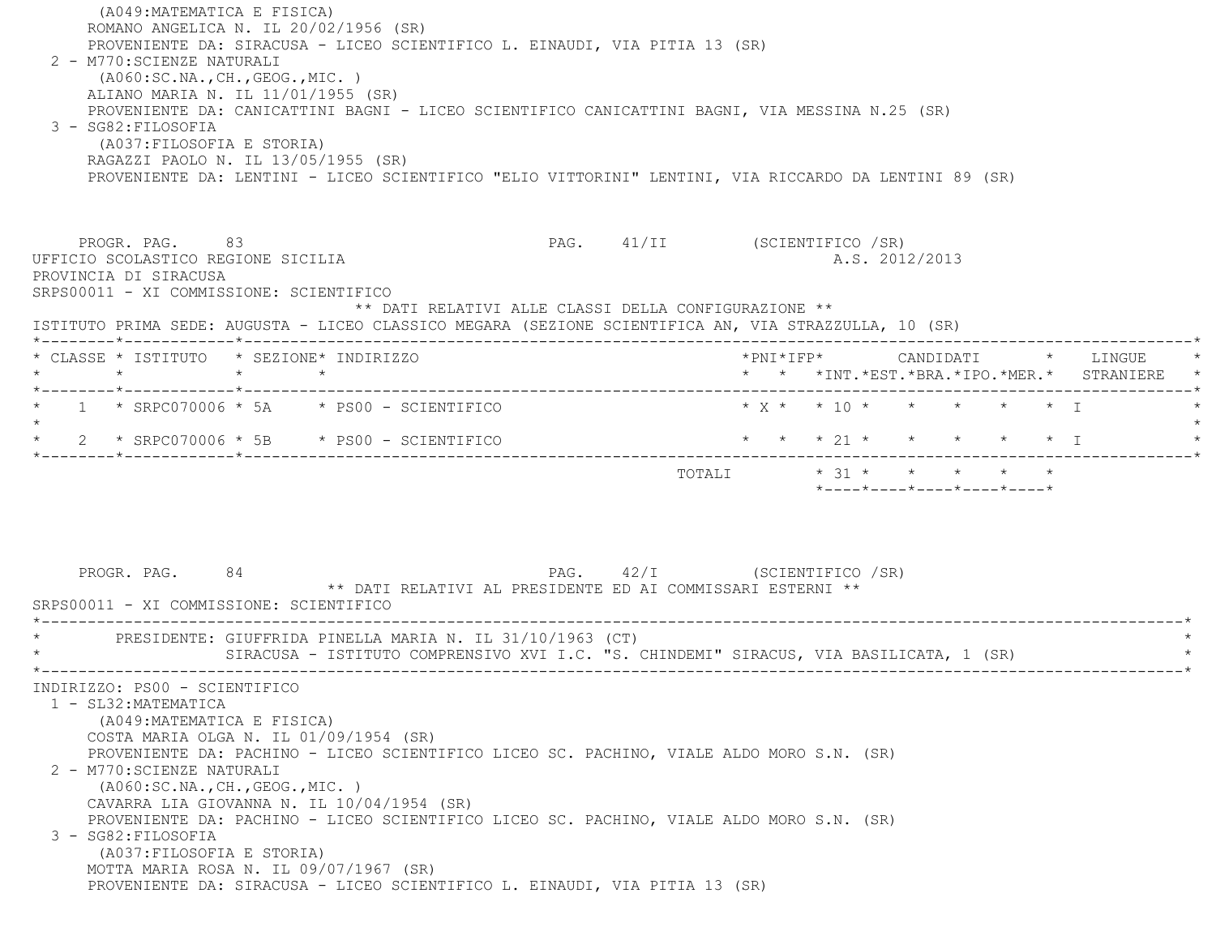(A049:MATEMATICA E FISICA)
ROMANO ANGELICA N. IL 20/02/1956 (SR)
PROVENIENTE DA: SIRACUSA - LICEO SCIENTIFICO L. EINAUDI, VIA PITIA 13 (SR)

2 - M770:SCIENZE NATURALI
(A060:SC.NA.,CH.,GEOG.,MIC. )
ALIANO MARIA N. IL 11/01/1955 (SR)
PROVENIENTE DA: CANICATTINI BAGNI - LICEO SCIENTIFICO CANICATTINI BAGNI, VIA MESSINA N.25 (SR)

3 - SG82:FILOSOFIA
(A037:FILOSOFIA E STORIA)
RAGAZZI PAOLO N. IL 13/05/1955 (SR)
PROVENIENTE DA: LENTINI - LICEO SCIENTIFICO "ELIO VITTORINI" LENTINI, VIA RICCARDO DA LENTINI 89 (SR)

PROGR. PAG. 83 PAG. 41/II (SCIENTIFICO /SR)

UFFICIO SCOLASTICO REGIONE SICILIA A.S. 2012/2013
PROVINCIA DI SIRACUSA
SRPS00011 - XI COMMISSIONE: SCIENTIFICO

** DATI RELATIVI ALLE CLASSI DELLA CONFIGURAZIONE **

ISTITUTO PRIMA SEDE: AUGUSTA - LICEO CLASSICO MEGARA (SEZIONE SCIENTIFICA AN, VIA STRAZZULLA, 10 (SR)

| CLASSE | ISTITUTO | SEZIONE | INDIRIZZO | PNI | IFP | CANDIDATI INT. | EST. | BRA. | IPO. | MER. | LINGUE STRANIERE |
|---|---|---|---|---|---|---|---|---|---|---|---|
| 1 | SRPC070006 | 5A | PS00 - SCIENTIFICO | X | | 10 | | | | | I |
| 2 | SRPC070006 | 5B | PS00 - SCIENTIFICO | | | 21 | | | | | I |
| | | | TOTALI | | | 31 | | | | | |

PROGR. PAG. 84 PAG. 42/I (SCIENTIFICO /SR)

** DATI RELATIVI AL PRESIDENTE ED AI COMMISSARI ESTERNI **

SRPS00011 - XI COMMISSIONE: SCIENTIFICO

PRESIDENTE: GIUFFRIDA PINELLA MARIA N. IL 31/10/1963 (CT)
SIRACUSA - ISTITUTO COMPRENSIVO XVI I.C. "S. CHINDEMI" SIRACUS, VIA BASILICATA, 1 (SR)

INDIRIZZO: PS00 - SCIENTIFICO

1 - SL32:MATEMATICA
(A049:MATEMATICA E FISICA)
COSTA MARIA OLGA N. IL 01/09/1954 (SR)
PROVENIENTE DA: PACHINO - LICEO SCIENTIFICO LICEO SC. PACHINO, VIALE ALDO MORO S.N. (SR)

2 - M770:SCIENZE NATURALI
(A060:SC.NA.,CH.,GEOG.,MIC. )
CAVARRA LIA GIOVANNA N. IL 10/04/1954 (SR)
PROVENIENTE DA: PACHINO - LICEO SCIENTIFICO LICEO SC. PACHINO, VIALE ALDO MORO S.N. (SR)

3 - SG82:FILOSOFIA
(A037:FILOSOFIA E STORIA)
MOTTA MARIA ROSA N. IL 09/07/1967 (SR)
PROVENIENTE DA: SIRACUSA - LICEO SCIENTIFICO L. EINAUDI, VIA PITIA 13 (SR)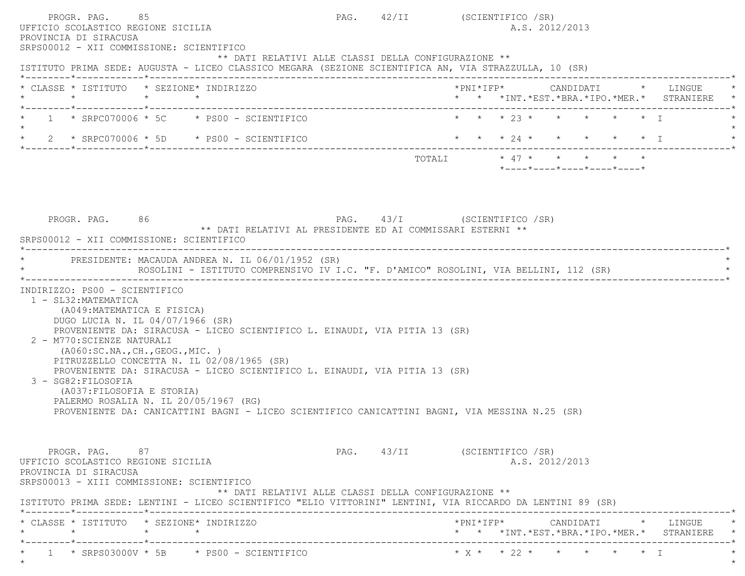PROGR. PAG. 85 PAG. 42/II (SCIENTIFICO /SR)

UFFICIO SCOLASTICO REGIONE SICILIA A.S. 2012/2013

PROVINCIA DI SIRACUSA

SRPS00012 - XII COMMISSIONE: SCIENTIFICO

** DATI RELATIVI ALLE CLASSI DELLA CONFIGURAZIONE **

ISTITUTO PRIMA SEDE: AUGUSTA - LICEO CLASSICO MEGARA (SEZIONE SCIENTIFICA AN, VIA STRAZZULLA, 10 (SR)

| CLASSE | ISTITUTO | SEZIONE | INDIRIZZO | PNI | IFP | CANDIDATI INT. | EST. | BRA. | IPO. | MER. | LINGUE STRANIERE |
|---|---|---|---|---|---|---|---|---|---|---|---|
| 1 | SRPC070006 | 5C | PS00 - SCIENTIFICO | | | 23 | | | | | I |
| 2 | SRPC070006 | 5D | PS00 - SCIENTIFICO | | | 24 | | | | | I |
| | | | TOTALI | | | 47 | | | | | |

PROGR. PAG. 86 PAG. 43/I (SCIENTIFICO /SR)

** DATI RELATIVI AL PRESIDENTE ED AI COMMISSARI ESTERNI **

SRPS00012 - XII COMMISSIONE: SCIENTIFICO

PRESIDENTE: MACAUDA ANDREA N. IL 06/01/1952 (SR)
ROSOLINI - ISTITUTO COMPRENSIVO IV I.C. "F. D'AMICO" ROSOLINI, VIA BELLINI, 112 (SR)

INDIRIZZO: PS00 - SCIENTIFICO

1 - SL32:MATEMATICA
(A049:MATEMATICA E FISICA)
DUGO LUCIA N. IL 04/07/1966 (SR)
PROVENIENTE DA: SIRACUSA - LICEO SCIENTIFICO L. EINAUDI, VIA PITIA 13 (SR)

2 - M770:SCIENZE NATURALI
(A060:SC.NA.,CH.,GEOG.,MIC. )
PITRUZZELLO CONCETTA N. IL 02/08/1965 (SR)
PROVENIENTE DA: SIRACUSA - LICEO SCIENTIFICO L. EINAUDI, VIA PITIA 13 (SR)

3 - SG82:FILOSOFIA
(A037:FILOSOFIA E STORIA)
PALERMO ROSALIA N. IL 20/05/1967 (RG)
PROVENIENTE DA: CANICATTINI BAGNI - LICEO SCIENTIFICO CANICATTINI BAGNI, VIA MESSINA N.25 (SR)

PROGR. PAG. 87 PAG. 43/II (SCIENTIFICO /SR)

UFFICIO SCOLASTICO REGIONE SICILIA A.S. 2012/2013

PROVINCIA DI SIRACUSA

SRPS00013 - XIII COMMISSIONE: SCIENTIFICO

** DATI RELATIVI ALLE CLASSI DELLA CONFIGURAZIONE **

ISTITUTO PRIMA SEDE: LENTINI - LICEO SCIENTIFICO "ELIO VITTORINI" LENTINI, VIA RICCARDO DA LENTINI 89 (SR)

| CLASSE | ISTITUTO | SEZIONE | INDIRIZZO | PNI | IFP | CANDIDATI INT. | EST. | BRA. | IPO. | MER. | LINGUE STRANIERE |
|---|---|---|---|---|---|---|---|---|---|---|---|
| 1 | SRPS03000V | 5B | PS00 - SCIENTIFICO | X | | 22 | | | | | I |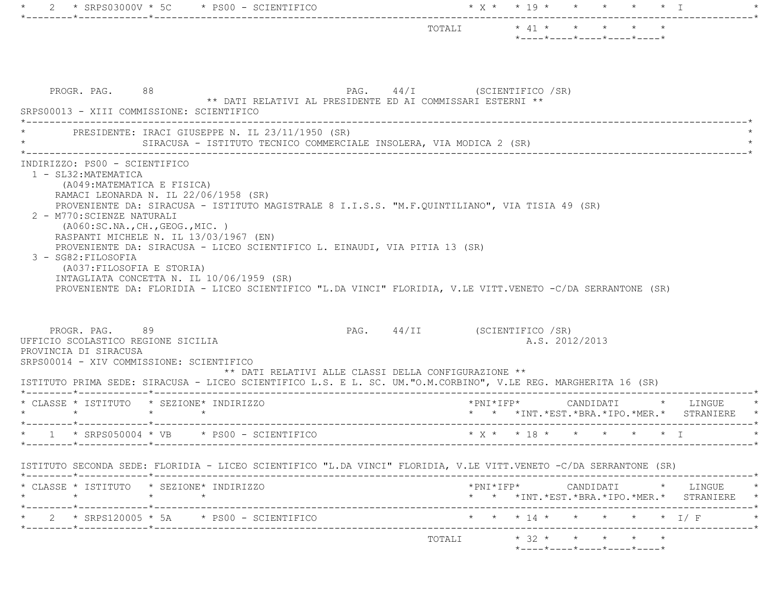| CLASSE | ISTITUTO | SEZIONE | INDIRIZZO | PNI | IFP | INT. | EST. | BRA. | IPO. | MER. | LINGUE STRANIERE |
|---|---|---|---|---|---|---|---|---|---|---|---|
| 2 | SRPS03000V | 5C | PS00 - SCIENTIFICO | X | | 19 | | | | | I |
| | | | TOTALI | | | 41 | | | | | |

PROGR. PAG. 88 PAG. 44/I (SCIENTIFICO /SR)

** DATI RELATIVI AL PRESIDENTE ED AI COMMISSARI ESTERNI **

SRPS00013 - XIII COMMISSIONE: SCIENTIFICO

PRESIDENTE: IRACI GIUSEPPE N. IL 23/11/1950 (SR)
SIRACUSA - ISTITUTO TECNICO COMMERCIALE INSOLERA, VIA MODICA 2 (SR)

INDIRIZZO: PS00 - SCIENTIFICO

1 - SL32:MATEMATICA
(A049:MATEMATICA E FISICA)
RAMACI LEONARDA N. IL 22/06/1958 (SR)
PROVENIENTE DA: SIRACUSA - ISTITUTO MAGISTRALE 8 I.I.S.S. "M.F.QUINTILIANO", VIA TISIA 49 (SR)

2 - M770:SCIENZE NATURALI
(A060:SC.NA.,CH.,GEOG.,MIC. )
RASPANTI MICHELE N. IL 13/03/1967 (EN)
PROVENIENTE DA: SIRACUSA - LICEO SCIENTIFICO L. EINAUDI, VIA PITIA 13 (SR)

3 - SG82:FILOSOFIA
(A037:FILOSOFIA E STORIA)
INTAGLIATA CONCETTA N. IL 10/06/1959 (SR)
PROVENIENTE DA: FLORIDIA - LICEO SCIENTIFICO "L.DA VINCI" FLORIDIA, V.LE VITT.VENETO -C/DA SERRANTONE (SR)

PROGR. PAG. 89 PAG. 44/II (SCIENTIFICO /SR)

UFFICIO SCOLASTICO REGIONE SICILIA A.S. 2012/2013

PROVINCIA DI SIRACUSA

SRPS00014 - XIV COMMISSIONE: SCIENTIFICO

** DATI RELATIVI ALLE CLASSI DELLA CONFIGURAZIONE **

ISTITUTO PRIMA SEDE: SIRACUSA - LICEO SCIENTIFICO L.S. E L. SC. UM."O.M.CORBINO", V.LE REG. MARGHERITA 16 (SR)

| CLASSE | ISTITUTO | SEZIONE | INDIRIZZO | PNI | IFP | INT. | EST. | BRA. | IPO. | MER. | LINGUE STRANIERE |
|---|---|---|---|---|---|---|---|---|---|---|---|
| 1 | SRPS050004 | VB | PS00 - SCIENTIFICO | X | | 18 | | | | | I |

ISTITUTO SECONDA SEDE: FLORIDIA - LICEO SCIENTIFICO "L.DA VINCI" FLORIDIA, V.LE VITT.VENETO -C/DA SERRANTONE (SR)

| CLASSE | ISTITUTO | SEZIONE | INDIRIZZO | PNI | IFP | INT. | EST. | BRA. | IPO. | MER. | LINGUE STRANIERE |
|---|---|---|---|---|---|---|---|---|---|---|---|
| 2 | SRPS120005 | 5A | PS00 - SCIENTIFICO | | | 14 | | | | | I/ F |
| | | | TOTALI | | | 32 | | | | | |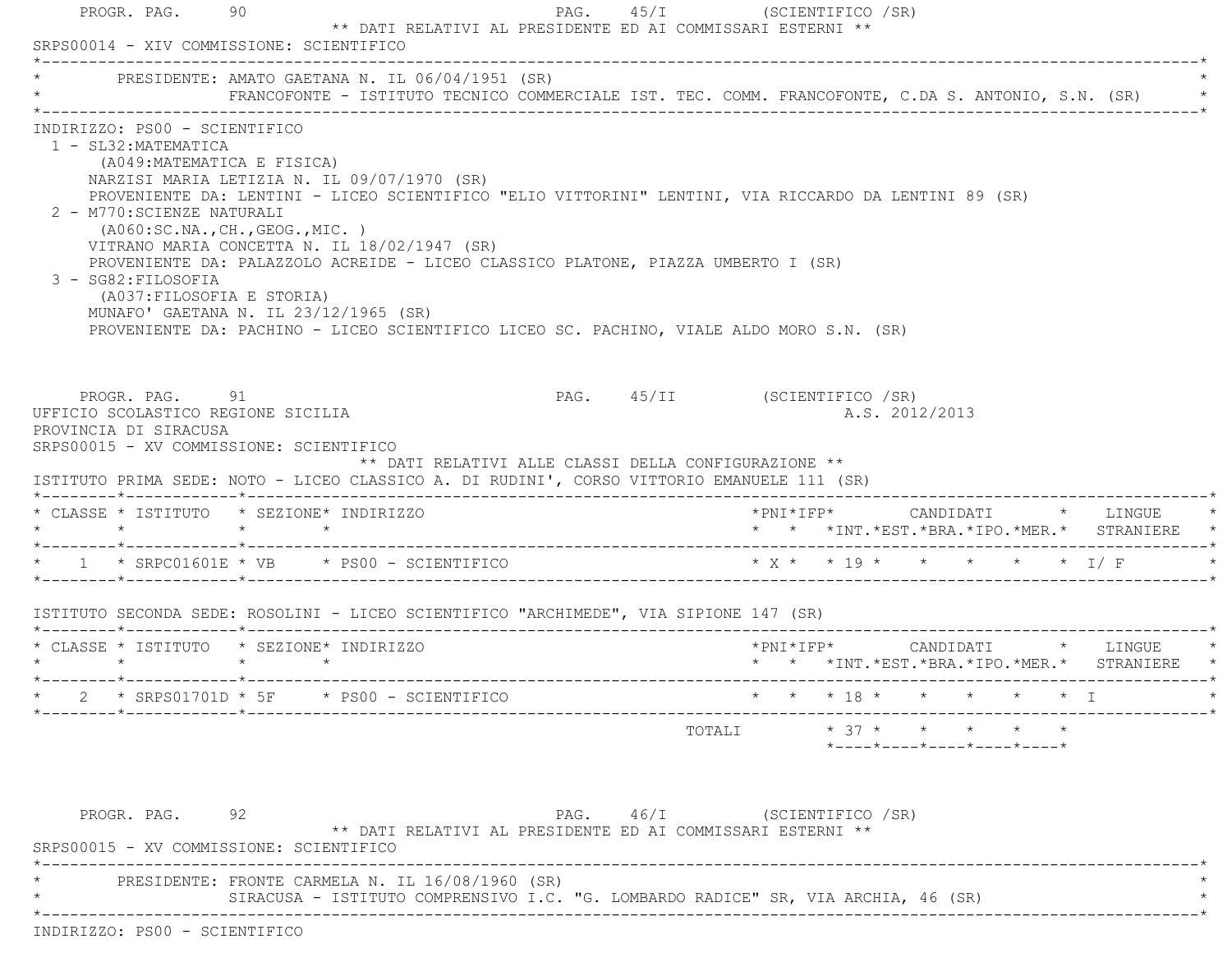** DATI RELATIVI AL PRESIDENTE ED AI COMMISSARI ESTERNI **

SRPS00014 - XIV COMMISSIONE: SCIENTIFICO

PRESIDENTE: AMATO GAETANA N. IL 06/04/1951 (SR)
FRANCOFONTE - ISTITUTO TECNICO COMMERCIALE IST. TEC. COMM. FRANCOFONTE, C.DA S. ANTONIO, S.N. (SR)

INDIRIZZO: PS00 - SCIENTIFICO

1 - SL32:MATEMATICA
(A049:MATEMATICA E FISICA)
NARZISI MARIA LETIZIA N. IL 09/07/1970 (SR)
PROVENIENTE DA: LENTINI - LICEO SCIENTIFICO "ELIO VITTORINI" LENTINI, VIA RICCARDO DA LENTINI 89 (SR)

2 - M770:SCIENZE NATURALI
(A060:SC.NA.,CH.,GEOG.,MIC. )
VITRANO MARIA CONCETTA N. IL 18/02/1947 (SR)
PROVENIENTE DA: PALAZZOLO ACREIDE - LICEO CLASSICO PLATONE, PIAZZA UMBERTO I (SR)

3 - SG82:FILOSOFIA
(A037:FILOSOFIA E STORIA)
MUNAFO' GAETANA N. IL 23/12/1965 (SR)
PROVENIENTE DA: PACHINO - LICEO SCIENTIFICO LICEO SC. PACHINO, VIALE ALDO MORO S.N. (SR)

UFFICIO SCOLASTICO REGIONE SICILIA — A.S. 2012/2013

PROVINCIA DI SIRACUSA

SRPS00015 - XV COMMISSIONE: SCIENTIFICO

** DATI RELATIVI ALLE CLASSI DELLA CONFIGURAZIONE **

ISTITUTO PRIMA SEDE: NOTO - LICEO CLASSICO A. DI RUDINI', CORSO VITTORIO EMANUELE 111 (SR)

| CLASSE | ISTITUTO | SEZIONE | INDIRIZZO | PNI | IFP | INT. | EST. | BRA. | IPO. | MER. | LINGUE STRANIERE |
|---|---|---|---|---|---|---|---|---|---|---|---|
| 1 | SRPC01601E | VB | PS00 - SCIENTIFICO | X | | 19 | | | | | I/ F |

ISTITUTO SECONDA SEDE: ROSOLINI - LICEO SCIENTIFICO "ARCHIMEDE", VIA SIPIONE 147 (SR)

| CLASSE | ISTITUTO | SEZIONE | INDIRIZZO | PNI | IFP | INT. | EST. | BRA. | IPO. | MER. | LINGUE STRANIERE |
|---|---|---|---|---|---|---|---|---|---|---|---|
| 2 | SRPS01701D | 5F | PS00 - SCIENTIFICO | | | 18 | | | | | I |
| | | | TOTALI | | | 37 | | | | | |

** DATI RELATIVI AL PRESIDENTE ED AI COMMISSARI ESTERNI **

SRPS00015 - XV COMMISSIONE: SCIENTIFICO

PRESIDENTE: FRONTE CARMELA N. IL 16/08/1960 (SR)
SIRACUSA - ISTITUTO COMPRENSIVO I.C. "G. LOMBARDO RADICE" SR, VIA ARCHIA, 46 (SR)

INDIRIZZO: PS00 - SCIENTIFICO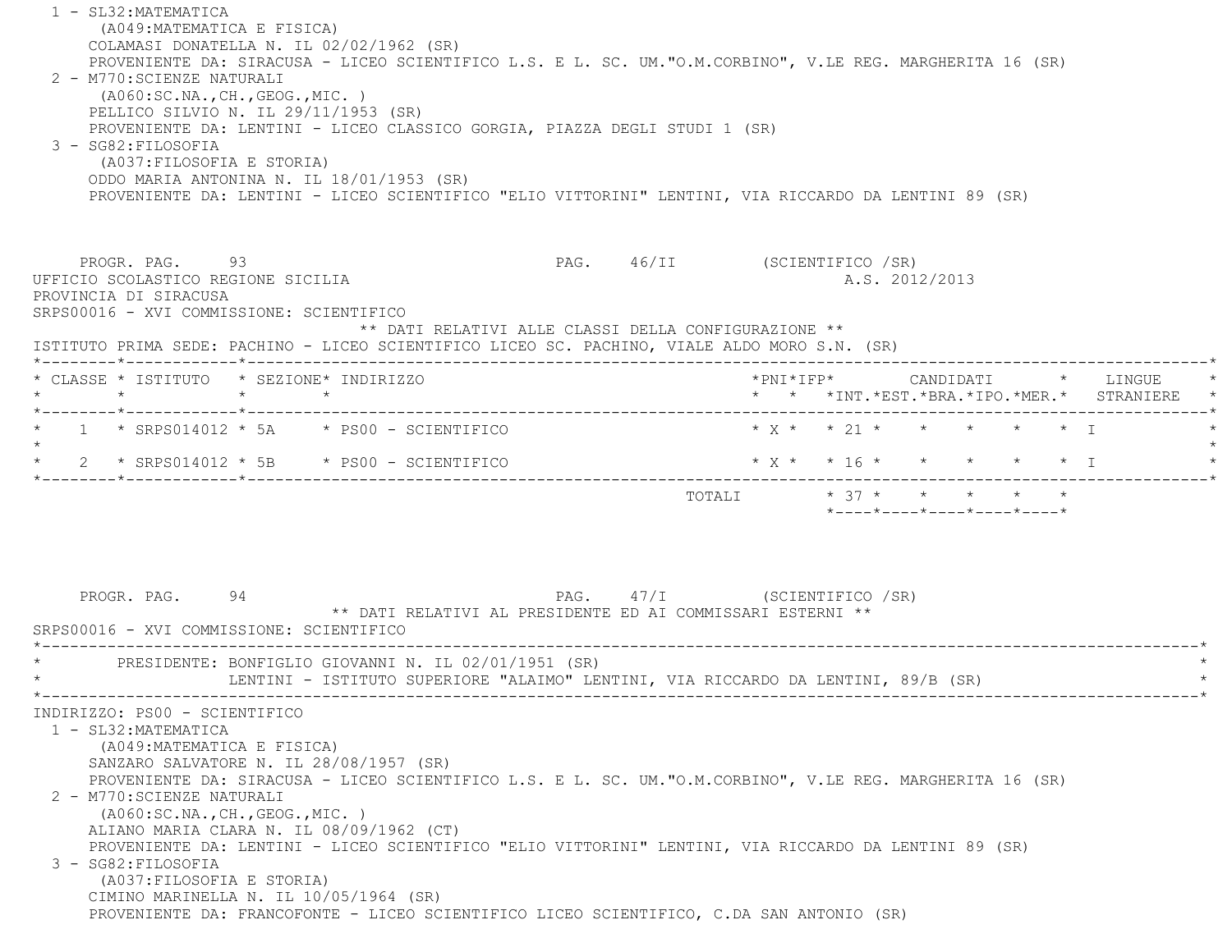1 - SL32:MATEMATICA
   (A049:MATEMATICA E FISICA)
   COLAMASI DONATELLA N. IL 02/02/1962 (SR)
   PROVENIENTE DA: SIRACUSA - LICEO SCIENTIFICO L.S. E L. SC. UM."O.M.CORBINO", V.LE REG. MARGHERITA 16 (SR)
2 - M770:SCIENZE NATURALI
   (A060:SC.NA.,CH.,GEOG.,MIC. )
   PELLICO SILVIO N. IL 29/11/1953 (SR)
   PROVENIENTE DA: LENTINI - LICEO CLASSICO GORGIA, PIAZZA DEGLI STUDI 1 (SR)
3 - SG82:FILOSOFIA
   (A037:FILOSOFIA E STORIA)
   ODDO MARIA ANTONINA N. IL 18/01/1953 (SR)
   PROVENIENTE DA: LENTINI - LICEO SCIENTIFICO "ELIO VITTORINI" LENTINI, VIA RICCARDO DA LENTINI 89 (SR)

PROGR. PAG. 93 PAG. 46/II (SCIENTIFICO /SR)
UFFICIO SCOLASTICO REGIONE SICILIA A.S. 2012/2013
PROVINCIA DI SIRACUSA
SRPS00016 - XVI COMMISSIONE: SCIENTIFICO

** DATI RELATIVI ALLE CLASSI DELLA CONFIGURAZIONE **

ISTITUTO PRIMA SEDE: PACHINO - LICEO SCIENTIFICO LICEO SC. PACHINO, VIALE ALDO MORO S.N. (SR)

| CLASSE | ISTITUTO | SEZIONE | INDIRIZZO | PNI | IFP | CANDIDATI INT. | EST. | BRA. | IPO. | MER. | LINGUE STRANIERE |
|---|---|---|---|---|---|---|---|---|---|---|---|
| 1 | SRPS014012 | 5A | PS00 - SCIENTIFICO | X | | 21 | | | | | I |
| 2 | SRPS014012 | 5B | PS00 - SCIENTIFICO | X | | 16 | | | | | I |
| | | | TOTALI | | | 37 | | | | | |

PROGR. PAG. 94 PAG. 47/I (SCIENTIFICO /SR)

** DATI RELATIVI AL PRESIDENTE ED AI COMMISSARI ESTERNI **

SRPS00016 - XVI COMMISSIONE: SCIENTIFICO

PRESIDENTE: BONFIGLIO GIOVANNI N. IL 02/01/1951 (SR)
LENTINI - ISTITUTO SUPERIORE "ALAIMO" LENTINI, VIA RICCARDO DA LENTINI, 89/B (SR)

INDIRIZZO: PS00 - SCIENTIFICO
1 - SL32:MATEMATICA
   (A049:MATEMATICA E FISICA)
   SANZARO SALVATORE N. IL 28/08/1957 (SR)
   PROVENIENTE DA: SIRACUSA - LICEO SCIENTIFICO L.S. E L. SC. UM."O.M.CORBINO", V.LE REG. MARGHERITA 16 (SR)
2 - M770:SCIENZE NATURALI
   (A060:SC.NA.,CH.,GEOG.,MIC. )
   ALIANO MARIA CLARA N. IL 08/09/1962 (CT)
   PROVENIENTE DA: LENTINI - LICEO SCIENTIFICO "ELIO VITTORINI" LENTINI, VIA RICCARDO DA LENTINI 89 (SR)
3 - SG82:FILOSOFIA
   (A037:FILOSOFIA E STORIA)
   CIMINO MARINELLA N. IL 10/05/1964 (SR)
   PROVENIENTE DA: FRANCOFONTE - LICEO SCIENTIFICO LICEO SCIENTIFICO, C.DA SAN ANTONIO (SR)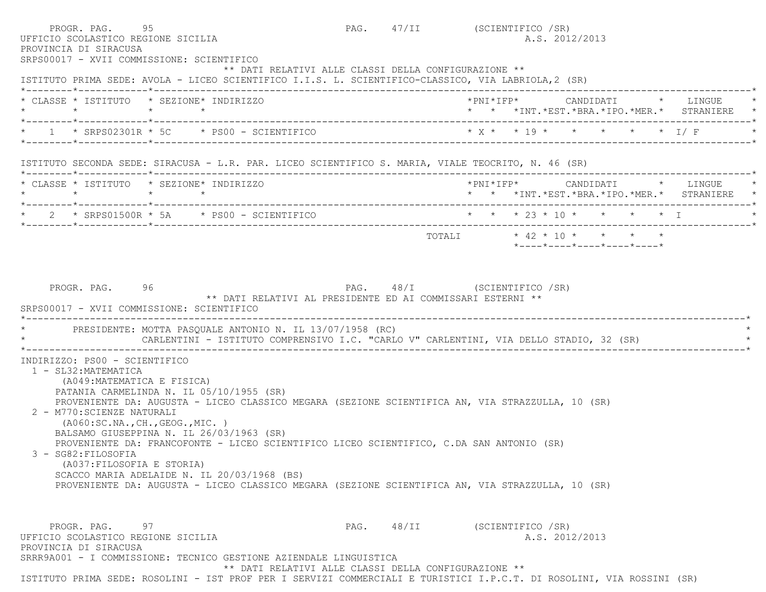PROGR. PAG. 95 PAG. 47/II (SCIENTIFICO /SR)

UFFICIO SCOLASTICO REGIONE SICILIA A.S. 2012/2013

PROVINCIA DI SIRACUSA

SRPS00017 - XVII COMMISSIONE: SCIENTIFICO

** DATI RELATIVI ALLE CLASSI DELLA CONFIGURAZIONE **

ISTITUTO PRIMA SEDE: AVOLA - LICEO SCIENTIFICO I.I.S. L. SCIENTIFICO-CLASSICO, VIA LABRIOLA,2 (SR)

| CLASSE | ISTITUTO | SEZIONE | INDIRIZZO | PNI | IFP | CANDIDATI INT. | EST. | BRA. | IPO. | MER. | LINGUE STRANIERE |
|---|---|---|---|---|---|---|---|---|---|---|---|
| 1 | SRPS02301R | 5C | PS00 - SCIENTIFICO | X | | 19 | | | | | I/ F |

ISTITUTO SECONDA SEDE: SIRACUSA - L.R. PAR. LICEO SCIENTIFICO S. MARIA, VIALE TEOCRITO, N. 46 (SR)

| CLASSE | ISTITUTO | SEZIONE | INDIRIZZO | PNI | IFP | CANDIDATI INT. | EST. | BRA. | IPO. | MER. | LINGUE STRANIERE |
|---|---|---|---|---|---|---|---|---|---|---|---|
| 2 | SRPS01500R | 5A | PS00 - SCIENTIFICO | | | 23 | 10 | | | | I |
| | | | TOTALI | | | 42 | 10 | | | | |

PROGR. PAG. 96 PAG. 48/I (SCIENTIFICO /SR)

** DATI RELATIVI AL PRESIDENTE ED AI COMMISSARI ESTERNI **

SRPS00017 - XVII COMMISSIONE: SCIENTIFICO

PRESIDENTE: MOTTA PASQUALE ANTONIO N. IL 13/07/1958 (RC)
CARLENTINI - ISTITUTO COMPRENSIVO I.C. "CARLO V" CARLENTINI, VIA DELLO STADIO, 32 (SR)

INDIRIZZO: PS00 - SCIENTIFICO

1 - SL32:MATEMATICA
(A049:MATEMATICA E FISICA)
PATANIA CARMELINDA N. IL 05/10/1955 (SR)
PROVENIENTE DA: AUGUSTA - LICEO CLASSICO MEGARA (SEZIONE SCIENTIFICA AN, VIA STRAZZULLA, 10 (SR)

2 - M770:SCIENZE NATURALI
(A060:SC.NA.,CH.,GEOG.,MIC. )
BALSAMO GIUSEPPINA N. IL 26/03/1963 (SR)
PROVENIENTE DA: FRANCOFONTE - LICEO SCIENTIFICO LICEO SCIENTIFICO, C.DA SAN ANTONIO (SR)

3 - SG82:FILOSOFIA
(A037:FILOSOFIA E STORIA)
SCACCO MARIA ADELAIDE N. IL 20/03/1968 (BS)
PROVENIENTE DA: AUGUSTA - LICEO CLASSICO MEGARA (SEZIONE SCIENTIFICA AN, VIA STRAZZULLA, 10 (SR)

PROGR. PAG. 97 PAG. 48/II (SCIENTIFICO /SR)

UFFICIO SCOLASTICO REGIONE SICILIA A.S. 2012/2013

PROVINCIA DI SIRACUSA

SRRR9A001 - I COMMISSIONE: TECNICO GESTIONE AZIENDALE LINGUISTICA

** DATI RELATIVI ALLE CLASSI DELLA CONFIGURAZIONE **

ISTITUTO PRIMA SEDE: ROSOLINI - IST PROF PER I SERVIZI COMMERCIALI E TURISTICI I.P.C.T. DI ROSOLINI, VIA ROSSINI (SR)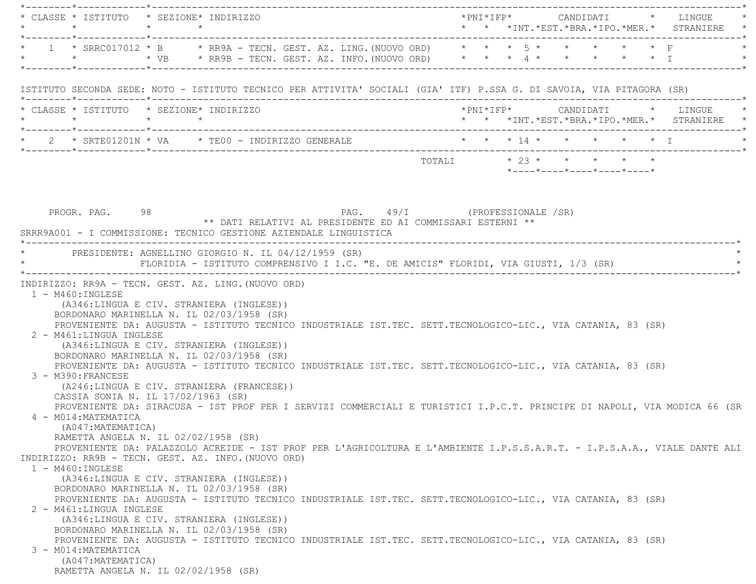| CLASSE | ISTITUTO | SEZIONE | INDIRIZZO | PNI | IFP | CANDIDATI INT. | EST. | BRA. | IPO. | MER. | LINGUE STRANIERE |
|---|---|---|---|---|---|---|---|---|---|---|---|
| 1 | SRRC017012 | B | RR9A - TECN. GEST. AZ. LING.(NUOVO ORD) | | | 5 | | | | | F |
| | | VB | RR9B - TECN. GEST. AZ. INFO.(NUOVO ORD) | | | 4 | | | | | I |

ISTITUTO SECONDA SEDE: NOTO - ISTITUTO TECNICO PER ATTIVITA' SOCIALI (GIA' ITF) P.SSA G. DI SAVOIA, VIA PITAGORA (SR)

| CLASSE | ISTITUTO | SEZIONE | INDIRIZZO | PNI | IFP | CANDIDATI INT. | EST. | BRA. | IPO. | MER. | LINGUE STRANIERE |
|---|---|---|---|---|---|---|---|---|---|---|---|
| 2 | SRTE01201N | VA | TE00 - INDIRIZZO GENERALE | | | 14 | | | | | I |
| | | | TOTALI | | | 23 | | | | | |

PROGR. PAG. 98 PAG. 49/I (PROFESSIONALE /SR)

** DATI RELATIVI AL PRESIDENTE ED AI COMMISSARI ESTERNI **

SRRR9A001 - I COMMISSIONE: TECNICO GESTIONE AZIENDALE LINGUISTICA

PRESIDENTE: AGNELLINO GIORGIO N. IL 04/12/1959 (SR)
FLORIDIA - ISTITUTO COMPRENSIVO I I.C. "E. DE AMICIS" FLORIDI, VIA GIUSTI, 1/3 (SR)

INDIRIZZO: RR9A - TECN. GEST. AZ. LING.(NUOVO ORD)

1 - M460:INGLESE
(A346:LINGUA E CIV. STRANIERA (INGLESE))
BORDONARO MARINELLA N. IL 02/03/1958 (SR)
PROVENIENTE DA: AUGUSTA - ISTITUTO TECNICO INDUSTRIALE IST.TEC. SETT.TECNOLOGICO-LIC., VIA CATANIA, 83 (SR)

2 - M461:LINGUA INGLESE
(A346:LINGUA E CIV. STRANIERA (INGLESE))
BORDONARO MARINELLA N. IL 02/03/1958 (SR)
PROVENIENTE DA: AUGUSTA - ISTITUTO TECNICO INDUSTRIALE IST.TEC. SETT.TECNOLOGICO-LIC., VIA CATANIA, 83 (SR)

3 - M390:FRANCESE
(A246:LINGUA E CIV. STRANIERA (FRANCESE))
CASSIA SONIA N. IL 17/02/1963 (SR)
PROVENIENTE DA: SIRACUSA - IST PROF PER I SERVIZI COMMERCIALI E TURISTICI I.P.C.T. PRINCIPE DI NAPOLI, VIA MODICA 66 (SR

4 - M014:MATEMATICA
(A047:MATEMATICA)
RAMETTA ANGELA N. IL 02/02/1958 (SR)
PROVENIENTE DA: PALAZZOLO ACREIDE - IST PROF PER L'AGRICOLTURA E L'AMBIENTE I.P.S.S.A.R.T. - I.P.S.A.A., VIALE DANTE ALI

INDIRIZZO: RR9B - TECN. GEST. AZ. INFO.(NUOVO ORD)

1 - M460:INGLESE
(A346:LINGUA E CIV. STRANIERA (INGLESE))
BORDONARO MARINELLA N. IL 02/03/1958 (SR)
PROVENIENTE DA: AUGUSTA - ISTITUTO TECNICO INDUSTRIALE IST.TEC. SETT.TECNOLOGICO-LIC., VIA CATANIA, 83 (SR)

2 - M461:LINGUA INGLESE
(A346:LINGUA E CIV. STRANIERA (INGLESE))
BORDONARO MARINELLA N. IL 02/03/1958 (SR)
PROVENIENTE DA: AUGUSTA - ISTITUTO TECNICO INDUSTRIALE IST.TEC. SETT.TECNOLOGICO-LIC., VIA CATANIA, 83 (SR)

3 - M014:MATEMATICA
(A047:MATEMATICA)
RAMETTA ANGELA N. IL 02/02/1958 (SR)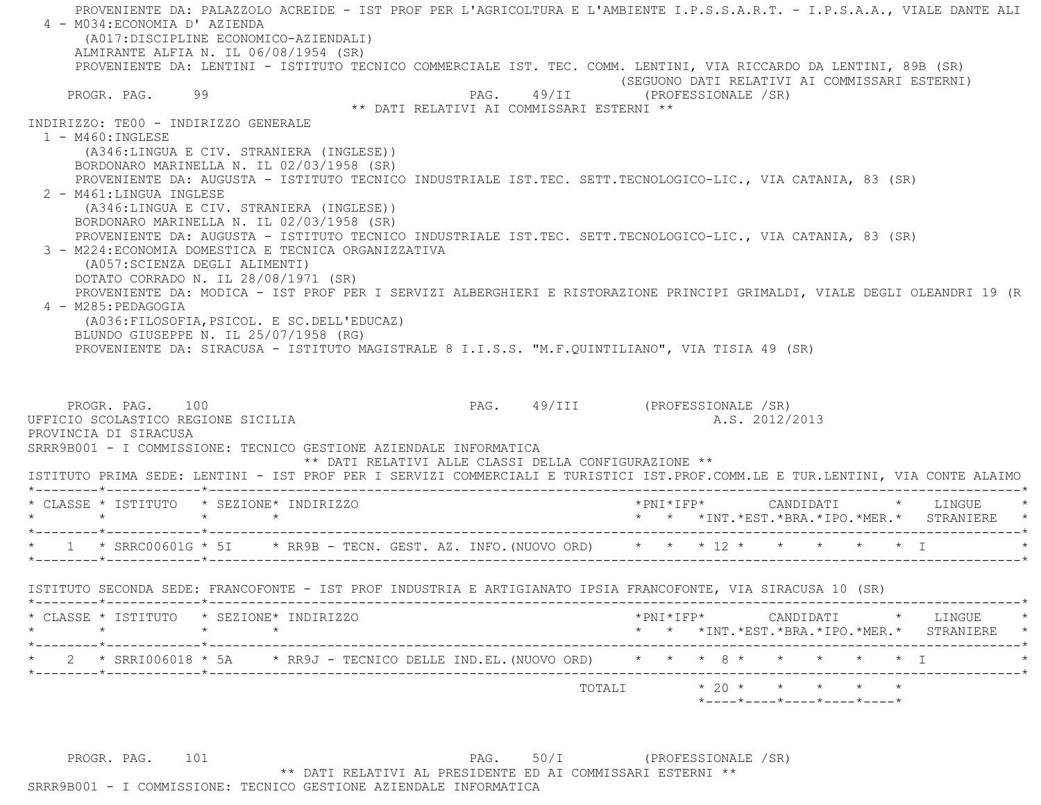PROVENIENTE DA: PALAZZOLO ACREIDE - IST PROF PER L'AGRICOLTURA E L'AMBIENTE I.P.S.S.A.R.T. - I.P.S.A.A., VIALE DANTE ALI

4 - M034:ECONOMIA D' AZIENDA
(A017:DISCIPLINE ECONOMICO-AZIENDALI)
ALMIRANTE ALFIA N. IL 06/08/1954 (SR)
PROVENIENTE DA: LENTINI - ISTITUTO TECNICO COMMERCIALE IST. TEC. COMM. LENTINI, VIA RICCARDO DA LENTINI, 89B (SR)

(SEGUONO DATI RELATIVI AI COMMISSARI ESTERNI)

PROGR. PAG. 99 PAG. 49/II (PROFESSIONALE /SR)

** DATI RELATIVI AI COMMISSARI ESTERNI **

INDIRIZZO: TE00 - INDIRIZZO GENERALE

1 - M460:INGLESE
(A346:LINGUA E CIV. STRANIERA (INGLESE))
BORDONARO MARINELLA N. IL 02/03/1958 (SR)
PROVENIENTE DA: AUGUSTA - ISTITUTO TECNICO INDUSTRIALE IST.TEC. SETT.TECNOLOGICO-LIC., VIA CATANIA, 83 (SR)

2 - M461:LINGUA INGLESE
(A346:LINGUA E CIV. STRANIERA (INGLESE))
BORDONARO MARINELLA N. IL 02/03/1958 (SR)
PROVENIENTE DA: AUGUSTA - ISTITUTO TECNICO INDUSTRIALE IST.TEC. SETT.TECNOLOGICO-LIC., VIA CATANIA, 83 (SR)

3 - M224:ECONOMIA DOMESTICA E TECNICA ORGANIZZATIVA
(A057:SCIENZA DEGLI ALIMENTI)
DOTATO CORRADO N. IL 28/08/1971 (SR)
PROVENIENTE DA: MODICA - IST PROF PER I SERVIZI ALBERGHIERI E RISTORAZIONE PRINCIPI GRIMALDI, VIALE DEGLI OLEANDRI 19 (R

4 - M285:PEDAGOGIA
(A036:FILOSOFIA,PSICOL. E SC.DELL'EDUCAZ)
BLUNDO GIUSEPPE N. IL 25/07/1958 (RG)
PROVENIENTE DA: SIRACUSA - ISTITUTO MAGISTRALE 8 I.I.S.S. "M.F.QUINTILIANO", VIA TISIA 49 (SR)

PROGR. PAG. 100 PAG. 49/III (PROFESSIONALE /SR)

UFFICIO SCOLASTICO REGIONE SICILIA A.S. 2012/2013

PROVINCIA DI SIRACUSA

SRRR9B001 - I COMMISSIONE: TECNICO GESTIONE AZIENDALE INFORMATICA

** DATI RELATIVI ALLE CLASSI DELLA CONFIGURAZIONE **

ISTITUTO PRIMA SEDE: LENTINI - IST PROF PER I SERVIZI COMMERCIALI E TURISTICI IST.PROF.COMM.LE E TUR.LENTINI, VIA CONTE ALAIMO

| CLASSE | ISTITUTO | SEZIONE | INDIRIZZO | PNI | IFP | CANDIDATI INT. | EST. | BRA. | IPO. | MER. | LINGUE STRANIERE |
|---|---|---|---|---|---|---|---|---|---|---|---|
| 1 | SRRC00601G | 5I | RR9B - TECN. GEST. AZ. INFO.(NUOVO ORD) | | | 12 | | | | | I |

ISTITUTO SECONDA SEDE: FRANCOFONTE - IST PROF INDUSTRIA E ARTIGIANATO IPSIA FRANCOFONTE, VIA SIRACUSA 10 (SR)

| CLASSE | ISTITUTO | SEZIONE | INDIRIZZO | PNI | IFP | CANDIDATI INT. | EST. | BRA. | IPO. | MER. | LINGUE STRANIERE |
|---|---|---|---|---|---|---|---|---|---|---|---|
| 2 | SRRI006018 | 5A | RR9J - TECNICO DELLE IND.EL.(NUOVO ORD) | | | 8 | | | | | I |
| | | | TOTALI | | | 20 | | | | | |

PROGR. PAG. 101 PAG. 50/I (PROFESSIONALE /SR)

** DATI RELATIVI AL PRESIDENTE ED AI COMMISSARI ESTERNI **

SRRR9B001 - I COMMISSIONE: TECNICO GESTIONE AZIENDALE INFORMATICA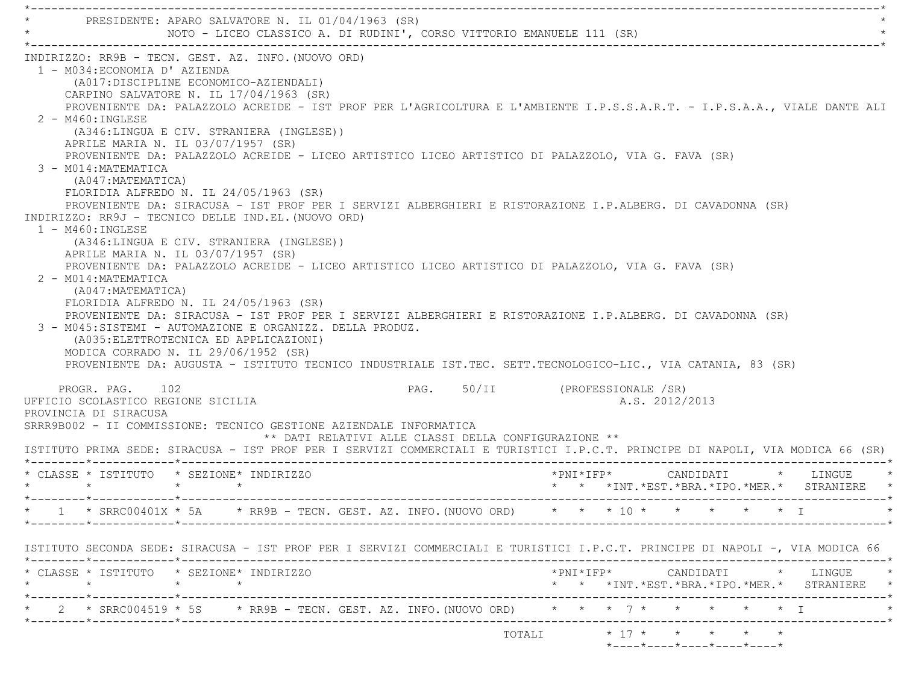PRESIDENTE: APARO SALVATORE N. IL 01/04/1963 (SR)
NOTO - LICEO CLASSICO A. DI RUDINI', CORSO VITTORIO EMANUELE 111 (SR)

INDIRIZZO: RR9B - TECN. GEST. AZ. INFO.(NUOVO ORD)

1 - M034:ECONOMIA D' AZIENDA
(A017:DISCIPLINE ECONOMICO-AZIENDALI)
CARPINO SALVATORE N. IL 17/04/1963 (SR)
PROVENIENTE DA: PALAZZOLO ACREIDE - IST PROF PER L'AGRICOLTURA E L'AMBIENTE I.P.S.S.A.R.T. - I.P.S.A.A., VIALE DANTE ALI

2 - M460:INGLESE
(A346:LINGUA E CIV. STRANIERA (INGLESE))
APRILE MARIA N. IL 03/07/1957 (SR)
PROVENIENTE DA: PALAZZOLO ACREIDE - LICEO ARTISTICO LICEO ARTISTICO DI PALAZZOLO, VIA G. FAVA (SR)

3 - M014:MATEMATICA
(A047:MATEMATICA)
FLORIDIA ALFREDO N. IL 24/05/1963 (SR)
PROVENIENTE DA: SIRACUSA - IST PROF PER I SERVIZI ALBERGHIERI E RISTORAZIONE I.P.ALBERG. DI CAVADONNA (SR)

INDIRIZZO: RR9J - TECNICO DELLE IND.EL.(NUOVO ORD)

1 - M460:INGLESE
(A346:LINGUA E CIV. STRANIERA (INGLESE))
APRILE MARIA N. IL 03/07/1957 (SR)
PROVENIENTE DA: PALAZZOLO ACREIDE - LICEO ARTISTICO LICEO ARTISTICO DI PALAZZOLO, VIA G. FAVA (SR)

2 - M014:MATEMATICA
(A047:MATEMATICA)
FLORIDIA ALFREDO N. IL 24/05/1963 (SR)
PROVENIENTE DA: SIRACUSA - IST PROF PER I SERVIZI ALBERGHIERI E RISTORAZIONE I.P.ALBERG. DI CAVADONNA (SR)

3 - M045:SISTEMI - AUTOMAZIONE E ORGANIZZ. DELLA PRODUZ.
(A035:ELETTROTECNICA ED APPLICAZIONI)
MODICA CORRADO N. IL 29/06/1952 (SR)
PROVENIENTE DA: AUGUSTA - ISTITUTO TECNICO INDUSTRIALE IST.TEC. SETT.TECNOLOGICO-LIC., VIA CATANIA, 83 (SR)

PROGR. PAG. 102 PAG. 50/II (PROFESSIONALE /SR)

UFFICIO SCOLASTICO REGIONE SICILIA A.S. 2012/2013
PROVINCIA DI SIRACUSA
SRRR9B002 - II COMMISSIONE: TECNICO GESTIONE AZIENDALE INFORMATICA

** DATI RELATIVI ALLE CLASSI DELLA CONFIGURAZIONE **

ISTITUTO PRIMA SEDE: SIRACUSA - IST PROF PER I SERVIZI COMMERCIALI E TURISTICI I.P.C.T. PRINCIPE DI NAPOLI, VIA MODICA 66 (SR)

| CLASSE | ISTITUTO | SEZIONE | INDIRIZZO | PNI | IFP | CANDIDATI INT. | EST. | BRA. | IPO. | MER. | LINGUE STRANIERE |
|---|---|---|---|---|---|---|---|---|---|---|---|
| 1 | SRRC00401X | 5A | RR9B - TECN. GEST. AZ. INFO.(NUOVO ORD) | | | 10 | | | | | I |

ISTITUTO SECONDA SEDE: SIRACUSA - IST PROF PER I SERVIZI COMMERCIALI E TURISTICI I.P.C.T. PRINCIPE DI NAPOLI -, VIA MODICA 66

| CLASSE | ISTITUTO | SEZIONE | INDIRIZZO | PNI | IFP | CANDIDATI INT. | EST. | BRA. | IPO. | MER. | LINGUE STRANIERE |
|---|---|---|---|---|---|---|---|---|---|---|---|
| 2 | SRRC004519 | 5S | RR9B - TECN. GEST. AZ. INFO.(NUOVO ORD) | | | 7 | | | | | I |
| | | | TOTALI | | | 17 | | | | | |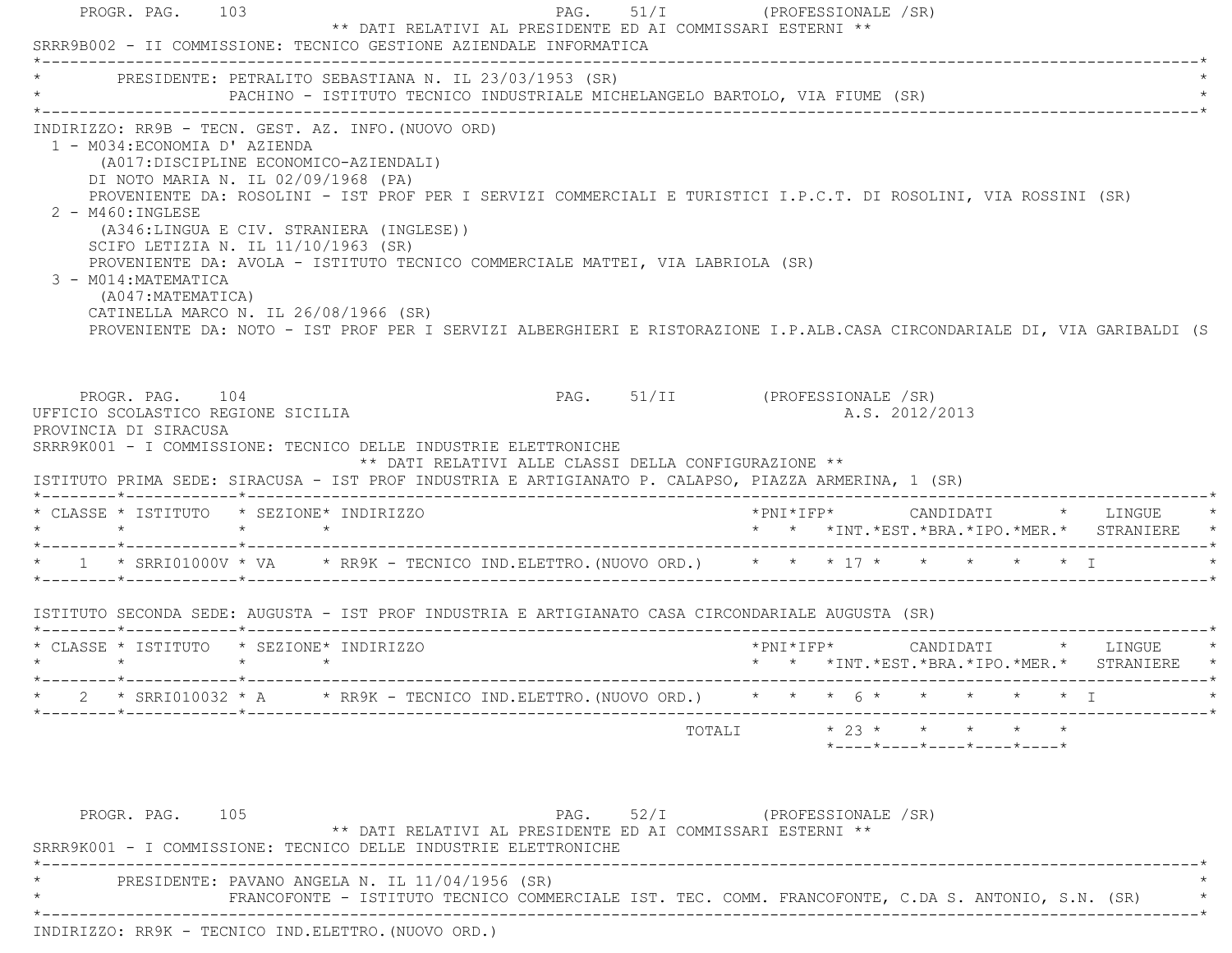PROGR. PAG. 103 PAG. 51/I (PROFESSIONALE /SR)

** DATI RELATIVI AL PRESIDENTE ED AI COMMISSARI ESTERNI **

SRRR9B002 - II COMMISSIONE: TECNICO GESTIONE AZIENDALE INFORMATICA

PRESIDENTE: PETRALITO SEBASTIANA N. IL 23/03/1953 (SR)
PACHINO - ISTITUTO TECNICO INDUSTRIALE MICHELANGELO BARTOLO, VIA FIUME (SR)

INDIRIZZO: RR9B - TECN. GEST. AZ. INFO.(NUOVO ORD)

1 - M034:ECONOMIA D' AZIENDA
(A017:DISCIPLINE ECONOMICO-AZIENDALI)
DI NOTO MARIA N. IL 02/09/1968 (PA)
PROVENIENTE DA: ROSOLINI - IST PROF PER I SERVIZI COMMERCIALI E TURISTICI I.P.C.T. DI ROSOLINI, VIA ROSSINI (SR)

2 - M460:INGLESE
(A346:LINGUA E CIV. STRANIERA (INGLESE))
SCIFO LETIZIA N. IL 11/10/1963 (SR)
PROVENIENTE DA: AVOLA - ISTITUTO TECNICO COMMERCIALE MATTEI, VIA LABRIOLA (SR)

3 - M014:MATEMATICA
(A047:MATEMATICA)
CATINELLA MARCO N. IL 26/08/1966 (SR)
PROVENIENTE DA: NOTO - IST PROF PER I SERVIZI ALBERGHIERI E RISTORAZIONE I.P.ALB.CASA CIRCONDARIALE DI, VIA GARIBALDI (S

PROGR. PAG. 104 PAG. 51/II (PROFESSIONALE /SR)

UFFICIO SCOLASTICO REGIONE SICILIA A.S. 2012/2013

PROVINCIA DI SIRACUSA

SRRR9K001 - I COMMISSIONE: TECNICO DELLE INDUSTRIE ELETTRONICHE

** DATI RELATIVI ALLE CLASSI DELLA CONFIGURAZIONE **

ISTITUTO PRIMA SEDE: SIRACUSA - IST PROF INDUSTRIA E ARTIGIANATO P. CALAPSO, PIAZZA ARMERINA, 1 (SR)

| CLASSE | ISTITUTO | SEZIONE | INDIRIZZO | PNI | IFP | CANDIDATI INT. | EST. | BRA. | IPO. | MER. | LINGUE STRANIERE |
|---|---|---|---|---|---|---|---|---|---|---|---|
| 1 | SRRI01000V | VA | RR9K - TECNICO IND.ELETTRO.(NUOVO ORD.) | | | 17 | | | | | I |

ISTITUTO SECONDA SEDE: AUGUSTA - IST PROF INDUSTRIA E ARTIGIANATO CASA CIRCONDARIALE AUGUSTA (SR)

| CLASSE | ISTITUTO | SEZIONE | INDIRIZZO | PNI | IFP | CANDIDATI INT. | EST. | BRA. | IPO. | MER. | LINGUE STRANIERE |
|---|---|---|---|---|---|---|---|---|---|---|---|
| 2 | SRRI010032 | A | RR9K - TECNICO IND.ELETTRO.(NUOVO ORD.) | | | 6 | | | | | I |
| | | | TOTALI | | | 23 | | | | | |

PROGR. PAG. 105 PAG. 52/I (PROFESSIONALE /SR)

** DATI RELATIVI AL PRESIDENTE ED AI COMMISSARI ESTERNI **

SRRR9K001 - I COMMISSIONE: TECNICO DELLE INDUSTRIE ELETTRONICHE

PRESIDENTE: PAVANO ANGELA N. IL 11/04/1956 (SR)
FRANCOFONTE - ISTITUTO TECNICO COMMERCIALE IST. TEC. COMM. FRANCOFONTE, C.DA S. ANTONIO, S.N. (SR)

INDIRIZZO: RR9K - TECNICO IND.ELETTRO.(NUOVO ORD.)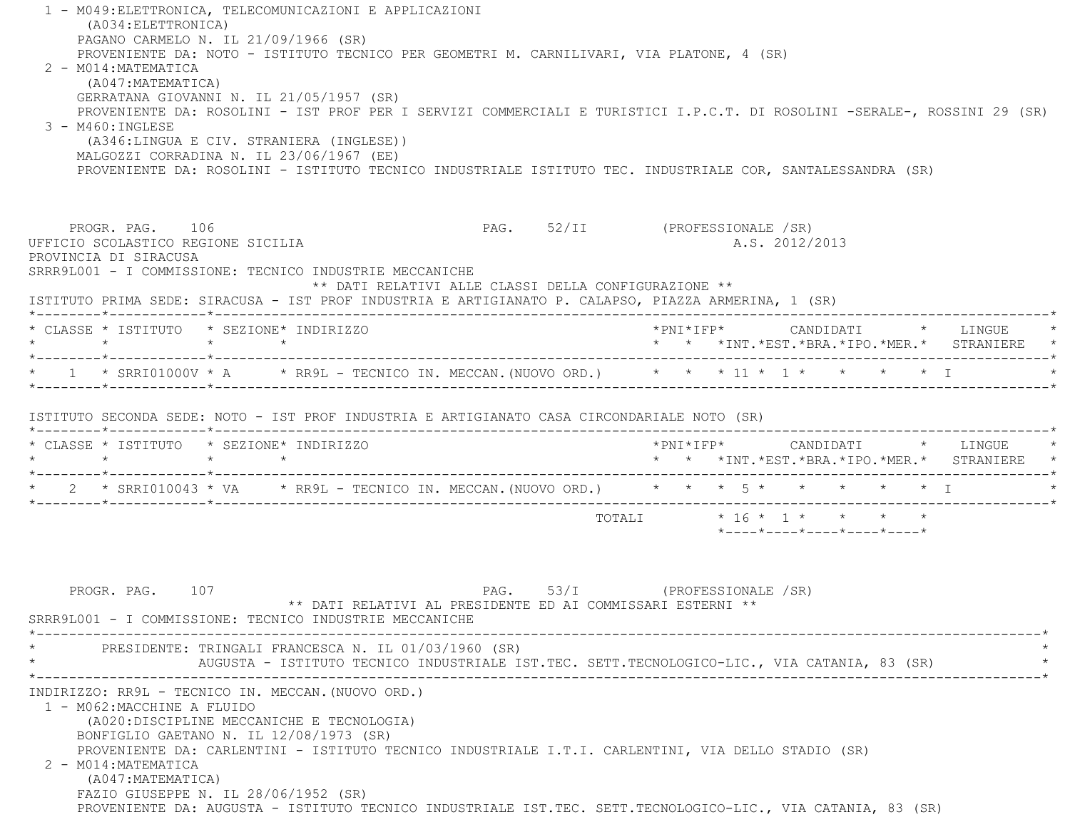1 - M049:ELETTRONICA, TELECOMUNICAZIONI E APPLICAZIONI
   (A034:ELETTRONICA)
   PAGANO CARMELO N. IL 21/09/1966 (SR)
   PROVENIENTE DA: NOTO - ISTITUTO TECNICO PER GEOMETRI M. CARNILIVARI, VIA PLATONE, 4 (SR)

2 - M014:MATEMATICA
   (A047:MATEMATICA)
   GERRATANA GIOVANNI N. IL 21/05/1957 (SR)
   PROVENIENTE DA: ROSOLINI - IST PROF PER I SERVIZI COMMERCIALI E TURISTICI I.P.C.T. DI ROSOLINI -SERALE-, ROSSINI 29 (SR)

3 - M460:INGLESE
   (A346:LINGUA E CIV. STRANIERA (INGLESE))
   MALGOZZI CORRADINA N. IL 23/06/1967 (EE)
   PROVENIENTE DA: ROSOLINI - ISTITUTO TECNICO INDUSTRIALE ISTITUTO TEC. INDUSTRIALE COR, SANTALESSANDRA (SR)

PROGR. PAG. 106 PAG. 52/II (PROFESSIONALE /SR)

UFFICIO SCOLASTICO REGIONE SICILIA A.S. 2012/2013

PROVINCIA DI SIRACUSA

SRRR9L001 - I COMMISSIONE: TECNICO INDUSTRIE MECCANICHE

** DATI RELATIVI ALLE CLASSI DELLA CONFIGURAZIONE **

ISTITUTO PRIMA SEDE: SIRACUSA - IST PROF INDUSTRIA E ARTIGIANATO P. CALAPSO, PIAZZA ARMERINA, 1 (SR)

| CLASSE | ISTITUTO | SEZIONE | INDIRIZZO | PNI | IFP | CANDIDATI INT. | EST. | BRA. | IPO. | MER. | LINGUE STRANIERE |
|---|---|---|---|---|---|---|---|---|---|---|---|
| 1 | SRRI01000V | A | RR9L - TECNICO IN. MECCAN.(NUOVO ORD.) | | | 11 | 1 | | | | I |

ISTITUTO SECONDA SEDE: NOTO - IST PROF INDUSTRIA E ARTIGIANATO CASA CIRCONDARIALE NOTO (SR)

| CLASSE | ISTITUTO | SEZIONE | INDIRIZZO | PNI | IFP | CANDIDATI INT. | EST. | BRA. | IPO. | MER. | LINGUE STRANIERE |
|---|---|---|---|---|---|---|---|---|---|---|---|
| 2 | SRRI010043 | VA | RR9L - TECNICO IN. MECCAN.(NUOVO ORD.) | | | 5 | | | | | I |
| | | | TOTALI | | | 16 | 1 | | | | |

PROGR. PAG. 107 PAG. 53/I (PROFESSIONALE /SR)

** DATI RELATIVI AL PRESIDENTE ED AI COMMISSARI ESTERNI **

SRRR9L001 - I COMMISSIONE: TECNICO INDUSTRIE MECCANICHE

PRESIDENTE: TRINGALI FRANCESCA N. IL 01/03/1960 (SR)
AUGUSTA - ISTITUTO TECNICO INDUSTRIALE IST.TEC. SETT.TECNOLOGICO-LIC., VIA CATANIA, 83 (SR)

INDIRIZZO: RR9L - TECNICO IN. MECCAN.(NUOVO ORD.)

1 - M062:MACCHINE A FLUIDO
   (A020:DISCIPLINE MECCANICHE E TECNOLOGIA)
   BONFIGLIO GAETANO N. IL 12/08/1973 (SR)
   PROVENIENTE DA: CARLENTINI - ISTITUTO TECNICO INDUSTRIALE I.T.I. CARLENTINI, VIA DELLO STADIO (SR)

2 - M014:MATEMATICA
   (A047:MATEMATICA)
   FAZIO GIUSEPPE N. IL 28/06/1952 (SR)
   PROVENIENTE DA: AUGUSTA - ISTITUTO TECNICO INDUSTRIALE IST.TEC. SETT.TECNOLOGICO-LIC., VIA CATANIA, 83 (SR)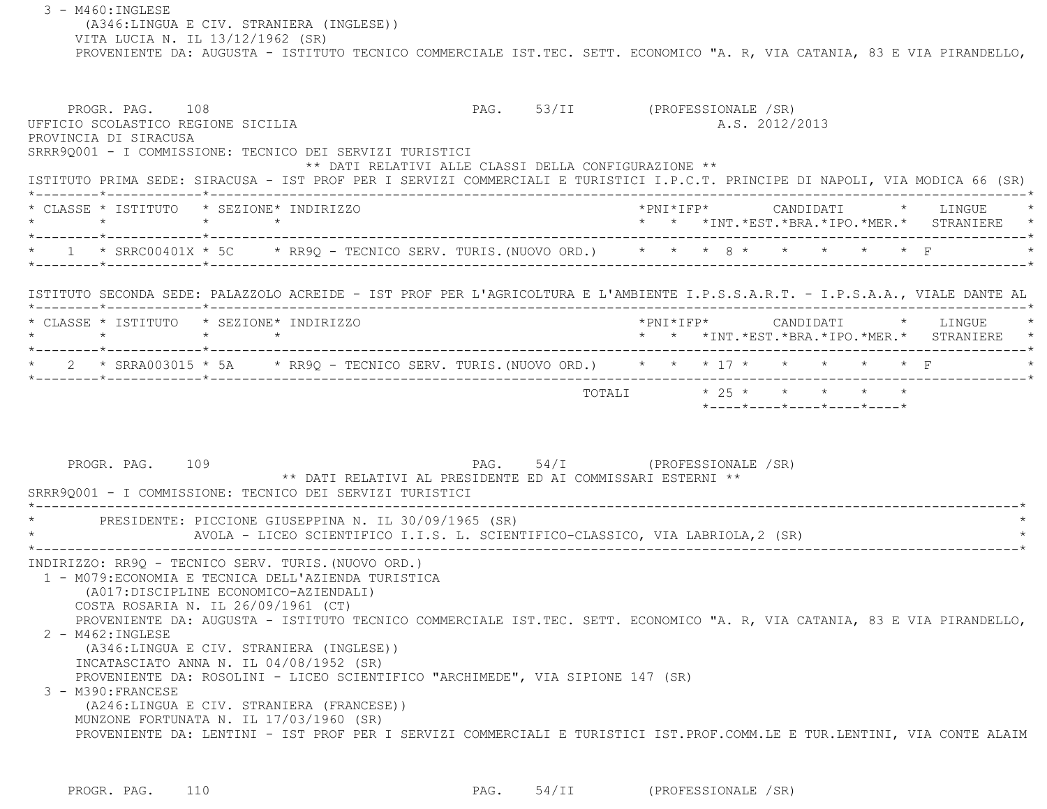3 - M460:INGLESE
(A346:LINGUA E CIV. STRANIERA (INGLESE))
VITA LUCIA N. IL 13/12/1962 (SR)
PROVENIENTE DA: AUGUSTA - ISTITUTO TECNICO COMMERCIALE IST.TEC. SETT. ECONOMICO "A. R, VIA CATANIA, 83 E VIA PIRANDELLO,

PROGR. PAG. 108 PAG. 53/II (PROFESSIONALE /SR)

UFFICIO SCOLASTICO REGIONE SICILIA A.S. 2012/2013

PROVINCIA DI SIRACUSA

SRRR9Q001 - I COMMISSIONE: TECNICO DEI SERVIZI TURISTICI

** DATI RELATIVI ALLE CLASSI DELLA CONFIGURAZIONE **

ISTITUTO PRIMA SEDE: SIRACUSA - IST PROF PER I SERVIZI COMMERCIALI E TURISTICI I.P.C.T. PRINCIPE DI NAPOLI, VIA MODICA 66 (SR)

| CLASSE | ISTITUTO | SEZIONE | INDIRIZZO | PNI | IFP | CANDIDATI INT. | EST. | BRA. | IPO. | MER. | LINGUE STRANIERE |
|---|---|---|---|---|---|---|---|---|---|---|---|
| 1 | SRRC00401X | 5C | RR9Q - TECNICO SERV. TURIS.(NUOVO ORD.) | | | 8 | | | | | F |

ISTITUTO SECONDA SEDE: PALAZZOLO ACREIDE - IST PROF PER L'AGRICOLTURA E L'AMBIENTE I.P.S.S.A.R.T. - I.P.S.A.A., VIALE DANTE AL

| CLASSE | ISTITUTO | SEZIONE | INDIRIZZO | PNI | IFP | CANDIDATI INT. | EST. | BRA. | IPO. | MER. | LINGUE STRANIERE |
|---|---|---|---|---|---|---|---|---|---|---|---|
| 2 | SRRA003015 | 5A | RR9Q - TECNICO SERV. TURIS.(NUOVO ORD.) | | | 17 | | | | | F |
| | | | TOTALI | | | 25 | | | | | |

PROGR. PAG. 109 PAG. 54/I (PROFESSIONALE /SR)

** DATI RELATIVI AL PRESIDENTE ED AI COMMISSARI ESTERNI **

SRRR9Q001 - I COMMISSIONE: TECNICO DEI SERVIZI TURISTICI

PRESIDENTE: PICCIONE GIUSEPPINA N. IL 30/09/1965 (SR)
AVOLA - LICEO SCIENTIFICO I.I.S. L. SCIENTIFICO-CLASSICO, VIA LABRIOLA,2 (SR)

INDIRIZZO: RR9Q - TECNICO SERV. TURIS.(NUOVO ORD.)

1 - M079:ECONOMIA E TECNICA DELL'AZIENDA TURISTICA
(A017:DISCIPLINE ECONOMICO-AZIENDALI)
COSTA ROSARIA N. IL 26/09/1961 (CT)
PROVENIENTE DA: AUGUSTA - ISTITUTO TECNICO COMMERCIALE IST.TEC. SETT. ECONOMICO "A. R, VIA CATANIA, 83 E VIA PIRANDELLO,

2 - M462:INGLESE
(A346:LINGUA E CIV. STRANIERA (INGLESE))
INCATASCIATO ANNA N. IL 04/08/1952 (SR)
PROVENIENTE DA: ROSOLINI - LICEO SCIENTIFICO "ARCHIMEDE", VIA SIPIONE 147 (SR)

3 - M390:FRANCESE
(A246:LINGUA E CIV. STRANIERA (FRANCESE))
MUNZONE FORTUNATA N. IL 17/03/1960 (SR)
PROVENIENTE DA: LENTINI - IST PROF PER I SERVIZI COMMERCIALI E TURISTICI IST.PROF.COMM.LE E TUR.LENTINI, VIA CONTE ALAIM

PROGR. PAG. 110 PAG. 54/II (PROFESSIONALE /SR)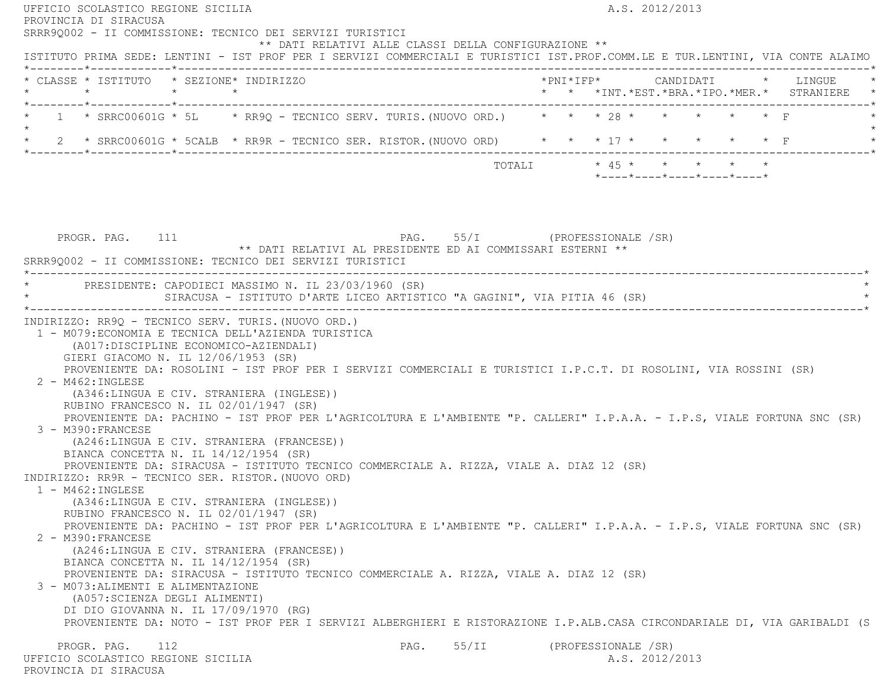UFFICIO SCOLASTICO REGIONE SICILIA A.S. 2012/2013
PROVINCIA DI SIRACUSA
SRRR9Q002 - II COMMISSIONE: TECNICO DEI SERVIZI TURISTICI

** DATI RELATIVI ALLE CLASSI DELLA CONFIGURAZIONE **

ISTITUTO PRIMA SEDE: LENTINI - IST PROF PER I SERVIZI COMMERCIALI E TURISTICI IST.PROF.COMM.LE E TUR.LENTINI, VIA CONTE ALAIMO

| CLASSE | ISTITUTO | SEZIONE | INDIRIZZO | PNI | IFP | CANDIDATI INT. | EST. | BRA. | IPO. | MER. | LINGUE STRANIERE |
|---|---|---|---|---|---|---|---|---|---|---|---|
| 1 | SRRC00601G | 5L | RR9Q - TECNICO SERV. TURIS.(NUOVO ORD.) | | | 28 | | | | | F |
| 2 | SRRC00601G | 5CALB | RR9R - TECNICO SER. RISTOR.(NUOVO ORD) | | | 17 | | | | | F |
| | | | TOTALI | | | 45 | | | | | |

PROGR. PAG. 111 PAG. 55/I (PROFESSIONALE /SR)

** DATI RELATIVI AL PRESIDENTE ED AI COMMISSARI ESTERNI **

SRRR9Q002 - II COMMISSIONE: TECNICO DEI SERVIZI TURISTICI

PRESIDENTE: CAPODIECI MASSIMO N. IL 23/03/1960 (SR)
SIRACUSA - ISTITUTO D'ARTE LICEO ARTISTICO "A GAGINI", VIA PITIA 46 (SR)

INDIRIZZO: RR9Q - TECNICO SERV. TURIS.(NUOVO ORD.)

1 - M079:ECONOMIA E TECNICA DELL'AZIENDA TURISTICA
(A017:DISCIPLINE ECONOMICO-AZIENDALI)
GIERI GIACOMO N. IL 12/06/1953 (SR)
PROVENIENTE DA: ROSOLINI - IST PROF PER I SERVIZI COMMERCIALI E TURISTICI I.P.C.T. DI ROSOLINI, VIA ROSSINI (SR)

2 - M462:INGLESE
(A346:LINGUA E CIV. STRANIERA (INGLESE))
RUBINO FRANCESCO N. IL 02/01/1947 (SR)
PROVENIENTE DA: PACHINO - IST PROF PER L'AGRICOLTURA E L'AMBIENTE "P. CALLERI" I.P.A.A. - I.P.S, VIALE FORTUNA SNC (SR)

3 - M390:FRANCESE
(A246:LINGUA E CIV. STRANIERA (FRANCESE))
BIANCA CONCETTA N. IL 14/12/1954 (SR)
PROVENIENTE DA: SIRACUSA - ISTITUTO TECNICO COMMERCIALE A. RIZZA, VIALE A. DIAZ 12 (SR)

INDIRIZZO: RR9R - TECNICO SER. RISTOR.(NUOVO ORD)

1 - M462:INGLESE
(A346:LINGUA E CIV. STRANIERA (INGLESE))
RUBINO FRANCESCO N. IL 02/01/1947 (SR)
PROVENIENTE DA: PACHINO - IST PROF PER L'AGRICOLTURA E L'AMBIENTE "P. CALLERI" I.P.A.A. - I.P.S, VIALE FORTUNA SNC (SR)

2 - M390:FRANCESE
(A246:LINGUA E CIV. STRANIERA (FRANCESE))
BIANCA CONCETTA N. IL 14/12/1954 (SR)
PROVENIENTE DA: SIRACUSA - ISTITUTO TECNICO COMMERCIALE A. RIZZA, VIALE A. DIAZ 12 (SR)

3 - M073:ALIMENTI E ALIMENTAZIONE
(A057:SCIENZA DEGLI ALIMENTI)
DI DIO GIOVANNA N. IL 17/09/1970 (RG)
PROVENIENTE DA: NOTO - IST PROF PER I SERVIZI ALBERGHIERI E RISTORAZIONE I.P.ALB.CASA CIRCONDARIALE DI, VIA GARIBALDI (S

PROGR. PAG. 112 PAG. 55/II (PROFESSIONALE /SR)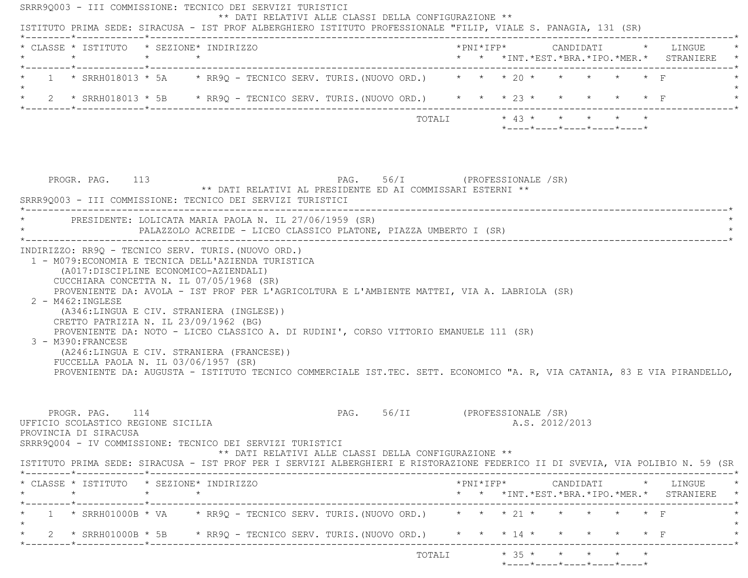SRRR9Q003 - III COMMISSIONE: TECNICO DEI SERVIZI TURISTICI

** DATI RELATIVI ALLE CLASSI DELLA CONFIGURAZIONE **

ISTITUTO PRIMA SEDE: SIRACUSA - IST PROF ALBERGHIERO ISTITUTO PROFESSIONALE "FILIP, VIALE S. PANAGIA, 131 (SR)

| CLASSE | ISTITUTO | SEZIONE | INDIRIZZO | PNI | IFP | CANDIDATI INT. | EST. | BRA. | IPO. | MER. | LINGUE STRANIERE |
|---|---|---|---|---|---|---|---|---|---|---|---|
| 1 | SRRH018013 | 5A | RR9Q - TECNICO SERV. TURIS.(NUOVO ORD.) | | | 20 | | | | | F |
| 2 | SRRH018013 | 5B | RR9Q - TECNICO SERV. TURIS.(NUOVO ORD.) | | | 23 | | | | | F |
| | | | TOTALI | | | 43 | | | | | |

PROGR. PAG. 113 PAG. 56/I (PROFESSIONALE /SR)

** DATI RELATIVI AL PRESIDENTE ED AI COMMISSARI ESTERNI **

SRRR9Q003 - III COMMISSIONE: TECNICO DEI SERVIZI TURISTICI

PRESIDENTE: LOLICATA MARIA PAOLA N. IL 27/06/1959 (SR)
PALAZZOLO ACREIDE - LICEO CLASSICO PLATONE, PIAZZA UMBERTO I (SR)

INDIRIZZO: RR9Q - TECNICO SERV. TURIS.(NUOVO ORD.)

1 - M079:ECONOMIA E TECNICA DELL'AZIENDA TURISTICA
(A017:DISCIPLINE ECONOMICO-AZIENDALI)
CUCCHIARA CONCETTA N. IL 07/05/1968 (SR)
PROVENIENTE DA: AVOLA - IST PROF PER L'AGRICOLTURA E L'AMBIENTE MATTEI, VIA A. LABRIOLA (SR)

2 - M462:INGLESE
(A346:LINGUA E CIV. STRANIERA (INGLESE))
CRETTO PATRIZIA N. IL 23/09/1962 (BG)
PROVENIENTE DA: NOTO - LICEO CLASSICO A. DI RUDINI', CORSO VITTORIO EMANUELE 111 (SR)

3 - M390:FRANCESE
(A246:LINGUA E CIV. STRANIERA (FRANCESE))
FUCCELLA PAOLA N. IL 03/06/1957 (SR)
PROVENIENTE DA: AUGUSTA - ISTITUTO TECNICO COMMERCIALE IST.TEC. SETT. ECONOMICO "A. R, VIA CATANIA, 83 E VIA PIRANDELLO,

PROGR. PAG. 114 PAG. 56/II (PROFESSIONALE /SR)

UFFICIO SCOLASTICO REGIONE SICILIA A.S. 2012/2013

PROVINCIA DI SIRACUSA

SRRR9Q004 - IV COMMISSIONE: TECNICO DEI SERVIZI TURISTICI

** DATI RELATIVI ALLE CLASSI DELLA CONFIGURAZIONE **

ISTITUTO PRIMA SEDE: SIRACUSA - IST PROF PER I SERVIZI ALBERGHIERI E RISTORAZIONE FEDERICO II DI SVEVIA, VIA POLIBIO N. 59 (SR

| CLASSE | ISTITUTO | SEZIONE | INDIRIZZO | PNI | IFP | CANDIDATI INT. | EST. | BRA. | IPO. | MER. | LINGUE STRANIERE |
|---|---|---|---|---|---|---|---|---|---|---|---|
| 1 | SRRH01000B | VA | RR9Q - TECNICO SERV. TURIS.(NUOVO ORD.) | | | 21 | | | | | F |
| 2 | SRRH01000B | 5B | RR9Q - TECNICO SERV. TURIS.(NUOVO ORD.) | | | 14 | | | | | F |
| | | | TOTALI | | | 35 | | | | | |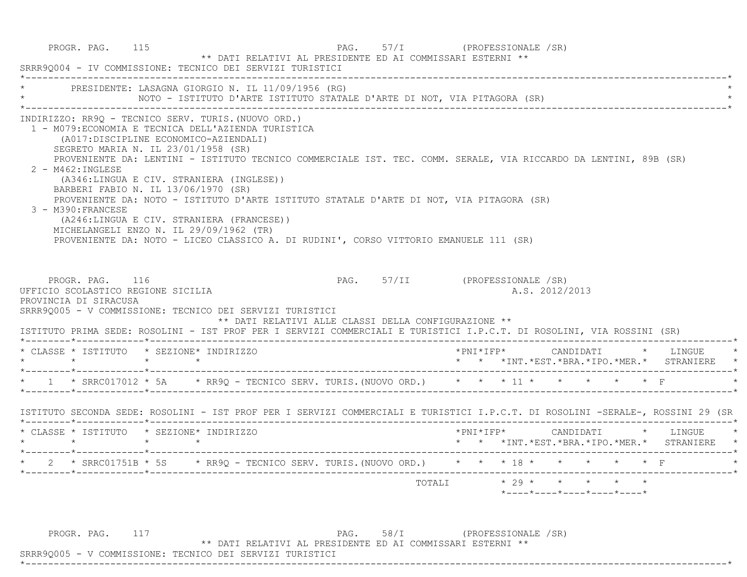PROGR. PAG. 115 PAG. 57/I (PROFESSIONALE /SR)

** DATI RELATIVI AL PRESIDENTE ED AI COMMISSARI ESTERNI **

SRRR9Q004 - IV COMMISSIONE: TECNICO DEI SERVIZI TURISTICI

PRESIDENTE: LASAGNA GIORGIO N. IL 11/09/1956 (RG)
NOTO - ISTITUTO D'ARTE ISTITUTO STATALE D'ARTE DI NOT, VIA PITAGORA (SR)

INDIRIZZO: RR9Q - TECNICO SERV. TURIS.(NUOVO ORD.)

1 - M079:ECONOMIA E TECNICA DELL'AZIENDA TURISTICA
(A017:DISCIPLINE ECONOMICO-AZIENDALI)
SEGRETO MARIA N. IL 23/01/1958 (SR)
PROVENIENTE DA: LENTINI - ISTITUTO TECNICO COMMERCIALE IST. TEC. COMM. SERALE, VIA RICCARDO DA LENTINI, 89B (SR)

2 - M462:INGLESE
(A346:LINGUA E CIV. STRANIERA (INGLESE))
BARBERI FABIO N. IL 13/06/1970 (SR)
PROVENIENTE DA: NOTO - ISTITUTO D'ARTE ISTITUTO STATALE D'ARTE DI NOT, VIA PITAGORA (SR)

3 - M390:FRANCESE
(A246:LINGUA E CIV. STRANIERA (FRANCESE))
MICHELANGELI ENZO N. IL 29/09/1962 (TR)
PROVENIENTE DA: NOTO - LICEO CLASSICO A. DI RUDINI', CORSO VITTORIO EMANUELE 111 (SR)

PROGR. PAG. 116 PAG. 57/II (PROFESSIONALE /SR)

UFFICIO SCOLASTICO REGIONE SICILIA A.S. 2012/2013

PROVINCIA DI SIRACUSA

SRRR9Q005 - V COMMISSIONE: TECNICO DEI SERVIZI TURISTICI

** DATI RELATIVI ALLE CLASSI DELLA CONFIGURAZIONE **

ISTITUTO PRIMA SEDE: ROSOLINI - IST PROF PER I SERVIZI COMMERCIALI E TURISTICI I.P.C.T. DI ROSOLINI, VIA ROSSINI (SR)

| CLASSE | ISTITUTO | SEZIONE | INDIRIZZO | PNI | IFP | INT. | EST. | BRA. | IPO. | MER. | LINGUE STRANIERE |
|---|---|---|---|---|---|---|---|---|---|---|---|
| 1 | SRRC017012 | 5A | RR9Q - TECNICO SERV. TURIS.(NUOVO ORD.) | | | 11 | | | | | F |

ISTITUTO SECONDA SEDE: ROSOLINI - IST PROF PER I SERVIZI COMMERCIALI E TURISTICI I.P.C.T. DI ROSOLINI -SERALE-, ROSSINI 29 (SR

| CLASSE | ISTITUTO | SEZIONE | INDIRIZZO | PNI | IFP | INT. | EST. | BRA. | IPO. | MER. | LINGUE STRANIERE |
|---|---|---|---|---|---|---|---|---|---|---|---|
| 2 | SRRC01751B | 5S | RR9Q - TECNICO SERV. TURIS.(NUOVO ORD.) | | | 18 | | | | | F |
| | | | TOTALI | | | 29 | | | | | |

PROGR. PAG. 117 PAG. 58/I (PROFESSIONALE /SR)

** DATI RELATIVI AL PRESIDENTE ED AI COMMISSARI ESTERNI **

SRRR9Q005 - V COMMISSIONE: TECNICO DEI SERVIZI TURISTICI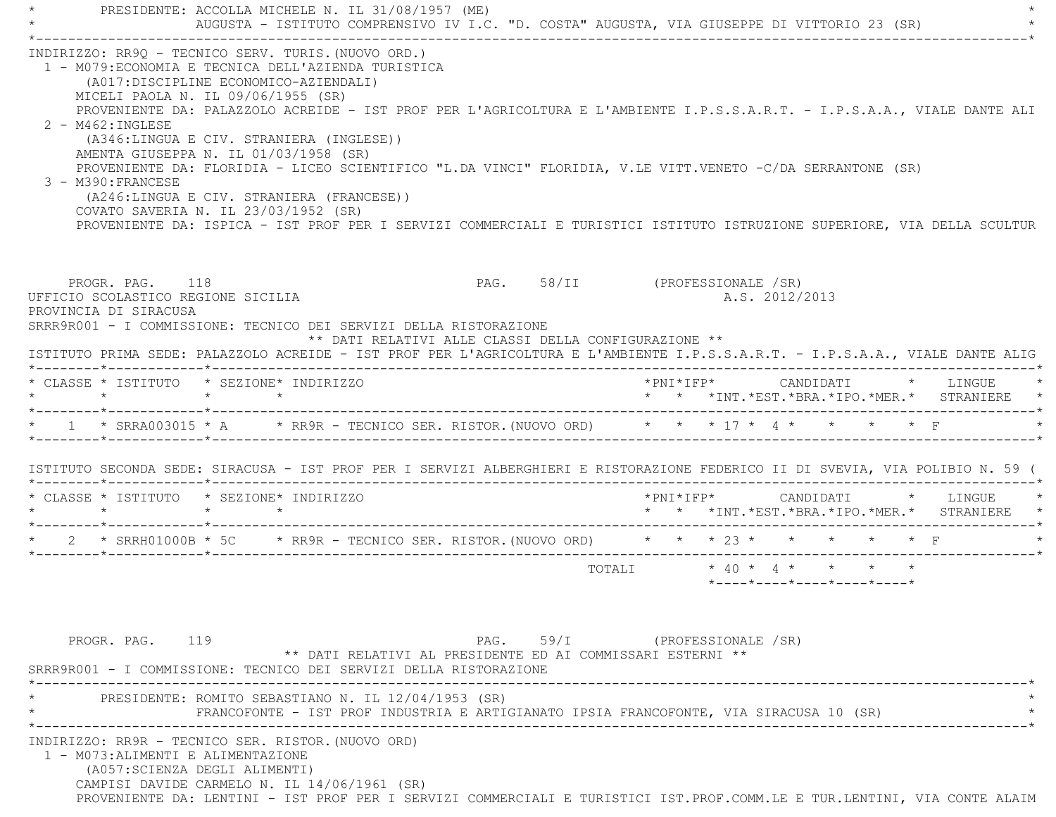PRESIDENTE: ACCOLLA MICHELE N. IL 31/08/1957 (ME)
AUGUSTA - ISTITUTO COMPRENSIVO IV I.C. "D. COSTA" AUGUSTA, VIA GIUSEPPE DI VITTORIO 23 (SR)

INDIRIZZO: RR9Q - TECNICO SERV. TURIS.(NUOVO ORD.)

1 - M079:ECONOMIA E TECNICA DELL'AZIENDA TURISTICA
   (A017:DISCIPLINE ECONOMICO-AZIENDALI)
   MICELI PAOLA N. IL 09/06/1955 (SR)
   PROVENIENTE DA: PALAZZOLO ACREIDE - IST PROF PER L'AGRICOLTURA E L'AMBIENTE I.P.S.S.A.R.T. - I.P.S.A.A., VIALE DANTE ALI
2 - M462:INGLESE
   (A346:LINGUA E CIV. STRANIERA (INGLESE))
   AMENTA GIUSEPPA N. IL 01/03/1958 (SR)
   PROVENIENTE DA: FLORIDIA - LICEO SCIENTIFICO "L.DA VINCI" FLORIDIA, V.LE VITT.VENETO -C/DA SERRANTONE (SR)
3 - M390:FRANCESE
   (A246:LINGUA E CIV. STRANIERA (FRANCESE))
   COVATO SAVERIA N. IL 23/03/1952 (SR)
   PROVENIENTE DA: ISPICA - IST PROF PER I SERVIZI COMMERCIALI E TURISTICI ISTITUTO ISTRUZIONE SUPERIORE, VIA DELLA SCULTUR

PROGR. PAG. 118 PAG. 58/II (PROFESSIONALE /SR)

UFFICIO SCOLASTICO REGIONE SICILIA A.S. 2012/2013
PROVINCIA DI SIRACUSA
SRRR9R001 - I COMMISSIONE: TECNICO DEI SERVIZI DELLA RISTORAZIONE

** DATI RELATIVI ALLE CLASSI DELLA CONFIGURAZIONE **

ISTITUTO PRIMA SEDE: PALAZZOLO ACREIDE - IST PROF PER L'AGRICOLTURA E L'AMBIENTE I.P.S.S.A.R.T. - I.P.S.A.A., VIALE DANTE ALIG

| CLASSE | ISTITUTO | SEZIONE | INDIRIZZO | PNI | IFP | CANDIDATI INT. | EST. | BRA. | IPO. | MER. | LINGUE STRANIERE |
|---|---|---|---|---|---|---|---|---|---|---|---|
| 1 | SRRA003015 | A | RR9R - TECNICO SER. RISTOR.(NUOVO ORD) | | | 17 | 4 | | | | F |

ISTITUTO SECONDA SEDE: SIRACUSA - IST PROF PER I SERVIZI ALBERGHIERI E RISTORAZIONE FEDERICO II DI SVEVIA, VIA POLIBIO N. 59 (

| CLASSE | ISTITUTO | SEZIONE | INDIRIZZO | PNI | IFP | CANDIDATI INT. | EST. | BRA. | IPO. | MER. | LINGUE STRANIERE |
|---|---|---|---|---|---|---|---|---|---|---|---|
| 2 | SRRH01000B | 5C | RR9R - TECNICO SER. RISTOR.(NUOVO ORD) | | | 23 | | | | | F |
| | | | TOTALI | | | 40 | 4 | | | | |

PROGR. PAG. 119 PAG. 59/I (PROFESSIONALE /SR)

** DATI RELATIVI AL PRESIDENTE ED AI COMMISSARI ESTERNI **

SRRR9R001 - I COMMISSIONE: TECNICO DEI SERVIZI DELLA RISTORAZIONE

PRESIDENTE: ROMITO SEBASTIANO N. IL 12/04/1953 (SR)
FRANCOFONTE - IST PROF INDUSTRIA E ARTIGIANATO IPSIA FRANCOFONTE, VIA SIRACUSA 10 (SR)

INDIRIZZO: RR9R - TECNICO SER. RISTOR.(NUOVO ORD)

1 - M073:ALIMENTI E ALIMENTAZIONE
   (A057:SCIENZA DEGLI ALIMENTI)
   CAMPISI DAVIDE CARMELO N. IL 14/06/1961 (SR)
   PROVENIENTE DA: LENTINI - IST PROF PER I SERVIZI COMMERCIALI E TURISTICI IST.PROF.COMM.LE E TUR.LENTINI, VIA CONTE ALAIM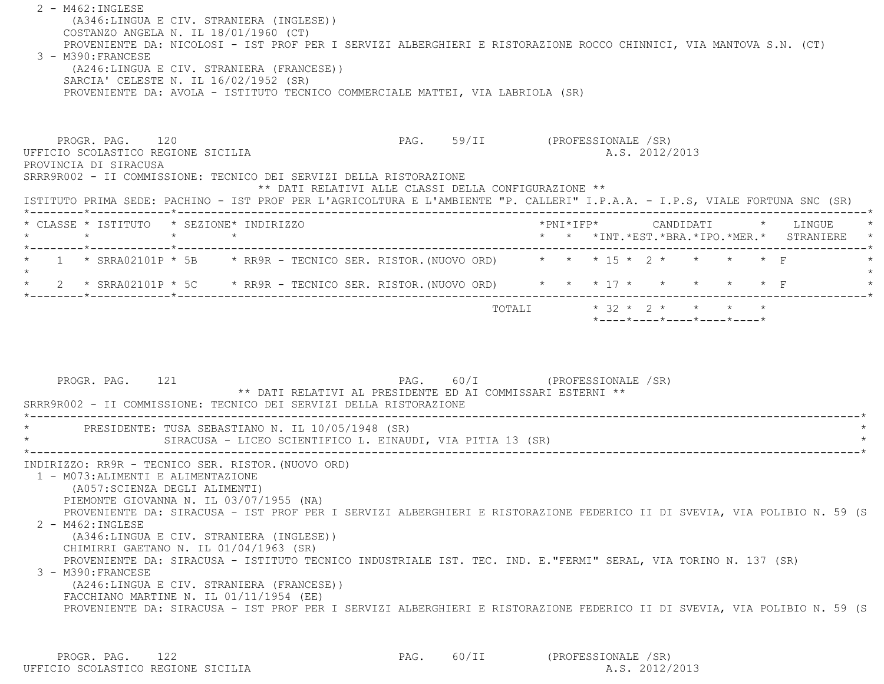2 - M462:INGLESE
(A346:LINGUA E CIV. STRANIERA (INGLESE))
COSTANZO ANGELA N. IL 18/01/1960 (CT)
PROVENIENTE DA: NICOLOSI - IST PROF PER I SERVIZI ALBERGHIERI E RISTORAZIONE ROCCO CHINNICI, VIA MANTOVA S.N. (CT)

3 - M390:FRANCESE
(A246:LINGUA E CIV. STRANIERA (FRANCESE))
SARCIA' CELESTE N. IL 16/02/1952 (SR)
PROVENIENTE DA: AVOLA - ISTITUTO TECNICO COMMERCIALE MATTEI, VIA LABRIOLA (SR)

PROGR. PAG. 120 PAG. 59/II (PROFESSIONALE /SR)

UFFICIO SCOLASTICO REGIONE SICILIA A.S. 2012/2013

PROVINCIA DI SIRACUSA

SRRR9R002 - II COMMISSIONE: TECNICO DEI SERVIZI DELLA RISTORAZIONE

** DATI RELATIVI ALLE CLASSI DELLA CONFIGURAZIONE **

ISTITUTO PRIMA SEDE: PACHINO - IST PROF PER L'AGRICOLTURA E L'AMBIENTE "P. CALLERI" I.P.A.A. - I.P.S, VIALE FORTUNA SNC (SR)

| CLASSE | ISTITUTO | SEZIONE | INDIRIZZO | PNI | IFP | CANDIDATI INT. | EST. | BRA. | IPO. | MER. | LINGUE STRANIERE |
|---|---|---|---|---|---|---|---|---|---|---|---|
| 1 | SRRA02101P | 5B | RR9R - TECNICO SER. RISTOR.(NUOVO ORD) | | | 15 | 2 | | | | F |
| 2 | SRRA02101P | 5C | RR9R - TECNICO SER. RISTOR.(NUOVO ORD) | | | 17 | | | | | F |
| | | | TOTALI | | | 32 | 2 | | | | |

PROGR. PAG. 121 PAG. 60/I (PROFESSIONALE /SR)

** DATI RELATIVI AL PRESIDENTE ED AI COMMISSARI ESTERNI **

SRRR9R002 - II COMMISSIONE: TECNICO DEI SERVIZI DELLA RISTORAZIONE

PRESIDENTE: TUSA SEBASTIANO N. IL 10/05/1948 (SR)
SIRACUSA - LICEO SCIENTIFICO L. EINAUDI, VIA PITIA 13 (SR)

INDIRIZZO: RR9R - TECNICO SER. RISTOR.(NUOVO ORD)

1 - M073:ALIMENTI E ALIMENTAZIONE
(A057:SCIENZA DEGLI ALIMENTI)
PIEMONTE GIOVANNA N. IL 03/07/1955 (NA)
PROVENIENTE DA: SIRACUSA - IST PROF PER I SERVIZI ALBERGHIERI E RISTORAZIONE FEDERICO II DI SVEVIA, VIA POLIBIO N. 59 (S

2 - M462:INGLESE
(A346:LINGUA E CIV. STRANIERA (INGLESE))
CHIMIRRI GAETANO N. IL 01/04/1963 (SR)
PROVENIENTE DA: SIRACUSA - ISTITUTO TECNICO INDUSTRIALE IST. TEC. IND. E."FERMI" SERAL, VIA TORINO N. 137 (SR)

3 - M390:FRANCESE
(A246:LINGUA E CIV. STRANIERA (FRANCESE))
FACCHIANO MARTINE N. IL 01/11/1954 (EE)
PROVENIENTE DA: SIRACUSA - IST PROF PER I SERVIZI ALBERGHIERI E RISTORAZIONE FEDERICO II DI SVEVIA, VIA POLIBIO N. 59 (S

PROGR. PAG. 122 PAG. 60/II (PROFESSIONALE /SR)

UFFICIO SCOLASTICO REGIONE SICILIA A.S. 2012/2013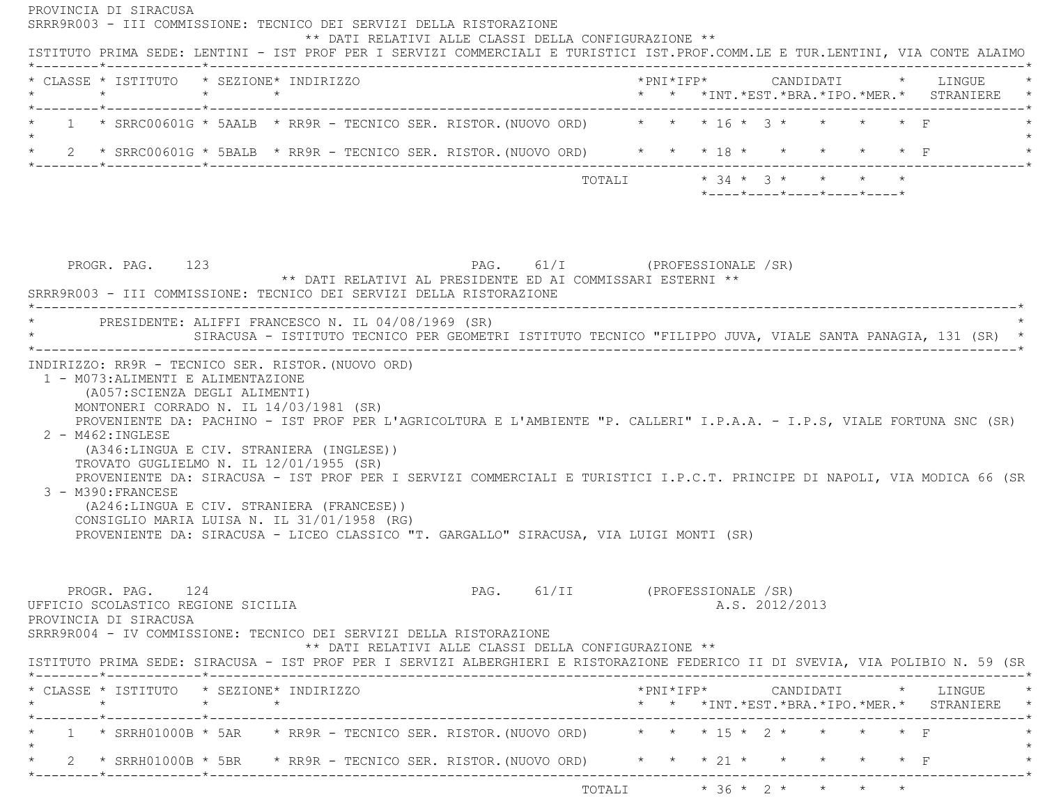PROVINCIA DI SIRACUSA

SRRR9R003 - III COMMISSIONE: TECNICO DEI SERVIZI DELLA RISTORAZIONE

** DATI RELATIVI ALLE CLASSI DELLA CONFIGURAZIONE **

ISTITUTO PRIMA SEDE: LENTINI - IST PROF PER I SERVIZI COMMERCIALI E TURISTICI IST.PROF.COMM.LE E TUR.LENTINI, VIA CONTE ALAIMO

| CLASSE | ISTITUTO | SEZIONE | INDIRIZZO | PNI | IFP | CANDIDATI INT. | EST. | BRA. | IPO. | MER. | LINGUE STRANIERE |
|---|---|---|---|---|---|---|---|---|---|---|---|
| 1 | SRRC00601G | 5AALB | RR9R - TECNICO SER. RISTOR.(NUOVO ORD) | | | 16 | 3 | | | | F |
| 2 | SRRC00601G | 5BALB | RR9R - TECNICO SER. RISTOR.(NUOVO ORD) | | | 18 | | | | | F |
| | | | TOTALI | | | 34 | 3 | | | | |

PROGR. PAG. 123 PAG. 61/I (PROFESSIONALE /SR)

** DATI RELATIVI AL PRESIDENTE ED AI COMMISSARI ESTERNI **

SRRR9R003 - III COMMISSIONE: TECNICO DEI SERVIZI DELLA RISTORAZIONE

PRESIDENTE: ALIFFI FRANCESCO N. IL 04/08/1969 (SR)
SIRACUSA - ISTITUTO TECNICO PER GEOMETRI ISTITUTO TECNICO "FILIPPO JUVA, VIALE SANTA PANAGIA, 131 (SR)

INDIRIZZO: RR9R - TECNICO SER. RISTOR.(NUOVO ORD)

1 - M073:ALIMENTI E ALIMENTAZIONE
(A057:SCIENZA DEGLI ALIMENTI)
MONTONERI CORRADO N. IL 14/03/1981 (SR)
PROVENIENTE DA: PACHINO - IST PROF PER L'AGRICOLTURA E L'AMBIENTE "P. CALLERI" I.P.A.A. - I.P.S, VIALE FORTUNA SNC (SR)

2 - M462:INGLESE
(A346:LINGUA E CIV. STRANIERA (INGLESE))
TROVATO GUGLIELMO N. IL 12/01/1955 (SR)
PROVENIENTE DA: SIRACUSA - IST PROF PER I SERVIZI COMMERCIALI E TURISTICI I.P.C.T. PRINCIPE DI NAPOLI, VIA MODICA 66 (SR

3 - M390:FRANCESE
(A246:LINGUA E CIV. STRANIERA (FRANCESE))
CONSIGLIO MARIA LUISA N. IL 31/01/1958 (RG)
PROVENIENTE DA: SIRACUSA - LICEO CLASSICO "T. GARGALLO" SIRACUSA, VIA LUIGI MONTI (SR)

PROGR. PAG. 124 PAG. 61/II (PROFESSIONALE /SR)

UFFICIO SCOLASTICO REGIONE SICILIA A.S. 2012/2013

PROVINCIA DI SIRACUSA

SRRR9R004 - IV COMMISSIONE: TECNICO DEI SERVIZI DELLA RISTORAZIONE

** DATI RELATIVI ALLE CLASSI DELLA CONFIGURAZIONE **

ISTITUTO PRIMA SEDE: SIRACUSA - IST PROF PER I SERVIZI ALBERGHIERI E RISTORAZIONE FEDERICO II DI SVEVIA, VIA POLIBIO N. 59 (SR

| CLASSE | ISTITUTO | SEZIONE | INDIRIZZO | PNI | IFP | CANDIDATI INT. | EST. | BRA. | IPO. | MER. | LINGUE STRANIERE |
|---|---|---|---|---|---|---|---|---|---|---|---|
| 1 | SRRH01000B | 5AR | RR9R - TECNICO SER. RISTOR.(NUOVO ORD) | | | 15 | 2 | | | | F |
| 2 | SRRH01000B | 5BR | RR9R - TECNICO SER. RISTOR.(NUOVO ORD) | | | 21 | | | | | F |
| | | | TOTALI | | | 36 | 2 | | | | |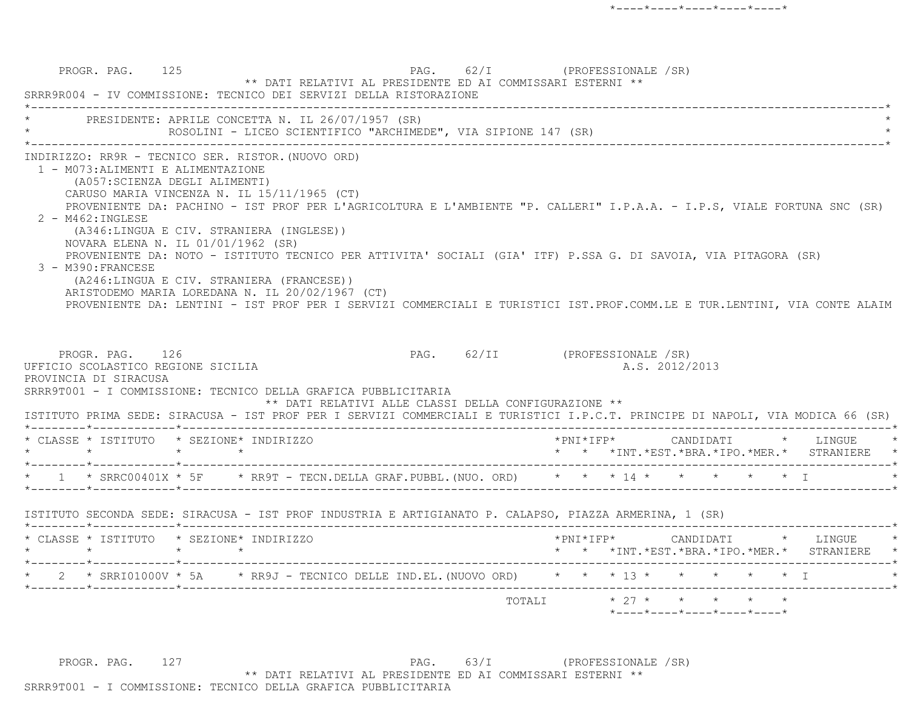PROGR. PAG. 125 PAG. 62/I (PROFESSIONALE /SR)

** DATI RELATIVI AL PRESIDENTE ED AI COMMISSARI ESTERNI **

SRRR9R004 - IV COMMISSIONE: TECNICO DEI SERVIZI DELLA RISTORAZIONE

PRESIDENTE: APRILE CONCETTA N. IL 26/07/1957 (SR)
ROSOLINI - LICEO SCIENTIFICO "ARCHIMEDE", VIA SIPIONE 147 (SR)

INDIRIZZO: RR9R - TECNICO SER. RISTOR.(NUOVO ORD)

1 - M073:ALIMENTI E ALIMENTAZIONE
(A057:SCIENZA DEGLI ALIMENTI)
CARUSO MARIA VINCENZA N. IL 15/11/1965 (CT)
PROVENIENTE DA: PACHINO - IST PROF PER L'AGRICOLTURA E L'AMBIENTE "P. CALLERI" I.P.A.A. - I.P.S, VIALE FORTUNA SNC (SR)

2 - M462:INGLESE
(A346:LINGUA E CIV. STRANIERA (INGLESE))
NOVARA ELENA N. IL 01/01/1962 (SR)
PROVENIENTE DA: NOTO - ISTITUTO TECNICO PER ATTIVITA' SOCIALI (GIA' ITF) P.SSA G. DI SAVOIA, VIA PITAGORA (SR)

3 - M390:FRANCESE
(A246:LINGUA E CIV. STRANIERA (FRANCESE))
ARISTODEMO MARIA LOREDANA N. IL 20/02/1967 (CT)
PROVENIENTE DA: LENTINI - IST PROF PER I SERVIZI COMMERCIALI E TURISTICI IST.PROF.COMM.LE E TUR.LENTINI, VIA CONTE ALAIM

PROGR. PAG. 126 PAG. 62/II (PROFESSIONALE /SR)

UFFICIO SCOLASTICO REGIONE SICILIA A.S. 2012/2013

PROVINCIA DI SIRACUSA

SRRR9T001 - I COMMISSIONE: TECNICO DELLA GRAFICA PUBBLICITARIA

** DATI RELATIVI ALLE CLASSI DELLA CONFIGURAZIONE **

ISTITUTO PRIMA SEDE: SIRACUSA - IST PROF PER I SERVIZI COMMERCIALI E TURISTICI I.P.C.T. PRINCIPE DI NAPOLI, VIA MODICA 66 (SR)

| CLASSE | ISTITUTO | SEZIONE | INDIRIZZO | PNI | IFP | CANDIDATI INT. | EST. | BRA. | IPO. | MER. | LINGUE STRANIERE |
|---|---|---|---|---|---|---|---|---|---|---|---|
| 1 | SRRC00401X | 5F | RR9T - TECN.DELLA GRAF.PUBBL.(NUO. ORD) | | | 14 | | | | | I |

ISTITUTO SECONDA SEDE: SIRACUSA - IST PROF INDUSTRIA E ARTIGIANATO P. CALAPSO, PIAZZA ARMERINA, 1 (SR)

| CLASSE | ISTITUTO | SEZIONE | INDIRIZZO | PNI | IFP | CANDIDATI INT. | EST. | BRA. | IPO. | MER. | LINGUE STRANIERE |
|---|---|---|---|---|---|---|---|---|---|---|---|
| 2 | SRRI01000V | 5A | RR9J - TECNICO DELLE IND.EL.(NUOVO ORD) | | | 13 | | | | | I |
| | | | TOTALI | | | 27 | | | | | |

PROGR. PAG. 127 PAG. 63/I (PROFESSIONALE /SR)

** DATI RELATIVI AL PRESIDENTE ED AI COMMISSARI ESTERNI **

SRRR9T001 - I COMMISSIONE: TECNICO DELLA GRAFICA PUBBLICITARIA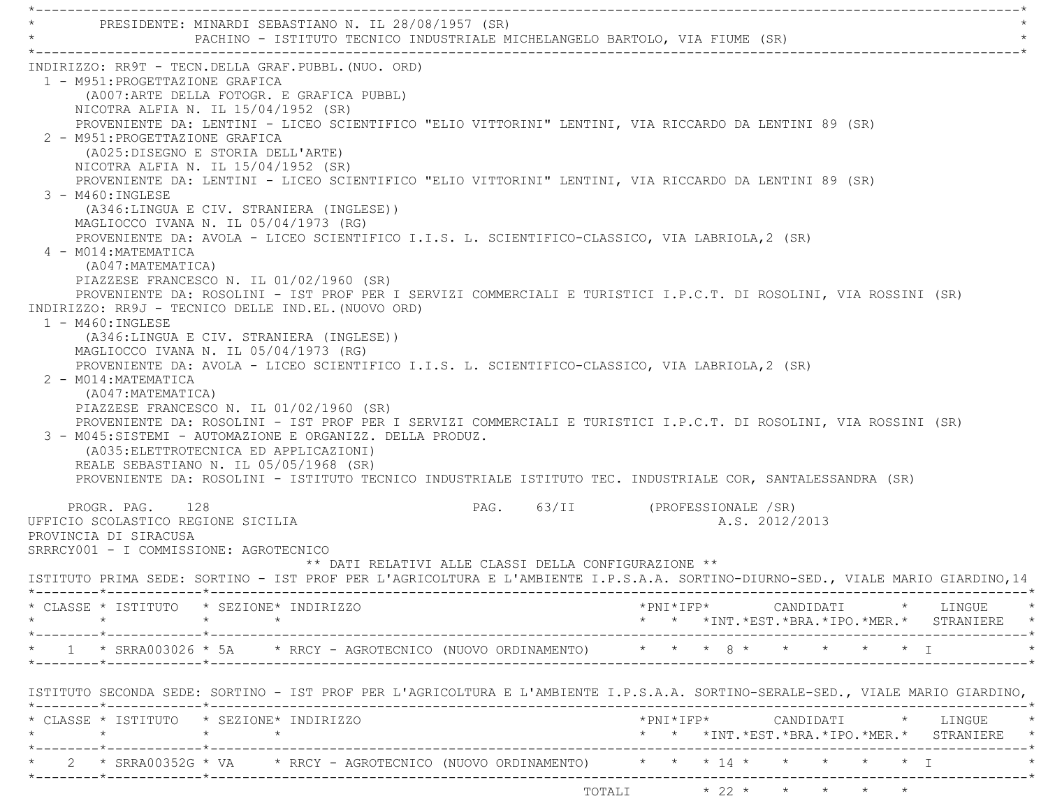PRESIDENTE: MINARDI SEBASTIANO N. IL 28/08/1957 (SR)
PACHINO - ISTITUTO TECNICO INDUSTRIALE MICHELANGELO BARTOLO, VIA FIUME (SR)

INDIRIZZO: RR9T - TECN.DELLA GRAF.PUBBL.(NUO. ORD)

1 - M951:PROGETTAZIONE GRAFICA
(A007:ARTE DELLA FOTOGR. E GRAFICA PUBBL)
NICOTRA ALFIA N. IL 15/04/1952 (SR)
PROVENIENTE DA: LENTINI - LICEO SCIENTIFICO "ELIO VITTORINI" LENTINI, VIA RICCARDO DA LENTINI 89 (SR)

2 - M951:PROGETTAZIONE GRAFICA
(A025:DISEGNO E STORIA DELL'ARTE)
NICOTRA ALFIA N. IL 15/04/1952 (SR)
PROVENIENTE DA: LENTINI - LICEO SCIENTIFICO "ELIO VITTORINI" LENTINI, VIA RICCARDO DA LENTINI 89 (SR)

3 - M460:INGLESE
(A346:LINGUA E CIV. STRANIERA (INGLESE))
MAGLIOCCO IVANA N. IL 05/04/1973 (RG)
PROVENIENTE DA: AVOLA - LICEO SCIENTIFICO I.I.S. L. SCIENTIFICO-CLASSICO, VIA LABRIOLA,2 (SR)

4 - M014:MATEMATICA
(A047:MATEMATICA)
PIAZZESE FRANCESCO N. IL 01/02/1960 (SR)
PROVENIENTE DA: ROSOLINI - IST PROF PER I SERVIZI COMMERCIALI E TURISTICI I.P.C.T. DI ROSOLINI, VIA ROSSINI (SR)

INDIRIZZO: RR9J - TECNICO DELLE IND.EL.(NUOVO ORD)

1 - M460:INGLESE
(A346:LINGUA E CIV. STRANIERA (INGLESE))
MAGLIOCCO IVANA N. IL 05/04/1973 (RG)
PROVENIENTE DA: AVOLA - LICEO SCIENTIFICO I.I.S. L. SCIENTIFICO-CLASSICO, VIA LABRIOLA,2 (SR)

2 - M014:MATEMATICA
(A047:MATEMATICA)
PIAZZESE FRANCESCO N. IL 01/02/1960 (SR)
PROVENIENTE DA: ROSOLINI - IST PROF PER I SERVIZI COMMERCIALI E TURISTICI I.P.C.T. DI ROSOLINI, VIA ROSSINI (SR)

3 - M045:SISTEMI - AUTOMAZIONE E ORGANIZZ. DELLA PRODUZ.
(A035:ELETTROTECNICA ED APPLICAZIONI)
REALE SEBASTIANO N. IL 05/05/1968 (SR)
PROVENIENTE DA: ROSOLINI - ISTITUTO TECNICO INDUSTRIALE ISTITUTO TEC. INDUSTRIALE COR, SANTALESSANDRA (SR)

PROGR. PAG. 128 PAG. 63/II (PROFESSIONALE /SR)

UFFICIO SCOLASTICO REGIONE SICILIA A.S. 2012/2013

PROVINCIA DI SIRACUSA

SRRRCY001 - I COMMISSIONE: AGROTECNICO

** DATI RELATIVI ALLE CLASSI DELLA CONFIGURAZIONE **

ISTITUTO PRIMA SEDE: SORTINO - IST PROF PER L'AGRICOLTURA E L'AMBIENTE I.P.S.A.A. SORTINO-DIURNO-SED., VIALE MARIO GIARDINO,14

| CLASSE | ISTITUTO | SEZIONE | INDIRIZZO | PNI | IFP | CANDIDATI INT. | EST. | BRA. | IPO. | MER. | LINGUE STRANIERE |
|---|---|---|---|---|---|---|---|---|---|---|---|
| 1 | SRRA003026 | 5A | RRCY - AGROTECNICO (NUOVO ORDINAMENTO) | | | 8 | | | | | I |

ISTITUTO SECONDA SEDE: SORTINO - IST PROF PER L'AGRICOLTURA E L'AMBIENTE I.P.S.A.A. SORTINO-SERALE-SED., VIALE MARIO GIARDINO,

| CLASSE | ISTITUTO | SEZIONE | INDIRIZZO | PNI | IFP | CANDIDATI INT. | EST. | BRA. | IPO. | MER. | LINGUE STRANIERE |
|---|---|---|---|---|---|---|---|---|---|---|---|
| 2 | SRRA00352G | VA | RRCY - AGROTECNICO (NUOVO ORDINAMENTO) | | | 14 | | | | | I |
| | | | TOTALI | | | 22 | | | | | |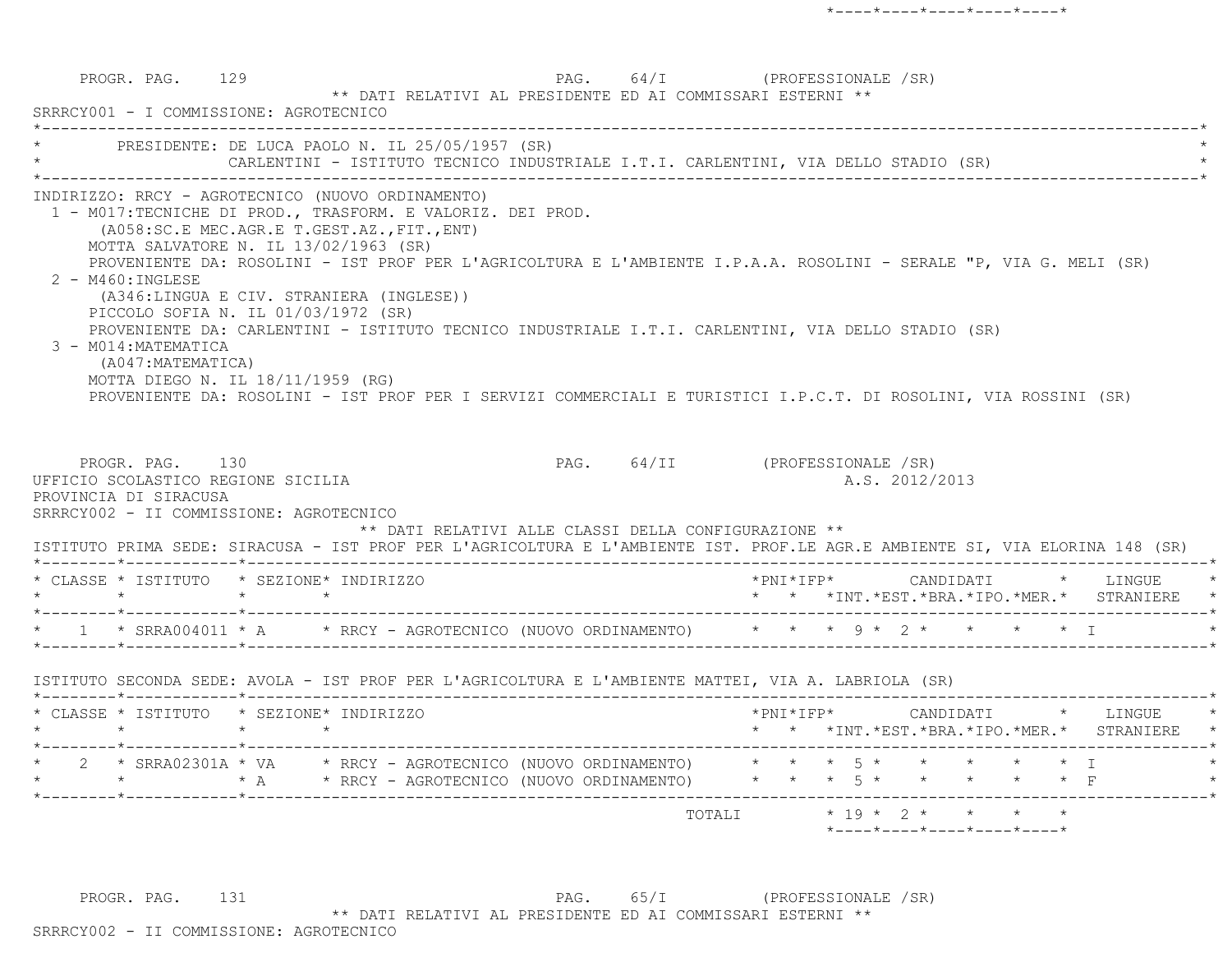PROGR. PAG. 129 PAG. 64/I (PROFESSIONALE /SR)

** DATI RELATIVI AL PRESIDENTE ED AI COMMISSARI ESTERNI **

SRRRCY001 - I COMMISSIONE: AGROTECNICO

PRESIDENTE: DE LUCA PAOLO N. IL 25/05/1957 (SR)
CARLENTINI - ISTITUTO TECNICO INDUSTRIALE I.T.I. CARLENTINI, VIA DELLO STADIO (SR)

INDIRIZZO: RRCY - AGROTECNICO (NUOVO ORDINAMENTO)

1 - M017:TECNICHE DI PROD., TRASFORM. E VALORIZ. DEI PROD.
(A058:SC.E MEC.AGR.E T.GEST.AZ.,FIT.,ENT)
MOTTA SALVATORE N. IL 13/02/1963 (SR)
PROVENIENTE DA: ROSOLINI - IST PROF PER L'AGRICOLTURA E L'AMBIENTE I.P.A.A. ROSOLINI - SERALE "P, VIA G. MELI (SR)

2 - M460:INGLESE
(A346:LINGUA E CIV. STRANIERA (INGLESE))
PICCOLO SOFIA N. IL 01/03/1972 (SR)
PROVENIENTE DA: CARLENTINI - ISTITUTO TECNICO INDUSTRIALE I.T.I. CARLENTINI, VIA DELLO STADIO (SR)

3 - M014:MATEMATICA
(A047:MATEMATICA)
MOTTA DIEGO N. IL 18/11/1959 (RG)
PROVENIENTE DA: ROSOLINI - IST PROF PER I SERVIZI COMMERCIALI E TURISTICI I.P.C.T. DI ROSOLINI, VIA ROSSINI (SR)

PROGR. PAG. 130 PAG. 64/II (PROFESSIONALE /SR)

UFFICIO SCOLASTICO REGIONE SICILIA A.S. 2012/2013

PROVINCIA DI SIRACUSA

SRRRCY002 - II COMMISSIONE: AGROTECNICO

** DATI RELATIVI ALLE CLASSI DELLA CONFIGURAZIONE **

ISTITUTO PRIMA SEDE: SIRACUSA - IST PROF PER L'AGRICOLTURA E L'AMBIENTE IST. PROF.LE AGR.E AMBIENTE SI, VIA ELORINA 148 (SR)

| CLASSE | ISTITUTO | SEZIONE | INDIRIZZO | PNI | IFP | INT. | EST. | BRA. | IPO. | MER. | LINGUE STRANIERE |
|---|---|---|---|---|---|---|---|---|---|---|---|
| 1 | SRRA004011 | A | RRCY - AGROTECNICO (NUOVO ORDINAMENTO) | | | 9 | 2 | | | | I |

ISTITUTO SECONDA SEDE: AVOLA - IST PROF PER L'AGRICOLTURA E L'AMBIENTE MATTEI, VIA A. LABRIOLA (SR)

| CLASSE | ISTITUTO | SEZIONE | INDIRIZZO | PNI | IFP | INT. | EST. | BRA. | IPO. | MER. | LINGUE STRANIERE |
|---|---|---|---|---|---|---|---|---|---|---|---|
| 2 | SRRA02301A | VA | RRCY - AGROTECNICO (NUOVO ORDINAMENTO) | | | 5 | | | | | I |
| | | A | RRCY - AGROTECNICO (NUOVO ORDINAMENTO) | | | 5 | | | | | F |
| | | | TOTALI | | | 19 | 2 | | | | |

PROGR. PAG. 131 PAG. 65/I (PROFESSIONALE /SR)

** DATI RELATIVI AL PRESIDENTE ED AI COMMISSARI ESTERNI **

SRRRCY002 - II COMMISSIONE: AGROTECNICO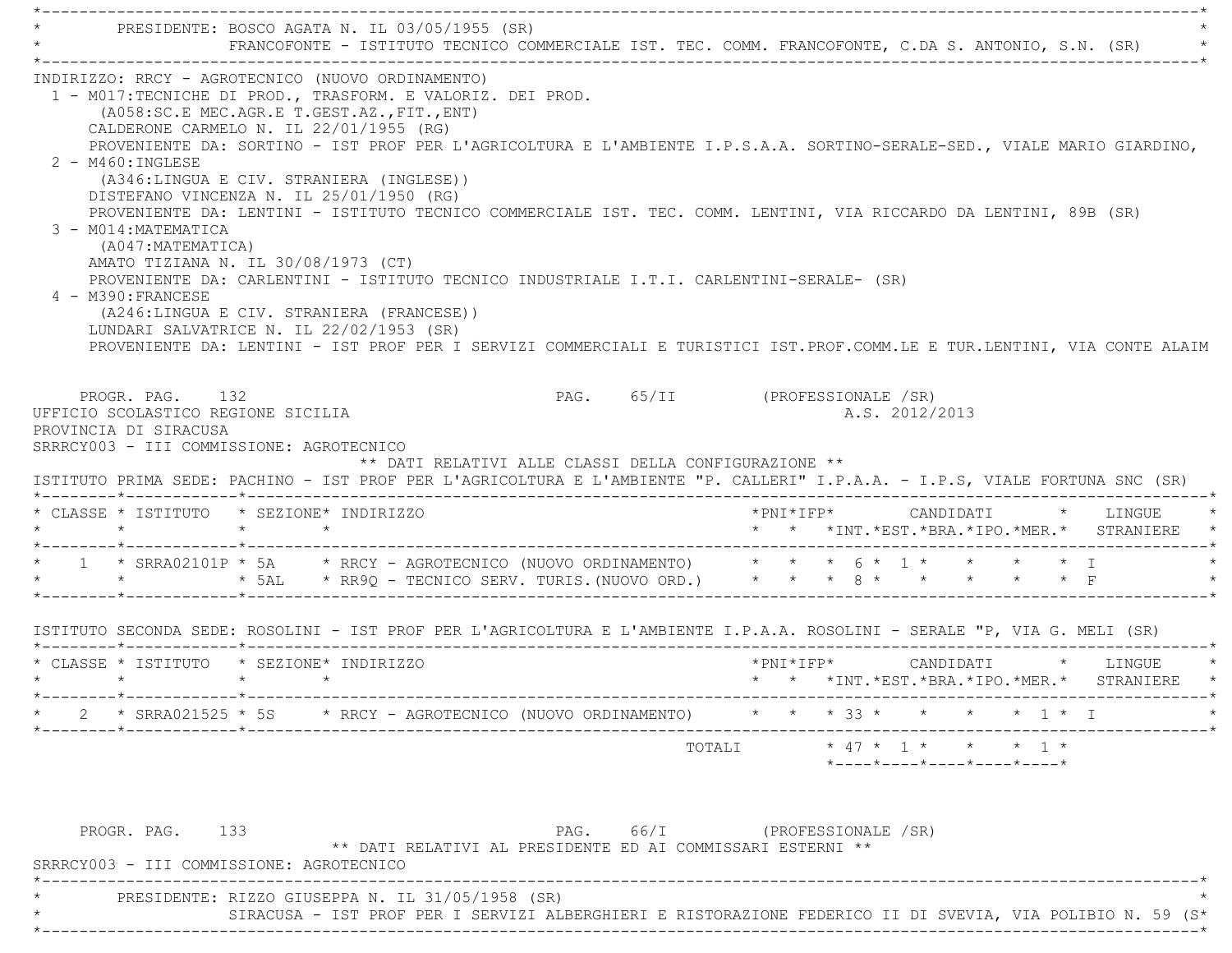PRESIDENTE: BOSCO AGATA N. IL 03/05/1955 (SR)
FRANCOFONTE - ISTITUTO TECNICO COMMERCIALE IST. TEC. COMM. FRANCOFONTE, C.DA S. ANTONIO, S.N. (SR)

INDIRIZZO: RRCY - AGROTECNICO (NUOVO ORDINAMENTO)

1 - M017:TECNICHE DI PROD., TRASFORM. E VALORIZ. DEI PROD.
(A058:SC.E MEC.AGR.E T.GEST.AZ.,FIT.,ENT)
CALDERONE CARMELO N. IL 22/01/1955 (RG)
PROVENIENTE DA: SORTINO - IST PROF PER L'AGRICOLTURA E L'AMBIENTE I.P.S.A.A. SORTINO-SERALE-SED., VIALE MARIO GIARDINO,

2 - M460:INGLESE
(A346:LINGUA E CIV. STRANIERA (INGLESE))
DISTEFANO VINCENZA N. IL 25/01/1950 (RG)
PROVENIENTE DA: LENTINI - ISTITUTO TECNICO COMMERCIALE IST. TEC. COMM. LENTINI, VIA RICCARDO DA LENTINI, 89B (SR)

3 - M014:MATEMATICA
(A047:MATEMATICA)
AMATO TIZIANA N. IL 30/08/1973 (CT)
PROVENIENTE DA: CARLENTINI - ISTITUTO TECNICO INDUSTRIALE I.T.I. CARLENTINI-SERALE- (SR)

4 - M390:FRANCESE
(A246:LINGUA E CIV. STRANIERA (FRANCESE))
LUNDARI SALVATRICE N. IL 22/02/1953 (SR)
PROVENIENTE DA: LENTINI - IST PROF PER I SERVIZI COMMERCIALI E TURISTICI IST.PROF.COMM.LE E TUR.LENTINI, VIA CONTE ALAIM

PROGR. PAG. 132 PAG. 65/II (PROFESSIONALE /SR)

UFFICIO SCOLASTICO REGIONE SICILIA A.S. 2012/2013
PROVINCIA DI SIRACUSA
SRRRCY003 - III COMMISSIONE: AGROTECNICO

** DATI RELATIVI ALLE CLASSI DELLA CONFIGURAZIONE **

ISTITUTO PRIMA SEDE: PACHINO - IST PROF PER L'AGRICOLTURA E L'AMBIENTE "P. CALLERI" I.P.A.A. - I.P.S, VIALE FORTUNA SNC (SR)

| CLASSE | ISTITUTO | SEZIONE | INDIRIZZO | PNI | IFP | CANDIDATI INT. | EST. | BRA. | IPO. | MER. | LINGUE STRANIERE |
|---|---|---|---|---|---|---|---|---|---|---|---|
| 1 | SRRA02101P | 5A | RRCY - AGROTECNICO (NUOVO ORDINAMENTO) | | | 6 | 1 | | | | I |
| | | 5AL | RR9Q - TECNICO SERV. TURIS.(NUOVO ORD.) | | | 8 | | | | | F |

ISTITUTO SECONDA SEDE: ROSOLINI - IST PROF PER L'AGRICOLTURA E L'AMBIENTE I.P.A.A. ROSOLINI - SERALE "P, VIA G. MELI (SR)

| CLASSE | ISTITUTO | SEZIONE | INDIRIZZO | PNI | IFP | CANDIDATI INT. | EST. | BRA. | IPO. | MER. | LINGUE STRANIERE |
|---|---|---|---|---|---|---|---|---|---|---|---|
| 2 | SRRA021525 | 5S | RRCY - AGROTECNICO (NUOVO ORDINAMENTO) | | | 33 | | | | 1 | I |
| | | | TOTALI | | | 47 | 1 | | | 1 | |

PROGR. PAG. 133 PAG. 66/I (PROFESSIONALE /SR)

** DATI RELATIVI AL PRESIDENTE ED AI COMMISSARI ESTERNI **

SRRRCY003 - III COMMISSIONE: AGROTECNICO

PRESIDENTE: RIZZO GIUSEPPA N. IL 31/05/1958 (SR)
SIRACUSA - IST PROF PER I SERVIZI ALBERGHIERI E RISTORAZIONE FEDERICO II DI SVEVIA, VIA POLIBIO N. 59 (S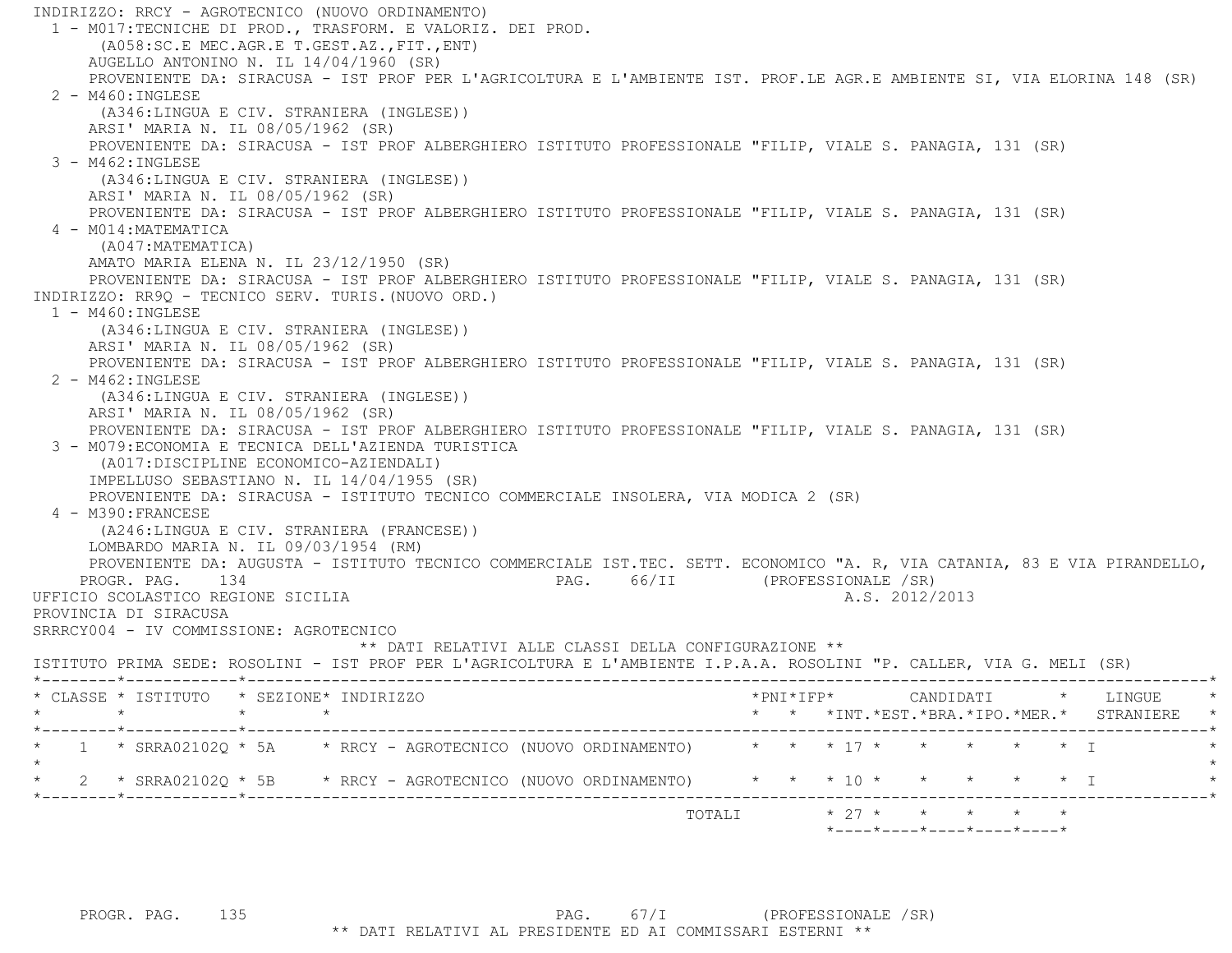INDIRIZZO: RRCY - AGROTECNICO (NUOVO ORDINAMENTO)

1 - M017:TECNICHE DI PROD., TRASFORM. E VALORIZ. DEI PROD.
   (A058:SC.E MEC.AGR.E T.GEST.AZ.,FIT.,ENT)
   AUGELLO ANTONINO N. IL 14/04/1960 (SR)
   PROVENIENTE DA: SIRACUSA - IST PROF PER L'AGRICOLTURA E L'AMBIENTE IST. PROF.LE AGR.E AMBIENTE SI, VIA ELORINA 148 (SR)

2 - M460:INGLESE
   (A346:LINGUA E CIV. STRANIERA (INGLESE))
   ARSI' MARIA N. IL 08/05/1962 (SR)
   PROVENIENTE DA: SIRACUSA - IST PROF ALBERGHIERO ISTITUTO PROFESSIONALE "FILIP, VIALE S. PANAGIA, 131 (SR)

3 - M462:INGLESE
   (A346:LINGUA E CIV. STRANIERA (INGLESE))
   ARSI' MARIA N. IL 08/05/1962 (SR)
   PROVENIENTE DA: SIRACUSA - IST PROF ALBERGHIERO ISTITUTO PROFESSIONALE "FILIP, VIALE S. PANAGIA, 131 (SR)

4 - M014:MATEMATICA
   (A047:MATEMATICA)
   AMATO MARIA ELENA N. IL 23/12/1950 (SR)
   PROVENIENTE DA: SIRACUSA - IST PROF ALBERGHIERO ISTITUTO PROFESSIONALE "FILIP, VIALE S. PANAGIA, 131 (SR)

INDIRIZZO: RR9Q - TECNICO SERV. TURIS.(NUOVO ORD.)

1 - M460:INGLESE
   (A346:LINGUA E CIV. STRANIERA (INGLESE))
   ARSI' MARIA N. IL 08/05/1962 (SR)
   PROVENIENTE DA: SIRACUSA - IST PROF ALBERGHIERO ISTITUTO PROFESSIONALE "FILIP, VIALE S. PANAGIA, 131 (SR)

2 - M462:INGLESE
   (A346:LINGUA E CIV. STRANIERA (INGLESE))
   ARSI' MARIA N. IL 08/05/1962 (SR)
   PROVENIENTE DA: SIRACUSA - IST PROF ALBERGHIERO ISTITUTO PROFESSIONALE "FILIP, VIALE S. PANAGIA, 131 (SR)

3 - M079:ECONOMIA E TECNICA DELL'AZIENDA TURISTICA
   (A017:DISCIPLINE ECONOMICO-AZIENDALI)
   IMPELLUSO SEBASTIANO N. IL 14/04/1955 (SR)
   PROVENIENTE DA: SIRACUSA - ISTITUTO TECNICO COMMERCIALE INSOLERA, VIA MODICA 2 (SR)

4 - M390:FRANCESE
   (A246:LINGUA E CIV. STRANIERA (FRANCESE))
   LOMBARDO MARIA N. IL 09/03/1954 (RM)
   PROVENIENTE DA: AUGUSTA - ISTITUTO TECNICO COMMERCIALE IST.TEC. SETT. ECONOMICO "A. R, VIA CATANIA, 83 E VIA PIRANDELLO,

UFFICIO SCOLASTICO REGIONE SICILIA — A.S. 2012/2013

PROVINCIA DI SIRACUSA

SRRRCY004 - IV COMMISSIONE: AGROTECNICO

** DATI RELATIVI ALLE CLASSI DELLA CONFIGURAZIONE **

ISTITUTO PRIMA SEDE: ROSOLINI - IST PROF PER L'AGRICOLTURA E L'AMBIENTE I.P.A.A. ROSOLINI "P. CALLER, VIA G. MELI (SR)

| CLASSE | ISTITUTO | SEZIONE | INDIRIZZO | PNI | IFP | CANDIDATI INT. | EST. | BRA. | IPO. | MER. | LINGUE STRANIERE |
|---|---|---|---|---|---|---|---|---|---|---|---|
| 1 | SRRA02102Q | 5A | RRCY - AGROTECNICO (NUOVO ORDINAMENTO) | | | 17 | | | | | I |
| 2 | SRRA02102Q | 5B | RRCY - AGROTECNICO (NUOVO ORDINAMENTO) | | | 10 | | | | | I |
| | | | TOTALI | | | 27 | | | | | |

** DATI RELATIVI AL PRESIDENTE ED AI COMMISSARI ESTERNI **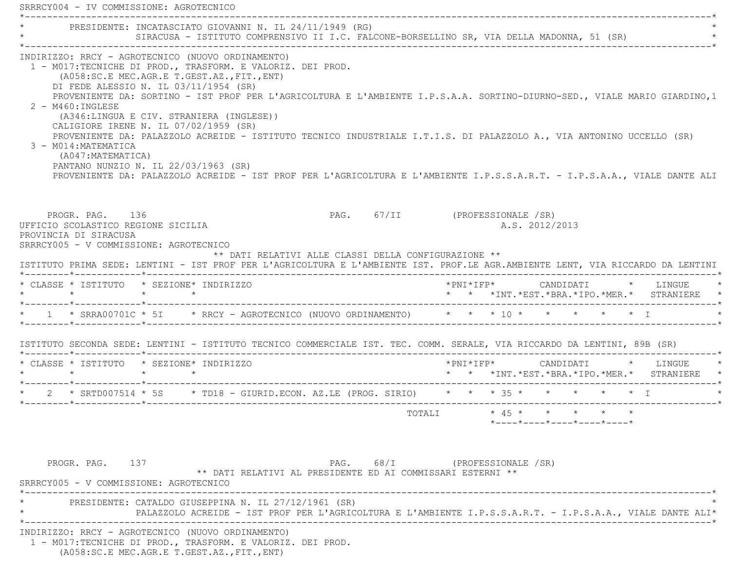SRRRCY004 - IV COMMISSIONE: AGROTECNICO

PRESIDENTE: INCATASCIATO GIOVANNI N. IL 24/11/1949 (RG)
SIRACUSA - ISTITUTO COMPRENSIVO II I.C. FALCONE-BORSELLINO SR, VIA DELLA MADONNA, 51 (SR)

INDIRIZZO: RRCY - AGROTECNICO (NUOVO ORDINAMENTO)

1 - M017:TECNICHE DI PROD., TRASFORM. E VALORIZ. DEI PROD.
(A058:SC.E MEC.AGR.E T.GEST.AZ.,FIT.,ENT)
DI FEDE ALESSIO N. IL 03/11/1954 (SR)
PROVENIENTE DA: SORTINO - IST PROF PER L'AGRICOLTURA E L'AMBIENTE I.P.S.A.A. SORTINO-DIURNO-SED., VIALE MARIO GIARDINO,1

2 - M460:INGLESE
(A346:LINGUA E CIV. STRANIERA (INGLESE))
CALIGIORE IRENE N. IL 07/02/1959 (SR)
PROVENIENTE DA: PALAZZOLO ACREIDE - ISTITUTO TECNICO INDUSTRIALE I.T.I.S. DI PALAZZOLO A., VIA ANTONINO UCCELLO (SR)

3 - M014:MATEMATICA
(A047:MATEMATICA)
PANTANO NUNZIO N. IL 22/03/1963 (SR)
PROVENIENTE DA: PALAZZOLO ACREIDE - IST PROF PER L'AGRICOLTURA E L'AMBIENTE I.P.S.S.A.R.T. - I.P.S.A.A., VIALE DANTE ALI

PROGR. PAG. 136 PAG. 67/II (PROFESSIONALE /SR)

UFFICIO SCOLASTICO REGIONE SICILIA A.S. 2012/2013

PROVINCIA DI SIRACUSA

SRRRCY005 - V COMMISSIONE: AGROTECNICO

** DATI RELATIVI ALLE CLASSI DELLA CONFIGURAZIONE **

ISTITUTO PRIMA SEDE: LENTINI - IST PROF PER L'AGRICOLTURA E L'AMBIENTE IST. PROF.LE AGR.AMBIENTE LENT, VIA RICCARDO DA LENTINI

| CLASSE | ISTITUTO | SEZIONE | INDIRIZZO | PNI | IFP | CANDIDATI INT. | EST. | BRA. | IPO. | MER. | LINGUE STRANIERE |
|---|---|---|---|---|---|---|---|---|---|---|---|
| 1 | SRRA00701C | 5I | RRCY - AGROTECNICO (NUOVO ORDINAMENTO) | | | 10 | | | | | I |

ISTITUTO SECONDA SEDE: LENTINI - ISTITUTO TECNICO COMMERCIALE IST. TEC. COMM. SERALE, VIA RICCARDO DA LENTINI, 89B (SR)

| CLASSE | ISTITUTO | SEZIONE | INDIRIZZO | PNI | IFP | CANDIDATI INT. | EST. | BRA. | IPO. | MER. | LINGUE STRANIERE |
|---|---|---|---|---|---|---|---|---|---|---|---|
| 2 | SRTD007514 | 5S | TD18 - GIURID.ECON. AZ.LE (PROG. SIRIO) | | | 35 | | | | | I |
| | | | TOTALI | | | 45 | | | | | |

PROGR. PAG. 137 PAG. 68/I (PROFESSIONALE /SR)

** DATI RELATIVI AL PRESIDENTE ED AI COMMISSARI ESTERNI **

SRRRCY005 - V COMMISSIONE: AGROTECNICO

PRESIDENTE: CATALDO GIUSEPPINA N. IL 27/12/1961 (SR)
PALAZZOLO ACREIDE - IST PROF PER L'AGRICOLTURA E L'AMBIENTE I.P.S.S.A.R.T. - I.P.S.A.A., VIALE DANTE ALI

INDIRIZZO: RRCY - AGROTECNICO (NUOVO ORDINAMENTO)

1 - M017:TECNICHE DI PROD., TRASFORM. E VALORIZ. DEI PROD.
(A058:SC.E MEC.AGR.E T.GEST.AZ.,FIT.,ENT)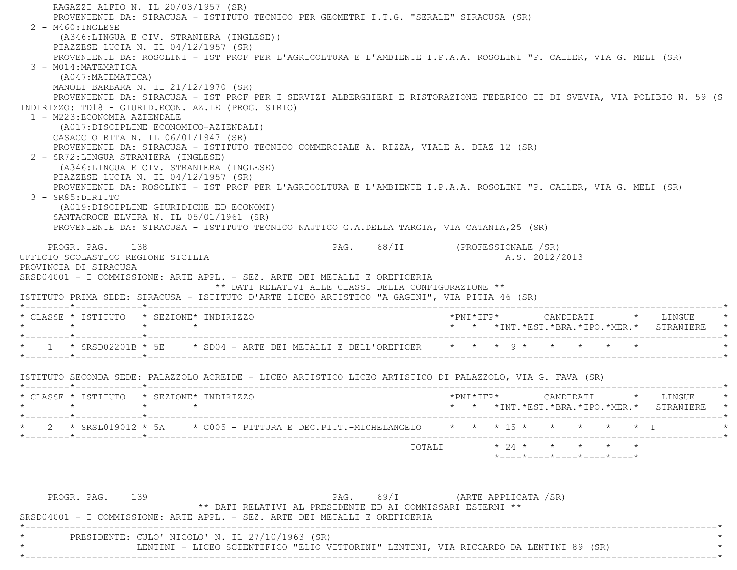RAGAZZI ALFIO N. IL 20/03/1957 (SR)
PROVENIENTE DA: SIRACUSA - ISTITUTO TECNICO PER GEOMETRI I.T.G. "SERALE" SIRACUSA (SR)

2 - M460:INGLESE
(A346:LINGUA E CIV. STRANIERA (INGLESE))
PIAZZESE LUCIA N. IL 04/12/1957 (SR)
PROVENIENTE DA: ROSOLINI - IST PROF PER L'AGRICOLTURA E L'AMBIENTE I.P.A.A. ROSOLINI "P. CALLER, VIA G. MELI (SR)

3 - M014:MATEMATICA
(A047:MATEMATICA)
MANOLI BARBARA N. IL 21/12/1970 (SR)
PROVENIENTE DA: SIRACUSA - IST PROF PER I SERVIZI ALBERGHIERI E RISTORAZIONE FEDERICO II DI SVEVIA, VIA POLIBIO N. 59 (S

INDIRIZZO: TD18 - GIURID.ECON. AZ.LE (PROG. SIRIO)

1 - M223:ECONOMIA AZIENDALE
(A017:DISCIPLINE ECONOMICO-AZIENDALI)
CASACCIO RITA N. IL 06/01/1947 (SR)
PROVENIENTE DA: SIRACUSA - ISTITUTO TECNICO COMMERCIALE A. RIZZA, VIALE A. DIAZ 12 (SR)

2 - SR72:LINGUA STRANIERA (INGLESE)
(A346:LINGUA E CIV. STRANIERA (INGLESE)
PIAZZESE LUCIA N. IL 04/12/1957 (SR)
PROVENIENTE DA: ROSOLINI - IST PROF PER L'AGRICOLTURA E L'AMBIENTE I.P.A.A. ROSOLINI "P. CALLER, VIA G. MELI (SR)

3 - SR85:DIRITTO
(A019:DISCIPLINE GIURIDICHE ED ECONOMI)
SANTACROCE ELVIRA N. IL 05/01/1961 (SR)
PROVENIENTE DA: SIRACUSA - ISTITUTO TECNICO NAUTICO G.A.DELLA TARGIA, VIA CATANIA,25 (SR)

PROGR. PAG. 138 PAG. 68/II (PROFESSIONALE /SR)

UFFICIO SCOLASTICO REGIONE SICILIA A.S. 2012/2013

PROVINCIA DI SIRACUSA

SRSD04001 - I COMMISSIONE: ARTE APPL. - SEZ. ARTE DEI METALLI E OREFICERIA

** DATI RELATIVI ALLE CLASSI DELLA CONFIGURAZIONE **

ISTITUTO PRIMA SEDE: SIRACUSA - ISTITUTO D'ARTE LICEO ARTISTICO "A GAGINI", VIA PITIA 46 (SR)

| CLASSE | ISTITUTO | SEZIONE | INDIRIZZO | PNI | IFP | CANDIDATI INT. | EST. | BRA. | IPO. | MER. | LINGUE STRANIERE |
|---|---|---|---|---|---|---|---|---|---|---|---|
| 1 | SRSD02201B | 5E | SD04 - ARTE DEI METALLI E DELL'OREFICER | | | 9 | | | | | |

ISTITUTO SECONDA SEDE: PALAZZOLO ACREIDE - LICEO ARTISTICO LICEO ARTISTICO DI PALAZZOLO, VIA G. FAVA (SR)

| CLASSE | ISTITUTO | SEZIONE | INDIRIZZO | PNI | IFP | CANDIDATI INT. | EST. | BRA. | IPO. | MER. | LINGUE STRANIERE |
|---|---|---|---|---|---|---|---|---|---|---|---|
| 2 | SRSL019012 | 5A | C005 - PITTURA E DEC.PITT.-MICHELANGELO | | | 15 | | | | | I |
| | | | TOTALI | | | 24 | | | | | |

PROGR. PAG. 139 PAG. 69/I (ARTE APPLICATA /SR)

** DATI RELATIVI AL PRESIDENTE ED AI COMMISSARI ESTERNI **

SRSD04001 - I COMMISSIONE: ARTE APPL. - SEZ. ARTE DEI METALLI E OREFICERIA

PRESIDENTE: CULO' NICOLO' N. IL 27/10/1963 (SR)
LENTINI - LICEO SCIENTIFICO "ELIO VITTORINI" LENTINI, VIA RICCARDO DA LENTINI 89 (SR)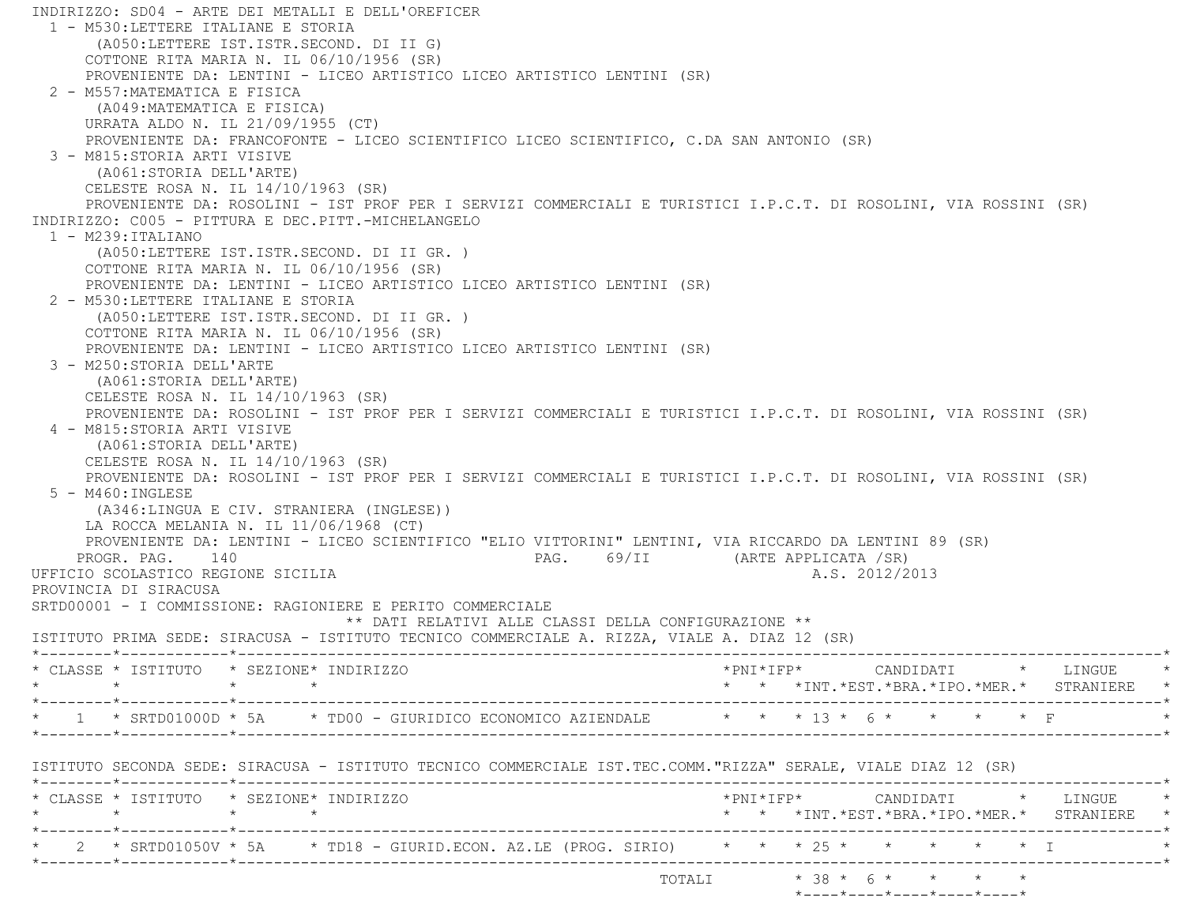INDIRIZZO: SD04 - ARTE DEI METALLI E DELL'OREFICER

1 - M530:LETTERE ITALIANE E STORIA
(A050:LETTERE IST.ISTR.SECOND. DI II G)
COTTONE RITA MARIA N. IL 06/10/1956 (SR)
PROVENIENTE DA: LENTINI - LICEO ARTISTICO LICEO ARTISTICO LENTINI (SR)

2 - M557:MATEMATICA E FISICA
(A049:MATEMATICA E FISICA)
URRATA ALDO N. IL 21/09/1955 (CT)
PROVENIENTE DA: FRANCOFONTE - LICEO SCIENTIFICO LICEO SCIENTIFICO, C.DA SAN ANTONIO (SR)

3 - M815:STORIA ARTI VISIVE
(A061:STORIA DELL'ARTE)
CELESTE ROSA N. IL 14/10/1963 (SR)
PROVENIENTE DA: ROSOLINI - IST PROF PER I SERVIZI COMMERCIALI E TURISTICI I.P.C.T. DI ROSOLINI, VIA ROSSINI (SR)

INDIRIZZO: C005 - PITTURA E DEC.PITT.-MICHELANGELO

1 - M239:ITALIANO
(A050:LETTERE IST.ISTR.SECOND. DI II GR. )
COTTONE RITA MARIA N. IL 06/10/1956 (SR)
PROVENIENTE DA: LENTINI - LICEO ARTISTICO LICEO ARTISTICO LENTINI (SR)

2 - M530:LETTERE ITALIANE E STORIA
(A050:LETTERE IST.ISTR.SECOND. DI II GR. )
COTTONE RITA MARIA N. IL 06/10/1956 (SR)
PROVENIENTE DA: LENTINI - LICEO ARTISTICO LICEO ARTISTICO LENTINI (SR)

3 - M250:STORIA DELL'ARTE
(A061:STORIA DELL'ARTE)
CELESTE ROSA N. IL 14/10/1963 (SR)
PROVENIENTE DA: ROSOLINI - IST PROF PER I SERVIZI COMMERCIALI E TURISTICI I.P.C.T. DI ROSOLINI, VIA ROSSINI (SR)

4 - M815:STORIA ARTI VISIVE
(A061:STORIA DELL'ARTE)
CELESTE ROSA N. IL 14/10/1963 (SR)
PROVENIENTE DA: ROSOLINI - IST PROF PER I SERVIZI COMMERCIALI E TURISTICI I.P.C.T. DI ROSOLINI, VIA ROSSINI (SR)

5 - M460:INGLESE
(A346:LINGUA E CIV. STRANIERA (INGLESE))
LA ROCCA MELANIA N. IL 11/06/1968 (CT)
PROVENIENTE DA: LENTINI - LICEO SCIENTIFICO "ELIO VITTORINI" LENTINI, VIA RICCARDO DA LENTINI 89 (SR)

PROGR. PAG. 140 PAG. 69/II (ARTE APPLICATA /SR)

UFFICIO SCOLASTICO REGIONE SICILIA A.S. 2012/2013
PROVINCIA DI SIRACUSA

SRTD00001 - I COMMISSIONE: RAGIONIERE E PERITO COMMERCIALE

** DATI RELATIVI ALLE CLASSI DELLA CONFIGURAZIONE **

ISTITUTO PRIMA SEDE: SIRACUSA - ISTITUTO TECNICO COMMERCIALE A. RIZZA, VIALE A. DIAZ 12 (SR)

| CLASSE | ISTITUTO | SEZIONE | INDIRIZZO | PNI | IFP | CANDIDATI INT. | CANDIDATI EST. | CANDIDATI BRA. | CANDIDATI IPO. | CANDIDATI MER. | LINGUE STRANIERE |
|---|---|---|---|---|---|---|---|---|---|---|---|
| 1 | SRTD01000D | 5A | TD00 - GIURIDICO ECONOMICO AZIENDALE | | | 13 | 6 | | | | F |

ISTITUTO SECONDA SEDE: SIRACUSA - ISTITUTO TECNICO COMMERCIALE IST.TEC.COMM."RIZZA" SERALE, VIALE DIAZ 12 (SR)

| CLASSE | ISTITUTO | SEZIONE | INDIRIZZO | PNI | IFP | CANDIDATI INT. | CANDIDATI EST. | CANDIDATI BRA. | CANDIDATI IPO. | CANDIDATI MER. | LINGUE STRANIERE |
|---|---|---|---|---|---|---|---|---|---|---|---|
| 2 | SRTD01050V | 5A | TD18 - GIURID.ECON. AZ.LE (PROG. SIRIO) | | | 25 | | | | | I |
| | | | TOTALI | | | 38 | 6 | | | | |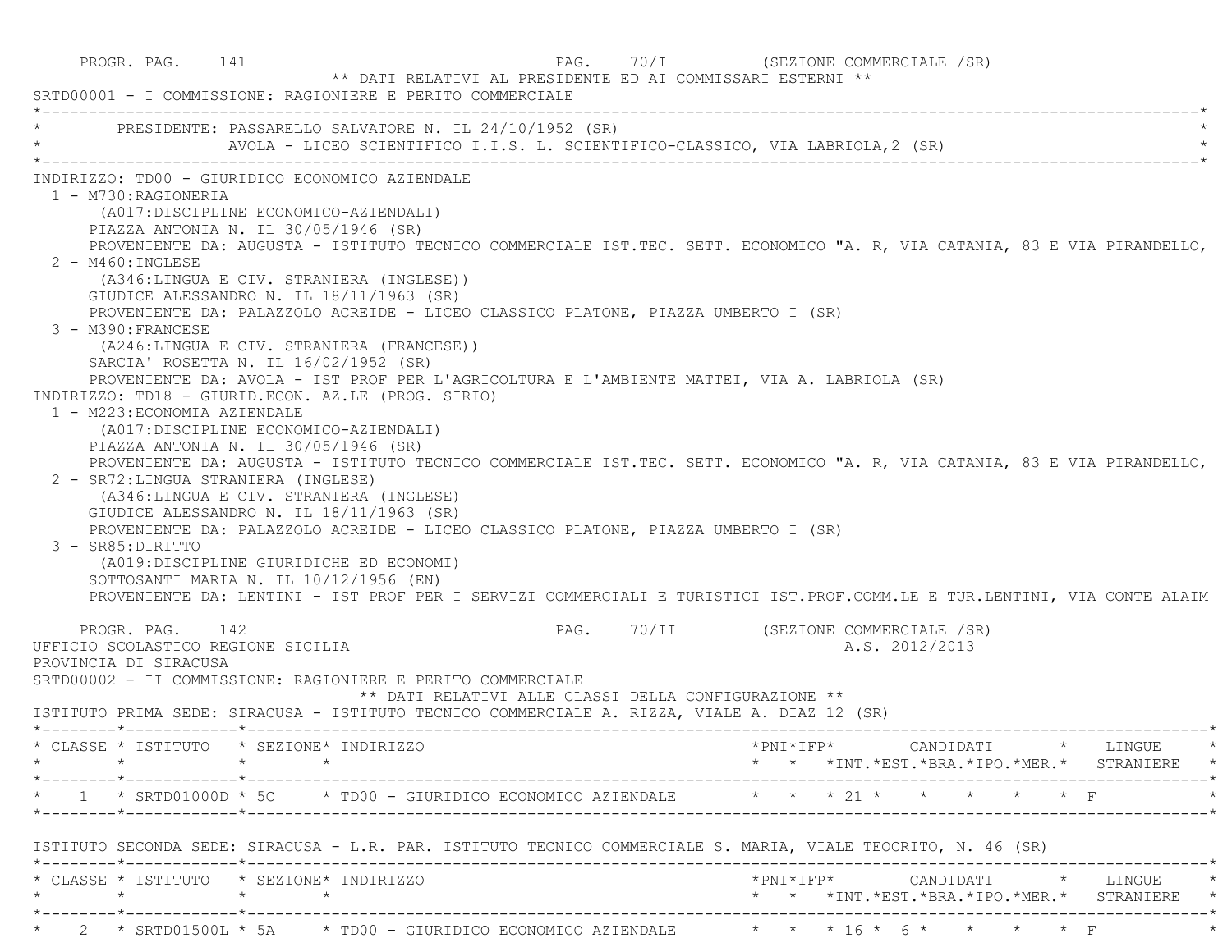PROGR. PAG. 141 PAG. 70/I (SEZIONE COMMERCIALE /SR)

** DATI RELATIVI AL PRESIDENTE ED AI COMMISSARI ESTERNI **

SRTD00001 - I COMMISSIONE: RAGIONIERE E PERITO COMMERCIALE

PRESIDENTE: PASSARELLO SALVATORE N. IL 24/10/1952 (SR)
AVOLA - LICEO SCIENTIFICO I.I.S. L. SCIENTIFICO-CLASSICO, VIA LABRIOLA,2 (SR)

INDIRIZZO: TD00 - GIURIDICO ECONOMICO AZIENDALE

1 - M730:RAGIONERIA
(A017:DISCIPLINE ECONOMICO-AZIENDALI)
PIAZZA ANTONIA N. IL 30/05/1946 (SR)
PROVENIENTE DA: AUGUSTA - ISTITUTO TECNICO COMMERCIALE IST.TEC. SETT. ECONOMICO "A. R, VIA CATANIA, 83 E VIA PIRANDELLO,

2 - M460:INGLESE
(A346:LINGUA E CIV. STRANIERA (INGLESE))
GIUDICE ALESSANDRO N. IL 18/11/1963 (SR)
PROVENIENTE DA: PALAZZOLO ACREIDE - LICEO CLASSICO PLATONE, PIAZZA UMBERTO I (SR)

3 - M390:FRANCESE
(A246:LINGUA E CIV. STRANIERA (FRANCESE))
SARCIA' ROSETTA N. IL 16/02/1952 (SR)
PROVENIENTE DA: AVOLA - IST PROF PER L'AGRICOLTURA E L'AMBIENTE MATTEI, VIA A. LABRIOLA (SR)

INDIRIZZO: TD18 - GIURID.ECON. AZ.LE (PROG. SIRIO)

1 - M223:ECONOMIA AZIENDALE
(A017:DISCIPLINE ECONOMICO-AZIENDALI)
PIAZZA ANTONIA N. IL 30/05/1946 (SR)
PROVENIENTE DA: AUGUSTA - ISTITUTO TECNICO COMMERCIALE IST.TEC. SETT. ECONOMICO "A. R, VIA CATANIA, 83 E VIA PIRANDELLO,

2 - SR72:LINGUA STRANIERA (INGLESE)
(A346:LINGUA E CIV. STRANIERA (INGLESE)
GIUDICE ALESSANDRO N. IL 18/11/1963 (SR)
PROVENIENTE DA: PALAZZOLO ACREIDE - LICEO CLASSICO PLATONE, PIAZZA UMBERTO I (SR)

3 - SR85:DIRITTO
(A019:DISCIPLINE GIURIDICHE ED ECONOMI)
SOTTOSANTI MARIA N. IL 10/12/1956 (EN)
PROVENIENTE DA: LENTINI - IST PROF PER I SERVIZI COMMERCIALI E TURISTICI IST.PROF.COMM.LE E TUR.LENTINI, VIA CONTE ALAIM

PROGR. PAG. 142 PAG. 70/II (SEZIONE COMMERCIALE /SR)

UFFICIO SCOLASTICO REGIONE SICILIA A.S. 2012/2013

PROVINCIA DI SIRACUSA

SRTD00002 - II COMMISSIONE: RAGIONIERE E PERITO COMMERCIALE

** DATI RELATIVI ALLE CLASSI DELLA CONFIGURAZIONE **

ISTITUTO PRIMA SEDE: SIRACUSA - ISTITUTO TECNICO COMMERCIALE A. RIZZA, VIALE A. DIAZ 12 (SR)

| CLASSE | ISTITUTO | SEZIONE | INDIRIZZO | PNI | IFP | CANDIDATI INT. | EST. | BRA. | IPO. | MER. | LINGUE STRANIERE |
|---|---|---|---|---|---|---|---|---|---|---|---|
| 1 | SRTD01000D | 5C | TD00 - GIURIDICO ECONOMICO AZIENDALE | | | 21 | | | | | F |

ISTITUTO SECONDA SEDE: SIRACUSA - L.R. PAR. ISTITUTO TECNICO COMMERCIALE S. MARIA, VIALE TEOCRITO, N. 46 (SR)

| CLASSE | ISTITUTO | SEZIONE | INDIRIZZO | PNI | IFP | CANDIDATI INT. | EST. | BRA. | IPO. | MER. | LINGUE STRANIERE |
|---|---|---|---|---|---|---|---|---|---|---|---|
| 2 | SRTD01500L | 5A | TD00 - GIURIDICO ECONOMICO AZIENDALE | | | 16 | 6 | | | | F |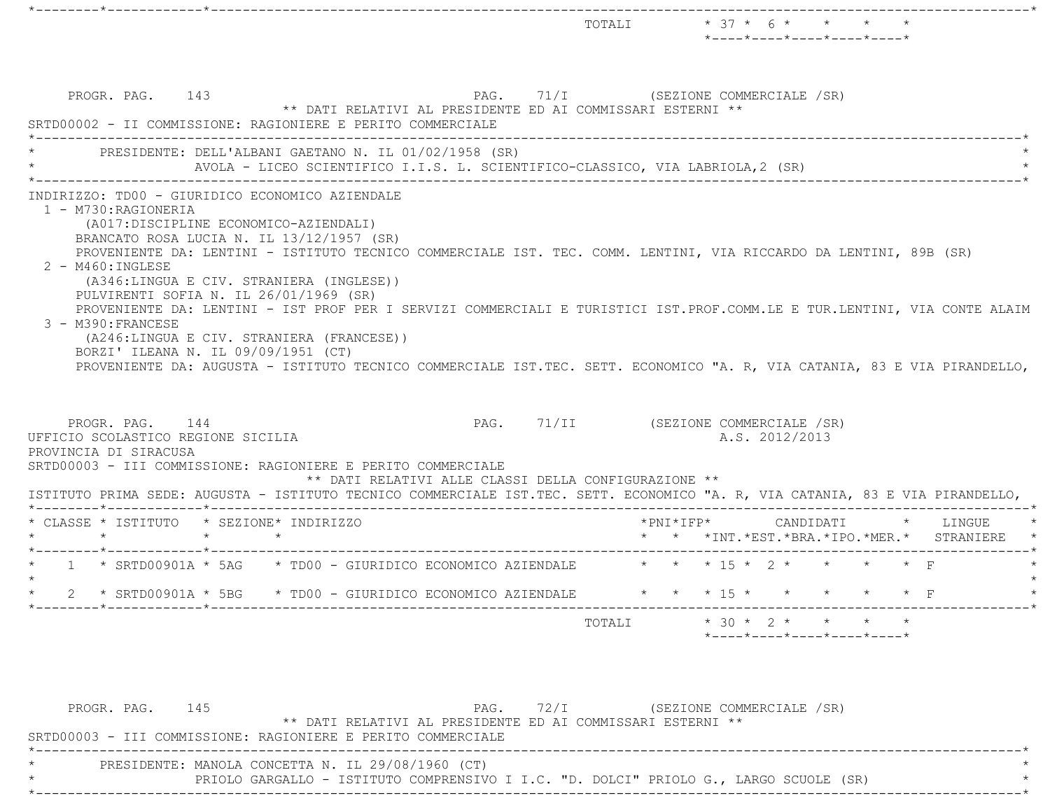| | | | | | | | | | | |
|---|---|---|---|---|---|---|---|---|---|---|
| | | | TOTALI | | | 37 | 6 | | | |

PROGR. PAG. 143 PAG. 71/I (SEZIONE COMMERCIALE /SR)

** DATI RELATIVI AL PRESIDENTE ED AI COMMISSARI ESTERNI **

SRTD00002 - II COMMISSIONE: RAGIONIERE E PERITO COMMERCIALE

PRESIDENTE: DELL'ALBANI GAETANO N. IL 01/02/1958 (SR)
AVOLA - LICEO SCIENTIFICO I.I.S. L. SCIENTIFICO-CLASSICO, VIA LABRIOLA,2 (SR)

INDIRIZZO: TD00 - GIURIDICO ECONOMICO AZIENDALE

1 - M730:RAGIONERIA
(A017:DISCIPLINE ECONOMICO-AZIENDALI)
BRANCATO ROSA LUCIA N. IL 13/12/1957 (SR)
PROVENIENTE DA: LENTINI - ISTITUTO TECNICO COMMERCIALE IST. TEC. COMM. LENTINI, VIA RICCARDO DA LENTINI, 89B (SR)

2 - M460:INGLESE
(A346:LINGUA E CIV. STRANIERA (INGLESE))
PULVIRENTI SOFIA N. IL 26/01/1969 (SR)
PROVENIENTE DA: LENTINI - IST PROF PER I SERVIZI COMMERCIALI E TURISTICI IST.PROF.COMM.LE E TUR.LENTINI, VIA CONTE ALAIM

3 - M390:FRANCESE
(A246:LINGUA E CIV. STRANIERA (FRANCESE))
BORZI' ILEANA N. IL 09/09/1951 (CT)
PROVENIENTE DA: AUGUSTA - ISTITUTO TECNICO COMMERCIALE IST.TEC. SETT. ECONOMICO "A. R, VIA CATANIA, 83 E VIA PIRANDELLO,

PROGR. PAG. 144 PAG. 71/II (SEZIONE COMMERCIALE /SR)

UFFICIO SCOLASTICO REGIONE SICILIA A.S. 2012/2013

PROVINCIA DI SIRACUSA

SRTD00003 - III COMMISSIONE: RAGIONIERE E PERITO COMMERCIALE

** DATI RELATIVI ALLE CLASSI DELLA CONFIGURAZIONE **

ISTITUTO PRIMA SEDE: AUGUSTA - ISTITUTO TECNICO COMMERCIALE IST.TEC. SETT. ECONOMICO "A. R, VIA CATANIA, 83 E VIA PIRANDELLO,

| CLASSE | ISTITUTO | SEZIONE | INDIRIZZO | PNI | IFP | CANDIDATI INT. | EST. | BRA. | IPO. | MER. | LINGUE STRANIERE |
|---|---|---|---|---|---|---|---|---|---|---|---|
| 1 | SRTD00901A | 5AG | TD00 - GIURIDICO ECONOMICO AZIENDALE | | | 15 | 2 | | | | F |
| 2 | SRTD00901A | 5BG | TD00 - GIURIDICO ECONOMICO AZIENDALE | | | 15 | | | | | F |
| | | | TOTALI | | | 30 | 2 | | | | |

PROGR. PAG. 145 PAG. 72/I (SEZIONE COMMERCIALE /SR)

** DATI RELATIVI AL PRESIDENTE ED AI COMMISSARI ESTERNI **

SRTD00003 - III COMMISSIONE: RAGIONIERE E PERITO COMMERCIALE

PRESIDENTE: MANOLA CONCETTA N. IL 29/08/1960 (CT)
PRIOLO GARGALLO - ISTITUTO COMPRENSIVO I I.C. "D. DOLCI" PRIOLO G., LARGO SCUOLE (SR)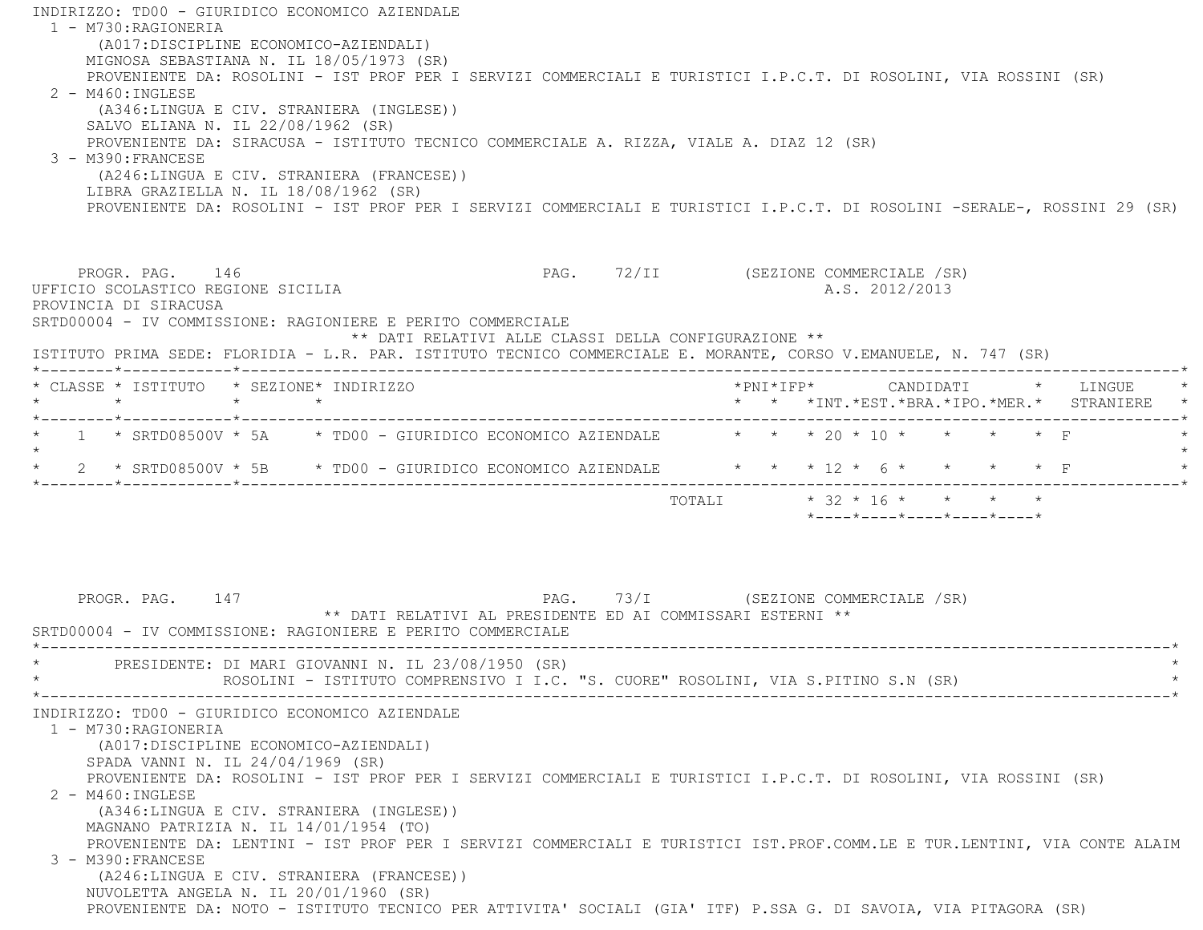INDIRIZZO: TD00 - GIURIDICO ECONOMICO AZIENDALE

1 - M730:RAGIONERIA
   (A017:DISCIPLINE ECONOMICO-AZIENDALI)
   MIGNOSA SEBASTIANA N. IL 18/05/1973 (SR)
   PROVENIENTE DA: ROSOLINI - IST PROF PER I SERVIZI COMMERCIALI E TURISTICI I.P.C.T. DI ROSOLINI, VIA ROSSINI (SR)
2 - M460:INGLESE
   (A346:LINGUA E CIV. STRANIERA (INGLESE))
   SALVO ELIANA N. IL 22/08/1962 (SR)
   PROVENIENTE DA: SIRACUSA - ISTITUTO TECNICO COMMERCIALE A. RIZZA, VIALE A. DIAZ 12 (SR)
3 - M390:FRANCESE
   (A246:LINGUA E CIV. STRANIERA (FRANCESE))
   LIBRA GRAZIELLA N. IL 18/08/1962 (SR)
   PROVENIENTE DA: ROSOLINI - IST PROF PER I SERVIZI COMMERCIALI E TURISTICI I.P.C.T. DI ROSOLINI -SERALE-, ROSSINI 29 (SR)

PROGR. PAG. 146 PAG. 72/II (SEZIONE COMMERCIALE /SR)

UFFICIO SCOLASTICO REGIONE SICILIA A.S. 2012/2013

PROVINCIA DI SIRACUSA

SRTD00004 - IV COMMISSIONE: RAGIONIERE E PERITO COMMERCIALE

** DATI RELATIVI ALLE CLASSI DELLA CONFIGURAZIONE **

ISTITUTO PRIMA SEDE: FLORIDIA - L.R. PAR. ISTITUTO TECNICO COMMERCIALE E. MORANTE, CORSO V.EMANUELE, N. 747 (SR)

| CLASSE | ISTITUTO | SEZIONE | INDIRIZZO | PNI | IFP | CANDIDATI INT. | EST. | BRA. | IPO. | MER. | LINGUE STRANIERE |
|---|---|---|---|---|---|---|---|---|---|---|---|
| 1 | SRTD08500V | 5A | TD00 - GIURIDICO ECONOMICO AZIENDALE | | | 20 | 10 | | | | F |
| 2 | SRTD08500V | 5B | TD00 - GIURIDICO ECONOMICO AZIENDALE | | | 12 | 6 | | | | F |
| | | | | | TOTALI | 32 | 16 | | | | |

PROGR. PAG. 147 PAG. 73/I (SEZIONE COMMERCIALE /SR)

** DATI RELATIVI AL PRESIDENTE ED AI COMMISSARI ESTERNI **

SRTD00004 - IV COMMISSIONE: RAGIONIERE E PERITO COMMERCIALE

PRESIDENTE: DI MARI GIOVANNI N. IL 23/08/1950 (SR)
ROSOLINI - ISTITUTO COMPRENSIVO I I.C. "S. CUORE" ROSOLINI, VIA S.PITINO S.N (SR)

INDIRIZZO: TD00 - GIURIDICO ECONOMICO AZIENDALE

1 - M730:RAGIONERIA
   (A017:DISCIPLINE ECONOMICO-AZIENDALI)
   SPADA VANNI N. IL 24/04/1969 (SR)
   PROVENIENTE DA: ROSOLINI - IST PROF PER I SERVIZI COMMERCIALI E TURISTICI I.P.C.T. DI ROSOLINI, VIA ROSSINI (SR)
2 - M460:INGLESE
   (A346:LINGUA E CIV. STRANIERA (INGLESE))
   MAGNANO PATRIZIA N. IL 14/01/1954 (TO)
   PROVENIENTE DA: LENTINI - IST PROF PER I SERVIZI COMMERCIALI E TURISTICI IST.PROF.COMM.LE E TUR.LENTINI, VIA CONTE ALAIM
3 - M390:FRANCESE
   (A246:LINGUA E CIV. STRANIERA (FRANCESE))
   NUVOLETTA ANGELA N. IL 20/01/1960 (SR)
   PROVENIENTE DA: NOTO - ISTITUTO TECNICO PER ATTIVITA' SOCIALI (GIA' ITF) P.SSA G. DI SAVOIA, VIA PITAGORA (SR)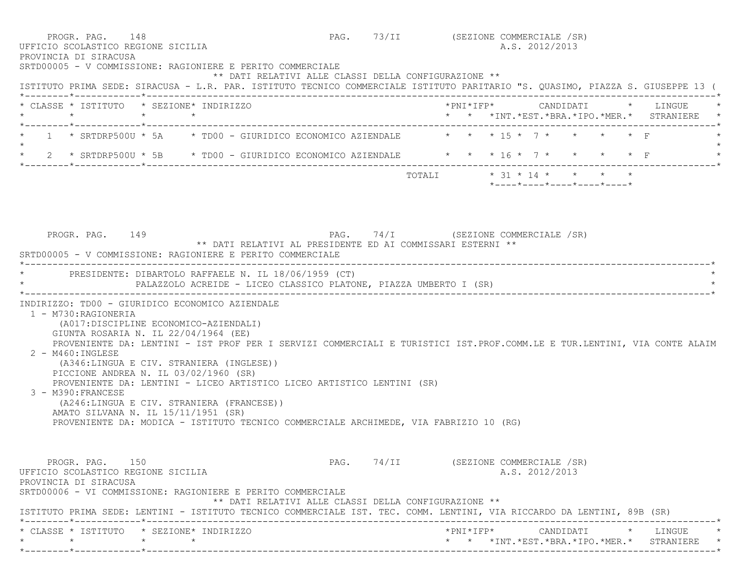PROGR. PAG. 148 PAG. 73/II (SEZIONE COMMERCIALE /SR)

UFFICIO SCOLASTICO REGIONE SICILIA A.S. 2012/2013

PROVINCIA DI SIRACUSA

SRTD00005 - V COMMISSIONE: RAGIONIERE E PERITO COMMERCIALE

** DATI RELATIVI ALLE CLASSI DELLA CONFIGURAZIONE **

ISTITUTO PRIMA SEDE: SIRACUSA - L.R. PAR. ISTITUTO TECNICO COMMERCIALE ISTITUTO PARITARIO "S. QUASIMO, PIAZZA S. GIUSEPPE 13 (

| CLASSE | ISTITUTO | SEZIONE | INDIRIZZO | PNI | IFP | CANDIDATI INT. | EST. | BRA. | IPO. | MER. | LINGUE STRANIERE |
|---|---|---|---|---|---|---|---|---|---|---|---|
| 1 | SRTDRP500U | 5A | TD00 - GIURIDICO ECONOMICO AZIENDALE | | | 15 | 7 | | | | F |
| 2 | SRTDRP500U | 5B | TD00 - GIURIDICO ECONOMICO AZIENDALE | | | 16 | 7 | | | | F |
| | | | TOTALI | | | 31 | 14 | | | | |

PROGR. PAG. 149 PAG. 74/I (SEZIONE COMMERCIALE /SR)

** DATI RELATIVI AL PRESIDENTE ED AI COMMISSARI ESTERNI **

SRTD00005 - V COMMISSIONE: RAGIONIERE E PERITO COMMERCIALE

PRESIDENTE: DIBARTOLO RAFFAELE N. IL 18/06/1959 (CT)
PALAZZOLO ACREIDE - LICEO CLASSICO PLATONE, PIAZZA UMBERTO I (SR)

INDIRIZZO: TD00 - GIURIDICO ECONOMICO AZIENDALE

1 - M730:RAGIONERIA
(A017:DISCIPLINE ECONOMICO-AZIENDALI)
GIUNTA ROSARIA N. IL 22/04/1964 (EE)
PROVENIENTE DA: LENTINI - IST PROF PER I SERVIZI COMMERCIALI E TURISTICI IST.PROF.COMM.LE E TUR.LENTINI, VIA CONTE ALAIM

2 - M460:INGLESE
(A346:LINGUA E CIV. STRANIERA (INGLESE))
PICCIONE ANDREA N. IL 03/02/1960 (SR)
PROVENIENTE DA: LENTINI - LICEO ARTISTICO LICEO ARTISTICO LENTINI (SR)

3 - M390:FRANCESE
(A246:LINGUA E CIV. STRANIERA (FRANCESE))
AMATO SILVANA N. IL 15/11/1951 (SR)
PROVENIENTE DA: MODICA - ISTITUTO TECNICO COMMERCIALE ARCHIMEDE, VIA FABRIZIO 10 (RG)

PROGR. PAG. 150 PAG. 74/II (SEZIONE COMMERCIALE /SR)

UFFICIO SCOLASTICO REGIONE SICILIA A.S. 2012/2013

PROVINCIA DI SIRACUSA

SRTD00006 - VI COMMISSIONE: RAGIONIERE E PERITO COMMERCIALE

** DATI RELATIVI ALLE CLASSI DELLA CONFIGURAZIONE **

ISTITUTO PRIMA SEDE: LENTINI - ISTITUTO TECNICO COMMERCIALE IST. TEC. COMM. LENTINI, VIA RICCARDO DA LENTINI, 89B (SR)

| CLASSE | ISTITUTO | SEZIONE | INDIRIZZO | PNI | IFP | CANDIDATI INT. | EST. | BRA. | IPO. | MER. | LINGUE STRANIERE |
|---|---|---|---|---|---|---|---|---|---|---|---|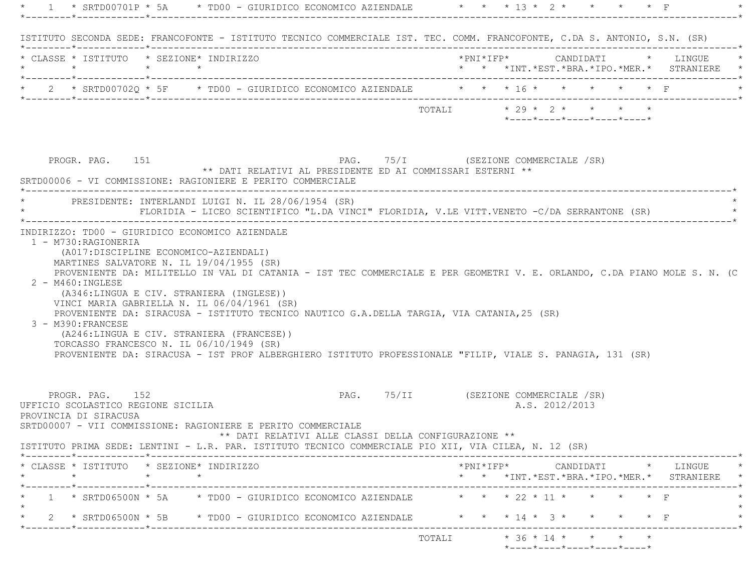| CLASSE | ISTITUTO | SEZIONE | INDIRIZZO | PNI | IFP | INT. | EST. | BRA. | IPO. | MER. | LINGUE STRANIERE |
|---|---|---|---|---|---|---|---|---|---|---|---|
| 1 | SRTD00701P | 5A | TD00 - GIURIDICO ECONOMICO AZIENDALE | | | 13 | 2 | | | | F |

ISTITUTO SECONDA SEDE: FRANCOFONTE - ISTITUTO TECNICO COMMERCIALE IST. TEC. COMM. FRANCOFONTE, C.DA S. ANTONIO, S.N. (SR)

| CLASSE | ISTITUTO | SEZIONE | INDIRIZZO | PNI | IFP | CANDIDATI INT. | EST. | BRA. | IPO. | MER. | LINGUE STRANIERE |
|---|---|---|---|---|---|---|---|---|---|---|---|
| 2 | SRTD00702Q | 5F | TD00 - GIURIDICO ECONOMICO AZIENDALE | | | 16 | | | | | F |
| | | | TOTALI | | | 29 | 2 | | | | |

PROGR. PAG. 151 PAG. 75/I (SEZIONE COMMERCIALE /SR)

** DATI RELATIVI AL PRESIDENTE ED AI COMMISSARI ESTERNI **

SRTD00006 - VI COMMISSIONE: RAGIONIERE E PERITO COMMERCIALE

PRESIDENTE: INTERLANDI LUIGI N. IL 28/06/1954 (SR)
FLORIDIA - LICEO SCIENTIFICO "L.DA VINCI" FLORIDIA, V.LE VITT.VENETO -C/DA SERRANTONE (SR)

INDIRIZZO: TD00 - GIURIDICO ECONOMICO AZIENDALE

1 - M730:RAGIONERIA
(A017:DISCIPLINE ECONOMICO-AZIENDALI)
MARTINES SALVATORE N. IL 19/04/1955 (SR)
PROVENIENTE DA: MILITELLO IN VAL DI CATANIA - IST TEC COMMERCIALE E PER GEOMETRI V. E. ORLANDO, C.DA PIANO MOLE S. N. (C

2 - M460:INGLESE
(A346:LINGUA E CIV. STRANIERA (INGLESE))
VINCI MARIA GABRIELLA N. IL 06/04/1961 (SR)
PROVENIENTE DA: SIRACUSA - ISTITUTO TECNICO NAUTICO G.A.DELLA TARGIA, VIA CATANIA,25 (SR)

3 - M390:FRANCESE
(A246:LINGUA E CIV. STRANIERA (FRANCESE))
TORCASSO FRANCESCO N. IL 06/10/1949 (SR)
PROVENIENTE DA: SIRACUSA - IST PROF ALBERGHIERO ISTITUTO PROFESSIONALE "FILIP, VIALE S. PANAGIA, 131 (SR)

PROGR. PAG. 152 PAG. 75/II (SEZIONE COMMERCIALE /SR)

UFFICIO SCOLASTICO REGIONE SICILIA A.S. 2012/2013

PROVINCIA DI SIRACUSA

SRTD00007 - VII COMMISSIONE: RAGIONIERE E PERITO COMMERCIALE

** DATI RELATIVI ALLE CLASSI DELLA CONFIGURAZIONE **

ISTITUTO PRIMA SEDE: LENTINI - L.R. PAR. ISTITUTO TECNICO COMMERCIALE PIO XII, VIA CILEA, N. 12 (SR)

| CLASSE | ISTITUTO | SEZIONE | INDIRIZZO | PNI | IFP | CANDIDATI INT. | EST. | BRA. | IPO. | MER. | LINGUE STRANIERE |
|---|---|---|---|---|---|---|---|---|---|---|---|
| 1 | SRTD06500N | 5A | TD00 - GIURIDICO ECONOMICO AZIENDALE | | | 22 | 11 | | | | F |
| 2 | SRTD06500N | 5B | TD00 - GIURIDICO ECONOMICO AZIENDALE | | | 14 | 3 | | | | F |
| | | | TOTALI | | | 36 | 14 | | | | |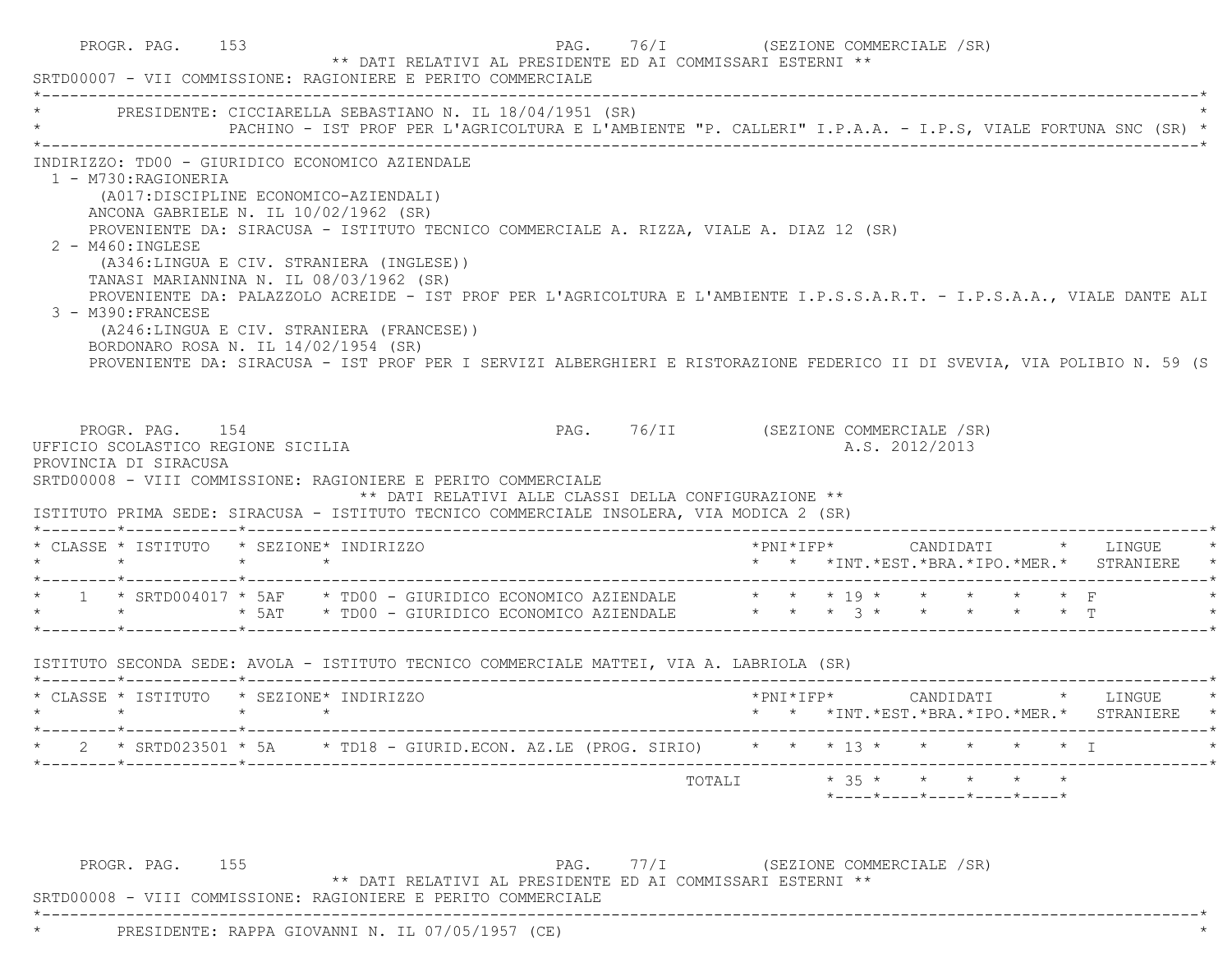PROGR. PAG. 153 PAG. 76/I (SEZIONE COMMERCIALE /SR)

** DATI RELATIVI AL PRESIDENTE ED AI COMMISSARI ESTERNI **

SRTD00007 - VII COMMISSIONE: RAGIONIERE E PERITO COMMERCIALE

PRESIDENTE: CICCIARELLA SEBASTIANO N. IL 18/04/1951 (SR)
PACHINO - IST PROF PER L'AGRICOLTURA E L'AMBIENTE "P. CALLERI" I.P.A.A. - I.P.S, VIALE FORTUNA SNC (SR)

INDIRIZZO: TD00 - GIURIDICO ECONOMICO AZIENDALE

1 - M730:RAGIONERIA
(A017:DISCIPLINE ECONOMICO-AZIENDALI)
ANCONA GABRIELE N. IL 10/02/1962 (SR)
PROVENIENTE DA: SIRACUSA - ISTITUTO TECNICO COMMERCIALE A. RIZZA, VIALE A. DIAZ 12 (SR)

2 - M460:INGLESE
(A346:LINGUA E CIV. STRANIERA (INGLESE))
TANASI MARIANNINA N. IL 08/03/1962 (SR)
PROVENIENTE DA: PALAZZOLO ACREIDE - IST PROF PER L'AGRICOLTURA E L'AMBIENTE I.P.S.S.A.R.T. - I.P.S.A.A., VIALE DANTE ALI

3 - M390:FRANCESE
(A246:LINGUA E CIV. STRANIERA (FRANCESE))
BORDONARO ROSA N. IL 14/02/1954 (SR)
PROVENIENTE DA: SIRACUSA - IST PROF PER I SERVIZI ALBERGHIERI E RISTORAZIONE FEDERICO II DI SVEVIA, VIA POLIBIO N. 59 (S

PROGR. PAG. 154 PAG. 76/II (SEZIONE COMMERCIALE /SR)

UFFICIO SCOLASTICO REGIONE SICILIA A.S. 2012/2013

PROVINCIA DI SIRACUSA

SRTD00008 - VIII COMMISSIONE: RAGIONIERE E PERITO COMMERCIALE

** DATI RELATIVI ALLE CLASSI DELLA CONFIGURAZIONE **

ISTITUTO PRIMA SEDE: SIRACUSA - ISTITUTO TECNICO COMMERCIALE INSOLERA, VIA MODICA 2 (SR)

| CLASSE | ISTITUTO | SEZIONE | INDIRIZZO | PNI | IFP | CANDIDATI INT. | EST. | BRA. | IPO. | MER. | LINGUE STRANIERE |
|---|---|---|---|---|---|---|---|---|---|---|---|
| 1 | SRTD004017 | 5AF | TD00 - GIURIDICO ECONOMICO AZIENDALE | | | 19 | | | | | F |
| | | 5AT | TD00 - GIURIDICO ECONOMICO AZIENDALE | | | 3 | | | | | T |

ISTITUTO SECONDA SEDE: AVOLA - ISTITUTO TECNICO COMMERCIALE MATTEI, VIA A. LABRIOLA (SR)

| CLASSE | ISTITUTO | SEZIONE | INDIRIZZO | PNI | IFP | CANDIDATI INT. | EST. | BRA. | IPO. | MER. | LINGUE STRANIERE |
|---|---|---|---|---|---|---|---|---|---|---|---|
| 2 | SRTD023501 | 5A | TD18 - GIURID.ECON. AZ.LE (PROG. SIRIO) | | | 13 | | | | | I |
| | | | TOTALI | | | 35 | | | | | |

PROGR. PAG. 155 PAG. 77/I (SEZIONE COMMERCIALE /SR)

** DATI RELATIVI AL PRESIDENTE ED AI COMMISSARI ESTERNI **

SRTD00008 - VIII COMMISSIONE: RAGIONIERE E PERITO COMMERCIALE

PRESIDENTE: RAPPA GIOVANNI N. IL 07/05/1957 (CE)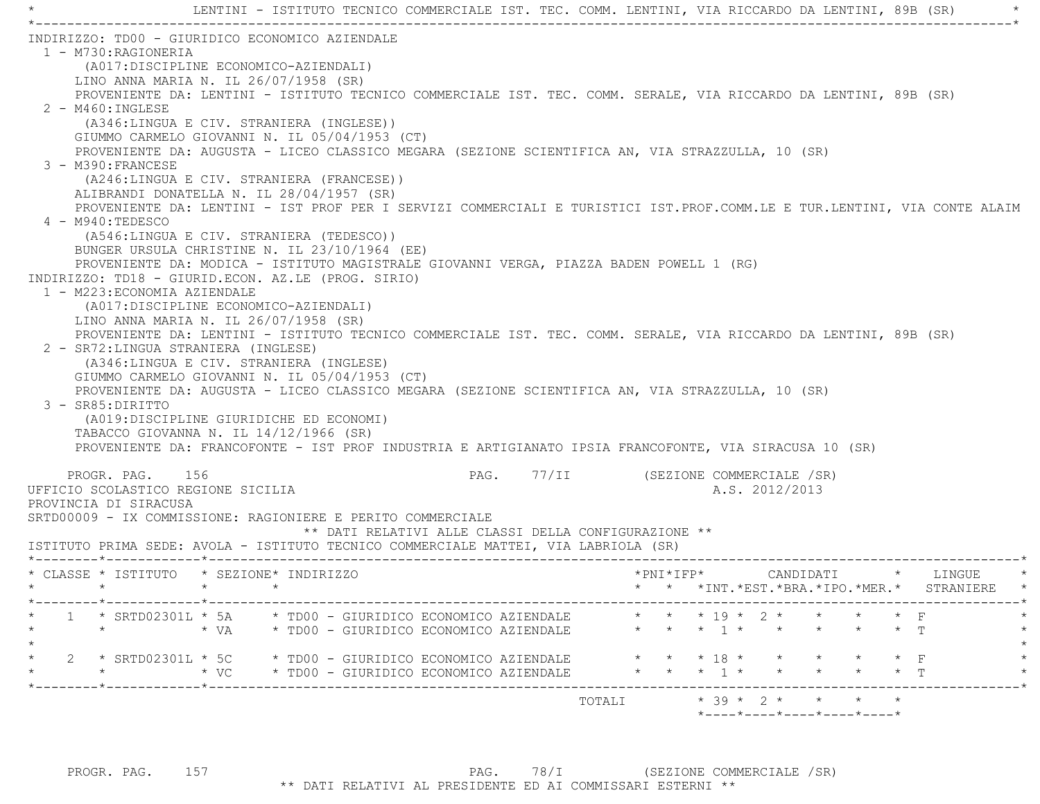LENTINI - ISTITUTO TECNICO COMMERCIALE IST. TEC. COMM. LENTINI, VIA RICCARDO DA LENTINI, 89B (SR)

INDIRIZZO: TD00 - GIURIDICO ECONOMICO AZIENDALE

1 - M730:RAGIONERIA
(A017:DISCIPLINE ECONOMICO-AZIENDALI)
LINO ANNA MARIA N. IL 26/07/1958 (SR)
PROVENIENTE DA: LENTINI - ISTITUTO TECNICO COMMERCIALE IST. TEC. COMM. SERALE, VIA RICCARDO DA LENTINI, 89B (SR)

2 - M460:INGLESE
(A346:LINGUA E CIV. STRANIERA (INGLESE))
GIUMMO CARMELO GIOVANNI N. IL 05/04/1953 (CT)
PROVENIENTE DA: AUGUSTA - LICEO CLASSICO MEGARA (SEZIONE SCIENTIFICA AN, VIA STRAZZULLA, 10 (SR)

3 - M390:FRANCESE
(A246:LINGUA E CIV. STRANIERA (FRANCESE))
ALIBRANDI DONATELLA N. IL 28/04/1957 (SR)
PROVENIENTE DA: LENTINI - IST PROF PER I SERVIZI COMMERCIALI E TURISTICI IST.PROF.COMM.LE E TUR.LENTINI, VIA CONTE ALAIM

4 - M940:TEDESCO
(A546:LINGUA E CIV. STRANIERA (TEDESCO))
BUNGER URSULA CHRISTINE N. IL 23/10/1964 (EE)
PROVENIENTE DA: MODICA - ISTITUTO MAGISTRALE GIOVANNI VERGA, PIAZZA BADEN POWELL 1 (RG)

INDIRIZZO: TD18 - GIURID.ECON. AZ.LE (PROG. SIRIO)

1 - M223:ECONOMIA AZIENDALE
(A017:DISCIPLINE ECONOMICO-AZIENDALI)
LINO ANNA MARIA N. IL 26/07/1958 (SR)
PROVENIENTE DA: LENTINI - ISTITUTO TECNICO COMMERCIALE IST. TEC. COMM. SERALE, VIA RICCARDO DA LENTINI, 89B (SR)

2 - SR72:LINGUA STRANIERA (INGLESE)
(A346:LINGUA E CIV. STRANIERA (INGLESE)
GIUMMO CARMELO GIOVANNI N. IL 05/04/1953 (CT)
PROVENIENTE DA: AUGUSTA - LICEO CLASSICO MEGARA (SEZIONE SCIENTIFICA AN, VIA STRAZZULLA, 10 (SR)

3 - SR85:DIRITTO
(A019:DISCIPLINE GIURIDICHE ED ECONOMI)
TABACCO GIOVANNA N. IL 14/12/1966 (SR)
PROVENIENTE DA: FRANCOFONTE - IST PROF INDUSTRIA E ARTIGIANATO IPSIA FRANCOFONTE, VIA SIRACUSA 10 (SR)

PROGR. PAG. 156 PAG. 77/II (SEZIONE COMMERCIALE /SR)

UFFICIO SCOLASTICO REGIONE SICILIA A.S. 2012/2013

PROVINCIA DI SIRACUSA

SRTD00009 - IX COMMISSIONE: RAGIONIERE E PERITO COMMERCIALE

** DATI RELATIVI ALLE CLASSI DELLA CONFIGURAZIONE **

ISTITUTO PRIMA SEDE: AVOLA - ISTITUTO TECNICO COMMERCIALE MATTEI, VIA LABRIOLA (SR)

| CLASSE | ISTITUTO | SEZIONE | INDIRIZZO | PNI | IFP | CANDIDATI INT. | EST. | BRA. | IPO. | MER. | LINGUE STRANIERE |
|---|---|---|---|---|---|---|---|---|---|---|---|
| 1 | SRTD02301L | 5A | TD00 - GIURIDICO ECONOMICO AZIENDALE | | | 19 | 2 | | | | F |
| | | VA | TD00 - GIURIDICO ECONOMICO AZIENDALE | | | 1 | | | | | T |
| 2 | SRTD02301L | 5C | TD00 - GIURIDICO ECONOMICO AZIENDALE | | | 18 | | | | | F |
| | | VC | TD00 - GIURIDICO ECONOMICO AZIENDALE | | | 1 | | | | | T |
| | | | TOTALI | | | 39 | 2 | | | | |

PROGR. PAG. 157 PAG. 78/I (SEZIONE COMMERCIALE /SR)

** DATI RELATIVI AL PRESIDENTE ED AI COMMISSARI ESTERNI **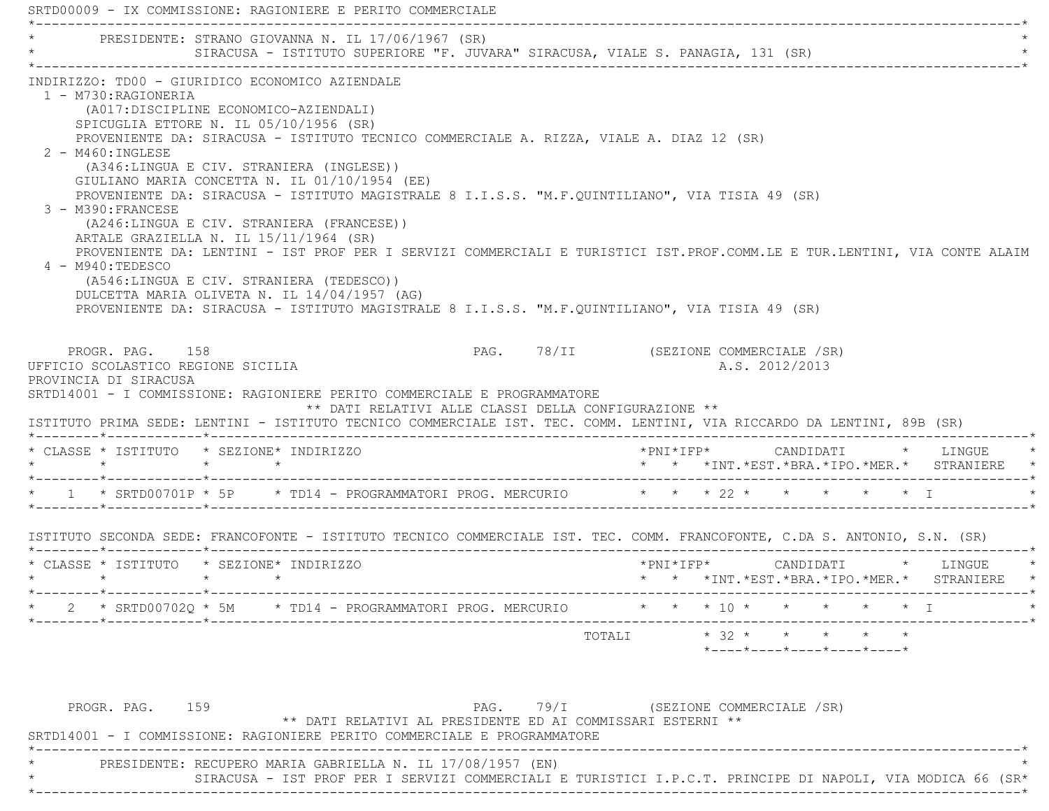SRTD00009 - IX COMMISSIONE: RAGIONIERE E PERITO COMMERCIALE

PRESIDENTE: STRANO GIOVANNA N. IL 17/06/1967 (SR)
SIRACUSA - ISTITUTO SUPERIORE "F. JUVARA" SIRACUSA, VIALE S. PANAGIA, 131 (SR)

INDIRIZZO: TD00 - GIURIDICO ECONOMICO AZIENDALE

1 - M730:RAGIONERIA
(A017:DISCIPLINE ECONOMICO-AZIENDALI)
SPICUGLIA ETTORE N. IL 05/10/1956 (SR)
PROVENIENTE DA: SIRACUSA - ISTITUTO TECNICO COMMERCIALE A. RIZZA, VIALE A. DIAZ 12 (SR)

2 - M460:INGLESE
(A346:LINGUA E CIV. STRANIERA (INGLESE))
GIULIANO MARIA CONCETTA N. IL 01/10/1954 (EE)
PROVENIENTE DA: SIRACUSA - ISTITUTO MAGISTRALE 8 I.I.S.S. "M.F.QUINTILIANO", VIA TISIA 49 (SR)

3 - M390:FRANCESE
(A246:LINGUA E CIV. STRANIERA (FRANCESE))
ARTALE GRAZIELLA N. IL 15/11/1964 (SR)
PROVENIENTE DA: LENTINI - IST PROF PER I SERVIZI COMMERCIALI E TURISTICI IST.PROF.COMM.LE E TUR.LENTINI, VIA CONTE ALAIM

4 - M940:TEDESCO
(A546:LINGUA E CIV. STRANIERA (TEDESCO))
DULCETTA MARIA OLIVETA N. IL 14/04/1957 (AG)
PROVENIENTE DA: SIRACUSA - ISTITUTO MAGISTRALE 8 I.I.S.S. "M.F.QUINTILIANO", VIA TISIA 49 (SR)

PROGR. PAG. 158 PAG. 78/II (SEZIONE COMMERCIALE /SR)

UFFICIO SCOLASTICO REGIONE SICILIA A.S. 2012/2013
PROVINCIA DI SIRACUSA

SRTD14001 - I COMMISSIONE: RAGIONIERE PERITO COMMERCIALE E PROGRAMMATORE

** DATI RELATIVI ALLE CLASSI DELLA CONFIGURAZIONE **

ISTITUTO PRIMA SEDE: LENTINI - ISTITUTO TECNICO COMMERCIALE IST. TEC. COMM. LENTINI, VIA RICCARDO DA LENTINI, 89B (SR)

| CLASSE | ISTITUTO | SEZIONE | INDIRIZZO | PNI | IFP | CANDIDATI INT. | EST. | BRA. | IPO. | MER. | LINGUE STRANIERE |
|---|---|---|---|---|---|---|---|---|---|---|---|
| 1 | SRTD00701P | 5P | TD14 - PROGRAMMATORI PROG. MERCURIO | | | 22 | | | | | I |

ISTITUTO SECONDA SEDE: FRANCOFONTE - ISTITUTO TECNICO COMMERCIALE IST. TEC. COMM. FRANCOFONTE, C.DA S. ANTONIO, S.N. (SR)

| CLASSE | ISTITUTO | SEZIONE | INDIRIZZO | PNI | IFP | CANDIDATI INT. | EST. | BRA. | IPO. | MER. | LINGUE STRANIERE |
|---|---|---|---|---|---|---|---|---|---|---|---|
| 2 | SRTD00702Q | 5M | TD14 - PROGRAMMATORI PROG. MERCURIO | | | 10 | | | | | I |
| | | | TOTALI | | | 32 | | | | | |

PROGR. PAG. 159 PAG. 79/I (SEZIONE COMMERCIALE /SR)

** DATI RELATIVI AL PRESIDENTE ED AI COMMISSARI ESTERNI **

SRTD14001 - I COMMISSIONE: RAGIONIERE PERITO COMMERCIALE E PROGRAMMATORE

PRESIDENTE: RECUPERO MARIA GABRIELLA N. IL 17/08/1957 (EN)
SIRACUSA - IST PROF PER I SERVIZI COMMERCIALI E TURISTICI I.P.C.T. PRINCIPE DI NAPOLI, VIA MODICA 66 (SR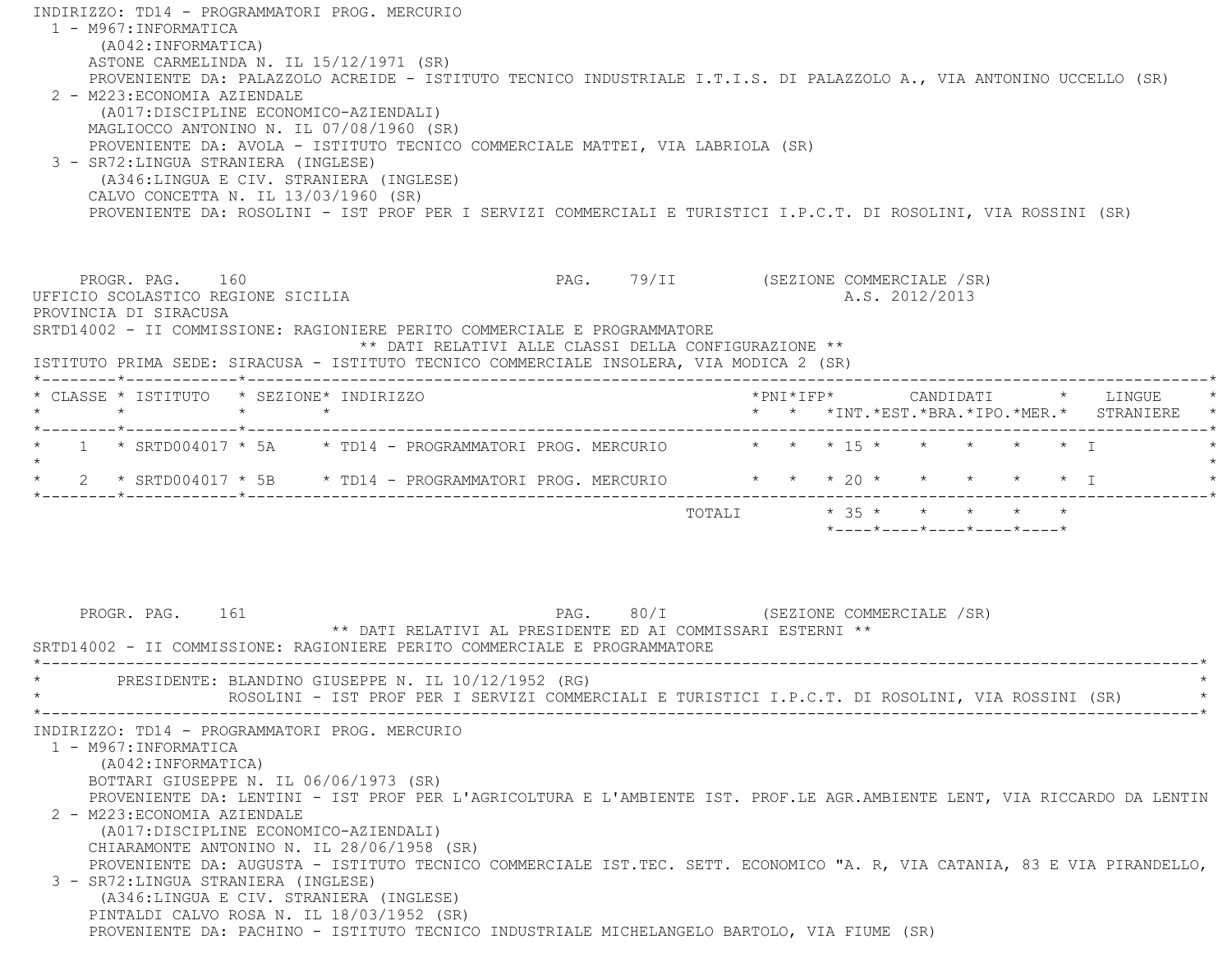INDIRIZZO: TD14 - PROGRAMMATORI PROG. MERCURIO

1 - M967:INFORMATICA
   (A042:INFORMATICA)
   ASTONE CARMELINDA N. IL 15/12/1971 (SR)
   PROVENIENTE DA: PALAZZOLO ACREIDE - ISTITUTO TECNICO INDUSTRIALE I.T.I.S. DI PALAZZOLO A., VIA ANTONINO UCCELLO (SR)
2 - M223:ECONOMIA AZIENDALE
   (A017:DISCIPLINE ECONOMICO-AZIENDALI)
   MAGLIOCCO ANTONINO N. IL 07/08/1960 (SR)
   PROVENIENTE DA: AVOLA - ISTITUTO TECNICO COMMERCIALE MATTEI, VIA LABRIOLA (SR)
3 - SR72:LINGUA STRANIERA (INGLESE)
   (A346:LINGUA E CIV. STRANIERA (INGLESE)
   CALVO CONCETTA N. IL 13/03/1960 (SR)
   PROVENIENTE DA: ROSOLINI - IST PROF PER I SERVIZI COMMERCIALI E TURISTICI I.P.C.T. DI ROSOLINI, VIA ROSSINI (SR)

PROGR. PAG. 160 PAG. 79/II (SEZIONE COMMERCIALE /SR)

UFFICIO SCOLASTICO REGIONE SICILIA A.S. 2012/2013

PROVINCIA DI SIRACUSA

SRTD14002 - II COMMISSIONE: RAGIONIERE PERITO COMMERCIALE E PROGRAMMATORE

** DATI RELATIVI ALLE CLASSI DELLA CONFIGURAZIONE **

ISTITUTO PRIMA SEDE: SIRACUSA - ISTITUTO TECNICO COMMERCIALE INSOLERA, VIA MODICA 2 (SR)

| CLASSE | ISTITUTO | SEZIONE | INDIRIZZO | PNI | IFP | CANDIDATI INT. | EST. | BRA. | IPO. | MER. | LINGUE STRANIERE |
|---|---|---|---|---|---|---|---|---|---|---|---|
| 1 | SRTD004017 | 5A | TD14 - PROGRAMMATORI PROG. MERCURIO | | | 15 | | | | | I |
| 2 | SRTD004017 | 5B | TD14 - PROGRAMMATORI PROG. MERCURIO | | | 20 | | | | | I |
| | | | TOTALI | | | 35 | | | | | |

PROGR. PAG. 161 PAG. 80/I (SEZIONE COMMERCIALE /SR)

** DATI RELATIVI AL PRESIDENTE ED AI COMMISSARI ESTERNI **

SRTD14002 - II COMMISSIONE: RAGIONIERE PERITO COMMERCIALE E PROGRAMMATORE

PRESIDENTE: BLANDINO GIUSEPPE N. IL 10/12/1952 (RG)
ROSOLINI - IST PROF PER I SERVIZI COMMERCIALI E TURISTICI I.P.C.T. DI ROSOLINI, VIA ROSSINI (SR)

INDIRIZZO: TD14 - PROGRAMMATORI PROG. MERCURIO

1 - M967:INFORMATICA
   (A042:INFORMATICA)
   BOTTARI GIUSEPPE N. IL 06/06/1973 (SR)
   PROVENIENTE DA: LENTINI - IST PROF PER L'AGRICOLTURA E L'AMBIENTE IST. PROF.LE AGR.AMBIENTE LENT, VIA RICCARDO DA LENTIN
2 - M223:ECONOMIA AZIENDALE
   (A017:DISCIPLINE ECONOMICO-AZIENDALI)
   CHIARAMONTE ANTONINO N. IL 28/06/1958 (SR)
   PROVENIENTE DA: AUGUSTA - ISTITUTO TECNICO COMMERCIALE IST.TEC. SETT. ECONOMICO "A. R, VIA CATANIA, 83 E VIA PIRANDELLO,
3 - SR72:LINGUA STRANIERA (INGLESE)
   (A346:LINGUA E CIV. STRANIERA (INGLESE)
   PINTALDI CALVO ROSA N. IL 18/03/1952 (SR)
   PROVENIENTE DA: PACHINO - ISTITUTO TECNICO INDUSTRIALE MICHELANGELO BARTOLO, VIA FIUME (SR)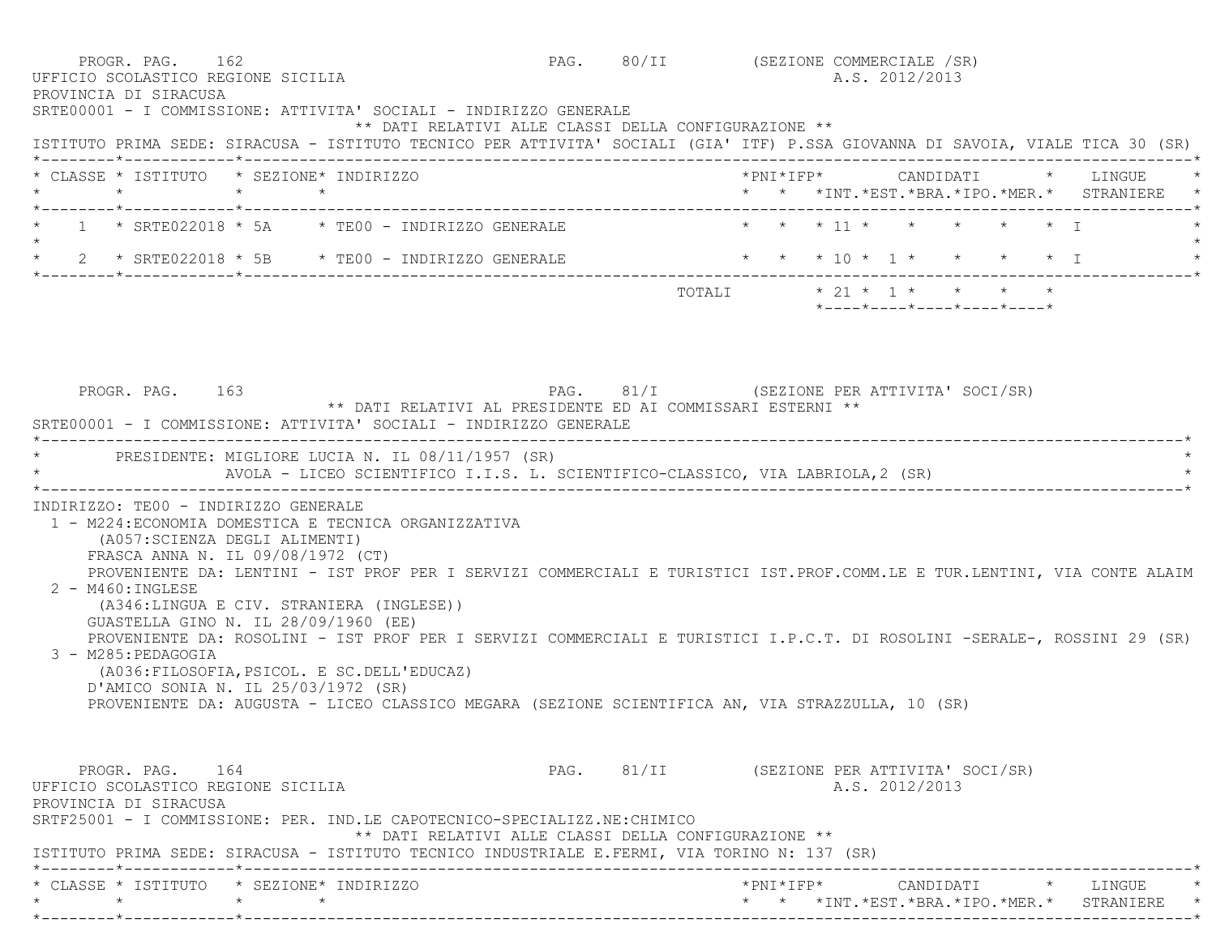PROGR. PAG. 162 PAG. 80/II (SEZIONE COMMERCIALE /SR)
UFFICIO SCOLASTICO REGIONE SICILIA A.S. 2012/2013
PROVINCIA DI SIRACUSA
SRTE00001 - I COMMISSIONE: ATTIVITA' SOCIALI - INDIRIZZO GENERALE

** DATI RELATIVI ALLE CLASSI DELLA CONFIGURAZIONE **

ISTITUTO PRIMA SEDE: SIRACUSA - ISTITUTO TECNICO PER ATTIVITA' SOCIALI (GIA' ITF) P.SSA GIOVANNA DI SAVOIA, VIALE TICA 30 (SR)

| CLASSE | ISTITUTO | SEZIONE | INDIRIZZO | PNI | IFP | CANDIDATI INT. | EST. | BRA. | IPO. | MER. | LINGUE STRANIERE |
|---|---|---|---|---|---|---|---|---|---|---|---|
| 1 | SRTE022018 | 5A | TE00 - INDIRIZZO GENERALE | | | 11 | | | | | I |
| 2 | SRTE022018 | 5B | TE00 - INDIRIZZO GENERALE | | | 10 | 1 | | | | I |
| | | | TOTALI | | | 21 | 1 | | | | |

PROGR. PAG. 163 PAG. 81/I (SEZIONE PER ATTIVITA' SOCI/SR)

** DATI RELATIVI AL PRESIDENTE ED AI COMMISSARI ESTERNI **

SRTE00001 - I COMMISSIONE: ATTIVITA' SOCIALI - INDIRIZZO GENERALE

PRESIDENTE: MIGLIORE LUCIA N. IL 08/11/1957 (SR)
AVOLA - LICEO SCIENTIFICO I.I.S. L. SCIENTIFICO-CLASSICO, VIA LABRIOLA,2 (SR)

INDIRIZZO: TE00 - INDIRIZZO GENERALE

1 - M224:ECONOMIA DOMESTICA E TECNICA ORGANIZZATIVA
(A057:SCIENZA DEGLI ALIMENTI)
FRASCA ANNA N. IL 09/08/1972 (CT)
PROVENIENTE DA: LENTINI - IST PROF PER I SERVIZI COMMERCIALI E TURISTICI IST.PROF.COMM.LE E TUR.LENTINI, VIA CONTE ALAIM

2 - M460:INGLESE
(A346:LINGUA E CIV. STRANIERA (INGLESE))
GUASTELLA GINO N. IL 28/09/1960 (EE)
PROVENIENTE DA: ROSOLINI - IST PROF PER I SERVIZI COMMERCIALI E TURISTICI I.P.C.T. DI ROSOLINI -SERALE-, ROSSINI 29 (SR)

3 - M285:PEDAGOGIA
(A036:FILOSOFIA,PSICOL. E SC.DELL'EDUCAZ)
D'AMICO SONIA N. IL 25/03/1972 (SR)
PROVENIENTE DA: AUGUSTA - LICEO CLASSICO MEGARA (SEZIONE SCIENTIFICA AN, VIA STRAZZULLA, 10 (SR)

PROGR. PAG. 164 PAG. 81/II (SEZIONE PER ATTIVITA' SOCI/SR)
UFFICIO SCOLASTICO REGIONE SICILIA A.S. 2012/2013
PROVINCIA DI SIRACUSA
SRTF25001 - I COMMISSIONE: PER. IND.LE CAPOTECNICO-SPECIALIZZ.NE:CHIMICO

** DATI RELATIVI ALLE CLASSI DELLA CONFIGURAZIONE **

ISTITUTO PRIMA SEDE: SIRACUSA - ISTITUTO TECNICO INDUSTRIALE E.FERMI, VIA TORINO N: 137 (SR)

| CLASSE | ISTITUTO | SEZIONE | INDIRIZZO | PNI | IFP | CANDIDATI INT. | EST. | BRA. | IPO. | MER. | LINGUE STRANIERE |
|---|---|---|---|---|---|---|---|---|---|---|---|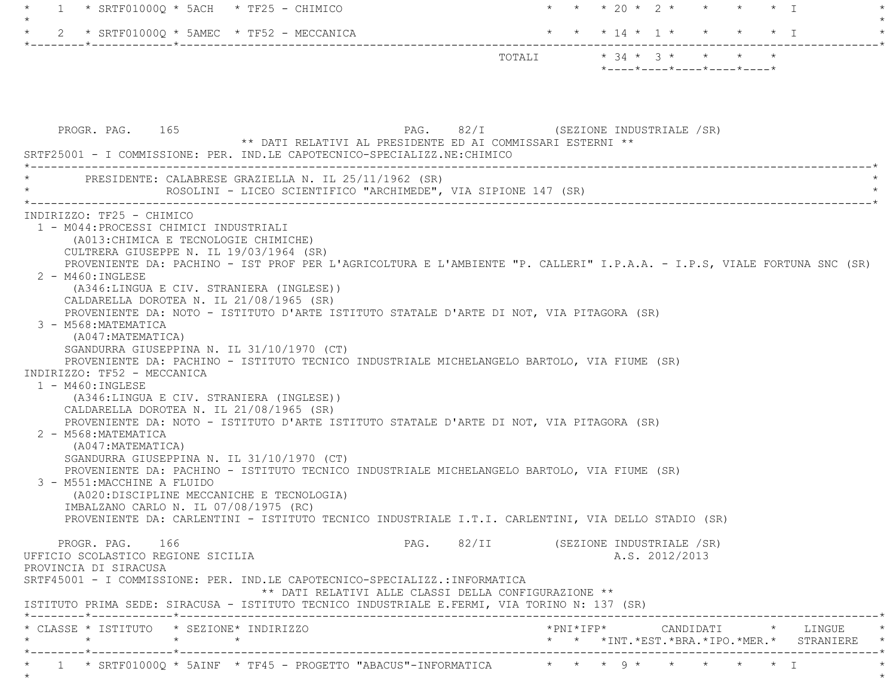| CLASSE | ISTITUTO | SEZIONE | INDIRIZZO | PNI | IFP | INT. | EST. | BRA. | IPO. | MER. | LINGUE STRANIERE |
|---|---|---|---|---|---|---|---|---|---|---|---|
| 1 | SRTF01000Q | 5ACH | TF25 - CHIMICO | | | 20 | 2 | | | | I |
| 2 | SRTF01000Q | 5AMEC | TF52 - MECCANICA | | | 14 | 1 | | | | I |
| | | | TOTALI | | | 34 | 3 | | | | |

PROGR. PAG. 165 PAG. 82/I (SEZIONE INDUSTRIALE /SR)

** DATI RELATIVI AL PRESIDENTE ED AI COMMISSARI ESTERNI **

SRTF25001 - I COMMISSIONE: PER. IND.LE CAPOTECNICO-SPECIALIZZ.NE:CHIMICO

PRESIDENTE: CALABRESE GRAZIELLA N. IL 25/11/1962 (SR)
ROSOLINI - LICEO SCIENTIFICO "ARCHIMEDE", VIA SIPIONE 147 (SR)

INDIRIZZO: TF25 - CHIMICO

1 - M044:PROCESSI CHIMICI INDUSTRIALI
(A013:CHIMICA E TECNOLOGIE CHIMICHE)
CULTRERA GIUSEPPE N. IL 19/03/1964 (SR)
PROVENIENTE DA: PACHINO - IST PROF PER L'AGRICOLTURA E L'AMBIENTE "P. CALLERI" I.P.A.A. - I.P.S, VIALE FORTUNA SNC (SR)

2 - M460:INGLESE
(A346:LINGUA E CIV. STRANIERA (INGLESE))
CALDARELLA DOROTEA N. IL 21/08/1965 (SR)
PROVENIENTE DA: NOTO - ISTITUTO D'ARTE ISTITUTO STATALE D'ARTE DI NOT, VIA PITAGORA (SR)

3 - M568:MATEMATICA
(A047:MATEMATICA)
SGANDURRA GIUSEPPINA N. IL 31/10/1970 (CT)
PROVENIENTE DA: PACHINO - ISTITUTO TECNICO INDUSTRIALE MICHELANGELO BARTOLO, VIA FIUME (SR)

INDIRIZZO: TF52 - MECCANICA

1 - M460:INGLESE
(A346:LINGUA E CIV. STRANIERA (INGLESE))
CALDARELLA DOROTEA N. IL 21/08/1965 (SR)
PROVENIENTE DA: NOTO - ISTITUTO D'ARTE ISTITUTO STATALE D'ARTE DI NOT, VIA PITAGORA (SR)

2 - M568:MATEMATICA
(A047:MATEMATICA)
SGANDURRA GIUSEPPINA N. IL 31/10/1970 (CT)
PROVENIENTE DA: PACHINO - ISTITUTO TECNICO INDUSTRIALE MICHELANGELO BARTOLO, VIA FIUME (SR)

3 - M551:MACCHINE A FLUIDO
(A020:DISCIPLINE MECCANICHE E TECNOLOGIA)
IMBALZANO CARLO N. IL 07/08/1975 (RC)
PROVENIENTE DA: CARLENTINI - ISTITUTO TECNICO INDUSTRIALE I.T.I. CARLENTINI, VIA DELLO STADIO (SR)

PROGR. PAG. 166 PAG. 82/II (SEZIONE INDUSTRIALE /SR)

UFFICIO SCOLASTICO REGIONE SICILIA A.S. 2012/2013

PROVINCIA DI SIRACUSA

SRTF45001 - I COMMISSIONE: PER. IND.LE CAPOTECNICO-SPECIALIZZ.:INFORMATICA

** DATI RELATIVI ALLE CLASSI DELLA CONFIGURAZIONE **

ISTITUTO PRIMA SEDE: SIRACUSA - ISTITUTO TECNICO INDUSTRIALE E.FERMI, VIA TORINO N: 137 (SR)

| CLASSE | ISTITUTO | SEZIONE | INDIRIZZO | PNI | IFP | INT. | EST. | BRA. | IPO. | MER. | LINGUE STRANIERE |
|---|---|---|---|---|---|---|---|---|---|---|---|
| 1 | SRTF01000Q | 5AINF | TF45 - PROGETTO "ABACUS"-INFORMATICA | | | 9 | | | | | I |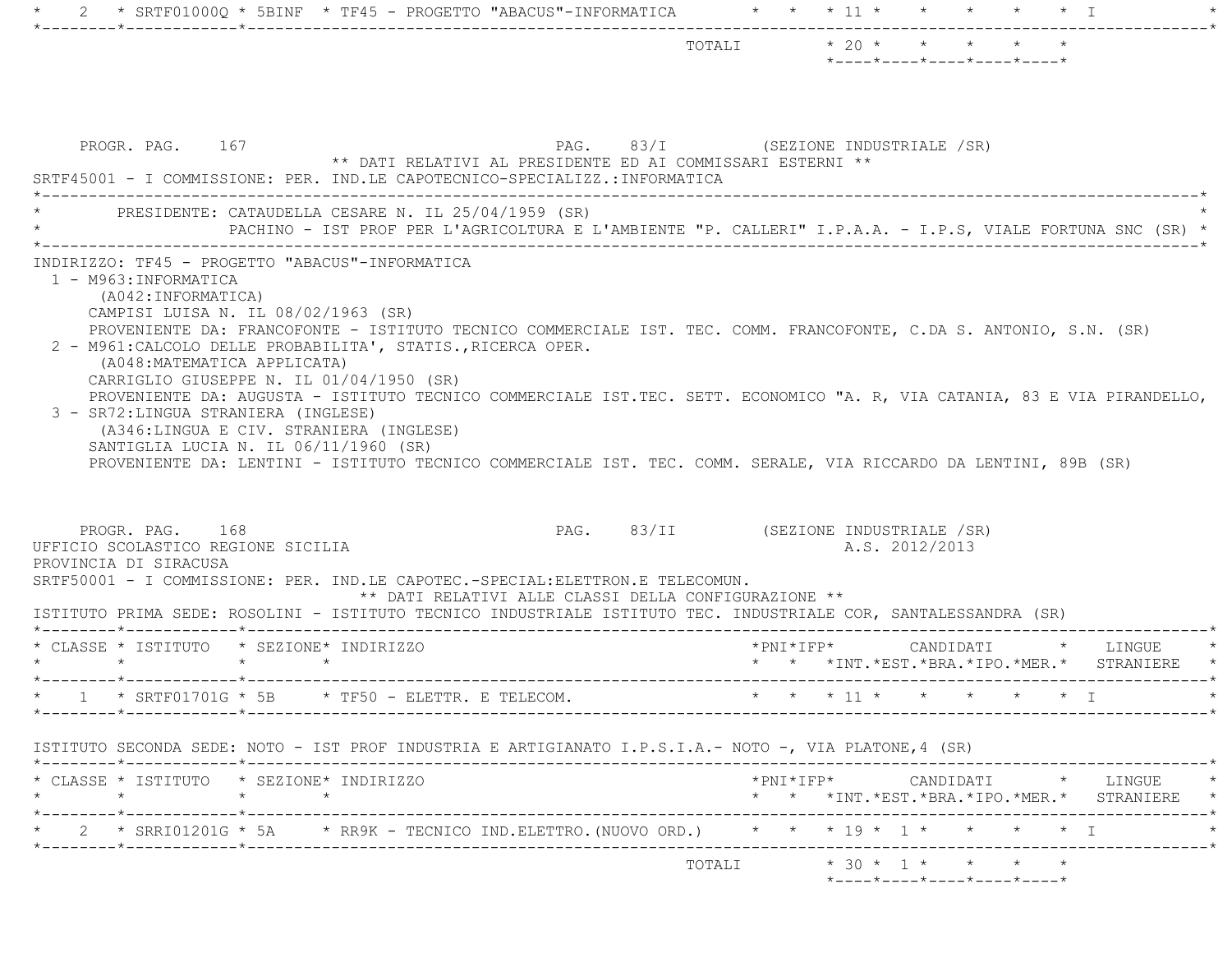| CLASSE | ISTITUTO | SEZIONE | INDIRIZZO | PNI | IFP | INT. | EST. | BRA. | IPO. | MER. | LINGUE STRANIERE |
|---|---|---|---|---|---|---|---|---|---|---|---|
| 2 | SRTF01000Q | 5BINF | TF45 - PROGETTO "ABACUS"-INFORMATICA | | | 11 | | | | | I |
| | | | TOTALI | | | 20 | | | | | |

PROGR. PAG. 167 PAG. 83/I (SEZIONE INDUSTRIALE /SR)

** DATI RELATIVI AL PRESIDENTE ED AI COMMISSARI ESTERNI **

SRTF45001 - I COMMISSIONE: PER. IND.LE CAPOTECNICO-SPECIALIZZ.:INFORMATICA

PRESIDENTE: CATAUDELLA CESARE N. IL 25/04/1959 (SR)
PACHINO - IST PROF PER L'AGRICOLTURA E L'AMBIENTE "P. CALLERI" I.P.A.A. - I.P.S, VIALE FORTUNA SNC (SR)

INDIRIZZO: TF45 - PROGETTO "ABACUS"-INFORMATICA

1 - M963:INFORMATICA
(A042:INFORMATICA)
CAMPISI LUISA N. IL 08/02/1963 (SR)
PROVENIENTE DA: FRANCOFONTE - ISTITUTO TECNICO COMMERCIALE IST. TEC. COMM. FRANCOFONTE, C.DA S. ANTONIO, S.N. (SR)

2 - M961:CALCOLO DELLE PROBABILITA', STATIS.,RICERCA OPER.
(A048:MATEMATICA APPLICATA)
CARRIGLIO GIUSEPPE N. IL 01/04/1950 (SR)
PROVENIENTE DA: AUGUSTA - ISTITUTO TECNICO COMMERCIALE IST.TEC. SETT. ECONOMICO "A. R, VIA CATANIA, 83 E VIA PIRANDELLO,

3 - SR72:LINGUA STRANIERA (INGLESE)
(A346:LINGUA E CIV. STRANIERA (INGLESE)
SANTIGLIA LUCIA N. IL 06/11/1960 (SR)
PROVENIENTE DA: LENTINI - ISTITUTO TECNICO COMMERCIALE IST. TEC. COMM. SERALE, VIA RICCARDO DA LENTINI, 89B (SR)

PROGR. PAG. 168 PAG. 83/II (SEZIONE INDUSTRIALE /SR)

UFFICIO SCOLASTICO REGIONE SICILIA A.S. 2012/2013

PROVINCIA DI SIRACUSA

SRTF50001 - I COMMISSIONE: PER. IND.LE CAPOTEC.-SPECIAL:ELETTRON.E TELECOMUN.

** DATI RELATIVI ALLE CLASSI DELLA CONFIGURAZIONE **

ISTITUTO PRIMA SEDE: ROSOLINI - ISTITUTO TECNICO INDUSTRIALE ISTITUTO TEC. INDUSTRIALE COR, SANTALESSANDRA (SR)

| CLASSE | ISTITUTO | SEZIONE | INDIRIZZO | PNI | IFP | INT. | EST. | BRA. | IPO. | MER. | LINGUE STRANIERE |
|---|---|---|---|---|---|---|---|---|---|---|---|
| 1 | SRTF01701G | 5B | TF50 - ELETTR. E TELECOM. | | | 11 | | | | | I |

ISTITUTO SECONDA SEDE: NOTO - IST PROF INDUSTRIA E ARTIGIANATO I.P.S.I.A.- NOTO -, VIA PLATONE,4 (SR)

| CLASSE | ISTITUTO | SEZIONE | INDIRIZZO | PNI | IFP | INT. | EST. | BRA. | IPO. | MER. | LINGUE STRANIERE |
|---|---|---|---|---|---|---|---|---|---|---|---|
| 2 | SRRI01201G | 5A | RR9K - TECNICO IND.ELETTRO.(NUOVO ORD.) | | | 19 | 1 | | | | I |
| | | | TOTALI | | | 30 | 1 | | | | |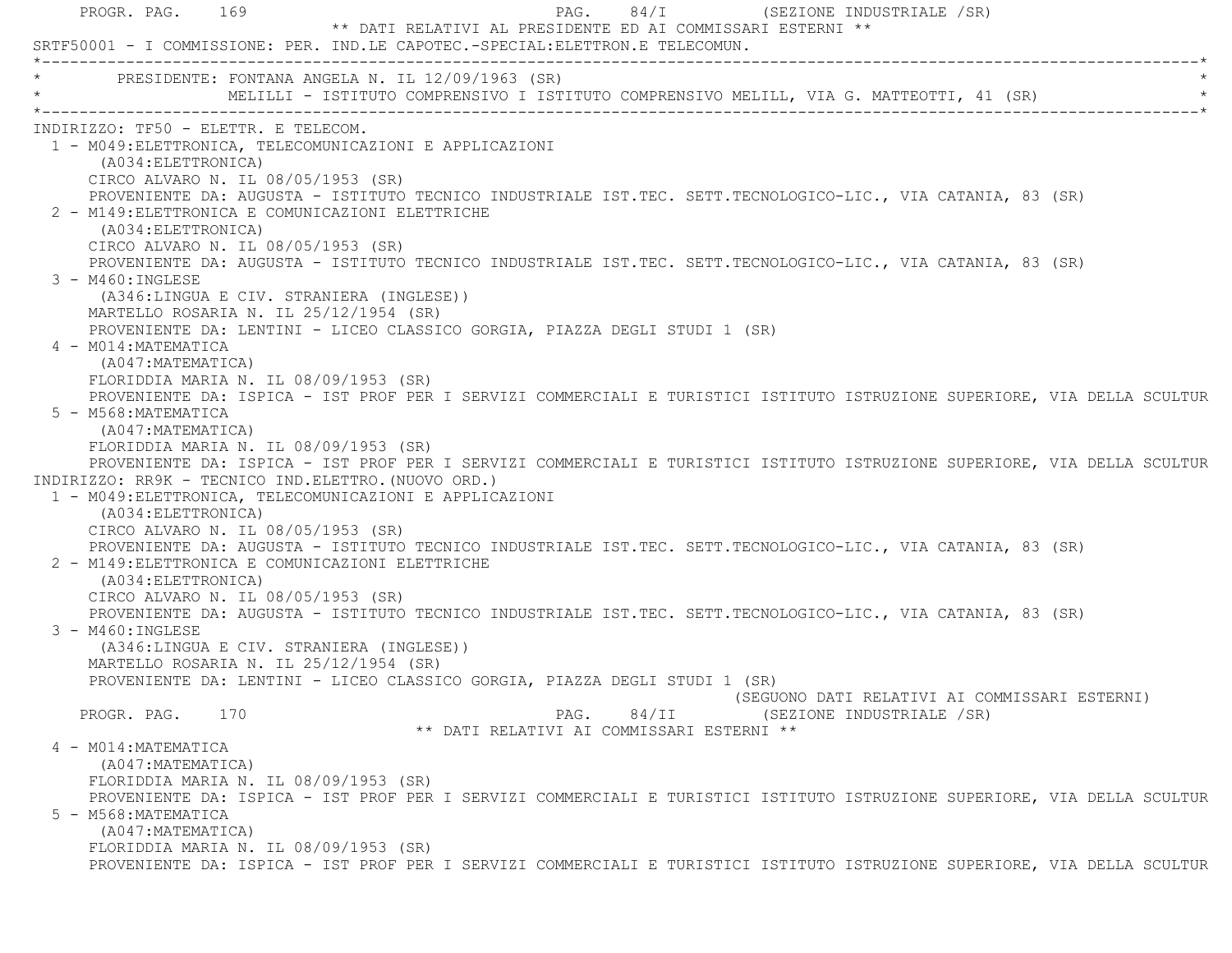** DATI RELATIVI AL PRESIDENTE ED AI COMMISSARI ESTERNI **

SRTF50001 - I COMMISSIONE: PER. IND.LE CAPOTEC.-SPECIAL:ELETTRON.E TELECOMUN.

PRESIDENTE: FONTANA ANGELA N. IL 12/09/1963 (SR)
MELILLI - ISTITUTO COMPRENSIVO I ISTITUTO COMPRENSIVO MELILL, VIA G. MATTEOTTI, 41 (SR)

INDIRIZZO: TF50 - ELETTR. E TELECOM.

1 - M049:ELETTRONICA, TELECOMUNICAZIONI E APPLICAZIONI
(A034:ELETTRONICA)
CIRCO ALVARO N. IL 08/05/1953 (SR)
PROVENIENTE DA: AUGUSTA - ISTITUTO TECNICO INDUSTRIALE IST.TEC. SETT.TECNOLOGICO-LIC., VIA CATANIA, 83 (SR)

2 - M149:ELETTRONICA E COMUNICAZIONI ELETTRICHE
(A034:ELETTRONICA)
CIRCO ALVARO N. IL 08/05/1953 (SR)
PROVENIENTE DA: AUGUSTA - ISTITUTO TECNICO INDUSTRIALE IST.TEC. SETT.TECNOLOGICO-LIC., VIA CATANIA, 83 (SR)

3 - M460:INGLESE
(A346:LINGUA E CIV. STRANIERA (INGLESE))
MARTELLO ROSARIA N. IL 25/12/1954 (SR)
PROVENIENTE DA: LENTINI - LICEO CLASSICO GORGIA, PIAZZA DEGLI STUDI 1 (SR)

4 - M014:MATEMATICA
(A047:MATEMATICA)
FLORIDDIA MARIA N. IL 08/09/1953 (SR)
PROVENIENTE DA: ISPICA - IST PROF PER I SERVIZI COMMERCIALI E TURISTICI ISTITUTO ISTRUZIONE SUPERIORE, VIA DELLA SCULTUR

5 - M568:MATEMATICA
(A047:MATEMATICA)
FLORIDDIA MARIA N. IL 08/09/1953 (SR)
PROVENIENTE DA: ISPICA - IST PROF PER I SERVIZI COMMERCIALI E TURISTICI ISTITUTO ISTRUZIONE SUPERIORE, VIA DELLA SCULTUR

INDIRIZZO: RR9K - TECNICO IND.ELETTRO.(NUOVO ORD.)

1 - M049:ELETTRONICA, TELECOMUNICAZIONI E APPLICAZIONI
(A034:ELETTRONICA)
CIRCO ALVARO N. IL 08/05/1953 (SR)
PROVENIENTE DA: AUGUSTA - ISTITUTO TECNICO INDUSTRIALE IST.TEC. SETT.TECNOLOGICO-LIC., VIA CATANIA, 83 (SR)

2 - M149:ELETTRONICA E COMUNICAZIONI ELETTRICHE
(A034:ELETTRONICA)
CIRCO ALVARO N. IL 08/05/1953 (SR)
PROVENIENTE DA: AUGUSTA - ISTITUTO TECNICO INDUSTRIALE IST.TEC. SETT.TECNOLOGICO-LIC., VIA CATANIA, 83 (SR)

3 - M460:INGLESE
(A346:LINGUA E CIV. STRANIERA (INGLESE))
MARTELLO ROSARIA N. IL 25/12/1954 (SR)
PROVENIENTE DA: LENTINI - LICEO CLASSICO GORGIA, PIAZZA DEGLI STUDI 1 (SR)

(SEGUONO DATI RELATIVI AI COMMISSARI ESTERNI)

** DATI RELATIVI AI COMMISSARI ESTERNI **

4 - M014:MATEMATICA
(A047:MATEMATICA)
FLORIDDIA MARIA N. IL 08/09/1953 (SR)
PROVENIENTE DA: ISPICA - IST PROF PER I SERVIZI COMMERCIALI E TURISTICI ISTITUTO ISTRUZIONE SUPERIORE, VIA DELLA SCULTUR

5 - M568:MATEMATICA
(A047:MATEMATICA)
FLORIDDIA MARIA N. IL 08/09/1953 (SR)
PROVENIENTE DA: ISPICA - IST PROF PER I SERVIZI COMMERCIALI E TURISTICI ISTITUTO ISTRUZIONE SUPERIORE, VIA DELLA SCULTUR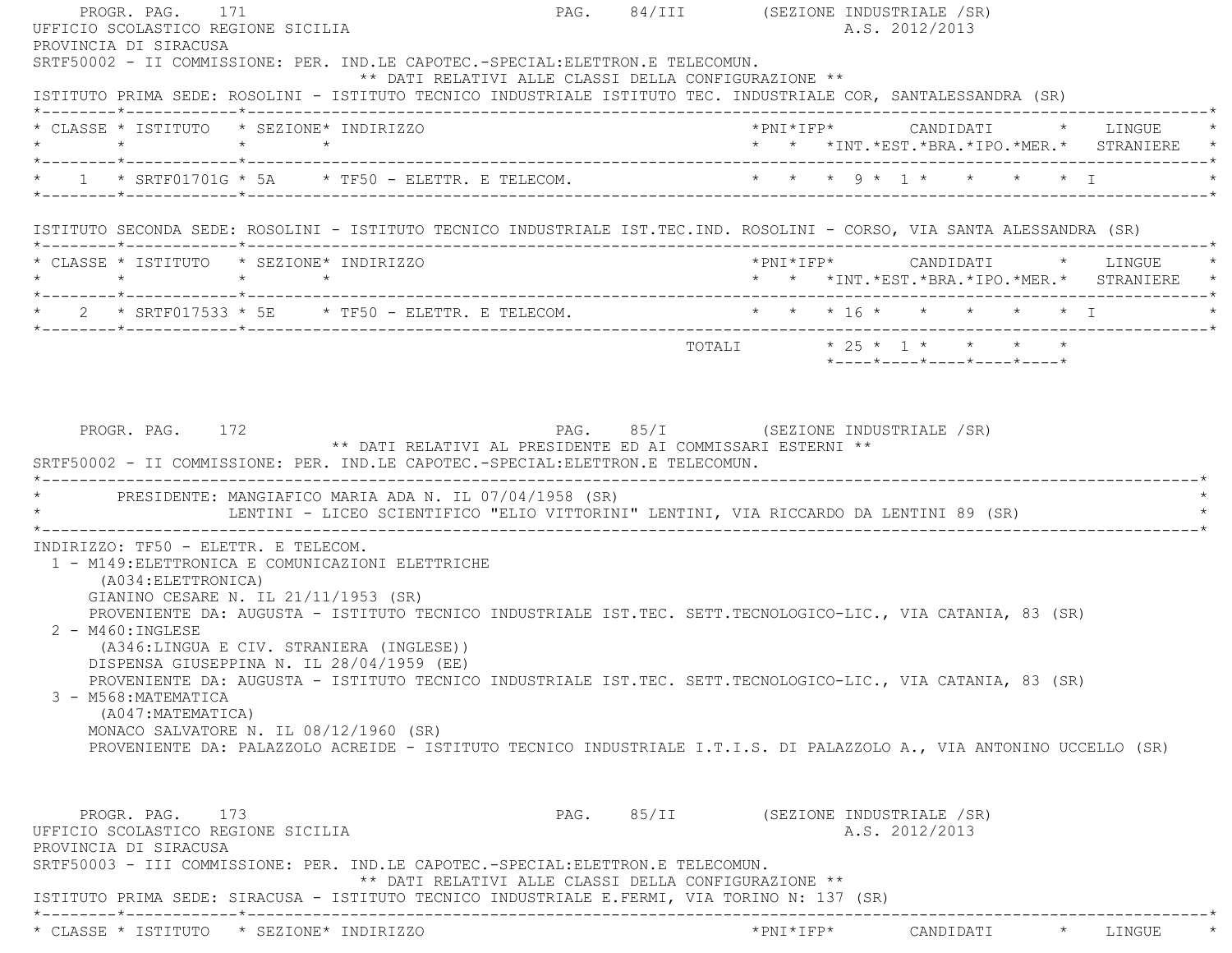UFFICIO SCOLASTICO REGIONE SICILIA A.S. 2012/2013
PROVINCIA DI SIRACUSA

SRTF50002 - II COMMISSIONE: PER. IND.LE CAPOTEC.-SPECIAL:ELETTRON.E TELECOMUN.

** DATI RELATIVI ALLE CLASSI DELLA CONFIGURAZIONE **

ISTITUTO PRIMA SEDE: ROSOLINI - ISTITUTO TECNICO INDUSTRIALE ISTITUTO TEC. INDUSTRIALE COR, SANTALESSANDRA (SR)

| CLASSE | ISTITUTO | SEZIONE | INDIRIZZO | PNI | IFP | CANDIDATI INT. | EST. | BRA. | IPO. | MER. | LINGUE STRANIERE |
|---|---|---|---|---|---|---|---|---|---|---|---|
| 1 | SRTF01701G | 5A | TF50 - ELETTR. E TELECOM. | | | 9 | 1 | | | | I |

ISTITUTO SECONDA SEDE: ROSOLINI - ISTITUTO TECNICO INDUSTRIALE IST.TEC.IND. ROSOLINI - CORSO, VIA SANTA ALESSANDRA (SR)

| CLASSE | ISTITUTO | SEZIONE | INDIRIZZO | PNI | IFP | CANDIDATI INT. | EST. | BRA. | IPO. | MER. | LINGUE STRANIERE |
|---|---|---|---|---|---|---|---|---|---|---|---|
| 2 | SRTF017533 | 5E | TF50 - ELETTR. E TELECOM. | | | 16 | | | | | I |
| | | | TOTALI | | | 25 | 1 | | | | |

** DATI RELATIVI AL PRESIDENTE ED AI COMMISSARI ESTERNI **

SRTF50002 - II COMMISSIONE: PER. IND.LE CAPOTEC.-SPECIAL:ELETTRON.E TELECOMUN.

PRESIDENTE: MANGIAFICO MARIA ADA N. IL 07/04/1958 (SR)
LENTINI - LICEO SCIENTIFICO "ELIO VITTORINI" LENTINI, VIA RICCARDO DA LENTINI 89 (SR)

INDIRIZZO: TF50 - ELETTR. E TELECOM.

1 - M149:ELETTRONICA E COMUNICAZIONI ELETTRICHE
(A034:ELETTRONICA)
GIANINO CESARE N. IL 21/11/1953 (SR)
PROVENIENTE DA: AUGUSTA - ISTITUTO TECNICO INDUSTRIALE IST.TEC. SETT.TECNOLOGICO-LIC., VIA CATANIA, 83 (SR)

2 - M460:INGLESE
(A346:LINGUA E CIV. STRANIERA (INGLESE))
DISPENSA GIUSEPPINA N. IL 28/04/1959 (EE)
PROVENIENTE DA: AUGUSTA - ISTITUTO TECNICO INDUSTRIALE IST.TEC. SETT.TECNOLOGICO-LIC., VIA CATANIA, 83 (SR)

3 - M568:MATEMATICA
(A047:MATEMATICA)
MONACO SALVATORE N. IL 08/12/1960 (SR)
PROVENIENTE DA: PALAZZOLO ACREIDE - ISTITUTO TECNICO INDUSTRIALE I.T.I.S. DI PALAZZOLO A., VIA ANTONINO UCCELLO (SR)

UFFICIO SCOLASTICO REGIONE SICILIA A.S. 2012/2013
PROVINCIA DI SIRACUSA

SRTF50003 - III COMMISSIONE: PER. IND.LE CAPOTEC.-SPECIAL:ELETTRON.E TELECOMUN.

** DATI RELATIVI ALLE CLASSI DELLA CONFIGURAZIONE **

ISTITUTO PRIMA SEDE: SIRACUSA - ISTITUTO TECNICO INDUSTRIALE E.FERMI, VIA TORINO N: 137 (SR)

| CLASSE | ISTITUTO | SEZIONE | INDIRIZZO | PNI | IFP | CANDIDATI | LINGUE |
|---|---|---|---|---|---|---|---|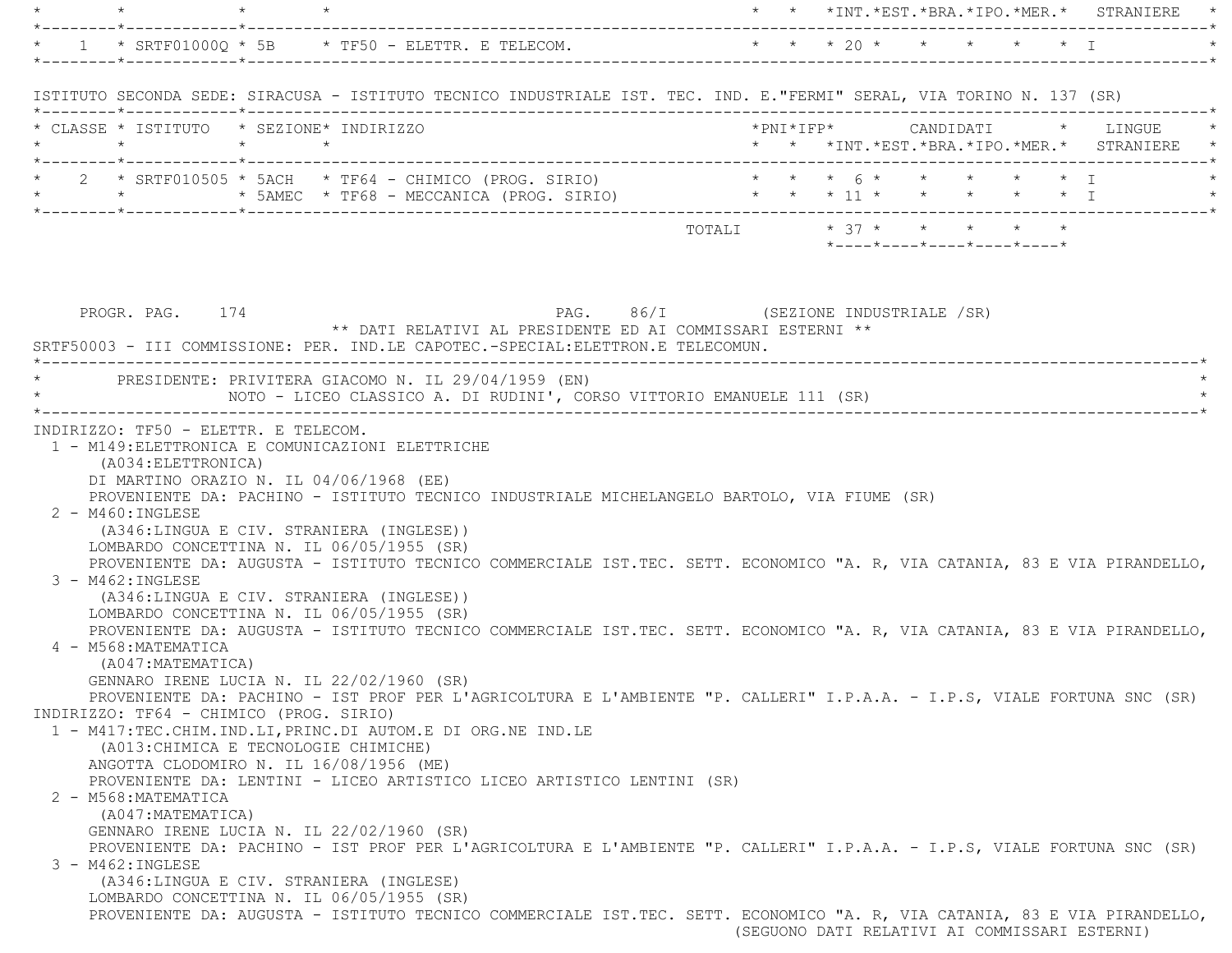| CLASSE | ISTITUTO | SEZIONE | INDIRIZZO | PNI | IFP | CANDIDATI INT. | EST. | BRA. | IPO. | MER. | LINGUE STRANIERE |
|---|---|---|---|---|---|---|---|---|---|---|---|
| 1 | SRTF01000Q | 5B | TF50 - ELETTR. E TELECOM. | | | 20 | | | | | I |

ISTITUTO SECONDA SEDE: SIRACUSA - ISTITUTO TECNICO INDUSTRIALE IST. TEC. IND. E."FERMI" SERAL, VIA TORINO N. 137 (SR)

| CLASSE | ISTITUTO | SEZIONE | INDIRIZZO | PNI | IFP | CANDIDATI INT. | EST. | BRA. | IPO. | MER. | LINGUE STRANIERE |
|---|---|---|---|---|---|---|---|---|---|---|---|
| 2 | SRTF010505 | 5ACH | TF64 - CHIMICO (PROG. SIRIO) | | | 6 | | | | | I |
| | | 5AMEC | TF68 - MECCANICA (PROG. SIRIO) | | | 11 | | | | | I |
| | | | TOTALI | | | 37 | | | | | |

PROGR. PAG. 174 PAG. 86/I (SEZIONE INDUSTRIALE /SR)

** DATI RELATIVI AL PRESIDENTE ED AI COMMISSARI ESTERNI **

SRTF50003 - III COMMISSIONE: PER. IND.LE CAPOTEC.-SPECIAL:ELETTRON.E TELECOMUN.

PRESIDENTE: PRIVITERA GIACOMO N. IL 29/04/1959 (EN)
NOTO - LICEO CLASSICO A. DI RUDINI', CORSO VITTORIO EMANUELE 111 (SR)

INDIRIZZO: TF50 - ELETTR. E TELECOM.

1 - M149:ELETTRONICA E COMUNICAZIONI ELETTRICHE
(A034:ELETTRONICA)
DI MARTINO ORAZIO N. IL 04/06/1968 (EE)
PROVENIENTE DA: PACHINO - ISTITUTO TECNICO INDUSTRIALE MICHELANGELO BARTOLO, VIA FIUME (SR)

2 - M460:INGLESE
(A346:LINGUA E CIV. STRANIERA (INGLESE))
LOMBARDO CONCETTINA N. IL 06/05/1955 (SR)
PROVENIENTE DA: AUGUSTA - ISTITUTO TECNICO COMMERCIALE IST.TEC. SETT. ECONOMICO "A. R, VIA CATANIA, 83 E VIA PIRANDELLO,

3 - M462:INGLESE
(A346:LINGUA E CIV. STRANIERA (INGLESE))
LOMBARDO CONCETTINA N. IL 06/05/1955 (SR)
PROVENIENTE DA: AUGUSTA - ISTITUTO TECNICO COMMERCIALE IST.TEC. SETT. ECONOMICO "A. R, VIA CATANIA, 83 E VIA PIRANDELLO,

4 - M568:MATEMATICA
(A047:MATEMATICA)
GENNARO IRENE LUCIA N. IL 22/02/1960 (SR)
PROVENIENTE DA: PACHINO - IST PROF PER L'AGRICOLTURA E L'AMBIENTE "P. CALLERI" I.P.A.A. - I.P.S, VIALE FORTUNA SNC (SR)

INDIRIZZO: TF64 - CHIMICO (PROG. SIRIO)

1 - M417:TEC.CHIM.IND.LI,PRINC.DI AUTOM.E DI ORG.NE IND.LE
(A013:CHIMICA E TECNOLOGIE CHIMICHE)
ANGOTTA CLODOMIRO N. IL 16/08/1956 (ME)
PROVENIENTE DA: LENTINI - LICEO ARTISTICO LICEO ARTISTICO LENTINI (SR)

2 - M568:MATEMATICA
(A047:MATEMATICA)
GENNARO IRENE LUCIA N. IL 22/02/1960 (SR)
PROVENIENTE DA: PACHINO - IST PROF PER L'AGRICOLTURA E L'AMBIENTE "P. CALLERI" I.P.A.A. - I.P.S, VIALE FORTUNA SNC (SR)

3 - M462:INGLESE
(A346:LINGUA E CIV. STRANIERA (INGLESE)
LOMBARDO CONCETTINA N. IL 06/05/1955 (SR)
PROVENIENTE DA: AUGUSTA - ISTITUTO TECNICO COMMERCIALE IST.TEC. SETT. ECONOMICO "A. R, VIA CATANIA, 83 E VIA PIRANDELLO,

(SEGUONO DATI RELATIVI AI COMMISSARI ESTERNI)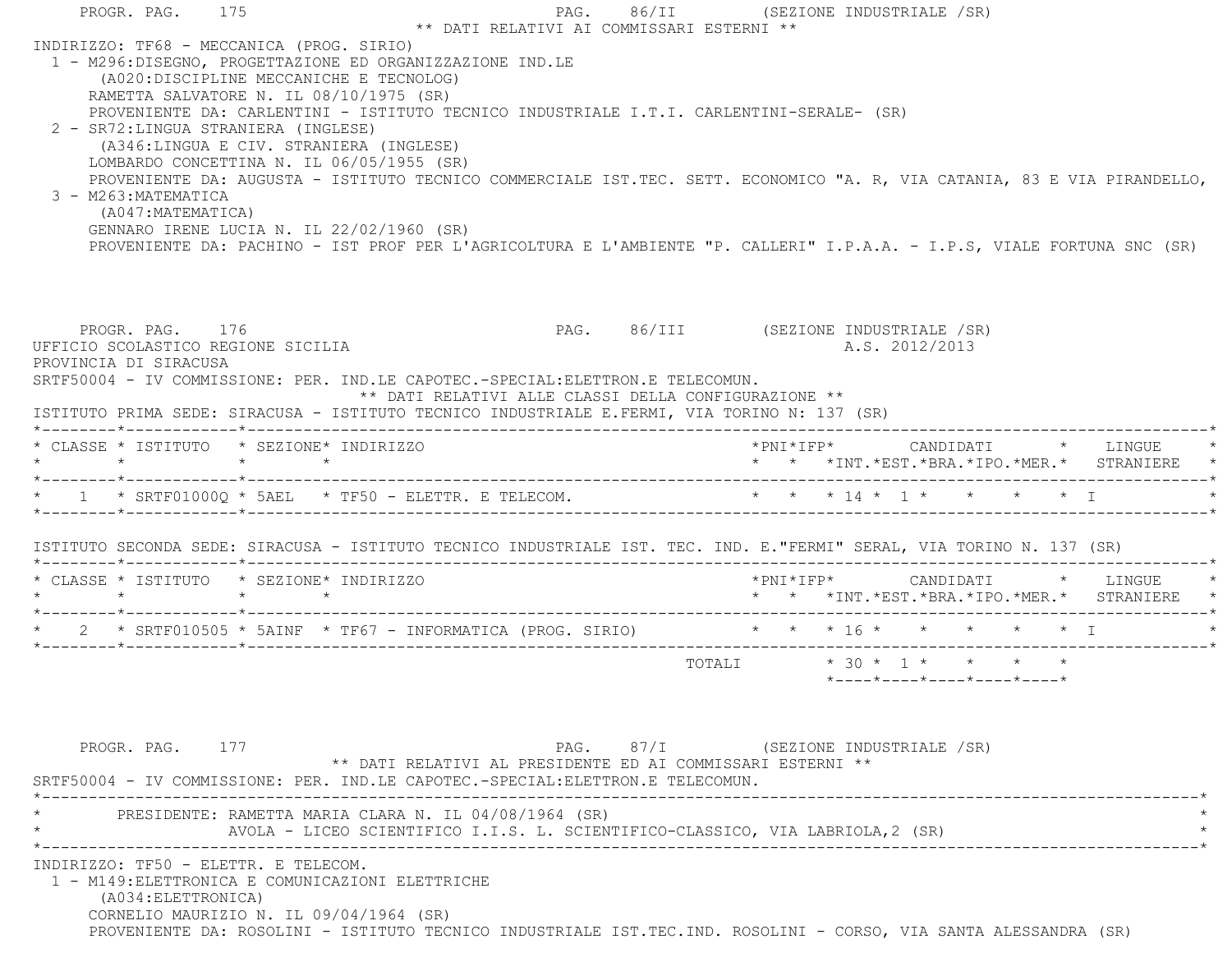PROGR. PAG. 175 — PAG. 86/II (SEZIONE INDUSTRIALE /SR)

** DATI RELATIVI AI COMMISSARI ESTERNI **

INDIRIZZO: TF68 - MECCANICA (PROG. SIRIO)

1 - M296:DISEGNO, PROGETTAZIONE ED ORGANIZZAZIONE IND.LE
   (A020:DISCIPLINE MECCANICHE E TECNOLOG)
   RAMETTA SALVATORE N. IL 08/10/1975 (SR)
   PROVENIENTE DA: CARLENTINI - ISTITUTO TECNICO INDUSTRIALE I.T.I. CARLENTINI-SERALE- (SR)

2 - SR72:LINGUA STRANIERA (INGLESE)
   (A346:LINGUA E CIV. STRANIERA (INGLESE)
   LOMBARDO CONCETTINA N. IL 06/05/1955 (SR)
   PROVENIENTE DA: AUGUSTA - ISTITUTO TECNICO COMMERCIALE IST.TEC. SETT. ECONOMICO "A. R, VIA CATANIA, 83 E VIA PIRANDELLO,

3 - M263:MATEMATICA
   (A047:MATEMATICA)
   GENNARO IRENE LUCIA N. IL 22/02/1960 (SR)
   PROVENIENTE DA: PACHINO - IST PROF PER L'AGRICOLTURA E L'AMBIENTE "P. CALLERI" I.P.A.A. - I.P.S, VIALE FORTUNA SNC (SR)

PROGR. PAG. 176 — PAG. 86/III (SEZIONE INDUSTRIALE /SR)

UFFICIO SCOLASTICO REGIONE SICILIA — A.S. 2012/2013

PROVINCIA DI SIRACUSA

SRTF50004 - IV COMMISSIONE: PER. IND.LE CAPOTEC.-SPECIAL:ELETTRON.E TELECOMUN.

** DATI RELATIVI ALLE CLASSI DELLA CONFIGURAZIONE **

ISTITUTO PRIMA SEDE: SIRACUSA - ISTITUTO TECNICO INDUSTRIALE E.FERMI, VIA TORINO N: 137 (SR)

| CLASSE | ISTITUTO | SEZIONE | INDIRIZZO | PNI | IFP | CANDIDATI INT. | EST. | BRA. | IPO. | MER. | LINGUE STRANIERE |
|---|---|---|---|---|---|---|---|---|---|---|---|
| 1 | SRTF01000Q | 5AEL | TF50 - ELETTR. E TELECOM. | | | 14 | 1 | | | | I |

ISTITUTO SECONDA SEDE: SIRACUSA - ISTITUTO TECNICO INDUSTRIALE IST. TEC. IND. E."FERMI" SERAL, VIA TORINO N. 137 (SR)

| CLASSE | ISTITUTO | SEZIONE | INDIRIZZO | PNI | IFP | CANDIDATI INT. | EST. | BRA. | IPO. | MER. | LINGUE STRANIERE |
|---|---|---|---|---|---|---|---|---|---|---|---|
| 2 | SRTF010505 | 5AINF | TF67 - INFORMATICA (PROG. SIRIO) | | | 16 | | | | | I |
| | | | TOTALI | | | 30 | 1 | | | | |

PROGR. PAG. 177 — PAG. 87/I (SEZIONE INDUSTRIALE /SR)

** DATI RELATIVI AL PRESIDENTE ED AI COMMISSARI ESTERNI **

SRTF50004 - IV COMMISSIONE: PER. IND.LE CAPOTEC.-SPECIAL:ELETTRON.E TELECOMUN.

PRESIDENTE: RAMETTA MARIA CLARA N. IL 04/08/1964 (SR)
AVOLA - LICEO SCIENTIFICO I.I.S. L. SCIENTIFICO-CLASSICO, VIA LABRIOLA,2 (SR)

INDIRIZZO: TF50 - ELETTR. E TELECOM.

1 - M149:ELETTRONICA E COMUNICAZIONI ELETTRICHE
   (A034:ELETTRONICA)
   CORNELIO MAURIZIO N. IL 09/04/1964 (SR)
   PROVENIENTE DA: ROSOLINI - ISTITUTO TECNICO INDUSTRIALE IST.TEC.IND. ROSOLINI - CORSO, VIA SANTA ALESSANDRA (SR)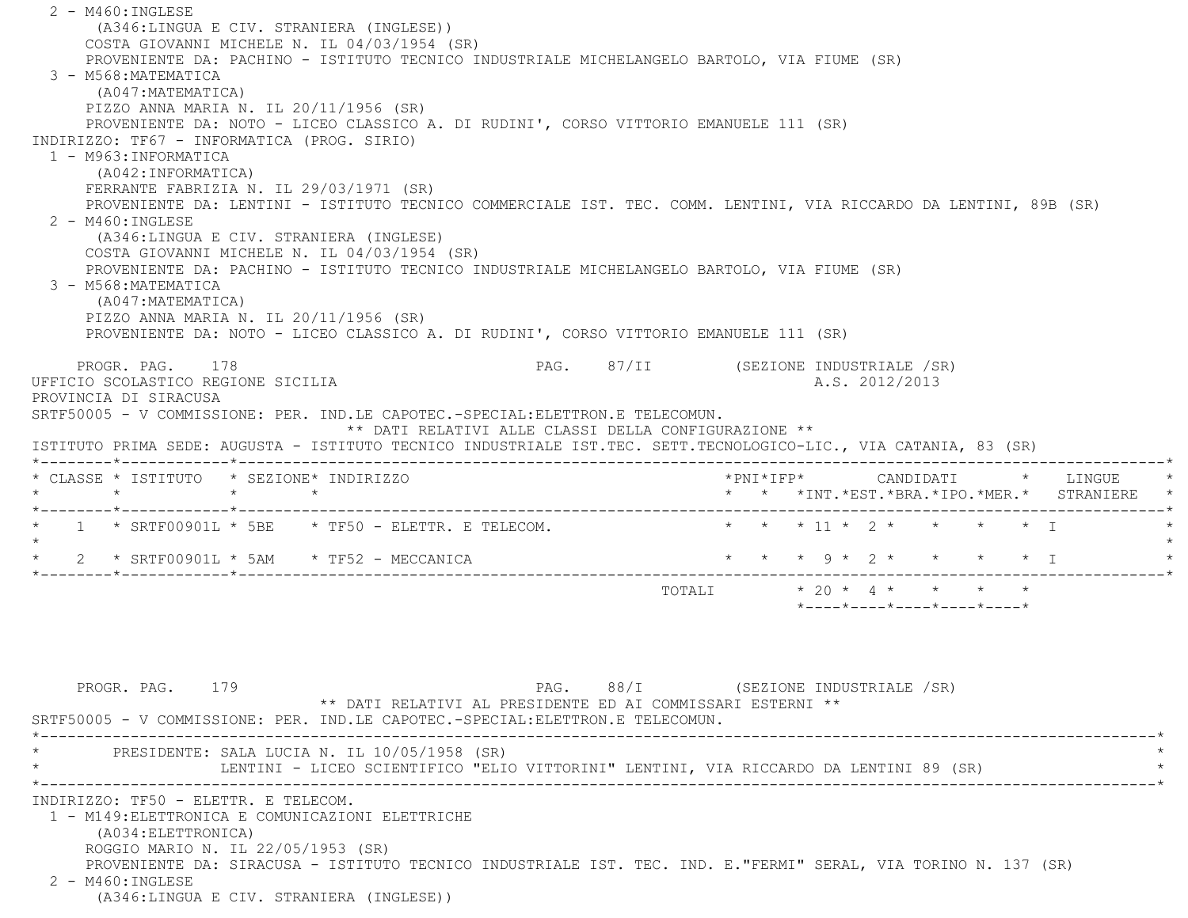2 - M460:INGLESE
(A346:LINGUA E CIV. STRANIERA (INGLESE))
COSTA GIOVANNI MICHELE N. IL 04/03/1954 (SR)
PROVENIENTE DA: PACHINO - ISTITUTO TECNICO INDUSTRIALE MICHELANGELO BARTOLO, VIA FIUME (SR)
3 - M568:MATEMATICA
(A047:MATEMATICA)
PIZZO ANNA MARIA N. IL 20/11/1956 (SR)
PROVENIENTE DA: NOTO - LICEO CLASSICO A. DI RUDINI', CORSO VITTORIO EMANUELE 111 (SR)

INDIRIZZO: TF67 - INFORMATICA (PROG. SIRIO)

1 - M963:INFORMATICA
(A042:INFORMATICA)
FERRANTE FABRIZIA N. IL 29/03/1971 (SR)
PROVENIENTE DA: LENTINI - ISTITUTO TECNICO COMMERCIALE IST. TEC. COMM. LENTINI, VIA RICCARDO DA LENTINI, 89B (SR)
2 - M460:INGLESE
(A346:LINGUA E CIV. STRANIERA (INGLESE)
COSTA GIOVANNI MICHELE N. IL 04/03/1954 (SR)
PROVENIENTE DA: PACHINO - ISTITUTO TECNICO INDUSTRIALE MICHELANGELO BARTOLO, VIA FIUME (SR)
3 - M568:MATEMATICA
(A047:MATEMATICA)
PIZZO ANNA MARIA N. IL 20/11/1956 (SR)
PROVENIENTE DA: NOTO - LICEO CLASSICO A. DI RUDINI', CORSO VITTORIO EMANUELE 111 (SR)

PROGR. PAG. 178 PAG. 87/II (SEZIONE INDUSTRIALE /SR)

UFFICIO SCOLASTICO REGIONE SICILIA A.S. 2012/2013

PROVINCIA DI SIRACUSA

SRTF50005 - V COMMISSIONE: PER. IND.LE CAPOTEC.-SPECIAL:ELETTRON.E TELECOMUN.

** DATI RELATIVI ALLE CLASSI DELLA CONFIGURAZIONE **

ISTITUTO PRIMA SEDE: AUGUSTA - ISTITUTO TECNICO INDUSTRIALE IST.TEC. SETT.TECNOLOGICO-LIC., VIA CATANIA, 83 (SR)

| CLASSE | ISTITUTO | SEZIONE | INDIRIZZO | PNI | IFP | CANDIDATI INT. | CANDIDATI EST. | CANDIDATI BRA. | CANDIDATI IPO. | CANDIDATI MER. | LINGUE STRANIERE |
|---|---|---|---|---|---|---|---|---|---|---|---|
| 1 | SRTF00901L | 5BE | TF50 - ELETTR. E TELECOM. | | | 11 | 2 | | | | I |
| 2 | SRTF00901L | 5AM | TF52 - MECCANICA | | | 9 | 2 | | | | I |
| | | | TOTALI | | | 20 | 4 | | | | |

PROGR. PAG. 179 PAG. 88/I (SEZIONE INDUSTRIALE /SR)

** DATI RELATIVI AL PRESIDENTE ED AI COMMISSARI ESTERNI **

SRTF50005 - V COMMISSIONE: PER. IND.LE CAPOTEC.-SPECIAL:ELETTRON.E TELECOMUN.

PRESIDENTE: SALA LUCIA N. IL 10/05/1958 (SR)
LENTINI - LICEO SCIENTIFICO "ELIO VITTORINI" LENTINI, VIA RICCARDO DA LENTINI 89 (SR)

INDIRIZZO: TF50 - ELETTR. E TELECOM.

1 - M149:ELETTRONICA E COMUNICAZIONI ELETTRICHE
(A034:ELETTRONICA)
ROGGIO MARIO N. IL 22/05/1953 (SR)
PROVENIENTE DA: SIRACUSA - ISTITUTO TECNICO INDUSTRIALE IST. TEC. IND. E."FERMI" SERAL, VIA TORINO N. 137 (SR)
2 - M460:INGLESE
(A346:LINGUA E CIV. STRANIERA (INGLESE))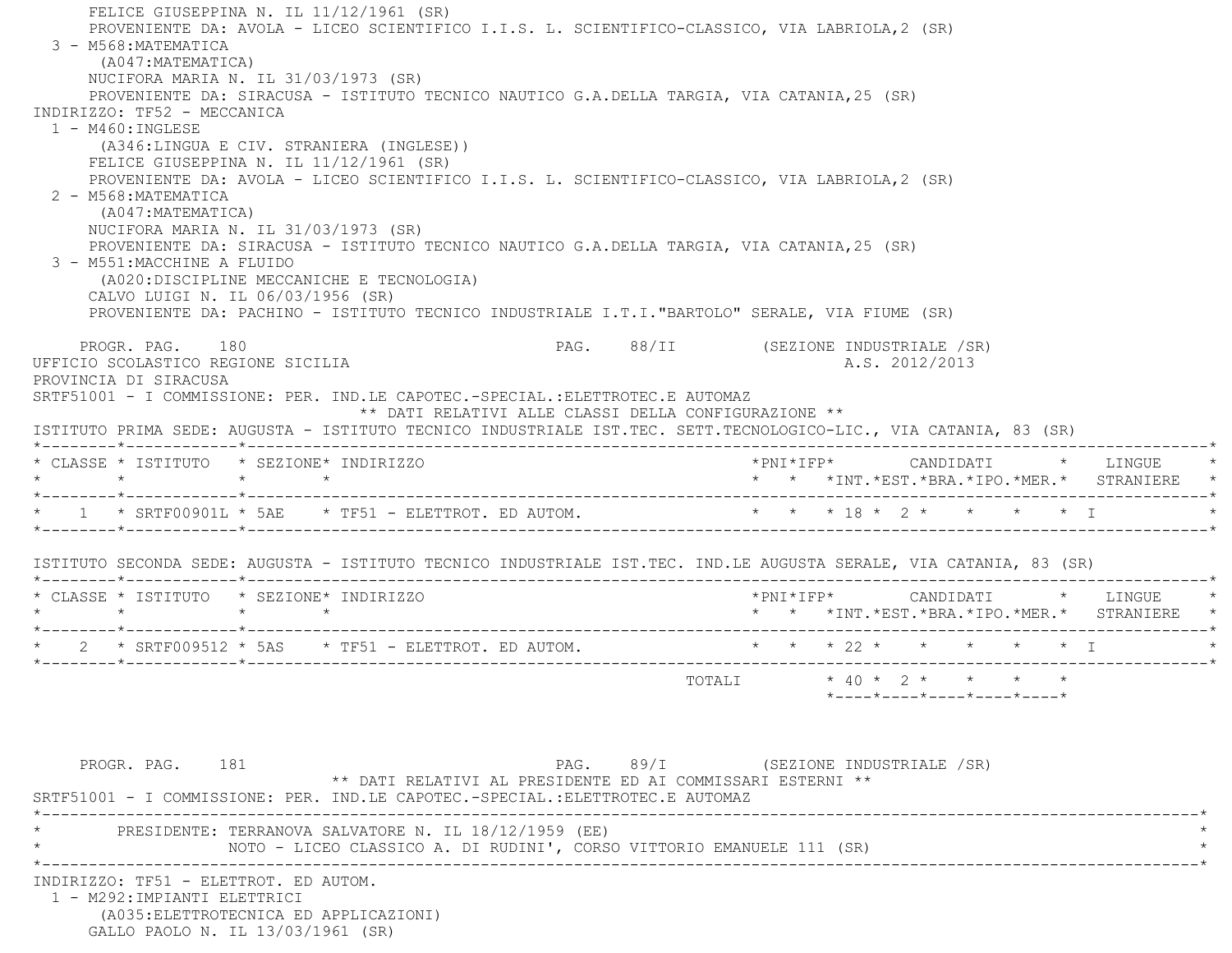FELICE GIUSEPPINA N. IL 11/12/1961 (SR)
PROVENIENTE DA: AVOLA - LICEO SCIENTIFICO I.I.S. L. SCIENTIFICO-CLASSICO, VIA LABRIOLA,2 (SR)

3 - M568:MATEMATICA
(A047:MATEMATICA)
NUCIFORA MARIA N. IL 31/03/1973 (SR)
PROVENIENTE DA: SIRACUSA - ISTITUTO TECNICO NAUTICO G.A.DELLA TARGIA, VIA CATANIA,25 (SR)

INDIRIZZO: TF52 - MECCANICA

1 - M460:INGLESE
(A346:LINGUA E CIV. STRANIERA (INGLESE))
FELICE GIUSEPPINA N. IL 11/12/1961 (SR)
PROVENIENTE DA: AVOLA - LICEO SCIENTIFICO I.I.S. L. SCIENTIFICO-CLASSICO, VIA LABRIOLA,2 (SR)

2 - M568:MATEMATICA
(A047:MATEMATICA)
NUCIFORA MARIA N. IL 31/03/1973 (SR)
PROVENIENTE DA: SIRACUSA - ISTITUTO TECNICO NAUTICO G.A.DELLA TARGIA, VIA CATANIA,25 (SR)

3 - M551:MACCHINE A FLUIDO
(A020:DISCIPLINE MECCANICHE E TECNOLOGIA)
CALVO LUIGI N. IL 06/03/1956 (SR)
PROVENIENTE DA: PACHINO - ISTITUTO TECNICO INDUSTRIALE I.T.I."BARTOLO" SERALE, VIA FIUME (SR)

PROGR. PAG. 180 PAG. 88/II (SEZIONE INDUSTRIALE /SR)

UFFICIO SCOLASTICO REGIONE SICILIA A.S. 2012/2013

PROVINCIA DI SIRACUSA

SRTF51001 - I COMMISSIONE: PER. IND.LE CAPOTEC.-SPECIAL.:ELETTROTEC.E AUTOMAZ

** DATI RELATIVI ALLE CLASSI DELLA CONFIGURAZIONE **

ISTITUTO PRIMA SEDE: AUGUSTA - ISTITUTO TECNICO INDUSTRIALE IST.TEC. SETT.TECNOLOGICO-LIC., VIA CATANIA, 83 (SR)

| CLASSE | ISTITUTO | SEZIONE | INDIRIZZO | PNI | IFP | CANDIDATI INT. | EST. | BRA. | IPO. | MER. | LINGUE STRANIERE |
|---|---|---|---|---|---|---|---|---|---|---|---|
| 1 | SRTF00901L | 5AE | TF51 - ELETTROT. ED AUTOM. | | | 18 | 2 | | | | I |

ISTITUTO SECONDA SEDE: AUGUSTA - ISTITUTO TECNICO INDUSTRIALE IST.TEC. IND.LE AUGUSTA SERALE, VIA CATANIA, 83 (SR)

| CLASSE | ISTITUTO | SEZIONE | INDIRIZZO | PNI | IFP | CANDIDATI INT. | EST. | BRA. | IPO. | MER. | LINGUE STRANIERE |
|---|---|---|---|---|---|---|---|---|---|---|---|
| 2 | SRTF009512 | 5AS | TF51 - ELETTROT. ED AUTOM. | | | 22 | | | | | I |
| | | | TOTALI | | | 40 | 2 | | | | |

PROGR. PAG. 181 PAG. 89/I (SEZIONE INDUSTRIALE /SR)

** DATI RELATIVI AL PRESIDENTE ED AI COMMISSARI ESTERNI **

SRTF51001 - I COMMISSIONE: PER. IND.LE CAPOTEC.-SPECIAL.:ELETTROTEC.E AUTOMAZ

PRESIDENTE: TERRANOVA SALVATORE N. IL 18/12/1959 (EE)
NOTO - LICEO CLASSICO A. DI RUDINI', CORSO VITTORIO EMANUELE 111 (SR)

INDIRIZZO: TF51 - ELETTROT. ED AUTOM.

1 - M292:IMPIANTI ELETTRICI
(A035:ELETTROTECNICA ED APPLICAZIONI)
GALLO PAOLO N. IL 13/03/1961 (SR)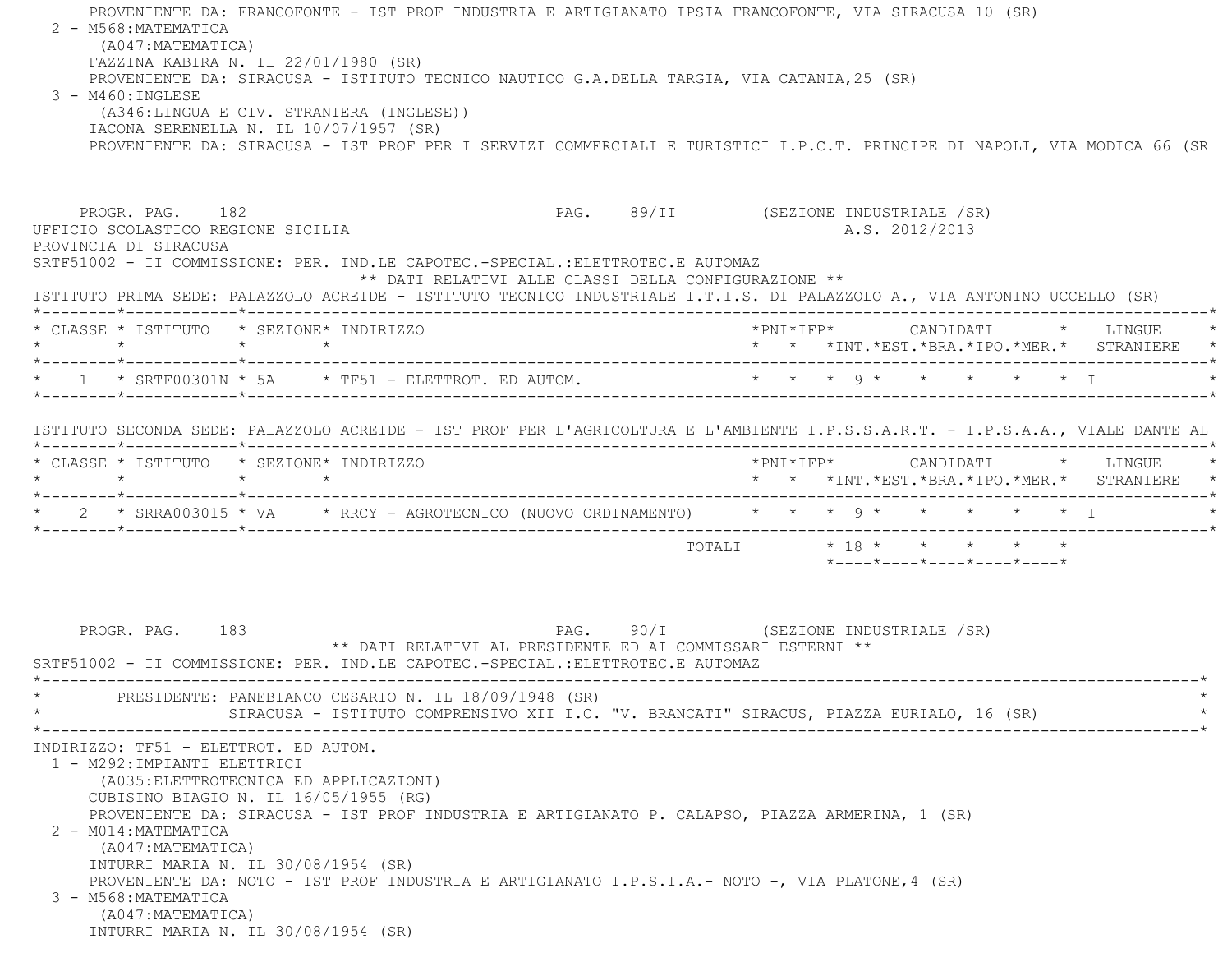PROVENIENTE DA: FRANCOFONTE - IST PROF INDUSTRIA E ARTIGIANATO IPSIA FRANCOFONTE, VIA SIRACUSA 10 (SR)

2 - M568:MATEMATICA
(A047:MATEMATICA)
FAZZINA KABIRA N. IL 22/01/1980 (SR)
PROVENIENTE DA: SIRACUSA - ISTITUTO TECNICO NAUTICO G.A.DELLA TARGIA, VIA CATANIA,25 (SR)

3 - M460:INGLESE
(A346:LINGUA E CIV. STRANIERA (INGLESE))
IACONA SERENELLA N. IL 10/07/1957 (SR)
PROVENIENTE DA: SIRACUSA - IST PROF PER I SERVIZI COMMERCIALI E TURISTICI I.P.C.T. PRINCIPE DI NAPOLI, VIA MODICA 66 (SR

PROGR. PAG. 182 PAG. 89/II (SEZIONE INDUSTRIALE /SR)

UFFICIO SCOLASTICO REGIONE SICILIA A.S. 2012/2013

PROVINCIA DI SIRACUSA

SRTF51002 - II COMMISSIONE: PER. IND.LE CAPOTEC.-SPECIAL.:ELETTROTEC.E AUTOMAZ

** DATI RELATIVI ALLE CLASSI DELLA CONFIGURAZIONE **

ISTITUTO PRIMA SEDE: PALAZZOLO ACREIDE - ISTITUTO TECNICO INDUSTRIALE I.T.I.S. DI PALAZZOLO A., VIA ANTONINO UCCELLO (SR)

| CLASSE | ISTITUTO | SEZIONE | INDIRIZZO | PNI | IFP | CANDIDATI INT. | EST. | BRA. | IPO. | MER. | LINGUE STRANIERE |
|---|---|---|---|---|---|---|---|---|---|---|---|
| 1 | SRTF00301N | 5A | TF51 - ELETTROT. ED AUTOM. | | | 9 | | | | | I |

ISTITUTO SECONDA SEDE: PALAZZOLO ACREIDE - IST PROF PER L'AGRICOLTURA E L'AMBIENTE I.P.S.S.A.R.T. - I.P.S.A.A., VIALE DANTE AL

| CLASSE | ISTITUTO | SEZIONE | INDIRIZZO | PNI | IFP | CANDIDATI INT. | EST. | BRA. | IPO. | MER. | LINGUE STRANIERE |
|---|---|---|---|---|---|---|---|---|---|---|---|
| 2 | SRRA003015 | VA | RRCY - AGROTECNICO (NUOVO ORDINAMENTO) | | | 9 | | | | | I |
| | | | TOTALI | | | 18 | | | | | |

PROGR. PAG. 183 PAG. 90/I (SEZIONE INDUSTRIALE /SR)

** DATI RELATIVI AL PRESIDENTE ED AI COMMISSARI ESTERNI **

SRTF51002 - II COMMISSIONE: PER. IND.LE CAPOTEC.-SPECIAL.:ELETTROTEC.E AUTOMAZ

PRESIDENTE: PANEBIANCO CESARIO N. IL 18/09/1948 (SR)
SIRACUSA - ISTITUTO COMPRENSIVO XII I.C. "V. BRANCATI" SIRACUS, PIAZZA EURIALO, 16 (SR)

INDIRIZZO: TF51 - ELETTROT. ED AUTOM.

1 - M292:IMPIANTI ELETTRICI
(A035:ELETTROTECNICA ED APPLICAZIONI)
CUBISINO BIAGIO N. IL 16/05/1955 (RG)
PROVENIENTE DA: SIRACUSA - IST PROF INDUSTRIA E ARTIGIANATO P. CALAPSO, PIAZZA ARMERINA, 1 (SR)

2 - M014:MATEMATICA
(A047:MATEMATICA)
INTURRI MARIA N. IL 30/08/1954 (SR)
PROVENIENTE DA: NOTO - IST PROF INDUSTRIA E ARTIGIANATO I.P.S.I.A.- NOTO -, VIA PLATONE,4 (SR)

3 - M568:MATEMATICA
(A047:MATEMATICA)
INTURRI MARIA N. IL 30/08/1954 (SR)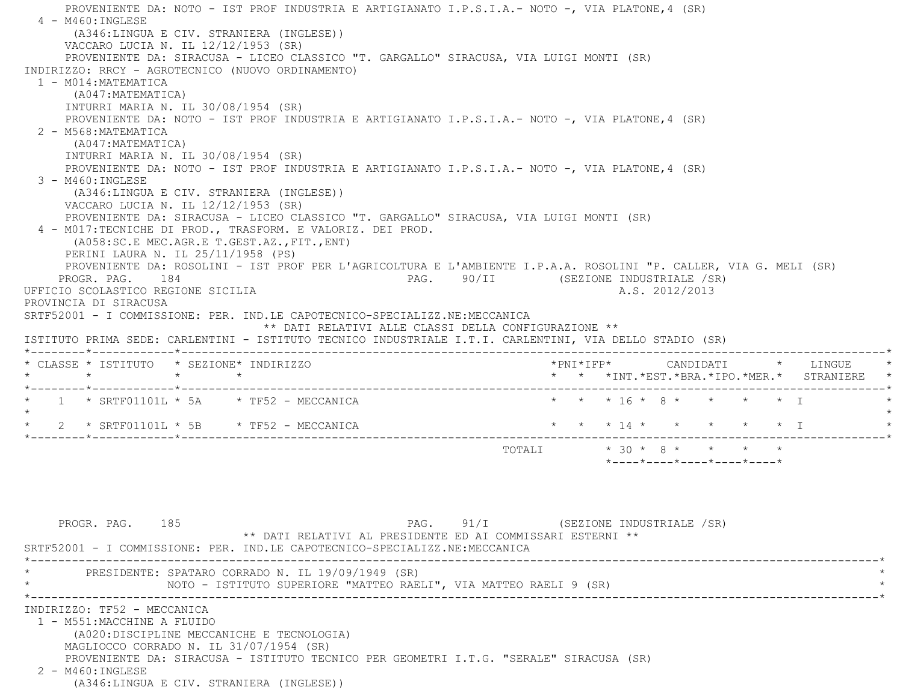PROVENIENTE DA: NOTO - IST PROF INDUSTRIA E ARTIGIANATO I.P.S.I.A.- NOTO -, VIA PLATONE,4 (SR)

4 - M460:INGLESE
(A346:LINGUA E CIV. STRANIERA (INGLESE))
VACCARO LUCIA N. IL 12/12/1953 (SR)
PROVENIENTE DA: SIRACUSA - LICEO CLASSICO "T. GARGALLO" SIRACUSA, VIA LUIGI MONTI (SR)

INDIRIZZO: RRCY - AGROTECNICO (NUOVO ORDINAMENTO)

1 - M014:MATEMATICA
(A047:MATEMATICA)
INTURRI MARIA N. IL 30/08/1954 (SR)
PROVENIENTE DA: NOTO - IST PROF INDUSTRIA E ARTIGIANATO I.P.S.I.A.- NOTO -, VIA PLATONE,4 (SR)

2 - M568:MATEMATICA
(A047:MATEMATICA)
INTURRI MARIA N. IL 30/08/1954 (SR)
PROVENIENTE DA: NOTO - IST PROF INDUSTRIA E ARTIGIANATO I.P.S.I.A.- NOTO -, VIA PLATONE,4 (SR)

3 - M460:INGLESE
(A346:LINGUA E CIV. STRANIERA (INGLESE))
VACCARO LUCIA N. IL 12/12/1953 (SR)
PROVENIENTE DA: SIRACUSA - LICEO CLASSICO "T. GARGALLO" SIRACUSA, VIA LUIGI MONTI (SR)

4 - M017:TECNICHE DI PROD., TRASFORM. E VALORIZ. DEI PROD.
(A058:SC.E MEC.AGR.E T.GEST.AZ.,FIT.,ENT)
PERINI LAURA N. IL 25/11/1958 (PS)
PROVENIENTE DA: ROSOLINI - IST PROF PER L'AGRICOLTURA E L'AMBIENTE I.P.A.A. ROSOLINI "P. CALLER, VIA G. MELI (SR)

PROGR. PAG. 184 PAG. 90/II (SEZIONE INDUSTRIALE /SR)

UFFICIO SCOLASTICO REGIONE SICILIA A.S. 2012/2013

PROVINCIA DI SIRACUSA

SRTF52001 - I COMMISSIONE: PER. IND.LE CAPOTECNICO-SPECIALIZZ.NE:MECCANICA

** DATI RELATIVI ALLE CLASSI DELLA CONFIGURAZIONE **

ISTITUTO PRIMA SEDE: CARLENTINI - ISTITUTO TECNICO INDUSTRIALE I.T.I. CARLENTINI, VIA DELLO STADIO (SR)

| CLASSE | ISTITUTO | SEZIONE | INDIRIZZO | PNI | IFP | CANDIDATI INT. | EST. | BRA. | IPO. | MER. | LINGUE STRANIERE |
|---|---|---|---|---|---|---|---|---|---|---|---|
| 1 | SRTF01101L | 5A | TF52 - MECCANICA | | | 16 | 8 | | | | I |
| 2 | SRTF01101L | 5B | TF52 - MECCANICA | | | 14 | | | | | I |
| | | | TOTALI | | | 30 | 8 | | | | |

PROGR. PAG. 185 PAG. 91/I (SEZIONE INDUSTRIALE /SR)

** DATI RELATIVI AL PRESIDENTE ED AI COMMISSARI ESTERNI **

SRTF52001 - I COMMISSIONE: PER. IND.LE CAPOTECNICO-SPECIALIZZ.NE:MECCANICA

PRESIDENTE: SPATARO CORRADO N. IL 19/09/1949 (SR)
NOTO - ISTITUTO SUPERIORE "MATTEO RAELI", VIA MATTEO RAELI 9 (SR)

INDIRIZZO: TF52 - MECCANICA

1 - M551:MACCHINE A FLUIDO
(A020:DISCIPLINE MECCANICHE E TECNOLOGIA)
MAGLIOCCO CORRADO N. IL 31/07/1954 (SR)
PROVENIENTE DA: SIRACUSA - ISTITUTO TECNICO PER GEOMETRI I.T.G. "SERALE" SIRACUSA (SR)

2 - M460:INGLESE
(A346:LINGUA E CIV. STRANIERA (INGLESE))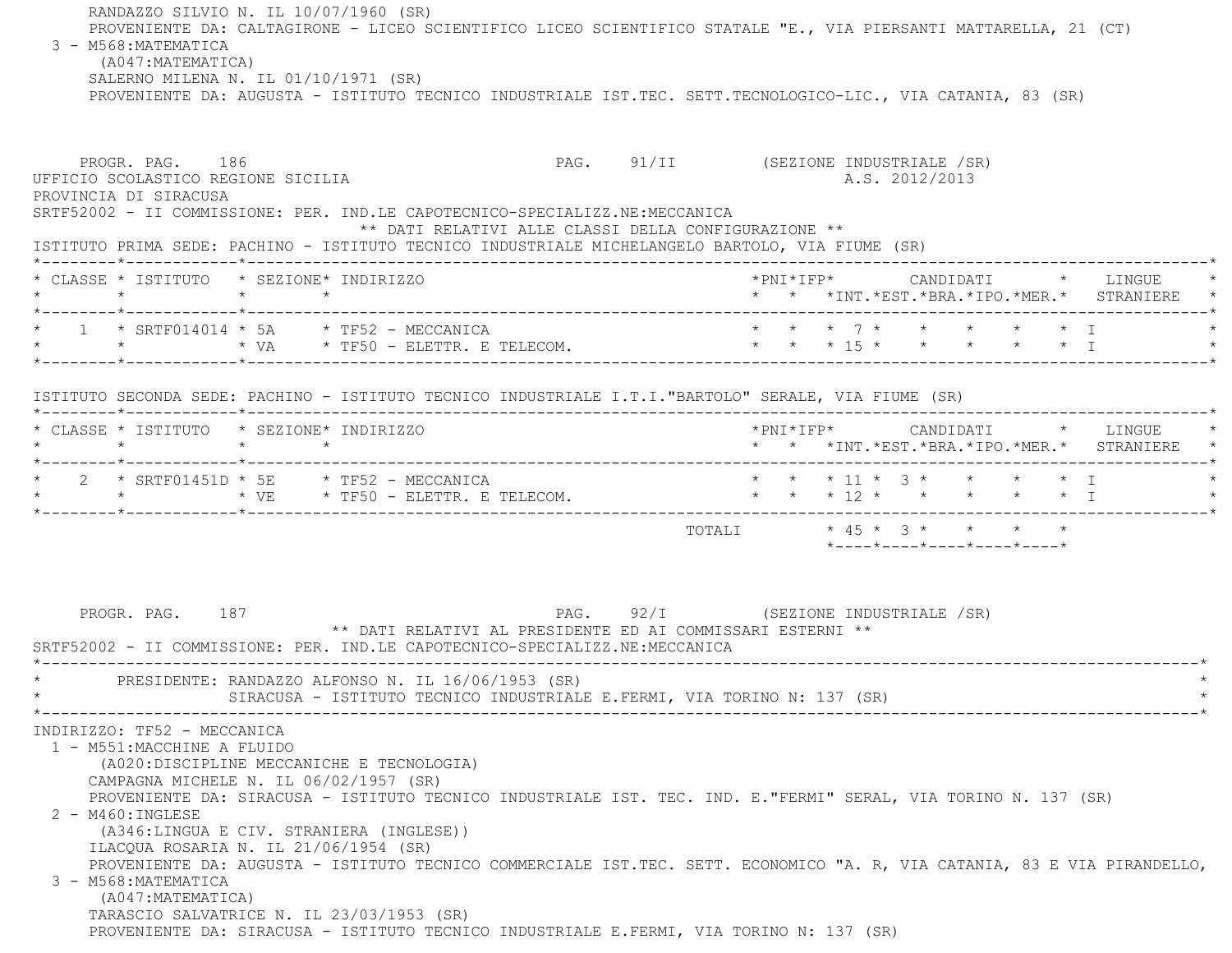RANDAZZO SILVIO N. IL 10/07/1960 (SR)
PROVENIENTE DA: CALTAGIRONE - LICEO SCIENTIFICO LICEO SCIENTIFICO STATALE "E., VIA PIERSANTI MATTARELLA, 21 (CT)

3 - M568:MATEMATICA
(A047:MATEMATICA)
SALERNO MILENA N. IL 01/10/1971 (SR)
PROVENIENTE DA: AUGUSTA - ISTITUTO TECNICO INDUSTRIALE IST.TEC. SETT.TECNOLOGICO-LIC., VIA CATANIA, 83 (SR)

PROGR. PAG. 186 PAG. 91/II (SEZIONE INDUSTRIALE /SR)
UFFICIO SCOLASTICO REGIONE SICILIA A.S. 2012/2013
PROVINCIA DI SIRACUSA
SRTF52002 - II COMMISSIONE: PER. IND.LE CAPOTECNICO-SPECIALIZZ.NE:MECCANICA

** DATI RELATIVI ALLE CLASSI DELLA CONFIGURAZIONE **

ISTITUTO PRIMA SEDE: PACHINO - ISTITUTO TECNICO INDUSTRIALE MICHELANGELO BARTOLO, VIA FIUME (SR)

| CLASSE | ISTITUTO | SEZIONE | INDIRIZZO | PNI | IFP | CANDIDATI INT. | EST. | BRA. | IPO. | MER. | LINGUE STRANIERE |
|---|---|---|---|---|---|---|---|---|---|---|---|
| 1 | SRTF014014 | 5A | TF52 - MECCANICA | | | 7 | | | | | I |
| | | VA | TF50 - ELETTR. E TELECOM. | | | 15 | | | | | I |

ISTITUTO SECONDA SEDE: PACHINO - ISTITUTO TECNICO INDUSTRIALE I.T.I."BARTOLO" SERALE, VIA FIUME (SR)

| CLASSE | ISTITUTO | SEZIONE | INDIRIZZO | PNI | IFP | CANDIDATI INT. | EST. | BRA. | IPO. | MER. | LINGUE STRANIERE |
|---|---|---|---|---|---|---|---|---|---|---|---|
| 2 | SRTF01451D | 5E | TF52 - MECCANICA | | | 11 | 3 | | | | I |
| | | VE | TF50 - ELETTR. E TELECOM. | | | 12 | | | | | I |
| | | | TOTALI | | | 45 | 3 | | | | |

PROGR. PAG. 187 PAG. 92/I (SEZIONE INDUSTRIALE /SR)

** DATI RELATIVI AL PRESIDENTE ED AI COMMISSARI ESTERNI **

SRTF52002 - II COMMISSIONE: PER. IND.LE CAPOTECNICO-SPECIALIZZ.NE:MECCANICA

PRESIDENTE: RANDAZZO ALFONSO N. IL 16/06/1953 (SR)
SIRACUSA - ISTITUTO TECNICO INDUSTRIALE E.FERMI, VIA TORINO N: 137 (SR)

INDIRIZZO: TF52 - MECCANICA

1 - M551:MACCHINE A FLUIDO
(A020:DISCIPLINE MECCANICHE E TECNOLOGIA)
CAMPAGNA MICHELE N. IL 06/02/1957 (SR)
PROVENIENTE DA: SIRACUSA - ISTITUTO TECNICO INDUSTRIALE IST. TEC. IND. E."FERMI" SERAL, VIA TORINO N. 137 (SR)

2 - M460:INGLESE
(A346:LINGUA E CIV. STRANIERA (INGLESE))
ILACQUA ROSARIA N. IL 21/06/1954 (SR)
PROVENIENTE DA: AUGUSTA - ISTITUTO TECNICO COMMERCIALE IST.TEC. SETT. ECONOMICO "A. R, VIA CATANIA, 83 E VIA PIRANDELLO,

3 - M568:MATEMATICA
(A047:MATEMATICA)
TARASCIO SALVATRICE N. IL 23/03/1953 (SR)
PROVENIENTE DA: SIRACUSA - ISTITUTO TECNICO INDUSTRIALE E.FERMI, VIA TORINO N: 137 (SR)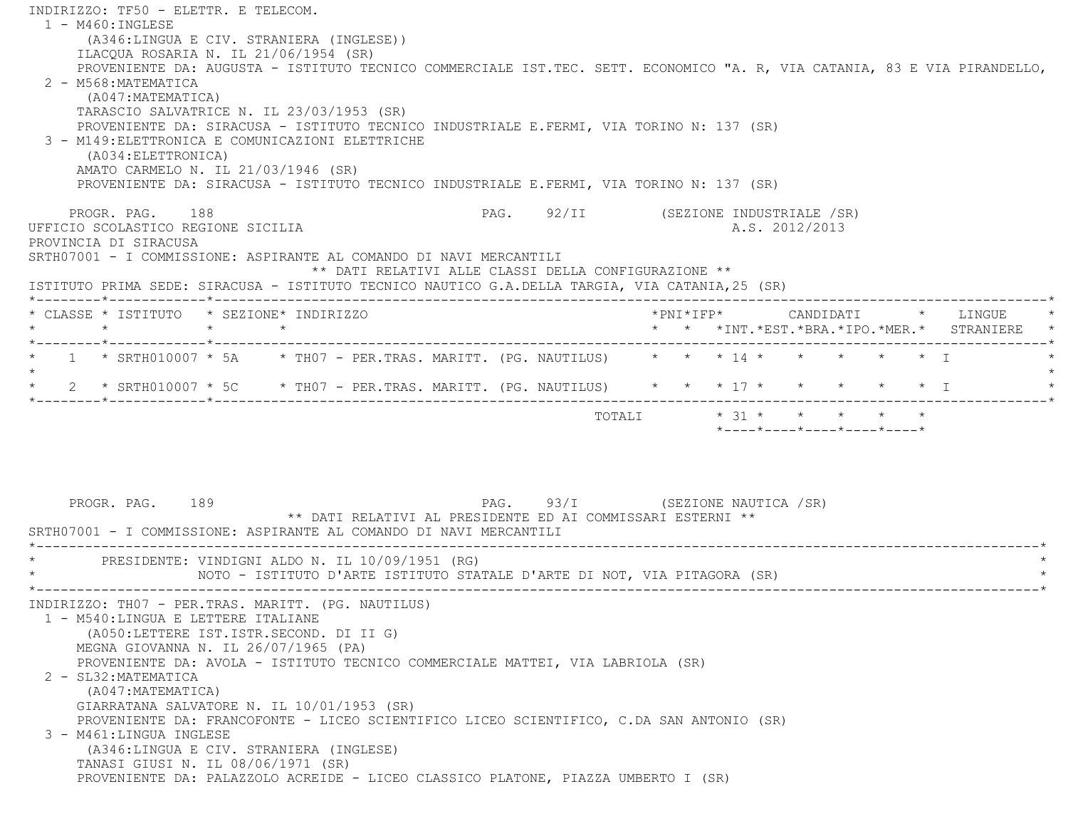INDIRIZZO: TF50 - ELETTR. E TELECOM.

1 - M460:INGLESE
   (A346:LINGUA E CIV. STRANIERA (INGLESE))
   ILACQUA ROSARIA N. IL 21/06/1954 (SR)
   PROVENIENTE DA: AUGUSTA - ISTITUTO TECNICO COMMERCIALE IST.TEC. SETT. ECONOMICO "A. R, VIA CATANIA, 83 E VIA PIRANDELLO,

2 - M568:MATEMATICA
   (A047:MATEMATICA)
   TARASCIO SALVATRICE N. IL 23/03/1953 (SR)
   PROVENIENTE DA: SIRACUSA - ISTITUTO TECNICO INDUSTRIALE E.FERMI, VIA TORINO N: 137 (SR)

3 - M149:ELETTRONICA E COMUNICAZIONI ELETTRICHE
   (A034:ELETTRONICA)
   AMATO CARMELO N. IL 21/03/1946 (SR)
   PROVENIENTE DA: SIRACUSA - ISTITUTO TECNICO INDUSTRIALE E.FERMI, VIA TORINO N: 137 (SR)

PROGR. PAG. 188 PAG. 92/II (SEZIONE INDUSTRIALE /SR)

UFFICIO SCOLASTICO REGIONE SICILIA A.S. 2012/2013

PROVINCIA DI SIRACUSA

SRTH07001 - I COMMISSIONE: ASPIRANTE AL COMANDO DI NAVI MERCANTILI

** DATI RELATIVI ALLE CLASSI DELLA CONFIGURAZIONE **

ISTITUTO PRIMA SEDE: SIRACUSA - ISTITUTO TECNICO NAUTICO G.A.DELLA TARGIA, VIA CATANIA,25 (SR)

| CLASSE | ISTITUTO | SEZIONE | INDIRIZZO | PNI | IFP | CANDIDATI INT. | EST. | BRA. | IPO. | MER. | LINGUE STRANIERE |
|---|---|---|---|---|---|---|---|---|---|---|---|
| 1 | SRTH010007 | 5A | TH07 - PER.TRAS. MARITT. (PG. NAUTILUS) | | | 14 | | | | | I |
| 2 | SRTH010007 | 5C | TH07 - PER.TRAS. MARITT. (PG. NAUTILUS) | | | 17 | | | | | I |
| | | | TOTALI | | | 31 | | | | | |

PROGR. PAG. 189 PAG. 93/I (SEZIONE NAUTICA /SR)

** DATI RELATIVI AL PRESIDENTE ED AI COMMISSARI ESTERNI **

SRTH07001 - I COMMISSIONE: ASPIRANTE AL COMANDO DI NAVI MERCANTILI

PRESIDENTE: VINDIGNI ALDO N. IL 10/09/1951 (RG)
NOTO - ISTITUTO D'ARTE ISTITUTO STATALE D'ARTE DI NOT, VIA PITAGORA (SR)

INDIRIZZO: TH07 - PER.TRAS. MARITT. (PG. NAUTILUS)

1 - M540:LINGUA E LETTERE ITALIANE
   (A050:LETTERE IST.ISTR.SECOND. DI II G)
   MEGNA GIOVANNA N. IL 26/07/1965 (PA)
   PROVENIENTE DA: AVOLA - ISTITUTO TECNICO COMMERCIALE MATTEI, VIA LABRIOLA (SR)

2 - SL32:MATEMATICA
   (A047:MATEMATICA)
   GIARRATANA SALVATORE N. IL 10/01/1953 (SR)
   PROVENIENTE DA: FRANCOFONTE - LICEO SCIENTIFICO LICEO SCIENTIFICO, C.DA SAN ANTONIO (SR)

3 - M461:LINGUA INGLESE
   (A346:LINGUA E CIV. STRANIERA (INGLESE)
   TANASI GIUSI N. IL 08/06/1971 (SR)
   PROVENIENTE DA: PALAZZOLO ACREIDE - LICEO CLASSICO PLATONE, PIAZZA UMBERTO I (SR)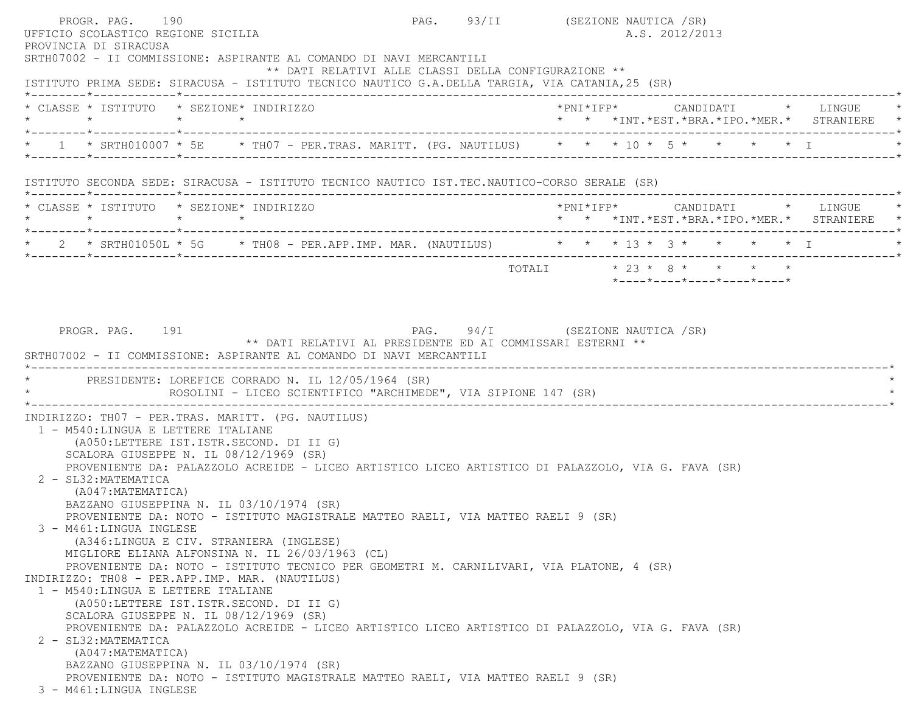PROGR. PAG. 190 PAG. 93/II (SEZIONE NAUTICA /SR)

UFFICIO SCOLASTICO REGIONE SICILIA A.S. 2012/2013

PROVINCIA DI SIRACUSA

SRTH07002 - II COMMISSIONE: ASPIRANTE AL COMANDO DI NAVI MERCANTILI

** DATI RELATIVI ALLE CLASSI DELLA CONFIGURAZIONE **

ISTITUTO PRIMA SEDE: SIRACUSA - ISTITUTO TECNICO NAUTICO G.A.DELLA TARGIA, VIA CATANIA,25 (SR)

| CLASSE | ISTITUTO | SEZIONE | INDIRIZZO | PNI | IFP | CANDIDATI INT. | EST. | BRA. | IPO. | MER. | LINGUE STRANIERE |
|---|---|---|---|---|---|---|---|---|---|---|---|
| 1 | SRTH010007 | 5E | TH07 - PER.TRAS. MARITT. (PG. NAUTILUS) | | | 10 | 5 | | | | I |

ISTITUTO SECONDA SEDE: SIRACUSA - ISTITUTO TECNICO NAUTICO IST.TEC.NAUTICO-CORSO SERALE (SR)

| CLASSE | ISTITUTO | SEZIONE | INDIRIZZO | PNI | IFP | CANDIDATI INT. | EST. | BRA. | IPO. | MER. | LINGUE STRANIERE |
|---|---|---|---|---|---|---|---|---|---|---|---|
| 2 | SRTH01050L | 5G | TH08 - PER.APP.IMP. MAR. (NAUTILUS) | | | 13 | 3 | | | | I |
| | | | TOTALI | | | 23 | 8 | | | | |

PROGR. PAG. 191 PAG. 94/I (SEZIONE NAUTICA /SR)

** DATI RELATIVI AL PRESIDENTE ED AI COMMISSARI ESTERNI **

SRTH07002 - II COMMISSIONE: ASPIRANTE AL COMANDO DI NAVI MERCANTILI

PRESIDENTE: LOREFICE CORRADO N. IL 12/05/1964 (SR)
ROSOLINI - LICEO SCIENTIFICO "ARCHIMEDE", VIA SIPIONE 147 (SR)

INDIRIZZO: TH07 - PER.TRAS. MARITT. (PG. NAUTILUS)

1 - M540:LINGUA E LETTERE ITALIANE
(A050:LETTERE IST.ISTR.SECOND. DI II G)
SCALORA GIUSEPPE N. IL 08/12/1969 (SR)
PROVENIENTE DA: PALAZZOLO ACREIDE - LICEO ARTISTICO LICEO ARTISTICO DI PALAZZOLO, VIA G. FAVA (SR)

2 - SL32:MATEMATICA
(A047:MATEMATICA)
BAZZANO GIUSEPPINA N. IL 03/10/1974 (SR)
PROVENIENTE DA: NOTO - ISTITUTO MAGISTRALE MATTEO RAELI, VIA MATTEO RAELI 9 (SR)

3 - M461:LINGUA INGLESE
(A346:LINGUA E CIV. STRANIERA (INGLESE)
MIGLIORE ELIANA ALFONSINA N. IL 26/03/1963 (CL)
PROVENIENTE DA: NOTO - ISTITUTO TECNICO PER GEOMETRI M. CARNILIVARI, VIA PLATONE, 4 (SR)

INDIRIZZO: TH08 - PER.APP.IMP. MAR. (NAUTILUS)

1 - M540:LINGUA E LETTERE ITALIANE
(A050:LETTERE IST.ISTR.SECOND. DI II G)
SCALORA GIUSEPPE N. IL 08/12/1969 (SR)
PROVENIENTE DA: PALAZZOLO ACREIDE - LICEO ARTISTICO LICEO ARTISTICO DI PALAZZOLO, VIA G. FAVA (SR)

2 - SL32:MATEMATICA
(A047:MATEMATICA)
BAZZANO GIUSEPPINA N. IL 03/10/1974 (SR)
PROVENIENTE DA: NOTO - ISTITUTO MAGISTRALE MATTEO RAELI, VIA MATTEO RAELI 9 (SR)

3 - M461:LINGUA INGLESE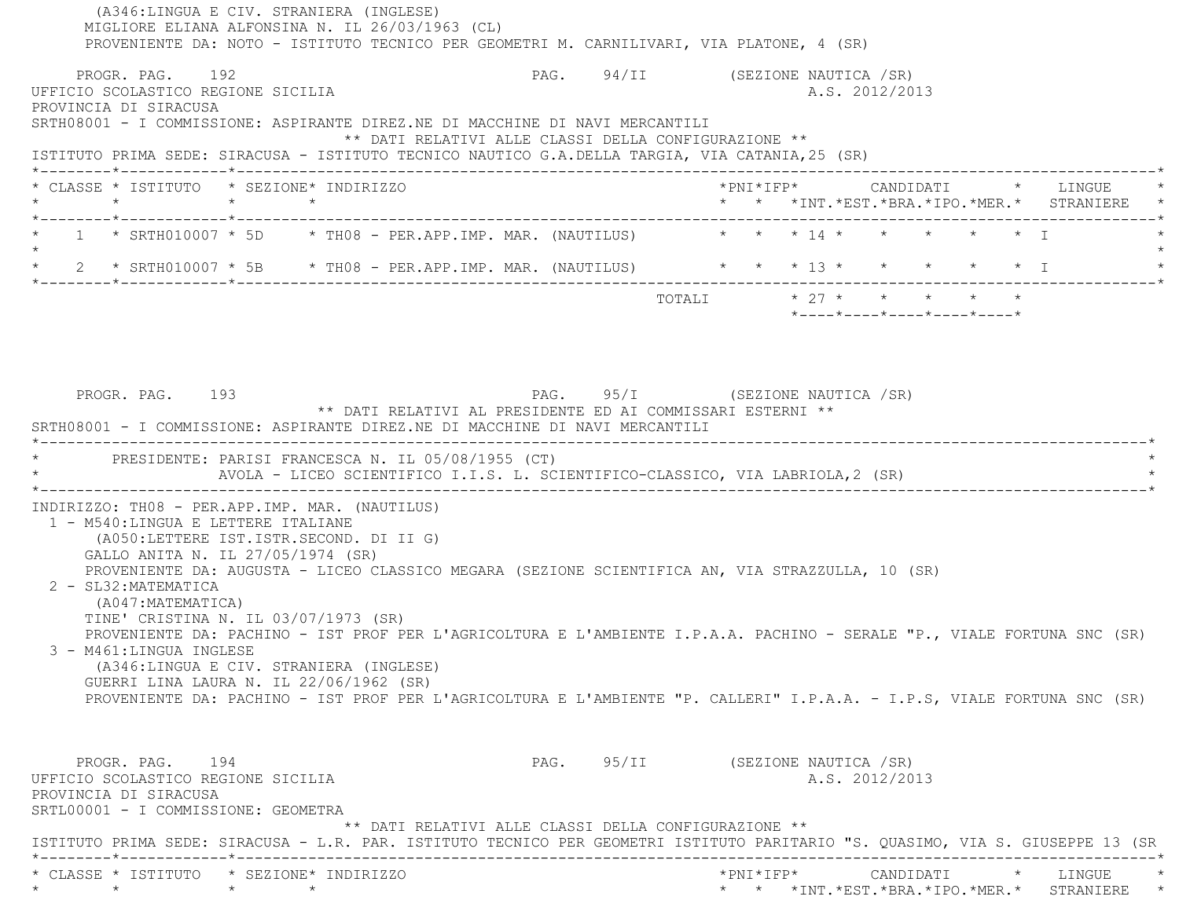(A346:LINGUA E CIV. STRANIERA (INGLESE)
MIGLIORE ELIANA ALFONSINA N. IL 26/03/1963 (CL)
PROVENIENTE DA: NOTO - ISTITUTO TECNICO PER GEOMETRI M. CARNILIVARI, VIA PLATONE, 4 (SR)

PROGR. PAG. 192 PAG. 94/II (SEZIONE NAUTICA /SR)
UFFICIO SCOLASTICO REGIONE SICILIA A.S. 2012/2013
PROVINCIA DI SIRACUSA
SRTH08001 - I COMMISSIONE: ASPIRANTE DIREZ.NE DI MACCHINE DI NAVI MERCANTILI

** DATI RELATIVI ALLE CLASSI DELLA CONFIGURAZIONE **

ISTITUTO PRIMA SEDE: SIRACUSA - ISTITUTO TECNICO NAUTICO G.A.DELLA TARGIA, VIA CATANIA,25 (SR)

| CLASSE | ISTITUTO | SEZIONE | INDIRIZZO | PNI | IFP | CANDIDATI INT. | EST. | BRA. | IPO. | MER. | LINGUE STRANIERE |
|---|---|---|---|---|---|---|---|---|---|---|---|
| 1 | SRTH010007 | 5D | TH08 - PER.APP.IMP. MAR. (NAUTILUS) | | | 14 | | | | | I |
| 2 | SRTH010007 | 5B | TH08 - PER.APP.IMP. MAR. (NAUTILUS) | | | 13 | | | | | I |
| | | | TOTALI | | | 27 | | | | | |

PROGR. PAG. 193 PAG. 95/I (SEZIONE NAUTICA /SR)

** DATI RELATIVI AL PRESIDENTE ED AI COMMISSARI ESTERNI **

SRTH08001 - I COMMISSIONE: ASPIRANTE DIREZ.NE DI MACCHINE DI NAVI MERCANTILI

PRESIDENTE: PARISI FRANCESCA N. IL 05/08/1955 (CT)
AVOLA - LICEO SCIENTIFICO I.I.S. L. SCIENTIFICO-CLASSICO, VIA LABRIOLA,2 (SR)

INDIRIZZO: TH08 - PER.APP.IMP. MAR. (NAUTILUS)

1 - M540:LINGUA E LETTERE ITALIANE
(A050:LETTERE IST.ISTR.SECOND. DI II G)
GALLO ANITA N. IL 27/05/1974 (SR)
PROVENIENTE DA: AUGUSTA - LICEO CLASSICO MEGARA (SEZIONE SCIENTIFICA AN, VIA STRAZZULLA, 10 (SR)

2 - SL32:MATEMATICA
(A047:MATEMATICA)
TINE' CRISTINA N. IL 03/07/1973 (SR)
PROVENIENTE DA: PACHINO - IST PROF PER L'AGRICOLTURA E L'AMBIENTE I.P.A.A. PACHINO - SERALE "P., VIALE FORTUNA SNC (SR)

3 - M461:LINGUA INGLESE
(A346:LINGUA E CIV. STRANIERA (INGLESE)
GUERRI LINA LAURA N. IL 22/06/1962 (SR)
PROVENIENTE DA: PACHINO - IST PROF PER L'AGRICOLTURA E L'AMBIENTE "P. CALLERI" I.P.A.A. - I.P.S, VIALE FORTUNA SNC (SR)

PROGR. PAG. 194 PAG. 95/II (SEZIONE NAUTICA /SR)
UFFICIO SCOLASTICO REGIONE SICILIA A.S. 2012/2013
PROVINCIA DI SIRACUSA
SRTL00001 - I COMMISSIONE: GEOMETRA

** DATI RELATIVI ALLE CLASSI DELLA CONFIGURAZIONE **

ISTITUTO PRIMA SEDE: SIRACUSA - L.R. PAR. ISTITUTO TECNICO PER GEOMETRI ISTITUTO PARITARIO "S. QUASIMO, VIA S. GIUSEPPE 13 (SR

| CLASSE | ISTITUTO | SEZIONE | INDIRIZZO | PNI | IFP | CANDIDATI INT. | EST. | BRA. | IPO. | MER. | LINGUE STRANIERE |
|---|---|---|---|---|---|---|---|---|---|---|---|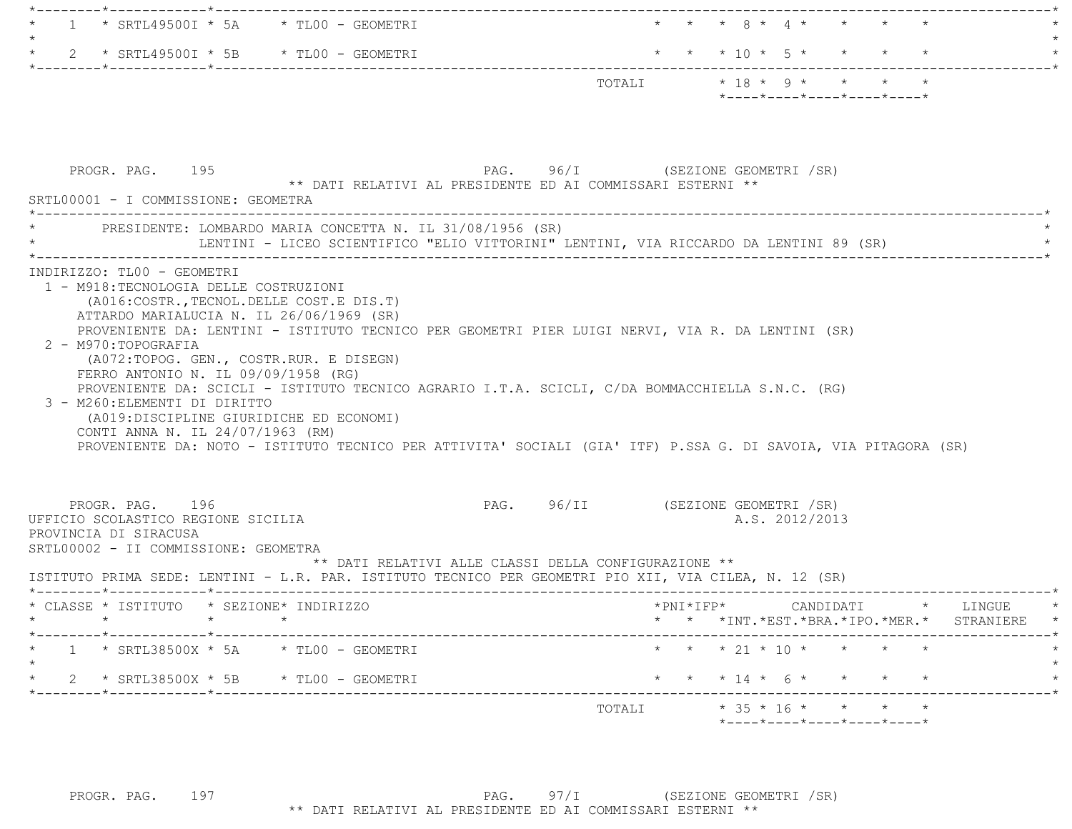| CLASSE | ISTITUTO | SEZIONE | INDIRIZZO | PNI | IFP | INT. | EST. | BRA. | IPO. | MER. | LINGUE STRANIERE |
|---|---|---|---|---|---|---|---|---|---|---|---|
| 1 | SRTL49500I | 5A | TL00 - GEOMETRI | | | 8 | 4 | | | | |
| 2 | SRTL49500I | 5B | TL00 - GEOMETRI | | | 10 | 5 | | | | |
| | | | TOTALI | | | 18 | 9 | | | | |

PROGR. PAG. 195 PAG. 96/I (SEZIONE GEOMETRI /SR)

** DATI RELATIVI AL PRESIDENTE ED AI COMMISSARI ESTERNI **

SRTL00001 - I COMMISSIONE: GEOMETRA

PRESIDENTE: LOMBARDO MARIA CONCETTA N. IL 31/08/1956 (SR)
LENTINI - LICEO SCIENTIFICO "ELIO VITTORINI" LENTINI, VIA RICCARDO DA LENTINI 89 (SR)

INDIRIZZO: TL00 - GEOMETRI

1 - M918:TECNOLOGIA DELLE COSTRUZIONI
(A016:COSTR.,TECNOL.DELLE COST.E DIS.T)
ATTARDO MARIALUCIA N. IL 26/06/1969 (SR)
PROVENIENTE DA: LENTINI - ISTITUTO TECNICO PER GEOMETRI PIER LUIGI NERVI, VIA R. DA LENTINI (SR)

2 - M970:TOPOGRAFIA
(A072:TOPOG. GEN., COSTR.RUR. E DISEGN)
FERRO ANTONIO N. IL 09/09/1958 (RG)
PROVENIENTE DA: SCICLI - ISTITUTO TECNICO AGRARIO I.T.A. SCICLI, C/DA BOMMACCHIELLA S.N.C. (RG)

3 - M260:ELEMENTI DI DIRITTO
(A019:DISCIPLINE GIURIDICHE ED ECONOMI)
CONTI ANNA N. IL 24/07/1963 (RM)
PROVENIENTE DA: NOTO - ISTITUTO TECNICO PER ATTIVITA' SOCIALI (GIA' ITF) P.SSA G. DI SAVOIA, VIA PITAGORA (SR)

PROGR. PAG. 196 PAG. 96/II (SEZIONE GEOMETRI /SR)

UFFICIO SCOLASTICO REGIONE SICILIA A.S. 2012/2013

PROVINCIA DI SIRACUSA

SRTL00002 - II COMMISSIONE: GEOMETRA

** DATI RELATIVI ALLE CLASSI DELLA CONFIGURAZIONE **

ISTITUTO PRIMA SEDE: LENTINI - L.R. PAR. ISTITUTO TECNICO PER GEOMETRI PIO XII, VIA CILEA, N. 12 (SR)

| CLASSE | ISTITUTO | SEZIONE | INDIRIZZO | PNI | IFP | INT. | EST. | BRA. | IPO. | MER. | LINGUE STRANIERE |
|---|---|---|---|---|---|---|---|---|---|---|---|
| 1 | SRTL38500X | 5A | TL00 - GEOMETRI | | | 21 | 10 | | | | |
| 2 | SRTL38500X | 5B | TL00 - GEOMETRI | | | 14 | 6 | | | | |
| | | | TOTALI | | | 35 | 16 | | | | |

PROGR. PAG. 197 PAG. 97/I (SEZIONE GEOMETRI /SR)

** DATI RELATIVI AL PRESIDENTE ED AI COMMISSARI ESTERNI **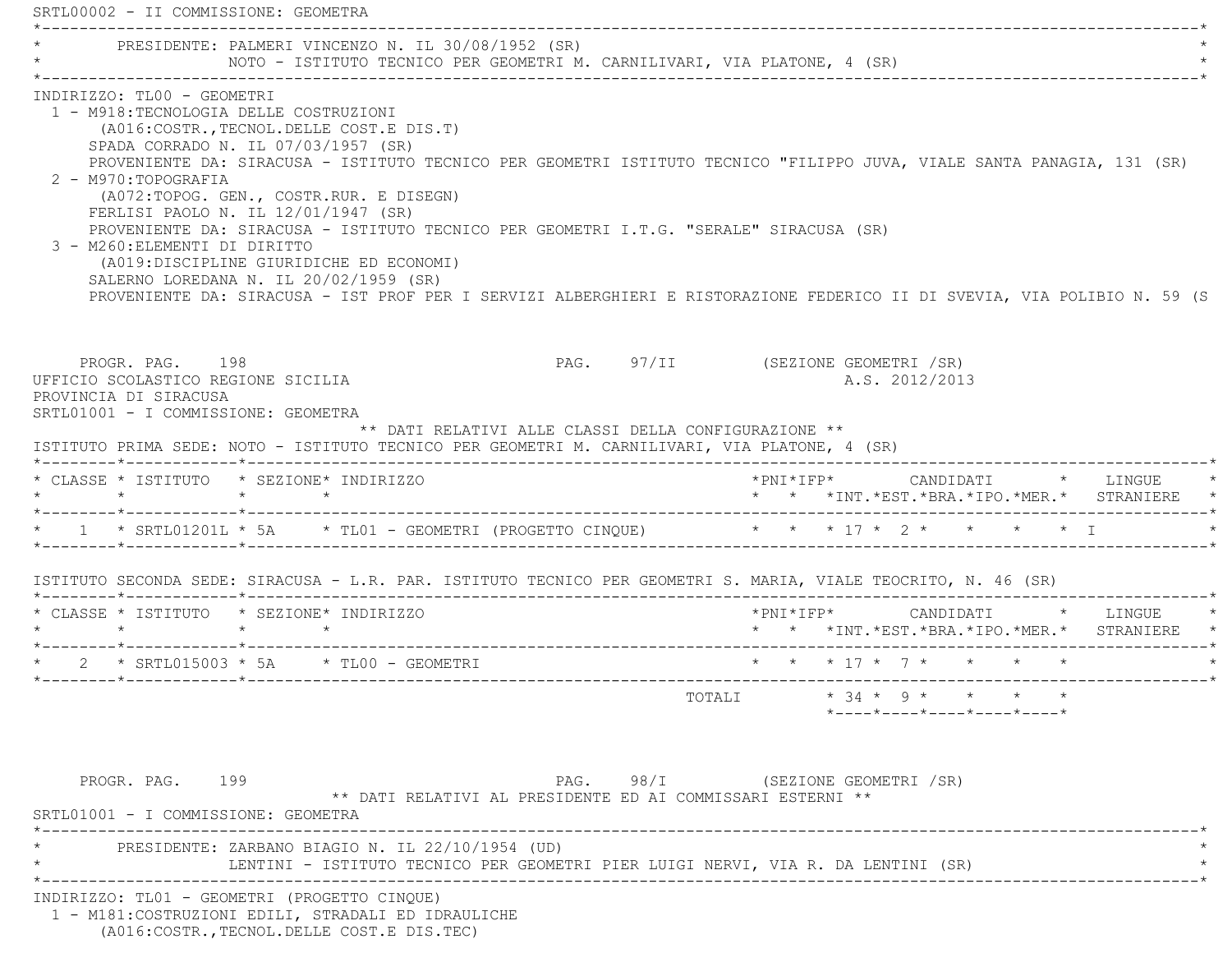SRTL00002 - II COMMISSIONE: GEOMETRA

PRESIDENTE: PALMERI VINCENZO N. IL 30/08/1952 (SR)
NOTO - ISTITUTO TECNICO PER GEOMETRI M. CARNILIVARI, VIA PLATONE, 4 (SR)

INDIRIZZO: TL00 - GEOMETRI

1 - M918:TECNOLOGIA DELLE COSTRUZIONI
(A016:COSTR.,TECNOL.DELLE COST.E DIS.T)
SPADA CORRADO N. IL 07/03/1957 (SR)
PROVENIENTE DA: SIRACUSA - ISTITUTO TECNICO PER GEOMETRI ISTITUTO TECNICO "FILIPPO JUVA, VIALE SANTA PANAGIA, 131 (SR)

2 - M970:TOPOGRAFIA
(A072:TOPOG. GEN., COSTR.RUR. E DISEGN)
FERLISI PAOLO N. IL 12/01/1947 (SR)
PROVENIENTE DA: SIRACUSA - ISTITUTO TECNICO PER GEOMETRI I.T.G. "SERALE" SIRACUSA (SR)

3 - M260:ELEMENTI DI DIRITTO
(A019:DISCIPLINE GIURIDICHE ED ECONOMI)
SALERNO LOREDANA N. IL 20/02/1959 (SR)
PROVENIENTE DA: SIRACUSA - IST PROF PER I SERVIZI ALBERGHIERI E RISTORAZIONE FEDERICO II DI SVEVIA, VIA POLIBIO N. 59 (S

PROGR. PAG. 198 PAG. 97/II (SEZIONE GEOMETRI /SR)

UFFICIO SCOLASTICO REGIONE SICILIA A.S. 2012/2013

PROVINCIA DI SIRACUSA

SRTL01001 - I COMMISSIONE: GEOMETRA

** DATI RELATIVI ALLE CLASSI DELLA CONFIGURAZIONE **

ISTITUTO PRIMA SEDE: NOTO - ISTITUTO TECNICO PER GEOMETRI M. CARNILIVARI, VIA PLATONE, 4 (SR)

| CLASSE | ISTITUTO | SEZIONE | INDIRIZZO | PNI | IFP | CANDIDATI INT. | EST. | BRA. | IPO. | MER. | LINGUE STRANIERE |
|---|---|---|---|---|---|---|---|---|---|---|---|
| 1 | SRTL01201L | 5A | TL01 - GEOMETRI (PROGETTO CINQUE) | | | 17 | 2 | | | | I |

ISTITUTO SECONDA SEDE: SIRACUSA - L.R. PAR. ISTITUTO TECNICO PER GEOMETRI S. MARIA, VIALE TEOCRITO, N. 46 (SR)

| CLASSE | ISTITUTO | SEZIONE | INDIRIZZO | PNI | IFP | CANDIDATI INT. | EST. | BRA. | IPO. | MER. | LINGUE STRANIERE |
|---|---|---|---|---|---|---|---|---|---|---|---|
| 2 | SRTL015003 | 5A | TL00 - GEOMETRI | | | 17 | 7 | | | | |
| | | | TOTALI | | | 34 | 9 | | | | |

PROGR. PAG. 199 PAG. 98/I (SEZIONE GEOMETRI /SR)

** DATI RELATIVI AL PRESIDENTE ED AI COMMISSARI ESTERNI **

SRTL01001 - I COMMISSIONE: GEOMETRA

PRESIDENTE: ZARBANO BIAGIO N. IL 22/10/1954 (UD)
LENTINI - ISTITUTO TECNICO PER GEOMETRI PIER LUIGI NERVI, VIA R. DA LENTINI (SR)

INDIRIZZO: TL01 - GEOMETRI (PROGETTO CINQUE)

1 - M181:COSTRUZIONI EDILI, STRADALI ED IDRAULICHE
(A016:COSTR.,TECNOL.DELLE COST.E DIS.TEC)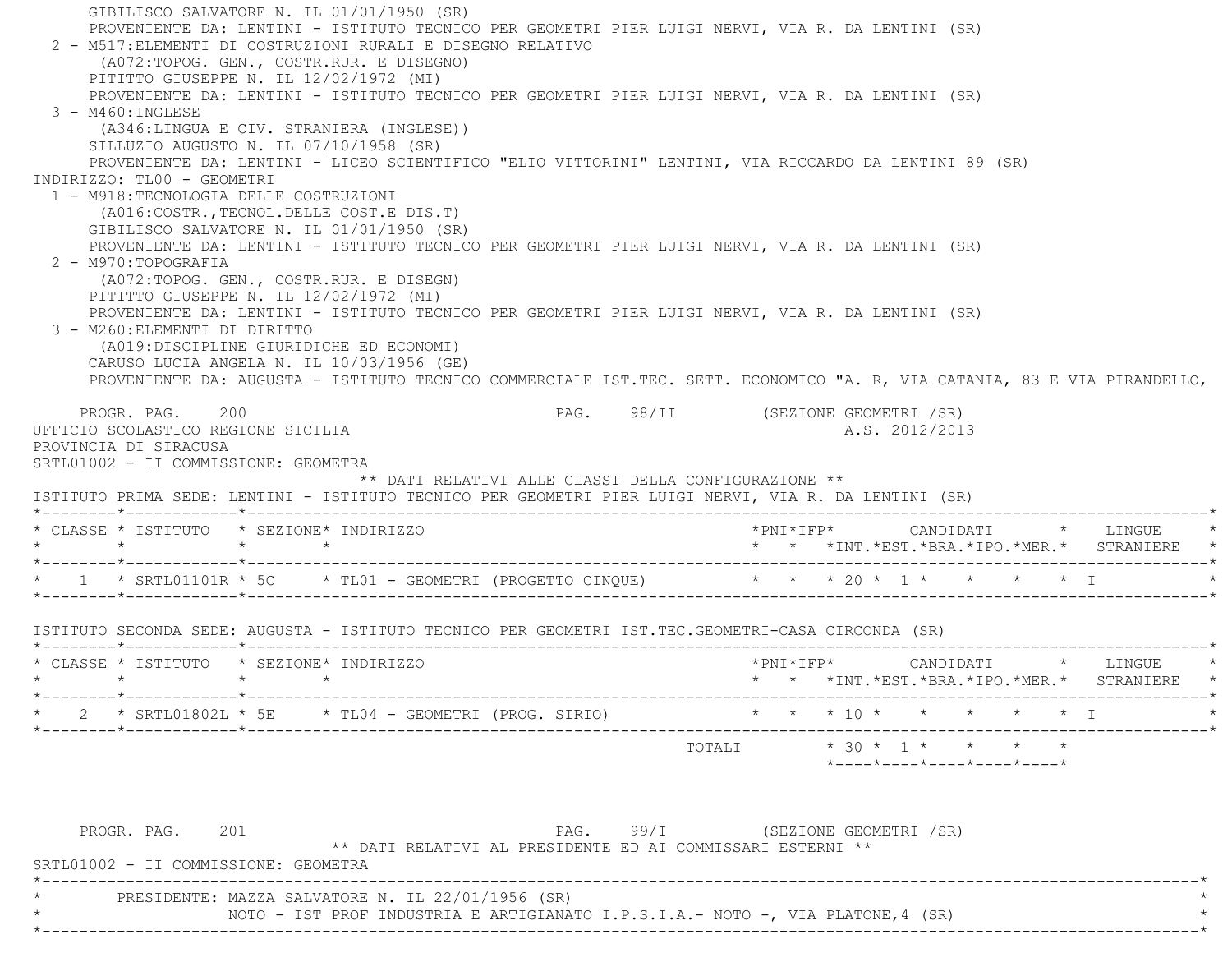GIBILISCO SALVATORE N. IL 01/01/1950 (SR)
PROVENIENTE DA: LENTINI - ISTITUTO TECNICO PER GEOMETRI PIER LUIGI NERVI, VIA R. DA LENTINI (SR)

2 - M517:ELEMENTI DI COSTRUZIONI RURALI E DISEGNO RELATIVO
(A072:TOPOG. GEN., COSTR.RUR. E DISEGNO)
PITITTO GIUSEPPE N. IL 12/02/1972 (MI)
PROVENIENTE DA: LENTINI - ISTITUTO TECNICO PER GEOMETRI PIER LUIGI NERVI, VIA R. DA LENTINI (SR)

3 - M460:INGLESE
(A346:LINGUA E CIV. STRANIERA (INGLESE))
SILLUZIO AUGUSTO N. IL 07/10/1958 (SR)
PROVENIENTE DA: LENTINI - LICEO SCIENTIFICO "ELIO VITTORINI" LENTINI, VIA RICCARDO DA LENTINI 89 (SR)

INDIRIZZO: TL00 - GEOMETRI

1 - M918:TECNOLOGIA DELLE COSTRUZIONI
(A016:COSTR.,TECNOL.DELLE COST.E DIS.T)
GIBILISCO SALVATORE N. IL 01/01/1950 (SR)
PROVENIENTE DA: LENTINI - ISTITUTO TECNICO PER GEOMETRI PIER LUIGI NERVI, VIA R. DA LENTINI (SR)

2 - M970:TOPOGRAFIA
(A072:TOPOG. GEN., COSTR.RUR. E DISEGN)
PITITTO GIUSEPPE N. IL 12/02/1972 (MI)
PROVENIENTE DA: LENTINI - ISTITUTO TECNICO PER GEOMETRI PIER LUIGI NERVI, VIA R. DA LENTINI (SR)

3 - M260:ELEMENTI DI DIRITTO
(A019:DISCIPLINE GIURIDICHE ED ECONOMI)
CARUSO LUCIA ANGELA N. IL 10/03/1956 (GE)
PROVENIENTE DA: AUGUSTA - ISTITUTO TECNICO COMMERCIALE IST.TEC. SETT. ECONOMICO "A. R, VIA CATANIA, 83 E VIA PIRANDELLO,

PROGR. PAG. 200 PAG. 98/II (SEZIONE GEOMETRI /SR)

UFFICIO SCOLASTICO REGIONE SICILIA A.S. 2012/2013
PROVINCIA DI SIRACUSA
SRTL01002 - II COMMISSIONE: GEOMETRA

** DATI RELATIVI ALLE CLASSI DELLA CONFIGURAZIONE **

ISTITUTO PRIMA SEDE: LENTINI - ISTITUTO TECNICO PER GEOMETRI PIER LUIGI NERVI, VIA R. DA LENTINI (SR)

| CLASSE | ISTITUTO | SEZIONE | INDIRIZZO | PNI | IFP | CANDIDATI INT. | EST. | BRA. | IPO. | MER. | LINGUE STRANIERE |
|---|---|---|---|---|---|---|---|---|---|---|---|
| 1 | SRTL01101R | 5C | TL01 - GEOMETRI (PROGETTO CINQUE) | | | 20 | 1 | | | | I |

ISTITUTO SECONDA SEDE: AUGUSTA - ISTITUTO TECNICO PER GEOMETRI IST.TEC.GEOMETRI-CASA CIRCONDA (SR)

| CLASSE | ISTITUTO | SEZIONE | INDIRIZZO | PNI | IFP | CANDIDATI INT. | EST. | BRA. | IPO. | MER. | LINGUE STRANIERE |
|---|---|---|---|---|---|---|---|---|---|---|---|
| 2 | SRTL01802L | 5E | TL04 - GEOMETRI (PROG. SIRIO) | | | 10 | | | | | I |
| | | | TOTALI | | | 30 | 1 | | | | |

PROGR. PAG. 201 PAG. 99/I (SEZIONE GEOMETRI /SR)

** DATI RELATIVI AL PRESIDENTE ED AI COMMISSARI ESTERNI **

SRTL01002 - II COMMISSIONE: GEOMETRA

PRESIDENTE: MAZZA SALVATORE N. IL 22/01/1956 (SR)
NOTO - IST PROF INDUSTRIA E ARTIGIANATO I.P.S.I.A.- NOTO -, VIA PLATONE,4 (SR)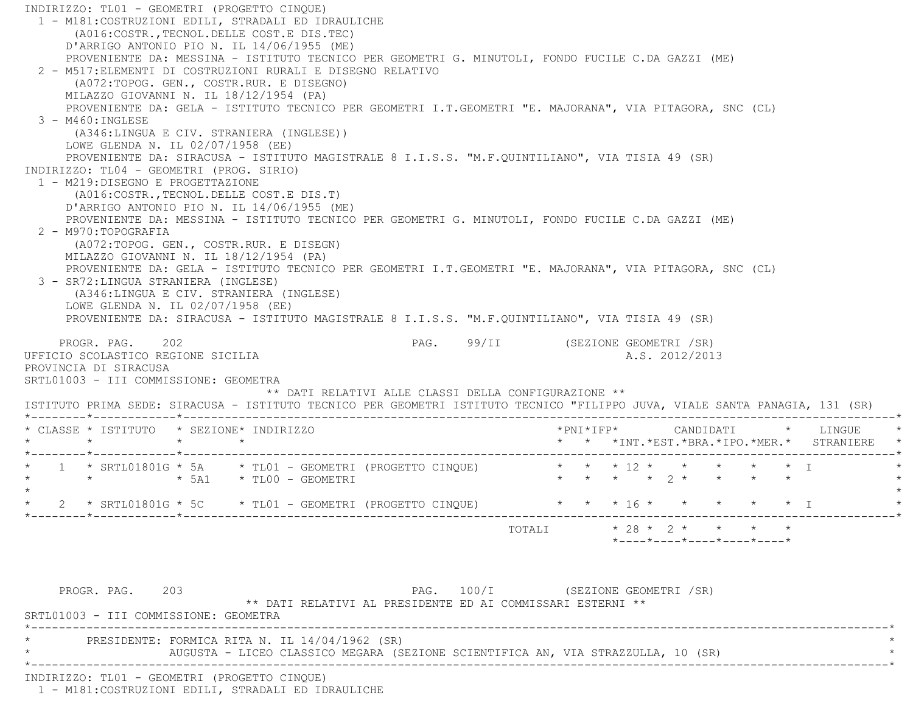INDIRIZZO: TL01 - GEOMETRI (PROGETTO CINQUE)

1 - M181:COSTRUZIONI EDILI, STRADALI ED IDRAULICHE
(A016:COSTR.,TECNOL.DELLE COST.E DIS.TEC)
D'ARRIGO ANTONIO PIO N. IL 14/06/1955 (ME)
PROVENIENTE DA: MESSINA - ISTITUTO TECNICO PER GEOMETRI G. MINUTOLI, FONDO FUCILE C.DA GAZZI (ME)

2 - M517:ELEMENTI DI COSTRUZIONI RURALI E DISEGNO RELATIVO
(A072:TOPOG. GEN., COSTR.RUR. E DISEGNO)
MILAZZO GIOVANNI N. IL 18/12/1954 (PA)
PROVENIENTE DA: GELA - ISTITUTO TECNICO PER GEOMETRI I.T.GEOMETRI "E. MAJORANA", VIA PITAGORA, SNC (CL)

3 - M460:INGLESE
(A346:LINGUA E CIV. STRANIERA (INGLESE))
LOWE GLENDA N. IL 02/07/1958 (EE)
PROVENIENTE DA: SIRACUSA - ISTITUTO MAGISTRALE 8 I.I.S.S. "M.F.QUINTILIANO", VIA TISIA 49 (SR)

INDIRIZZO: TL04 - GEOMETRI (PROG. SIRIO)

1 - M219:DISEGNO E PROGETTAZIONE
(A016:COSTR.,TECNOL.DELLE COST.E DIS.T)
D'ARRIGO ANTONIO PIO N. IL 14/06/1955 (ME)
PROVENIENTE DA: MESSINA - ISTITUTO TECNICO PER GEOMETRI G. MINUTOLI, FONDO FUCILE C.DA GAZZI (ME)

2 - M970:TOPOGRAFIA
(A072:TOPOG. GEN., COSTR.RUR. E DISEGN)
MILAZZO GIOVANNI N. IL 18/12/1954 (PA)
PROVENIENTE DA: GELA - ISTITUTO TECNICO PER GEOMETRI I.T.GEOMETRI "E. MAJORANA", VIA PITAGORA, SNC (CL)

3 - SR72:LINGUA STRANIERA (INGLESE)
(A346:LINGUA E CIV. STRANIERA (INGLESE)
LOWE GLENDA N. IL 02/07/1958 (EE)
PROVENIENTE DA: SIRACUSA - ISTITUTO MAGISTRALE 8 I.I.S.S. "M.F.QUINTILIANO", VIA TISIA 49 (SR)

PROGR. PAG. 202 PAG. 99/II (SEZIONE GEOMETRI /SR)

UFFICIO SCOLASTICO REGIONE SICILIA A.S. 2012/2013
PROVINCIA DI SIRACUSA
SRTL01003 - III COMMISSIONE: GEOMETRA

** DATI RELATIVI ALLE CLASSI DELLA CONFIGURAZIONE **

ISTITUTO PRIMA SEDE: SIRACUSA - ISTITUTO TECNICO PER GEOMETRI ISTITUTO TECNICO "FILIPPO JUVA, VIALE SANTA PANAGIA, 131 (SR)

| CLASSE | ISTITUTO | SEZIONE | INDIRIZZO | PNI | IFP | CANDIDATI INT. | EST. | BRA. | IPO. | MER. | LINGUE STRANIERE |
|---|---|---|---|---|---|---|---|---|---|---|---|
| 1 | SRTL01801G | 5A | TL01 - GEOMETRI (PROGETTO CINQUE) | | | 12 | | | | | I |
| | | 5A1 | TL00 - GEOMETRI | | | | 2 | | | | |
| 2 | SRTL01801G | 5C | TL01 - GEOMETRI (PROGETTO CINQUE) | | | 16 | | | | | I |
| | | | TOTALI | | | 28 | 2 | | | | |

PROGR. PAG. 203 PAG. 100/I (SEZIONE GEOMETRI /SR)

** DATI RELATIVI AL PRESIDENTE ED AI COMMISSARI ESTERNI **

SRTL01003 - III COMMISSIONE: GEOMETRA

PRESIDENTE: FORMICA RITA N. IL 14/04/1962 (SR)
AUGUSTA - LICEO CLASSICO MEGARA (SEZIONE SCIENTIFICA AN, VIA STRAZZULLA, 10 (SR)

INDIRIZZO: TL01 - GEOMETRI (PROGETTO CINQUE)

1 - M181:COSTRUZIONI EDILI, STRADALI ED IDRAULICHE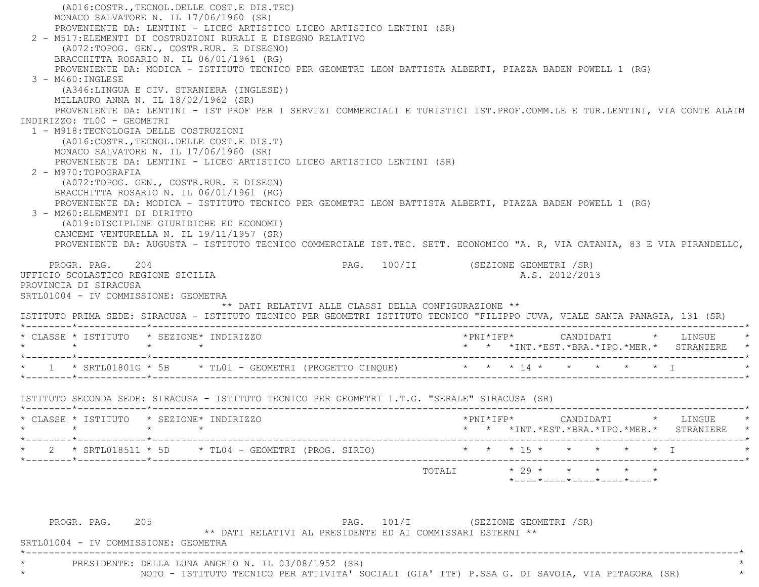(A016:COSTR.,TECNOL.DELLE COST.E DIS.TEC)
MONACO SALVATORE N. IL 17/06/1960 (SR)
PROVENIENTE DA: LENTINI - LICEO ARTISTICO LICEO ARTISTICO LENTINI (SR)

2 - M517:ELEMENTI DI COSTRUZIONI RURALI E DISEGNO RELATIVO
(A072:TOPOG. GEN., COSTR.RUR. E DISEGNO)
BRACCHITTA ROSARIO N. IL 06/01/1961 (RG)
PROVENIENTE DA: MODICA - ISTITUTO TECNICO PER GEOMETRI LEON BATTISTA ALBERTI, PIAZZA BADEN POWELL 1 (RG)

3 - M460:INGLESE
(A346:LINGUA E CIV. STRANIERA (INGLESE))
MILLAURO ANNA N. IL 18/02/1962 (SR)
PROVENIENTE DA: LENTINI - IST PROF PER I SERVIZI COMMERCIALI E TURISTICI IST.PROF.COMM.LE E TUR.LENTINI, VIA CONTE ALAIM

INDIRIZZO: TL00 - GEOMETRI

1 - M918:TECNOLOGIA DELLE COSTRUZIONI
(A016:COSTR.,TECNOL.DELLE COST.E DIS.T)
MONACO SALVATORE N. IL 17/06/1960 (SR)
PROVENIENTE DA: LENTINI - LICEO ARTISTICO LICEO ARTISTICO LENTINI (SR)

2 - M970:TOPOGRAFIA
(A072:TOPOG. GEN., COSTR.RUR. E DISEGN)
BRACCHITTA ROSARIO N. IL 06/01/1961 (RG)
PROVENIENTE DA: MODICA - ISTITUTO TECNICO PER GEOMETRI LEON BATTISTA ALBERTI, PIAZZA BADEN POWELL 1 (RG)

3 - M260:ELEMENTI DI DIRITTO
(A019:DISCIPLINE GIURIDICHE ED ECONOMI)
CANCEMI VENTURELLA N. IL 19/11/1957 (SR)
PROVENIENTE DA: AUGUSTA - ISTITUTO TECNICO COMMERCIALE IST.TEC. SETT. ECONOMICO "A. R, VIA CATANIA, 83 E VIA PIRANDELLO,

PROGR. PAG. 204 PAG. 100/II (SEZIONE GEOMETRI /SR)

UFFICIO SCOLASTICO REGIONE SICILIA A.S. 2012/2013

PROVINCIA DI SIRACUSA

SRTL01004 - IV COMMISSIONE: GEOMETRA

** DATI RELATIVI ALLE CLASSI DELLA CONFIGURAZIONE **

ISTITUTO PRIMA SEDE: SIRACUSA - ISTITUTO TECNICO PER GEOMETRI ISTITUTO TECNICO "FILIPPO JUVA, VIALE SANTA PANAGIA, 131 (SR)

| CLASSE | ISTITUTO | SEZIONE | INDIRIZZO | PNI | IFP | CANDIDATI INT. | EST. | BRA. | IPO. | MER. | LINGUE STRANIERE |
|---|---|---|---|---|---|---|---|---|---|---|---|
| 1 | SRTL01801G | 5B | TL01 - GEOMETRI (PROGETTO CINQUE) | | | 14 | | | | | I |

ISTITUTO SECONDA SEDE: SIRACUSA - ISTITUTO TECNICO PER GEOMETRI I.T.G. "SERALE" SIRACUSA (SR)

| CLASSE | ISTITUTO | SEZIONE | INDIRIZZO | PNI | IFP | CANDIDATI INT. | EST. | BRA. | IPO. | MER. | LINGUE STRANIERE |
|---|---|---|---|---|---|---|---|---|---|---|---|
| 2 | SRTL018511 | 5D | TL04 - GEOMETRI (PROG. SIRIO) | | | 15 | | | | | I |
| | | | TOTALI | | | 29 | | | | | |

PROGR. PAG. 205 PAG. 101/I (SEZIONE GEOMETRI /SR)

** DATI RELATIVI AL PRESIDENTE ED AI COMMISSARI ESTERNI **

SRTL01004 - IV COMMISSIONE: GEOMETRA

PRESIDENTE: DELLA LUNA ANGELO N. IL 03/08/1952 (SR)
NOTO - ISTITUTO TECNICO PER ATTIVITA' SOCIALI (GIA' ITF) P.SSA G. DI SAVOIA, VIA PITAGORA (SR)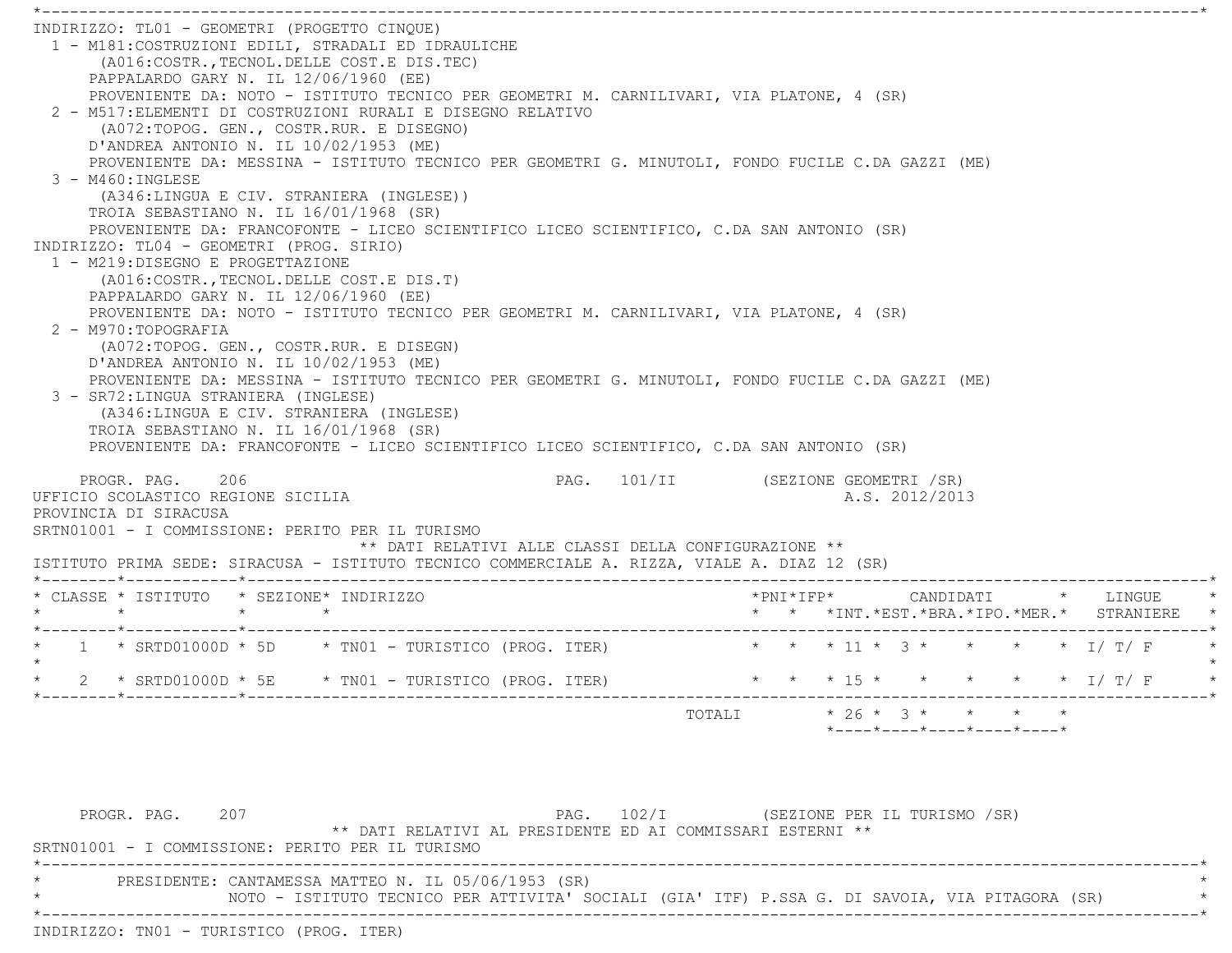INDIRIZZO: TL01 - GEOMETRI (PROGETTO CINQUE)

1 - M181:COSTRUZIONI EDILI, STRADALI ED IDRAULICHE
   (A016:COSTR.,TECNOL.DELLE COST.E DIS.TEC)
   PAPPALARDO GARY N. IL 12/06/1960 (EE)
   PROVENIENTE DA: NOTO - ISTITUTO TECNICO PER GEOMETRI M. CARNILIVARI, VIA PLATONE, 4 (SR)
2 - M517:ELEMENTI DI COSTRUZIONI RURALI E DISEGNO RELATIVO
   (A072:TOPOG. GEN., COSTR.RUR. E DISEGNO)
   D'ANDREA ANTONIO N. IL 10/02/1953 (ME)
   PROVENIENTE DA: MESSINA - ISTITUTO TECNICO PER GEOMETRI G. MINUTOLI, FONDO FUCILE C.DA GAZZI (ME)
3 - M460:INGLESE
   (A346:LINGUA E CIV. STRANIERA (INGLESE))
   TROIA SEBASTIANO N. IL 16/01/1968 (SR)
   PROVENIENTE DA: FRANCOFONTE - LICEO SCIENTIFICO LICEO SCIENTIFICO, C.DA SAN ANTONIO (SR)

INDIRIZZO: TL04 - GEOMETRI (PROG. SIRIO)

1 - M219:DISEGNO E PROGETTAZIONE
   (A016:COSTR.,TECNOL.DELLE COST.E DIS.T)
   PAPPALARDO GARY N. IL 12/06/1960 (EE)
   PROVENIENTE DA: NOTO - ISTITUTO TECNICO PER GEOMETRI M. CARNILIVARI, VIA PLATONE, 4 (SR)
2 - M970:TOPOGRAFIA
   (A072:TOPOG. GEN., COSTR.RUR. E DISEGN)
   D'ANDREA ANTONIO N. IL 10/02/1953 (ME)
   PROVENIENTE DA: MESSINA - ISTITUTO TECNICO PER GEOMETRI G. MINUTOLI, FONDO FUCILE C.DA GAZZI (ME)
3 - SR72:LINGUA STRANIERA (INGLESE)
   (A346:LINGUA E CIV. STRANIERA (INGLESE)
   TROIA SEBASTIANO N. IL 16/01/1968 (SR)
   PROVENIENTE DA: FRANCOFONTE - LICEO SCIENTIFICO LICEO SCIENTIFICO, C.DA SAN ANTONIO (SR)

PROGR. PAG. 206 PAG. 101/II (SEZIONE GEOMETRI /SR)

UFFICIO SCOLASTICO REGIONE SICILIA A.S. 2012/2013

PROVINCIA DI SIRACUSA

SRTN01001 - I COMMISSIONE: PERITO PER IL TURISMO

** DATI RELATIVI ALLE CLASSI DELLA CONFIGURAZIONE **

ISTITUTO PRIMA SEDE: SIRACUSA - ISTITUTO TECNICO COMMERCIALE A. RIZZA, VIALE A. DIAZ 12 (SR)

| CLASSE | ISTITUTO | SEZIONE | INDIRIZZO | PNI | IFP | CANDIDATI INT. | EST. | BRA. | IPO. | MER. | LINGUE STRANIERE |
|---|---|---|---|---|---|---|---|---|---|---|---|
| 1 | SRTD01000D | 5D | TN01 - TURISTICO (PROG. ITER) | | | 11 | 3 | | | | I/ T/ F |
| 2 | SRTD01000D | 5E | TN01 - TURISTICO (PROG. ITER) | | | 15 | | | | | I/ T/ F |
| | | | TOTALI | | | 26 | 3 | | | | |

PROGR. PAG. 207 PAG. 102/I (SEZIONE PER IL TURISMO /SR)

** DATI RELATIVI AL PRESIDENTE ED AI COMMISSARI ESTERNI **

SRTN01001 - I COMMISSIONE: PERITO PER IL TURISMO

PRESIDENTE: CANTAMESSA MATTEO N. IL 05/06/1953 (SR)
NOTO - ISTITUTO TECNICO PER ATTIVITA' SOCIALI (GIA' ITF) P.SSA G. DI SAVOIA, VIA PITAGORA (SR)

INDIRIZZO: TN01 - TURISTICO (PROG. ITER)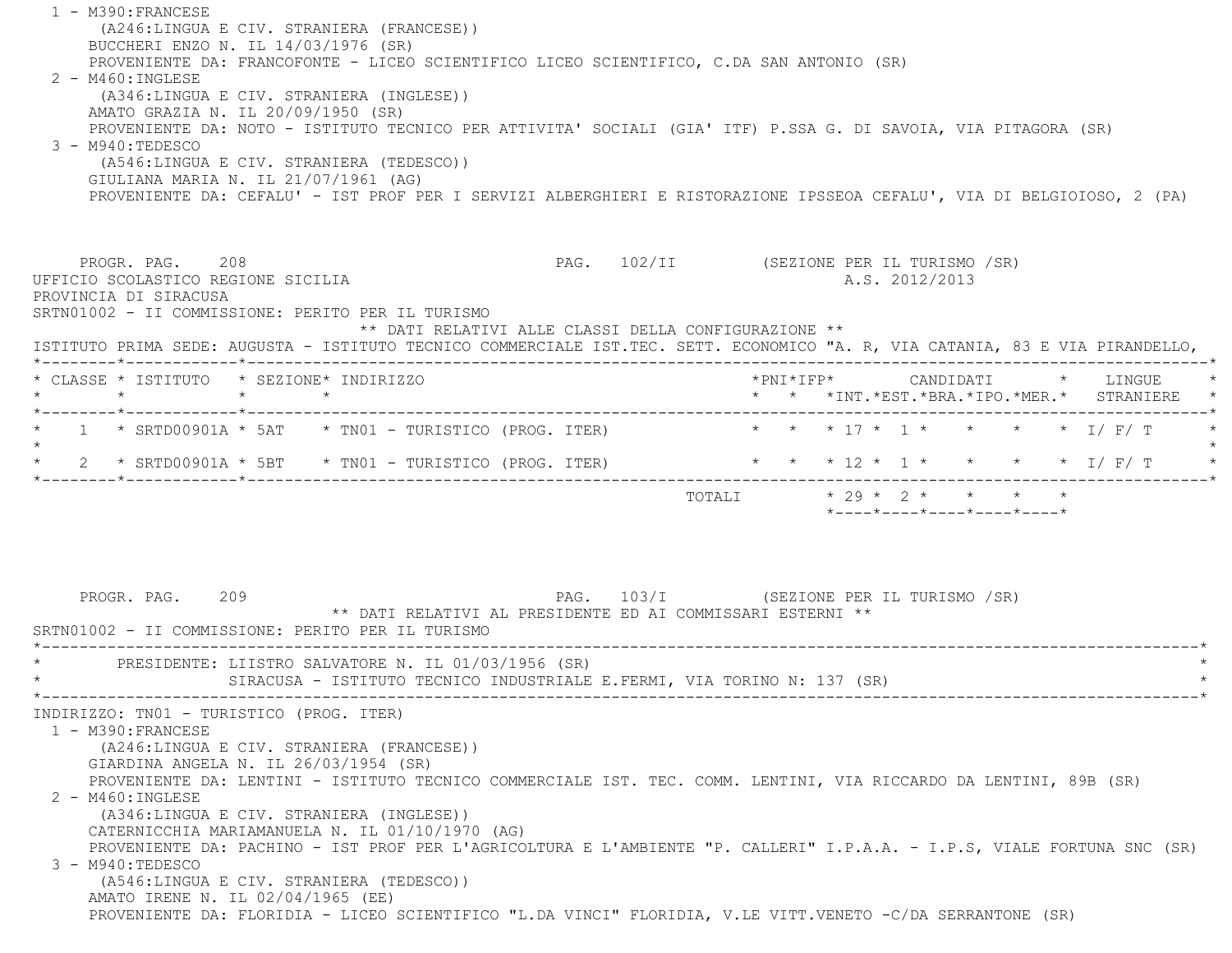1 - M390:FRANCESE
(A246:LINGUA E CIV. STRANIERA (FRANCESE))
BUCCHERI ENZO N. IL 14/03/1976 (SR)
PROVENIENTE DA: FRANCOFONTE - LICEO SCIENTIFICO LICEO SCIENTIFICO, C.DA SAN ANTONIO (SR)

2 - M460:INGLESE
(A346:LINGUA E CIV. STRANIERA (INGLESE))
AMATO GRAZIA N. IL 20/09/1950 (SR)
PROVENIENTE DA: NOTO - ISTITUTO TECNICO PER ATTIVITA' SOCIALI (GIA' ITF) P.SSA G. DI SAVOIA, VIA PITAGORA (SR)

3 - M940:TEDESCO
(A546:LINGUA E CIV. STRANIERA (TEDESCO))
GIULIANA MARIA N. IL 21/07/1961 (AG)
PROVENIENTE DA: CEFALU' - IST PROF PER I SERVIZI ALBERGHIERI E RISTORAZIONE IPSSEOA CEFALU', VIA DI BELGIOIOSO, 2 (PA)

PROGR. PAG. 208 PAG. 102/II (SEZIONE PER IL TURISMO /SR)
UFFICIO SCOLASTICO REGIONE SICILIA A.S. 2012/2013
PROVINCIA DI SIRACUSA
SRTN01002 - II COMMISSIONE: PERITO PER IL TURISMO

** DATI RELATIVI ALLE CLASSI DELLA CONFIGURAZIONE **

ISTITUTO PRIMA SEDE: AUGUSTA - ISTITUTO TECNICO COMMERCIALE IST.TEC. SETT. ECONOMICO "A. R, VIA CATANIA, 83 E VIA PIRANDELLO,

| CLASSE | ISTITUTO | SEZIONE | INDIRIZZO | PNI | IFP | CANDIDATI INT. | EST. | BRA. | IPO. | MER. | LINGUE STRANIERE |
|---|---|---|---|---|---|---|---|---|---|---|---|
| 1 | SRTD00901A | 5AT | TN01 - TURISTICO (PROG. ITER) | | | 17 | 1 | | | | I/ F/ T |
| 2 | SRTD00901A | 5BT | TN01 - TURISTICO (PROG. ITER) | | | 12 | 1 | | | | I/ F/ T |
| | | | TOTALI | | | 29 | 2 | | | | |

PROGR. PAG. 209 PAG. 103/I (SEZIONE PER IL TURISMO /SR)

** DATI RELATIVI AL PRESIDENTE ED AI COMMISSARI ESTERNI **

SRTN01002 - II COMMISSIONE: PERITO PER IL TURISMO

PRESIDENTE: LIISTRO SALVATORE N. IL 01/03/1956 (SR)
SIRACUSA - ISTITUTO TECNICO INDUSTRIALE E.FERMI, VIA TORINO N: 137 (SR)

INDIRIZZO: TN01 - TURISTICO (PROG. ITER)

1 - M390:FRANCESE
(A246:LINGUA E CIV. STRANIERA (FRANCESE))
GIARDINA ANGELA N. IL 26/03/1954 (SR)
PROVENIENTE DA: LENTINI - ISTITUTO TECNICO COMMERCIALE IST. TEC. COMM. LENTINI, VIA RICCARDO DA LENTINI, 89B (SR)

2 - M460:INGLESE
(A346:LINGUA E CIV. STRANIERA (INGLESE))
CATERNICCHIA MARIAMANUELA N. IL 01/10/1970 (AG)
PROVENIENTE DA: PACHINO - IST PROF PER L'AGRICOLTURA E L'AMBIENTE "P. CALLERI" I.P.A.A. - I.P.S, VIALE FORTUNA SNC (SR)

3 - M940:TEDESCO
(A546:LINGUA E CIV. STRANIERA (TEDESCO))
AMATO IRENE N. IL 02/04/1965 (EE)
PROVENIENTE DA: FLORIDIA - LICEO SCIENTIFICO "L.DA VINCI" FLORIDIA, V.LE VITT.VENETO -C/DA SERRANTONE (SR)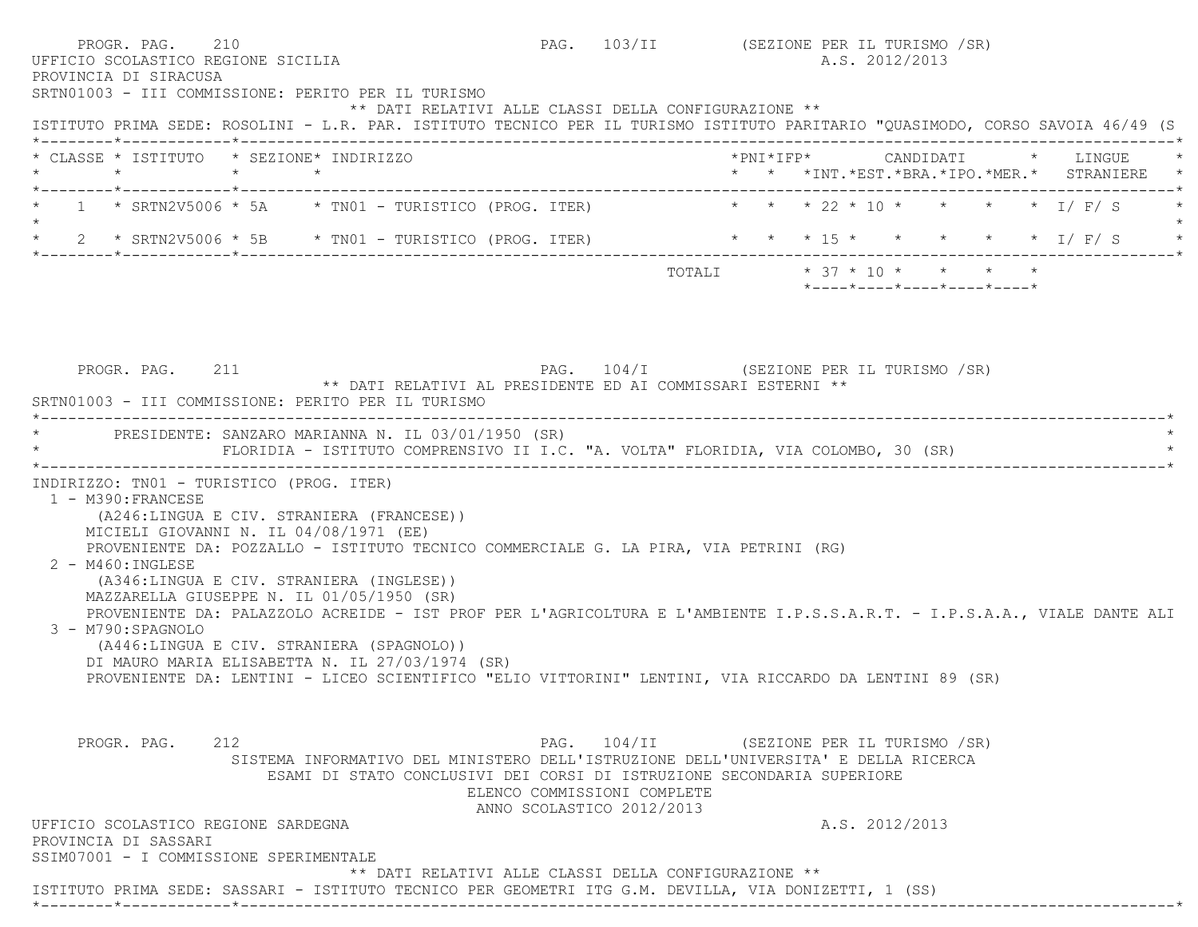PROGR. PAG. 210 PAG. 103/II (SEZIONE PER IL TURISMO /SR)

UFFICIO SCOLASTICO REGIONE SICILIA A.S. 2012/2013

PROVINCIA DI SIRACUSA

SRTN01003 - III COMMISSIONE: PERITO PER IL TURISMO

** DATI RELATIVI ALLE CLASSI DELLA CONFIGURAZIONE **

ISTITUTO PRIMA SEDE: ROSOLINI - L.R. PAR. ISTITUTO TECNICO PER IL TURISMO ISTITUTO PARITARIO "QUASIMODO, CORSO SAVOIA 46/49 (S

| CLASSE | ISTITUTO | SEZIONE | INDIRIZZO | PNI | IFP | CANDIDATI INT. | EST. | BRA. | IPO. | MER. | LINGUE STRANIERE |
|---|---|---|---|---|---|---|---|---|---|---|---|
| 1 | SRTN2V5006 | 5A | TN01 - TURISTICO (PROG. ITER) | | | 22 | 10 | | | | I/ F/ S |
| 2 | SRTN2V5006 | 5B | TN01 - TURISTICO (PROG. ITER) | | | 15 | | | | | I/ F/ S |
| | | | TOTALI | | | 37 | 10 | | | | |

PROGR. PAG. 211 PAG. 104/I (SEZIONE PER IL TURISMO /SR)

** DATI RELATIVI AL PRESIDENTE ED AI COMMISSARI ESTERNI **

SRTN01003 - III COMMISSIONE: PERITO PER IL TURISMO

PRESIDENTE: SANZARO MARIANNA N. IL 03/01/1950 (SR)
FLORIDIA - ISTITUTO COMPRENSIVO II I.C. "A. VOLTA" FLORIDIA, VIA COLOMBO, 30 (SR)

INDIRIZZO: TN01 - TURISTICO (PROG. ITER)

1 - M390:FRANCESE
(A246:LINGUA E CIV. STRANIERA (FRANCESE))
MICIELI GIOVANNI N. IL 04/08/1971 (EE)
PROVENIENTE DA: POZZALLO - ISTITUTO TECNICO COMMERCIALE G. LA PIRA, VIA PETRINI (RG)

2 - M460:INGLESE
(A346:LINGUA E CIV. STRANIERA (INGLESE))
MAZZARELLA GIUSEPPE N. IL 01/05/1950 (SR)
PROVENIENTE DA: PALAZZOLO ACREIDE - IST PROF PER L'AGRICOLTURA E L'AMBIENTE I.P.S.S.A.R.T. - I.P.S.A.A., VIALE DANTE ALI

3 - M790:SPAGNOLO
(A446:LINGUA E CIV. STRANIERA (SPAGNOLO))
DI MAURO MARIA ELISABETTA N. IL 27/03/1974 (SR)
PROVENIENTE DA: LENTINI - LICEO SCIENTIFICO "ELIO VITTORINI" LENTINI, VIA RICCARDO DA LENTINI 89 (SR)

PROGR. PAG. 212 PAG. 104/II (SEZIONE PER IL TURISMO /SR)

SISTEMA INFORMATIVO DEL MINISTERO DELL'ISTRUZIONE DELL'UNIVERSITA' E DELLA RICERCA
ESAMI DI STATO CONCLUSIVI DEI CORSI DI ISTRUZIONE SECONDARIA SUPERIORE
ELENCO COMMISSIONI COMPLETE
ANNO SCOLASTICO 2012/2013

UFFICIO SCOLASTICO REGIONE SARDEGNA A.S. 2012/2013

PROVINCIA DI SASSARI

SSIM07001 - I COMMISSIONE SPERIMENTALE

** DATI RELATIVI ALLE CLASSI DELLA CONFIGURAZIONE **

ISTITUTO PRIMA SEDE: SASSARI - ISTITUTO TECNICO PER GEOMETRI ITG G.M. DEVILLA, VIA DONIZETTI, 1 (SS)